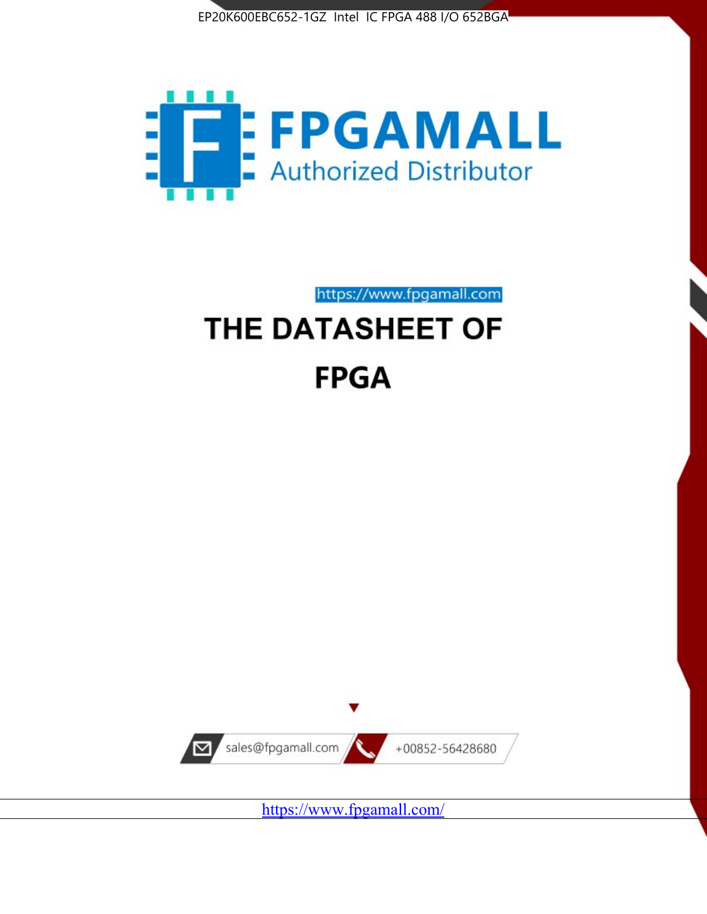EP20K600EBC652-1GZ Intel IC FPGA 488 I/O 652BGA

FPGAMALL

Authorized Distributor

https://www.fpgamall.com

# THE DATASHEET OF

# FPGA

sales@fpgamall.com

+00852-56428680

https://www.fpgamall.com/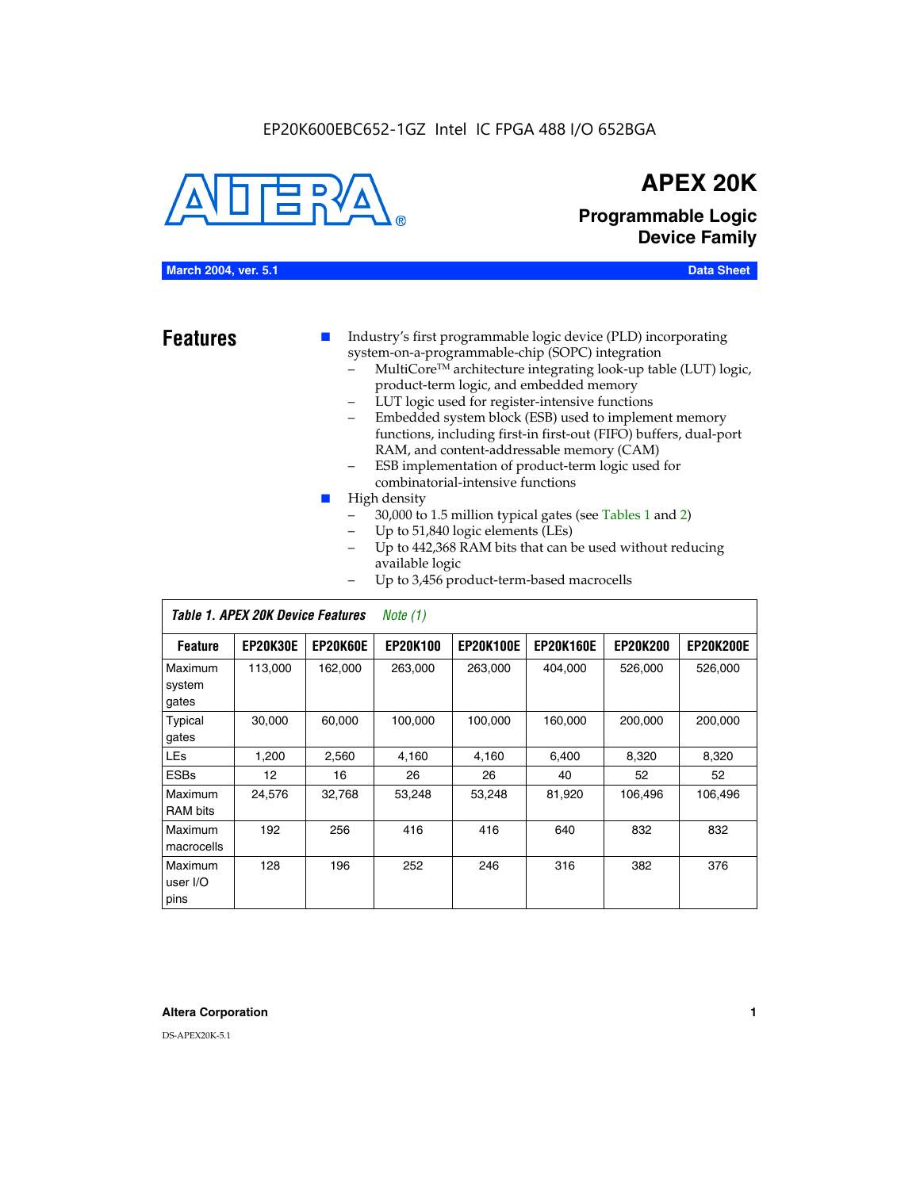EP20K600EBC652-1GZ Intel IC FPGA 488 I/O 652BGA

# APEX 20K

## Programmable Logic Device Family

**March 2004, ver. 5.1** **Data Sheet**

## Features

- Industry's first programmable logic device (PLD) incorporating system-on-a-programmable-chip (SOPC) integration
  - MultiCore™ architecture integrating look-up table (LUT) logic, product-term logic, and embedded memory
  - LUT logic used for register-intensive functions
  - Embedded system block (ESB) used to implement memory functions, including first-in first-out (FIFO) buffers, dual-port RAM, and content-addressable memory (CAM)
  - ESB implementation of product-term logic used for combinatorial-intensive functions
- High density
  - 30,000 to 1.5 million typical gates (see Tables 1 and 2)
  - Up to 51,840 logic elements (LEs)
  - Up to 442,368 RAM bits that can be used without reducing available logic
  - Up to 3,456 product-term-based macrocells

*Table 1. APEX 20K Device Features* *Note (1)*

| Feature | EP20K30E | EP20K60E | EP20K100 | EP20K100E | EP20K160E | EP20K200 | EP20K200E |
|---|---|---|---|---|---|---|---|
| Maximum system gates | 113,000 | 162,000 | 263,000 | 263,000 | 404,000 | 526,000 | 526,000 |
| Typical gates | 30,000 | 60,000 | 100,000 | 100,000 | 160,000 | 200,000 | 200,000 |
| LEs | 1,200 | 2,560 | 4,160 | 4,160 | 6,400 | 8,320 | 8,320 |
| ESBs | 12 | 16 | 26 | 26 | 40 | 52 | 52 |
| Maximum RAM bits | 24,576 | 32,768 | 53,248 | 53,248 | 81,920 | 106,496 | 106,496 |
| Maximum macrocells | 192 | 256 | 416 | 416 | 640 | 832 | 832 |
| Maximum user I/O pins | 128 | 196 | 252 | 246 | 316 | 382 | 376 |

**Altera Corporation**

DS-APEX20K-5.1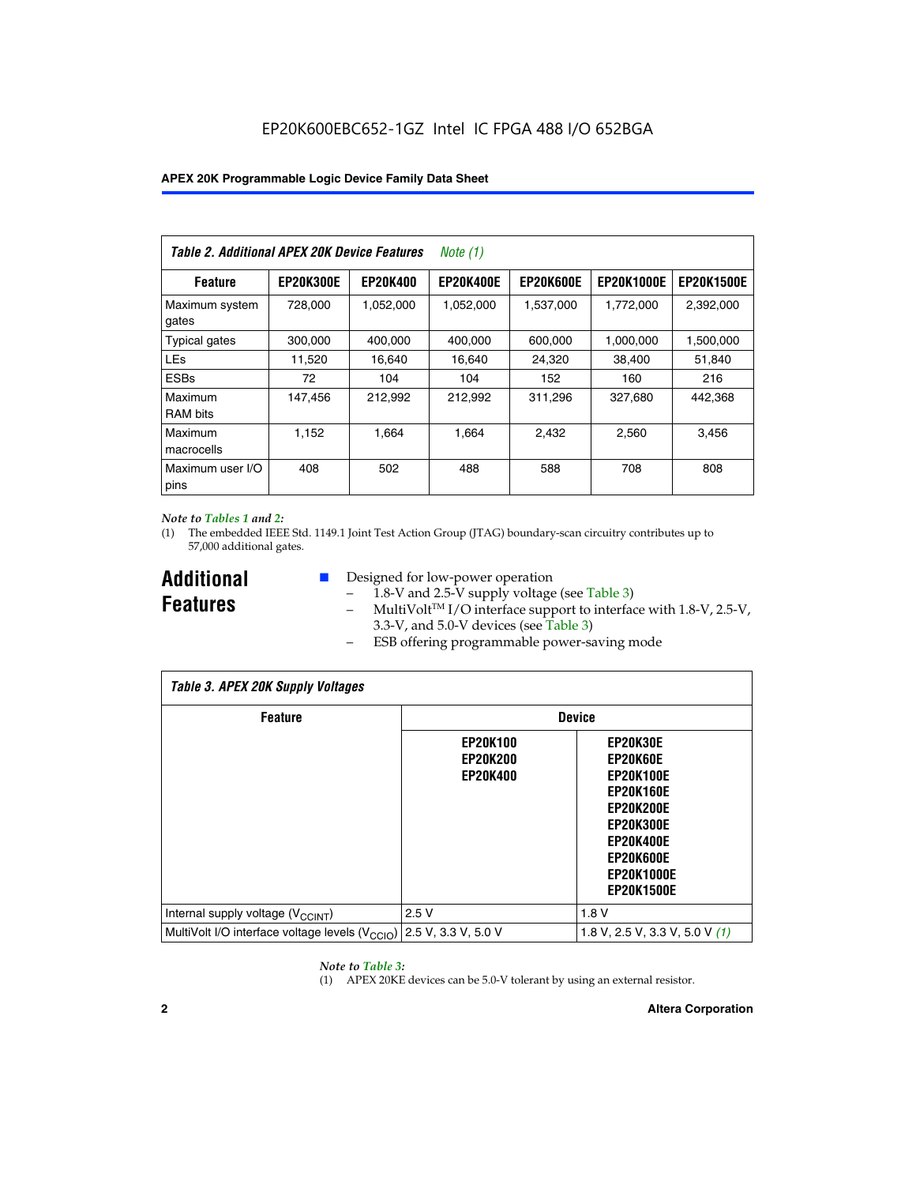EP20K600EBC652-1GZ Intel IC FPGA 488 I/O 652BGA

**Table 2. Additional APEX 20K Device Features** *Note (1)*

| Feature | EP20K300E | EP20K400 | EP20K400E | EP20K600E | EP20K1000E | EP20K1500E |
|---|---|---|---|---|---|---|
| Maximum system gates | 728,000 | 1,052,000 | 1,052,000 | 1,537,000 | 1,772,000 | 2,392,000 |
| Typical gates | 300,000 | 400,000 | 400,000 | 600,000 | 1,000,000 | 1,500,000 |
| LEs | 11,520 | 16,640 | 16,640 | 24,320 | 38,400 | 51,840 |
| ESBs | 72 | 104 | 104 | 152 | 160 | 216 |
| Maximum RAM bits | 147,456 | 212,992 | 212,992 | 311,296 | 327,680 | 442,368 |
| Maximum macrocells | 1,152 | 1,664 | 1,664 | 2,432 | 2,560 | 3,456 |
| Maximum user I/O pins | 408 | 502 | 488 | 588 | 708 | 808 |

*Note to Tables 1 and 2:*

(1) The embedded IEEE Std. 1149.1 Joint Test Action Group (JTAG) boundary-scan circuitry contributes up to 57,000 additional gates.

## Additional Features

- Designed for low-power operation
  - 1.8-V and 2.5-V supply voltage (see Table 3)
  - MultiVolt™ I/O interface support to interface with 1.8-V, 2.5-V, 3.3-V, and 5.0-V devices (see Table 3)
  - ESB offering programmable power-saving mode

**Table 3. APEX 20K Supply Voltages**

| Feature | Device | |
|---|---|---|
| | EP20K100<br>EP20K200<br>EP20K400 | EP20K30E<br>EP20K60E<br>EP20K100E<br>EP20K160E<br>EP20K200E<br>EP20K300E<br>EP20K400E<br>EP20K600E<br>EP20K1000E<br>EP20K1500E |
| Internal supply voltage ($V_{CCINT}$) | 2.5 V | 1.8 V |
| MultiVolt I/O interface voltage levels ($V_{CCIO}$) | 2.5 V, 3.3 V, 5.0 V | 1.8 V, 2.5 V, 3.3 V, 5.0 V *(1)* |

*Note to Table 3:*

(1) APEX 20KE devices can be 5.0-V tolerant by using an external resistor.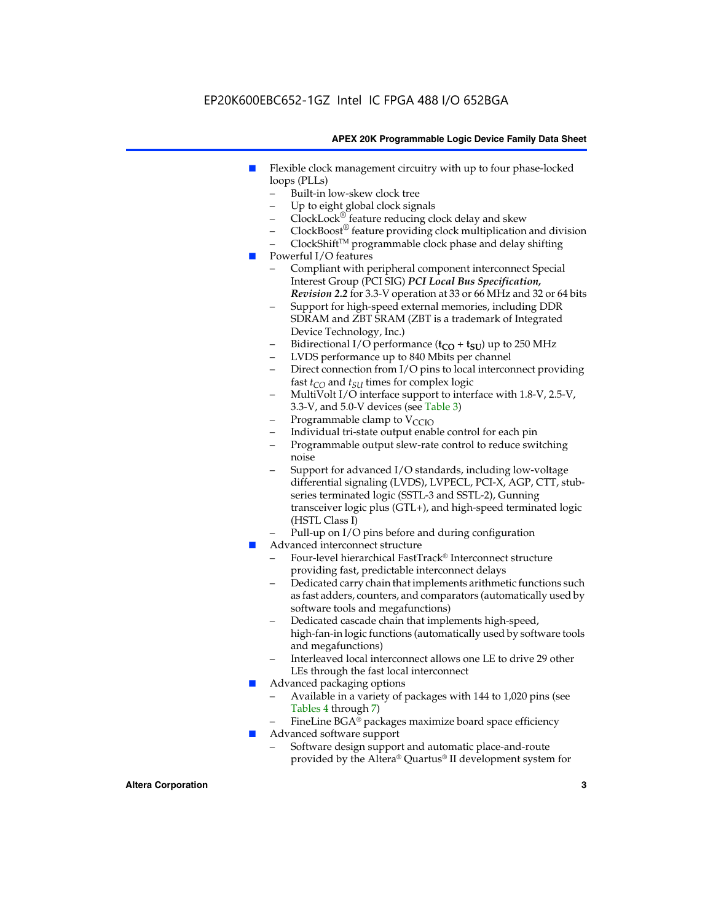- Flexible clock management circuitry with up to four phase-locked loops (PLLs)
  - Built-in low-skew clock tree
  - Up to eight global clock signals
  - ClockLock® feature reducing clock delay and skew
  - ClockBoost® feature providing clock multiplication and division
  - ClockShift™ programmable clock phase and delay shifting
- Powerful I/O features
  - Compliant with peripheral component interconnect Special Interest Group (PCI SIG) ***PCI Local Bus Specification, Revision 2.2*** for 3.3-V operation at 33 or 66 MHz and 32 or 64 bits
  - Support for high-speed external memories, including DDR SDRAM and ZBT SRAM (ZBT is a trademark of Integrated Device Technology, Inc.)
  - Bidirectional I/O performance ($\mathbf{t_{CO}} + \mathbf{t_{SU}}$) up to 250 MHz
  - LVDS performance up to 840 Mbits per channel
  - Direct connection from I/O pins to local interconnect providing fast $t_{CO}$ and $t_{SU}$ times for complex logic
  - MultiVolt I/O interface support to interface with 1.8-V, 2.5-V, 3.3-V, and 5.0-V devices (see Table 3)
  - Programmable clamp to $V_{CCIO}$
  - Individual tri-state output enable control for each pin
  - Programmable output slew-rate control to reduce switching noise
  - Support for advanced I/O standards, including low-voltage differential signaling (LVDS), LVPECL, PCI-X, AGP, CTT, stub-series terminated logic (SSTL-3 and SSTL-2), Gunning transceiver logic plus (GTL+), and high-speed terminated logic (HSTL Class I)
  - Pull-up on I/O pins before and during configuration
- Advanced interconnect structure
  - Four-level hierarchical FastTrack® Interconnect structure providing fast, predictable interconnect delays
  - Dedicated carry chain that implements arithmetic functions such as fast adders, counters, and comparators (automatically used by software tools and megafunctions)
  - Dedicated cascade chain that implements high-speed, high-fan-in logic functions (automatically used by software tools and megafunctions)
  - Interleaved local interconnect allows one LE to drive 29 other LEs through the fast local interconnect
- Advanced packaging options
  - Available in a variety of packages with 144 to 1,020 pins (see Tables 4 through 7)
  - FineLine BGA® packages maximize board space efficiency
- Advanced software support
  - Software design support and automatic place-and-route provided by the Altera® Quartus® II development system for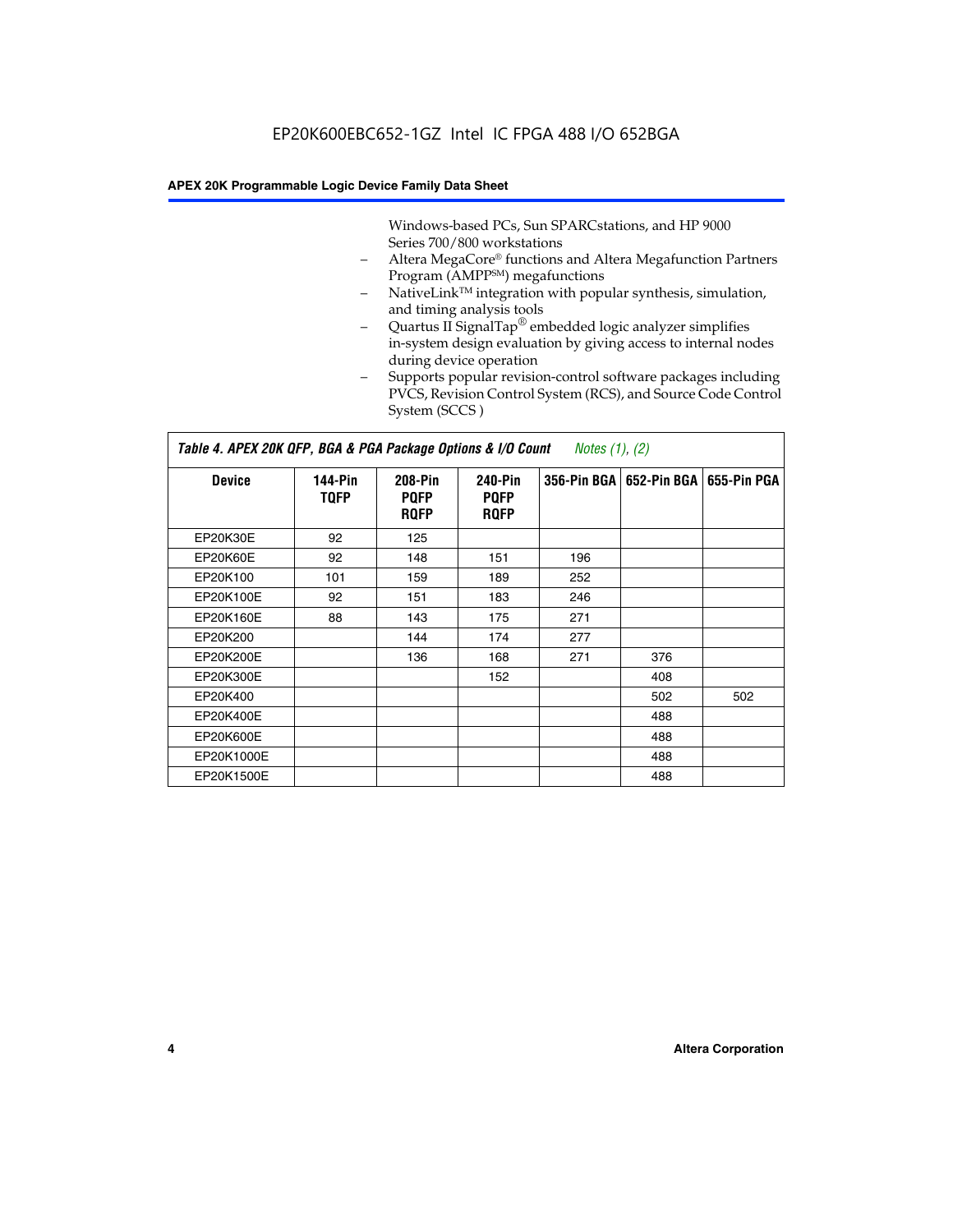EP20K600EBC652-1GZ Intel IC FPGA 488 I/O 652BGA

Windows-based PCs, Sun SPARCstations, and HP 9000 Series 700/800 workstations

- Altera MegaCore® functions and Altera Megafunction Partners Program (AMPP℠) megafunctions
- NativeLink™ integration with popular synthesis, simulation, and timing analysis tools
- Quartus II SignalTap® embedded logic analyzer simplifies in-system design evaluation by giving access to internal nodes during device operation
- Supports popular revision-control software packages including PVCS, Revision Control System (RCS), and Source Code Control System (SCCS )

**Table 4. APEX 20K QFP, BGA & PGA Package Options & I/O Count** *Notes (1), (2)*

| Device | 144-Pin TQFP | 208-Pin PQFP RQFP | 240-Pin PQFP RQFP | 356-Pin BGA | 652-Pin BGA | 655-Pin PGA |
|---|---|---|---|---|---|---|
| EP20K30E | 92 | 125 | | | | |
| EP20K60E | 92 | 148 | 151 | 196 | | |
| EP20K100 | 101 | 159 | 189 | 252 | | |
| EP20K100E | 92 | 151 | 183 | 246 | | |
| EP20K160E | 88 | 143 | 175 | 271 | | |
| EP20K200 | | 144 | 174 | 277 | | |
| EP20K200E | | 136 | 168 | 271 | 376 | |
| EP20K300E | | | 152 | | 408 | |
| EP20K400 | | | | | 502 | 502 |
| EP20K400E | | | | | 488 | |
| EP20K600E | | | | | 488 | |
| EP20K1000E | | | | | 488 | |
| EP20K1500E | | | | | 488 | |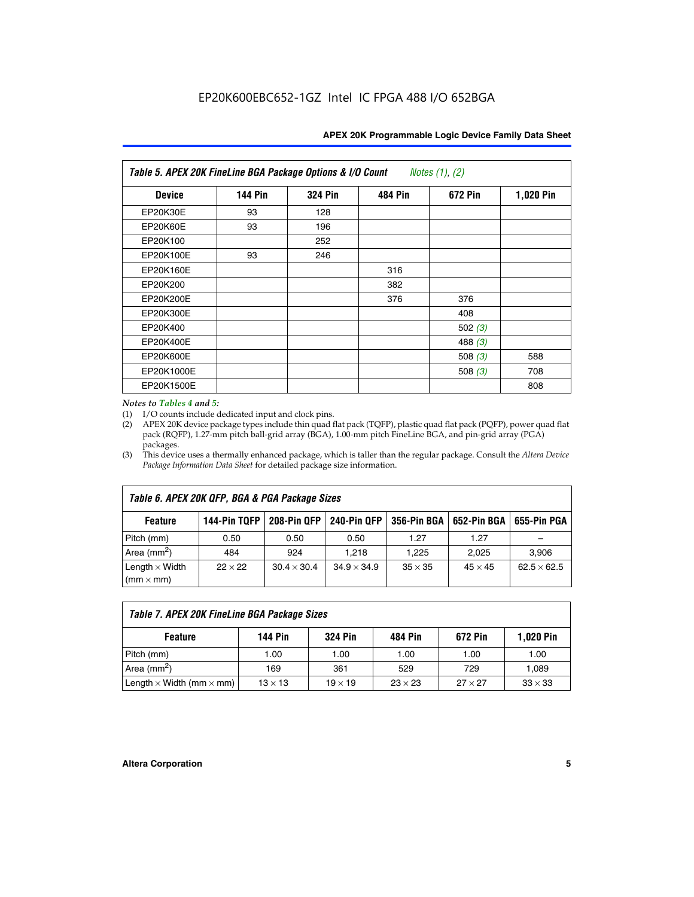Table 5. APEX 20K FineLine BGA Package Options & I/O Count *Notes (1), (2)*

| Device | 144 Pin | 324 Pin | 484 Pin | 672 Pin | 1,020 Pin |
|---|---|---|---|---|---|
| EP20K30E | 93 | 128 | | | |
| EP20K60E | 93 | 196 | | | |
| EP20K100 | | 252 | | | |
| EP20K100E | 93 | 246 | | | |
| EP20K160E | | | 316 | | |
| EP20K200 | | | 382 | | |
| EP20K200E | | | 376 | 376 | |
| EP20K300E | | | | 408 | |
| EP20K400 | | | | 502 *(3)* | |
| EP20K400E | | | | 488 *(3)* | |
| EP20K600E | | | | 508 *(3)* | 588 |
| EP20K1000E | | | | 508 *(3)* | 708 |
| EP20K1500E | | | | | 808 |

*Notes to Tables 4 and 5:*

(1) I/O counts include dedicated input and clock pins.

(2) APEX 20K device package types include thin quad flat pack (TQFP), plastic quad flat pack (PQFP), power quad flat pack (RQFP), 1.27-mm pitch ball-grid array (BGA), 1.00-mm pitch FineLine BGA, and pin-grid array (PGA) packages.

(3) This device uses a thermally enhanced package, which is taller than the regular package. Consult the *Altera Device Package Information Data Sheet* for detailed package size information.

Table 6. APEX 20K QFP, BGA & PGA Package Sizes

| Feature | 144-Pin TQFP | 208-Pin QFP | 240-Pin QFP | 356-Pin BGA | 652-Pin BGA | 655-Pin PGA |
|---|---|---|---|---|---|---|
| Pitch (mm) | 0.50 | 0.50 | 0.50 | 1.27 | 1.27 | – |
| Area (mm$^2$) | 484 | 924 | 1,218 | 1,225 | 2,025 | 3,906 |
| Length × Width (mm × mm) | 22 × 22 | 30.4 × 30.4 | 34.9 × 34.9 | 35 × 35 | 45 × 45 | 62.5 × 62.5 |

Table 7. APEX 20K FineLine BGA Package Sizes

| Feature | 144 Pin | 324 Pin | 484 Pin | 672 Pin | 1,020 Pin |
|---|---|---|---|---|---|
| Pitch (mm) | 1.00 | 1.00 | 1.00 | 1.00 | 1.00 |
| Area (mm$^2$) | 169 | 361 | 529 | 729 | 1,089 |
| Length × Width (mm × mm) | 13 × 13 | 19 × 19 | 23 × 23 | 27 × 27 | 33 × 33 |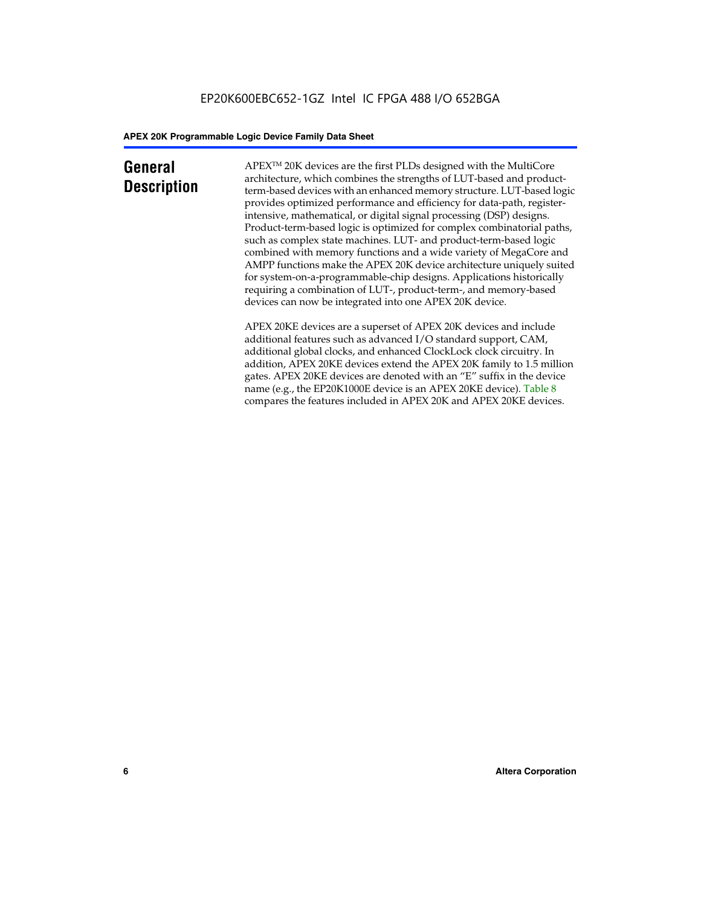## General Description

APEX™ 20K devices are the first PLDs designed with the MultiCore architecture, which combines the strengths of LUT-based and product-term-based devices with an enhanced memory structure. LUT-based logic provides optimized performance and efficiency for data-path, register-intensive, mathematical, or digital signal processing (DSP) designs. Product-term-based logic is optimized for complex combinatorial paths, such as complex state machines. LUT- and product-term-based logic combined with memory functions and a wide variety of MegaCore and AMPP functions make the APEX 20K device architecture uniquely suited for system-on-a-programmable-chip designs. Applications historically requiring a combination of LUT-, product-term-, and memory-based devices can now be integrated into one APEX 20K device.

APEX 20KE devices are a superset of APEX 20K devices and include additional features such as advanced I/O standard support, CAM, additional global clocks, and enhanced ClockLock clock circuitry. In addition, APEX 20KE devices extend the APEX 20K family to 1.5 million gates. APEX 20KE devices are denoted with an "E" suffix in the device name (e.g., the EP20K1000E device is an APEX 20KE device). Table 8 compares the features included in APEX 20K and APEX 20KE devices.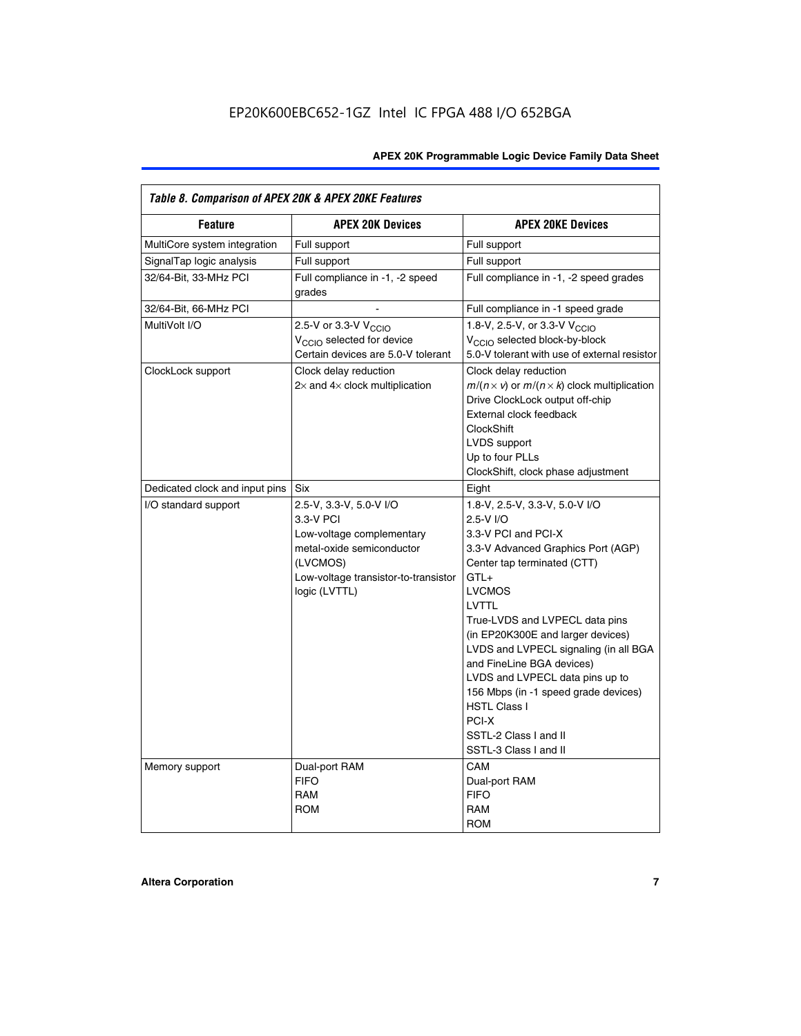*Table 8. Comparison of APEX 20K & APEX 20KE Features*

| Feature | APEX 20K Devices | APEX 20KE Devices |
|---|---|---|
| MultiCore system integration | Full support | Full support |
| SignalTap logic analysis | Full support | Full support |
| 32/64-Bit, 33-MHz PCI | Full compliance in -1, -2 speed grades | Full compliance in -1, -2 speed grades |
| 32/64-Bit, 66-MHz PCI | - | Full compliance in -1 speed grade |
| MultiVolt I/O | 2.5-V or 3.3-V $V_{CCIO}$<br>$V_{CCIO}$ selected for device<br>Certain devices are 5.0-V tolerant | 1.8-V, 2.5-V, or 3.3-V $V_{CCIO}$<br>$V_{CCIO}$ selected block-by-block<br>5.0-V tolerant with use of external resistor |
| ClockLock support | Clock delay reduction<br>2× and 4× clock multiplication | Clock delay reduction<br>$m/(n \times v)$ or $m/(n \times k)$ clock multiplication<br>Drive ClockLock output off-chip<br>External clock feedback<br>ClockShift<br>LVDS support<br>Up to four PLLs<br>ClockShift, clock phase adjustment |
| Dedicated clock and input pins | Six | Eight |
| I/O standard support | 2.5-V, 3.3-V, 5.0-V I/O<br>3.3-V PCI<br>Low-voltage complementary metal-oxide semiconductor (LVCMOS)<br>Low-voltage transistor-to-transistor logic (LVTTL) | 1.8-V, 2.5-V, 3.3-V, 5.0-V I/O<br>2.5-V I/O<br>3.3-V PCI and PCI-X<br>3.3-V Advanced Graphics Port (AGP)<br>Center tap terminated (CTT)<br>GTL+<br>LVCMOS<br>LVTTL<br>True-LVDS and LVPECL data pins (in EP20K300E and larger devices)<br>LVDS and LVPECL signaling (in all BGA and FineLine BGA devices)<br>LVDS and LVPECL data pins up to 156 Mbps (in -1 speed grade devices)<br>HSTL Class I<br>PCI-X<br>SSTL-2 Class I and II<br>SSTL-3 Class I and II |
| Memory support | Dual-port RAM<br>FIFO<br>RAM<br>ROM | CAM<br>Dual-port RAM<br>FIFO<br>RAM<br>ROM |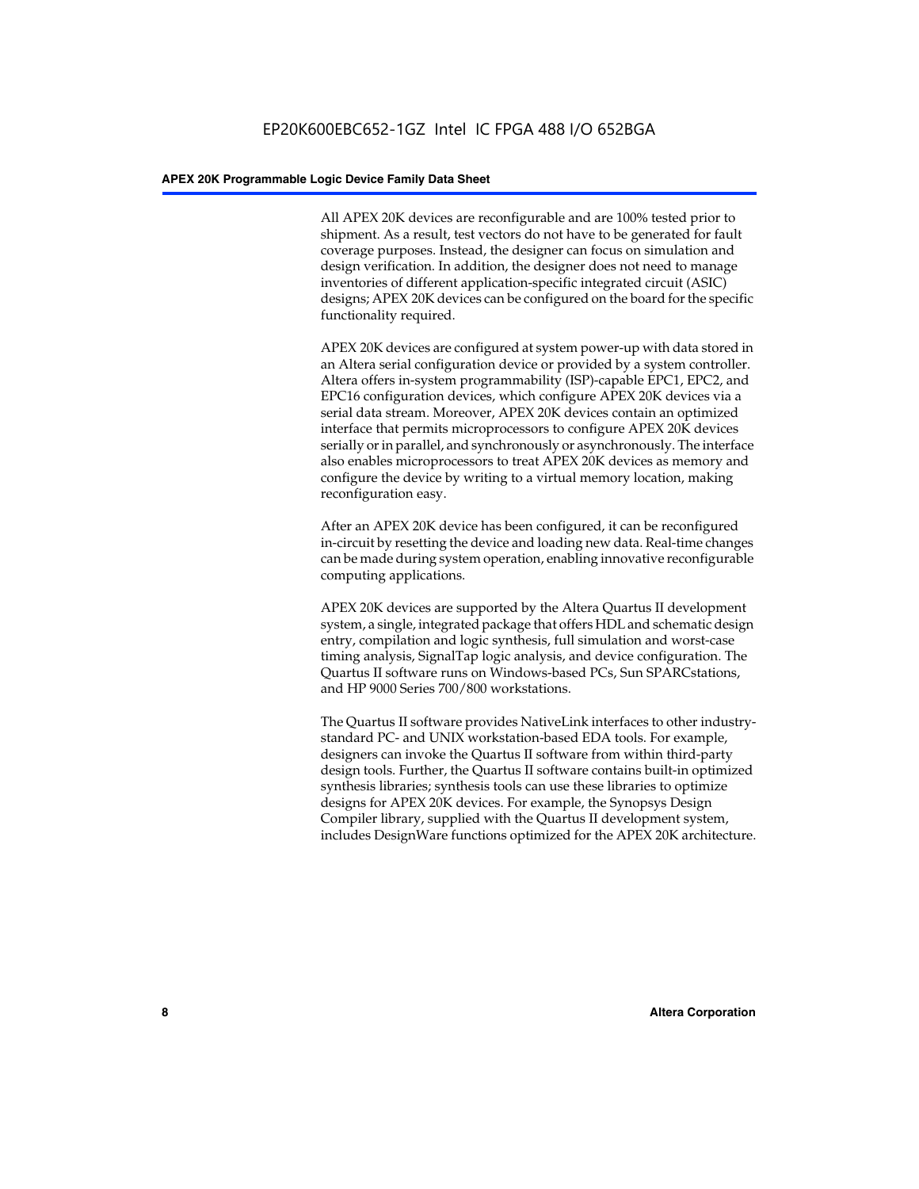All APEX 20K devices are reconfigurable and are 100% tested prior to shipment. As a result, test vectors do not have to be generated for fault coverage purposes. Instead, the designer can focus on simulation and design verification. In addition, the designer does not need to manage inventories of different application-specific integrated circuit (ASIC) designs; APEX 20K devices can be configured on the board for the specific functionality required.

APEX 20K devices are configured at system power-up with data stored in an Altera serial configuration device or provided by a system controller. Altera offers in-system programmability (ISP)-capable EPC1, EPC2, and EPC16 configuration devices, which configure APEX 20K devices via a serial data stream. Moreover, APEX 20K devices contain an optimized interface that permits microprocessors to configure APEX 20K devices serially or in parallel, and synchronously or asynchronously. The interface also enables microprocessors to treat APEX 20K devices as memory and configure the device by writing to a virtual memory location, making reconfiguration easy.

After an APEX 20K device has been configured, it can be reconfigured in-circuit by resetting the device and loading new data. Real-time changes can be made during system operation, enabling innovative reconfigurable computing applications.

APEX 20K devices are supported by the Altera Quartus II development system, a single, integrated package that offers HDL and schematic design entry, compilation and logic synthesis, full simulation and worst-case timing analysis, SignalTap logic analysis, and device configuration. The Quartus II software runs on Windows-based PCs, Sun SPARCstations, and HP 9000 Series 700/800 workstations.

The Quartus II software provides NativeLink interfaces to other industry-standard PC- and UNIX workstation-based EDA tools. For example, designers can invoke the Quartus II software from within third-party design tools. Further, the Quartus II software contains built-in optimized synthesis libraries; synthesis tools can use these libraries to optimize designs for APEX 20K devices. For example, the Synopsys Design Compiler library, supplied with the Quartus II development system, includes DesignWare functions optimized for the APEX 20K architecture.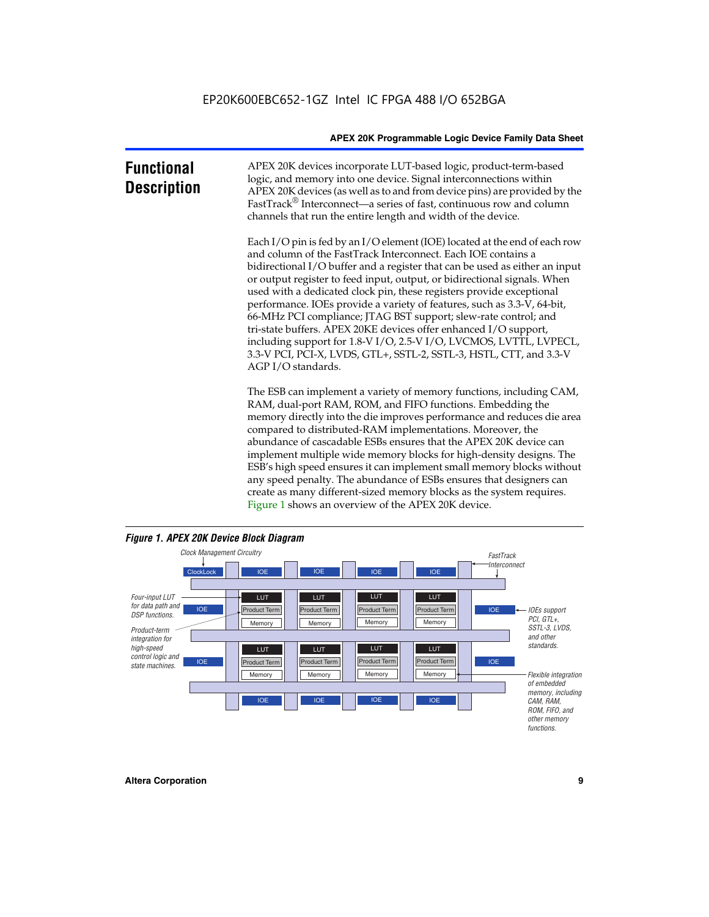## Functional Description

APEX 20K devices incorporate LUT-based logic, product-term-based logic, and memory into one device. Signal interconnections within APEX 20K devices (as well as to and from device pins) are provided by the FastTrack® Interconnect—a series of fast, continuous row and column channels that run the entire length and width of the device.

Each I/O pin is fed by an I/O element (IOE) located at the end of each row and column of the FastTrack Interconnect. Each IOE contains a bidirectional I/O buffer and a register that can be used as either an input or output register to feed input, output, or bidirectional signals. When used with a dedicated clock pin, these registers provide exceptional performance. IOEs provide a variety of features, such as 3.3-V, 64-bit, 66-MHz PCI compliance; JTAG BST support; slew-rate control; and tri-state buffers. APEX 20KE devices offer enhanced I/O support, including support for 1.8-V I/O, 2.5-V I/O, LVCMOS, LVTTL, LVPECL, 3.3-V PCI, PCI-X, LVDS, GTL+, SSTL-2, SSTL-3, HSTL, CTT, and 3.3-V AGP I/O standards.

The ESB can implement a variety of memory functions, including CAM, RAM, dual-port RAM, ROM, and FIFO functions. Embedding the memory directly into the die improves performance and reduces die area compared to distributed-RAM implementations. Moreover, the abundance of cascadable ESBs ensures that the APEX 20K device can implement multiple wide memory blocks for high-density designs. The ESB's high speed ensures it can implement small memory blocks without any speed penalty. The abundance of ESBs ensures that designers can create as many different-sized memory blocks as the system requires. Figure 1 shows an overview of the APEX 20K device.

*Figure 1. APEX 20K Device Block Diagram*

Clock Management Circuitry — ClockLock; FastTrack Interconnect; IOE; LUT; Product Term; Memory

Four-input LUT for data path and DSP functions.

Product-term integration for high-speed control logic and state machines.

IOEs support PCI, GTL+, SSTL-3, LVDS, and other standards.

Flexible integration of embedded memory, including CAM, RAM, ROM, FIFO, and other memory functions.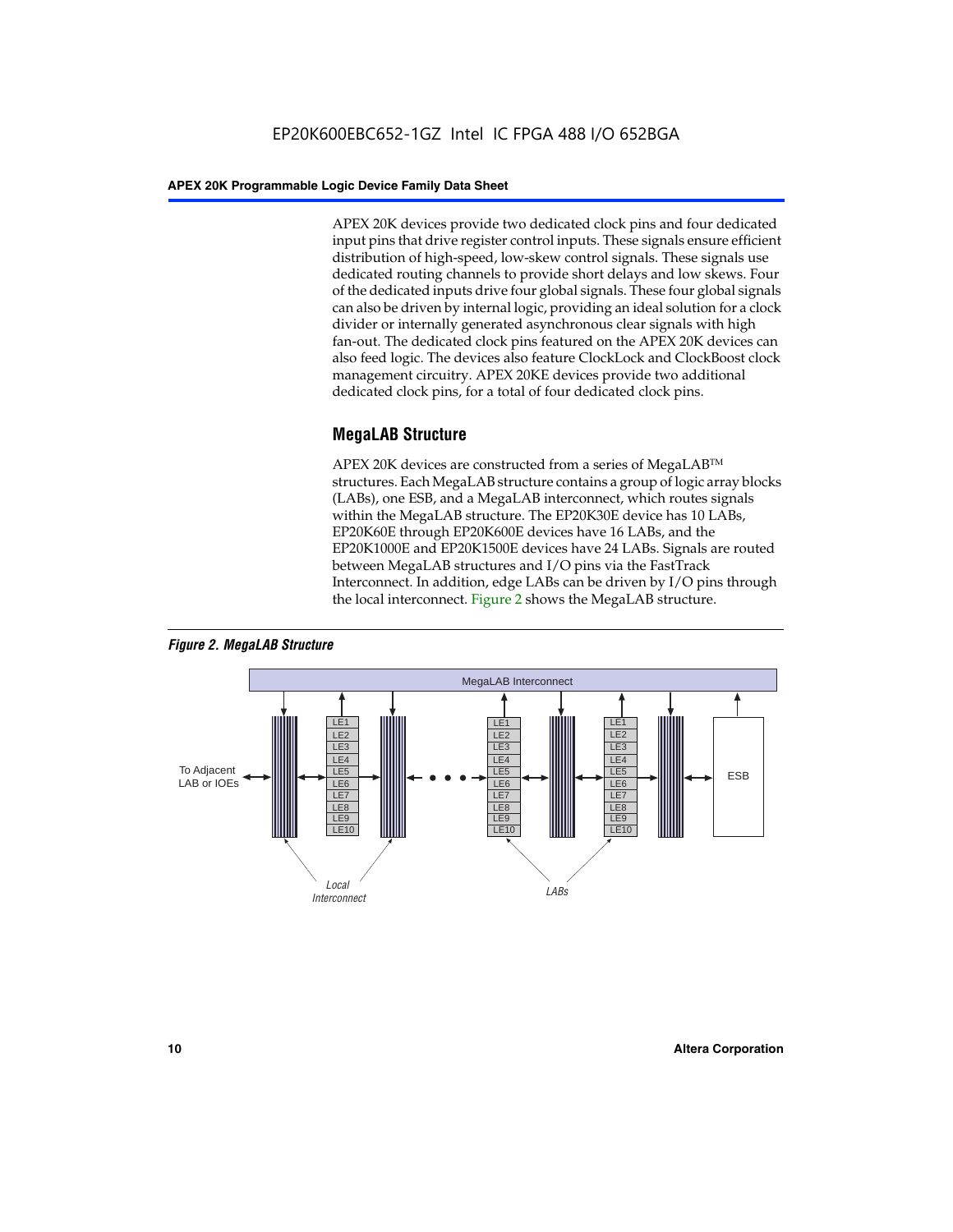APEX 20K devices provide two dedicated clock pins and four dedicated input pins that drive register control inputs. These signals ensure efficient distribution of high-speed, low-skew control signals. These signals use dedicated routing channels to provide short delays and low skews. Four of the dedicated inputs drive four global signals. These four global signals can also be driven by internal logic, providing an ideal solution for a clock divider or internally generated asynchronous clear signals with high fan-out. The dedicated clock pins featured on the APEX 20K devices can also feed logic. The devices also feature ClockLock and ClockBoost clock management circuitry. APEX 20KE devices provide two additional dedicated clock pins, for a total of four dedicated clock pins.

## MegaLAB Structure

APEX 20K devices are constructed from a series of MegaLAB™ structures. Each MegaLAB structure contains a group of logic array blocks (LABs), one ESB, and a MegaLAB interconnect, which routes signals within the MegaLAB structure. The EP20K30E device has 10 LABs, EP20K60E through EP20K600E devices have 16 LABs, and the EP20K1000E and EP20K1500E devices have 24 LABs. Signals are routed between MegaLAB structures and I/O pins via the FastTrack Interconnect. In addition, edge LABs can be driven by I/O pins through the local interconnect. Figure 2 shows the MegaLAB structure.

*Figure 2. MegaLAB Structure*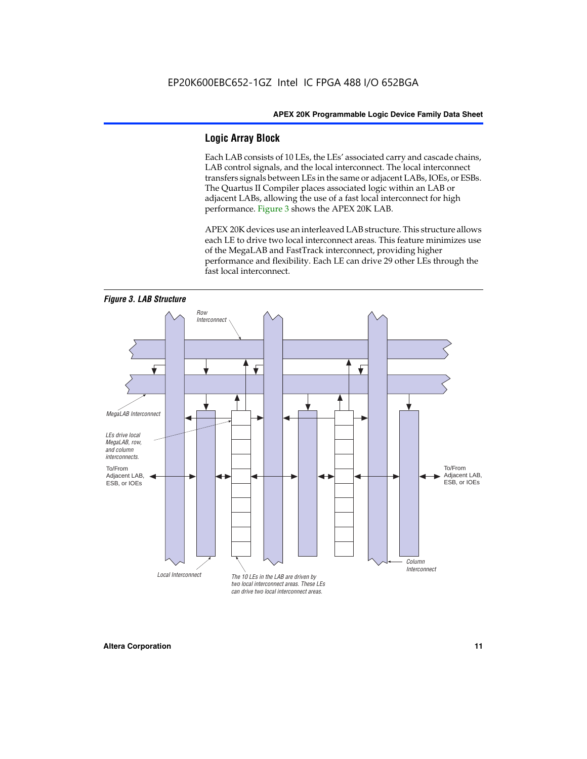## Logic Array Block

Each LAB consists of 10 LEs, the LEs' associated carry and cascade chains, LAB control signals, and the local interconnect. The local interconnect transfers signals between LEs in the same or adjacent LABs, IOEs, or ESBs. The Quartus II Compiler places associated logic within an LAB or adjacent LABs, allowing the use of a fast local interconnect for high performance. Figure 3 shows the APEX 20K LAB.

APEX 20K devices use an interleaved LAB structure. This structure allows each LE to drive two local interconnect areas. This feature minimizes use of the MegaLAB and FastTrack interconnect, providing higher performance and flexibility. Each LE can drive 29 other LEs through the fast local interconnect.

*Figure 3. LAB Structure*

Row Interconnect

MegaLAB Interconnect

LEs drive local MegaLAB, row, and column interconnects.

To/From Adjacent LAB, ESB, or IOEs

To/From Adjacent LAB, ESB, or IOEs

Column Interconnect

Local Interconnect

The 10 LEs in the LAB are driven by two local interconnect areas. These LEs can drive two local interconnect areas.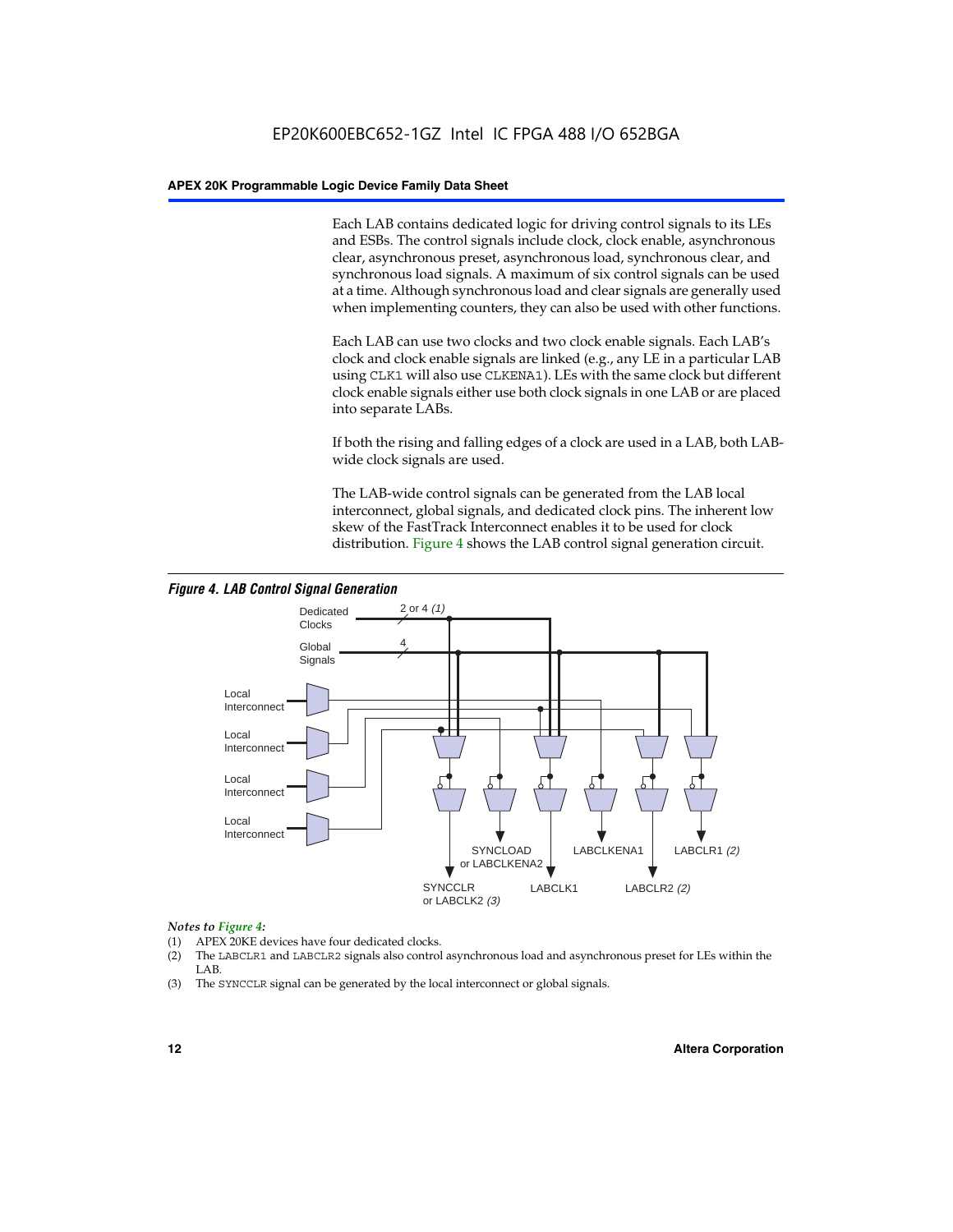EP20K600EBC652-1GZ Intel IC FPGA 488 I/O 652BGA

Each LAB contains dedicated logic for driving control signals to its LEs and ESBs. The control signals include clock, clock enable, asynchronous clear, asynchronous preset, asynchronous load, synchronous clear, and synchronous load signals. A maximum of six control signals can be used at a time. Although synchronous load and clear signals are generally used when implementing counters, they can also be used with other functions.

Each LAB can use two clocks and two clock enable signals. Each LAB's clock and clock enable signals are linked (e.g., any LE in a particular LAB using CLK1 will also use CLKENA1). LEs with the same clock but different clock enable signals either use both clock signals in one LAB or are placed into separate LABs.

If both the rising and falling edges of a clock are used in a LAB, both LAB-wide clock signals are used.

The LAB-wide control signals can be generated from the LAB local interconnect, global signals, and dedicated clock pins. The inherent low skew of the FastTrack Interconnect enables it to be used for clock distribution. Figure 4 shows the LAB control signal generation circuit.

***Figure 4. LAB Control Signal Generation***

Dedicated Clocks — 2 or 4 *(1)*
Global Signals — 4
Local Interconnect
Local Interconnect
Local Interconnect
Local Interconnect

SYNCCLR or LABCLK2 *(3)*
SYNCLOAD or LABCLKENA2
LABCLK1
LABCLKENA1
LABCLR2 *(2)*
LABCLR1 *(2)*

*Notes to Figure 4:*

(1) APEX 20KE devices have four dedicated clocks.
(2) The LABCLR1 and LABCLR2 signals also control asynchronous load and asynchronous preset for LEs within the LAB.
(3) The SYNCCLR signal can be generated by the local interconnect or global signals.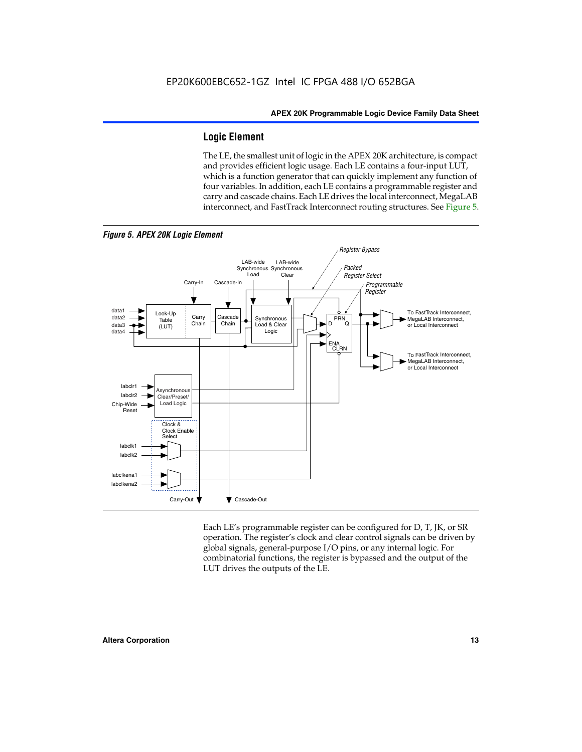## Logic Element

The LE, the smallest unit of logic in the APEX 20K architecture, is compact and provides efficient logic usage. Each LE contains a four-input LUT, which is a function generator that can quickly implement any function of four variables. In addition, each LE contains a programmable register and carry and cascade chains. Each LE drives the local interconnect, MegaLAB interconnect, and FastTrack Interconnect routing structures. See Figure 5.

*Figure 5. APEX 20K Logic Element*

Each LE's programmable register can be configured for D, T, JK, or SR operation. The register's clock and clear control signals can be driven by global signals, general-purpose I/O pins, or any internal logic. For combinatorial functions, the register is bypassed and the output of the LUT drives the outputs of the LE.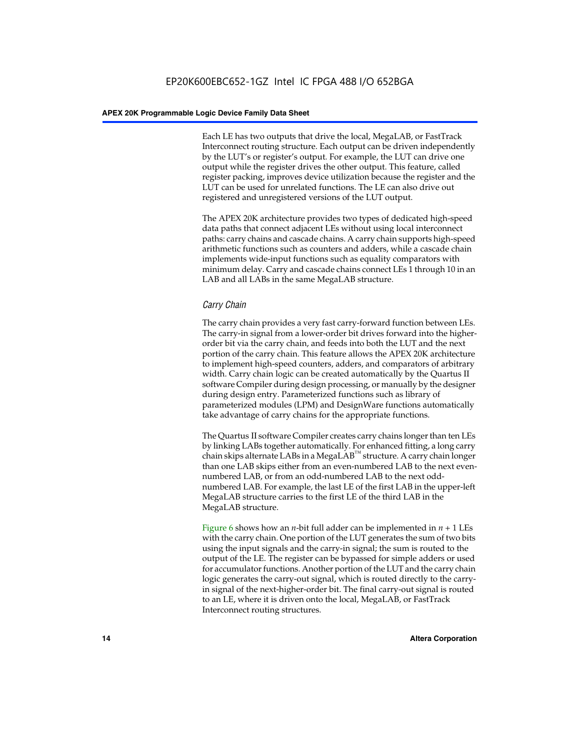Each LE has two outputs that drive the local, MegaLAB, or FastTrack Interconnect routing structure. Each output can be driven independently by the LUT's or register's output. For example, the LUT can drive one output while the register drives the other output. This feature, called register packing, improves device utilization because the register and the LUT can be used for unrelated functions. The LE can also drive out registered and unregistered versions of the LUT output.

The APEX 20K architecture provides two types of dedicated high-speed data paths that connect adjacent LEs without using local interconnect paths: carry chains and cascade chains. A carry chain supports high-speed arithmetic functions such as counters and adders, while a cascade chain implements wide-input functions such as equality comparators with minimum delay. Carry and cascade chains connect LEs 1 through 10 in an LAB and all LABs in the same MegaLAB structure.

### *Carry Chain*

The carry chain provides a very fast carry-forward function between LEs. The carry-in signal from a lower-order bit drives forward into the higher-order bit via the carry chain, and feeds into both the LUT and the next portion of the carry chain. This feature allows the APEX 20K architecture to implement high-speed counters, adders, and comparators of arbitrary width. Carry chain logic can be created automatically by the Quartus II software Compiler during design processing, or manually by the designer during design entry. Parameterized functions such as library of parameterized modules (LPM) and DesignWare functions automatically take advantage of carry chains for the appropriate functions.

The Quartus II software Compiler creates carry chains longer than ten LEs by linking LABs together automatically. For enhanced fitting, a long carry chain skips alternate LABs in a MegaLAB™ structure. A carry chain longer than one LAB skips either from an even-numbered LAB to the next even-numbered LAB, or from an odd-numbered LAB to the next odd-numbered LAB. For example, the last LE of the first LAB in the upper-left MegaLAB structure carries to the first LE of the third LAB in the MegaLAB structure.

Figure 6 shows how an $n$-bit full adder can be implemented in $n + 1$ LEs with the carry chain. One portion of the LUT generates the sum of two bits using the input signals and the carry-in signal; the sum is routed to the output of the LE. The register can be bypassed for simple adders or used for accumulator functions. Another portion of the LUT and the carry chain logic generates the carry-out signal, which is routed directly to the carry-in signal of the next-higher-order bit. The final carry-out signal is routed to an LE, where it is driven onto the local, MegaLAB, or FastTrack Interconnect routing structures.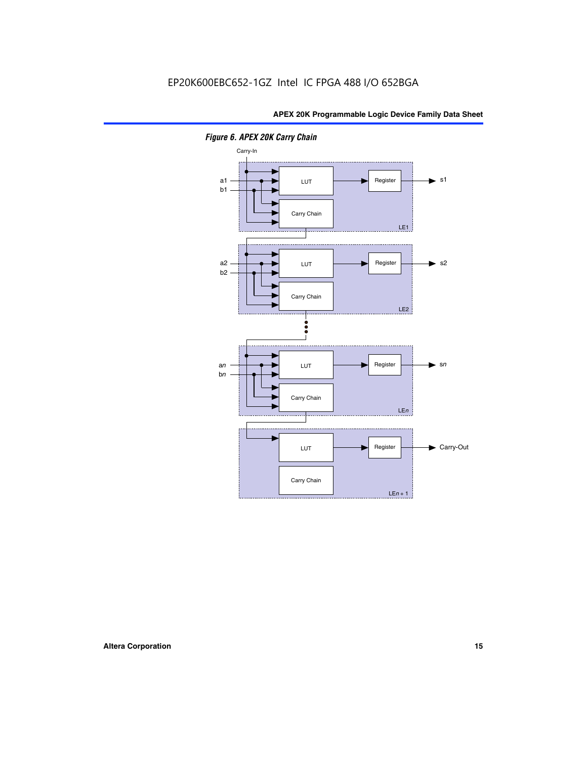*Figure 6. APEX 20K Carry Chain*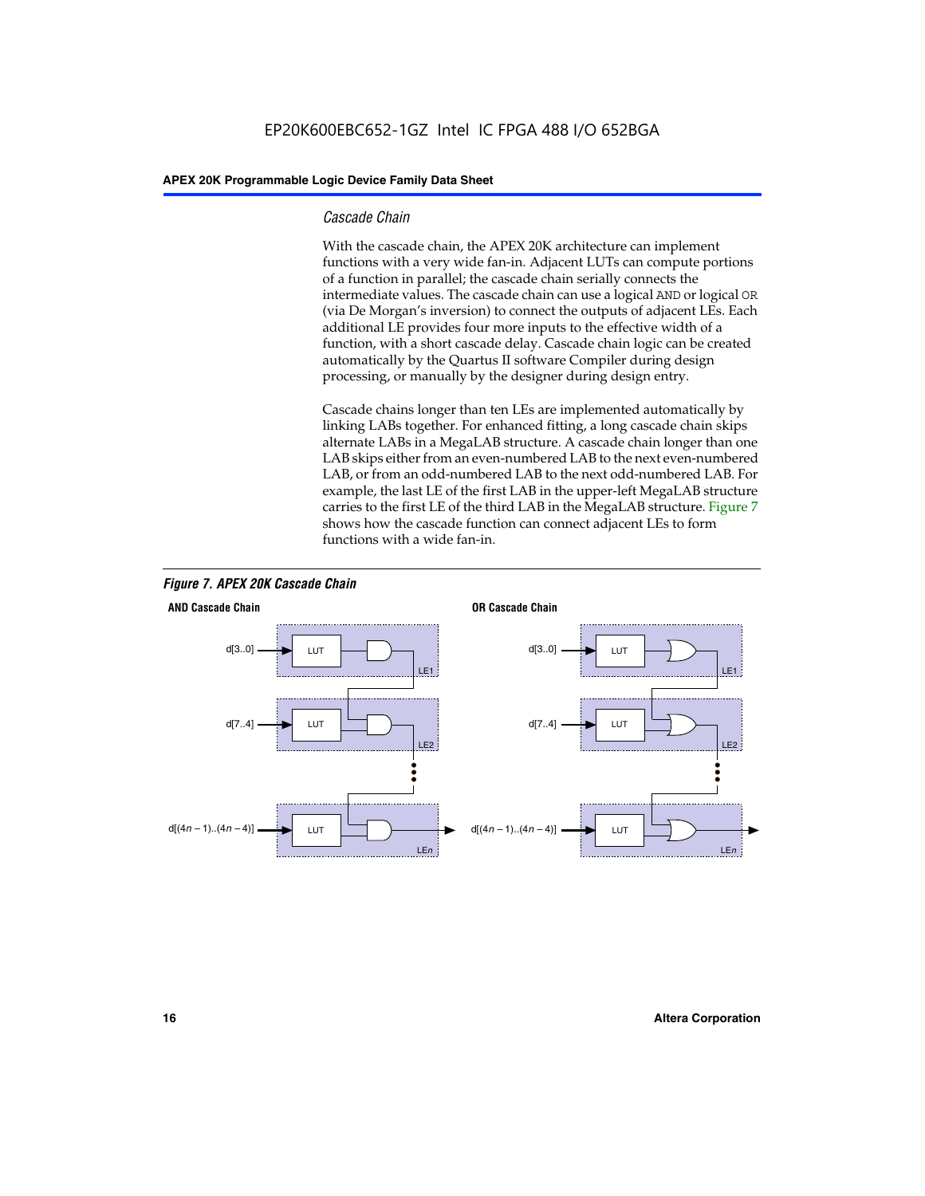### *Cascade Chain*

With the cascade chain, the APEX 20K architecture can implement functions with a very wide fan-in. Adjacent LUTs can compute portions of a function in parallel; the cascade chain serially connects the intermediate values. The cascade chain can use a logical AND or logical OR (via De Morgan's inversion) to connect the outputs of adjacent LEs. Each additional LE provides four more inputs to the effective width of a function, with a short cascade delay. Cascade chain logic can be created automatically by the Quartus II software Compiler during design processing, or manually by the designer during design entry.

Cascade chains longer than ten LEs are implemented automatically by linking LABs together. For enhanced fitting, a long cascade chain skips alternate LABs in a MegaLAB structure. A cascade chain longer than one LAB skips either from an even-numbered LAB to the next even-numbered LAB, or from an odd-numbered LAB to the next odd-numbered LAB. For example, the last LE of the first LAB in the upper-left MegaLAB structure carries to the first LE of the third LAB in the MegaLAB structure. Figure 7 shows how the cascade function can connect adjacent LEs to form functions with a wide fan-in.

***Figure 7. APEX 20K Cascade Chain***

**AND Cascade Chain**

d[3..0] → LUT → LE1
d[7..4] → LUT → LE2
d[(4n – 1)..(4n – 4)] → LUT → LEn

**OR Cascade Chain**

d[3..0] → LUT → LE1
d[7..4] → LUT → LE2
d[(4n – 1)..(4n – 4)] → LUT → LEn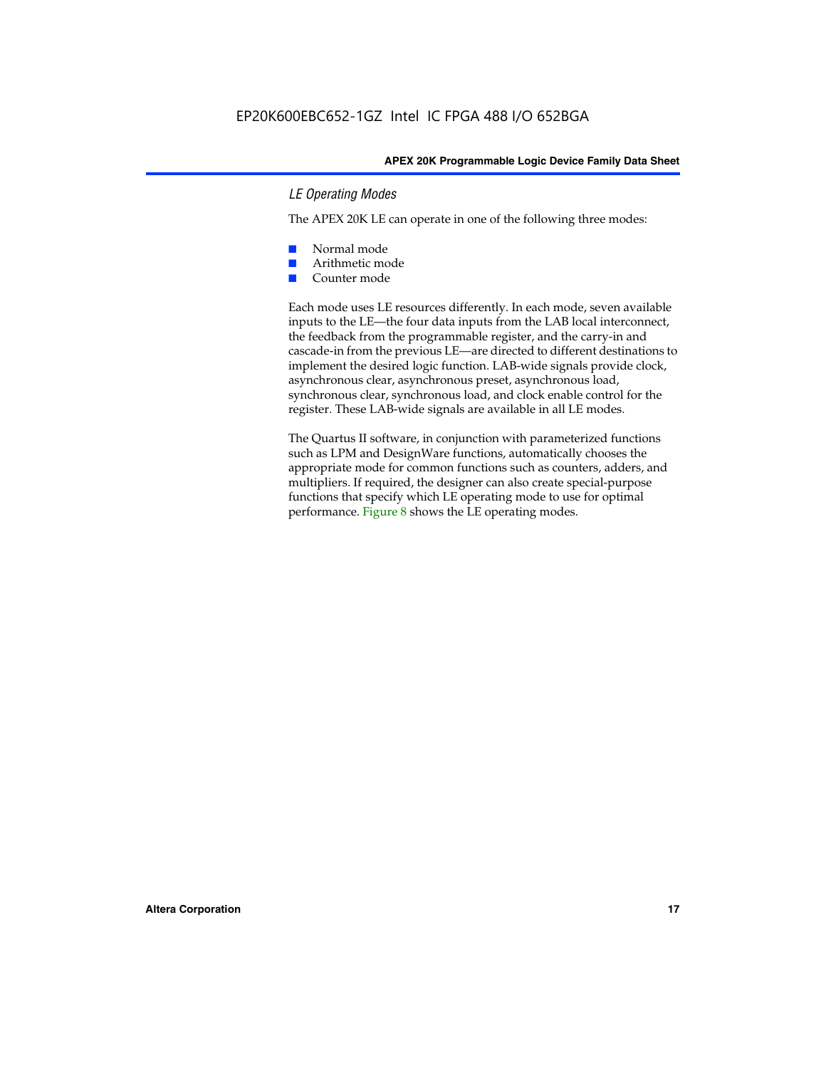### *LE Operating Modes*

The APEX 20K LE can operate in one of the following three modes:

- Normal mode
- Arithmetic mode
- Counter mode

Each mode uses LE resources differently. In each mode, seven available inputs to the LE—the four data inputs from the LAB local interconnect, the feedback from the programmable register, and the carry-in and cascade-in from the previous LE—are directed to different destinations to implement the desired logic function. LAB-wide signals provide clock, asynchronous clear, asynchronous preset, asynchronous load, synchronous clear, synchronous load, and clock enable control for the register. These LAB-wide signals are available in all LE modes.

The Quartus II software, in conjunction with parameterized functions such as LPM and DesignWare functions, automatically chooses the appropriate mode for common functions such as counters, adders, and multipliers. If required, the designer can also create special-purpose functions that specify which LE operating mode to use for optimal performance. Figure 8 shows the LE operating modes.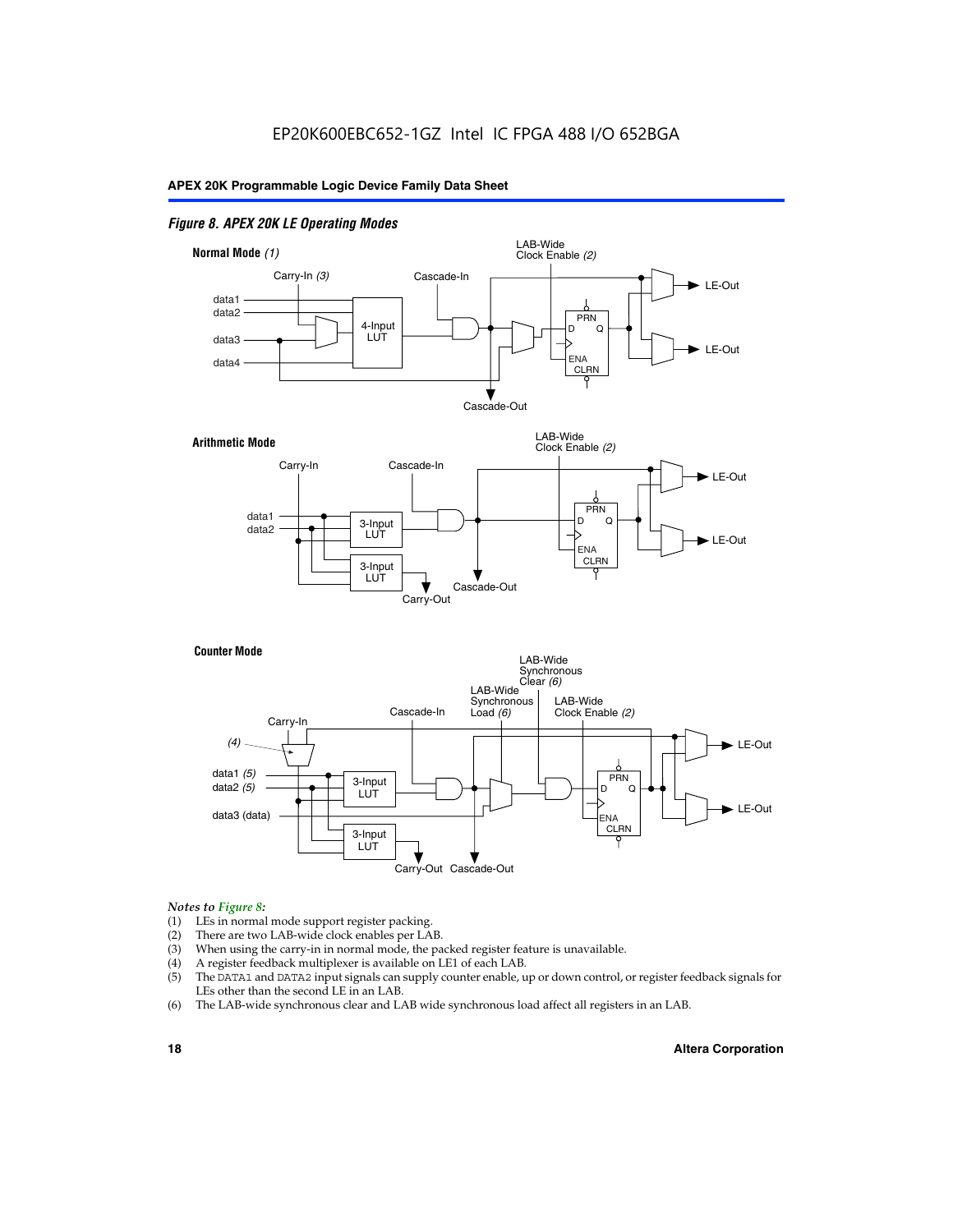*Figure 8. APEX 20K LE Operating Modes*

**Normal Mode** *(1)*

Carry-In *(3)*, Cascade-In, LAB-Wide Clock Enable *(2)*, data1, data2, data3, data4, 4-Input LUT, PRN, D, Q, ENA, CLRN, LE-Out, LE-Out, Cascade-Out

**Arithmetic Mode**

Carry-In, Cascade-In, LAB-Wide Clock Enable *(2)*, data1, data2, 3-Input LUT, 3-Input LUT, PRN, D, Q, ENA, CLRN, LE-Out, LE-Out, Cascade-Out, Carry-Out

**Counter Mode**

LAB-Wide Synchronous Clear *(6)*, LAB-Wide Synchronous Load *(6)*, LAB-Wide Clock Enable *(2)*, Cascade-In, Carry-In, *(4)*, data1 *(5)*, data2 *(5)*, data3 (data), 3-Input LUT, 3-Input LUT, PRN, D, Q, ENA, CLRN, LE-Out, LE-Out, Carry-Out, Cascade-Out

*Notes to Figure 8:*

(1) LEs in normal mode support register packing.
(2) There are two LAB-wide clock enables per LAB.
(3) When using the carry-in in normal mode, the packed register feature is unavailable.
(4) A register feedback multiplexer is available on LE1 of each LAB.
(5) The DATA1 and DATA2 input signals can supply counter enable, up or down control, or register feedback signals for LEs other than the second LE in an LAB.
(6) The LAB-wide synchronous clear and LAB wide synchronous load affect all registers in an LAB.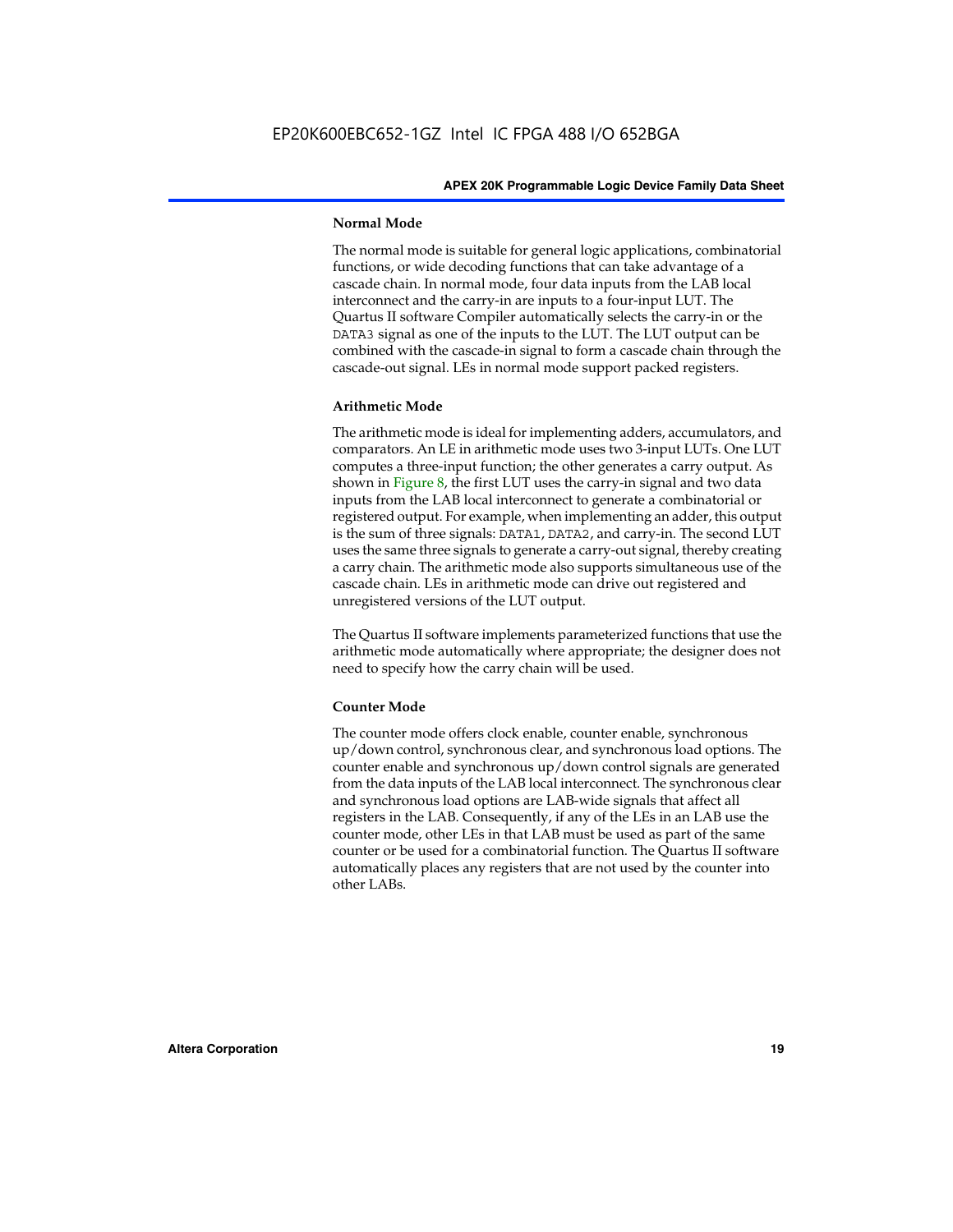### Normal Mode

The normal mode is suitable for general logic applications, combinatorial functions, or wide decoding functions that can take advantage of a cascade chain. In normal mode, four data inputs from the LAB local interconnect and the carry-in are inputs to a four-input LUT. The Quartus II software Compiler automatically selects the carry-in or the DATA3 signal as one of the inputs to the LUT. The LUT output can be combined with the cascade-in signal to form a cascade chain through the cascade-out signal. LEs in normal mode support packed registers.

### Arithmetic Mode

The arithmetic mode is ideal for implementing adders, accumulators, and comparators. An LE in arithmetic mode uses two 3-input LUTs. One LUT computes a three-input function; the other generates a carry output. As shown in Figure 8, the first LUT uses the carry-in signal and two data inputs from the LAB local interconnect to generate a combinatorial or registered output. For example, when implementing an adder, this output is the sum of three signals: DATA1, DATA2, and carry-in. The second LUT uses the same three signals to generate a carry-out signal, thereby creating a carry chain. The arithmetic mode also supports simultaneous use of the cascade chain. LEs in arithmetic mode can drive out registered and unregistered versions of the LUT output.

The Quartus II software implements parameterized functions that use the arithmetic mode automatically where appropriate; the designer does not need to specify how the carry chain will be used.

### Counter Mode

The counter mode offers clock enable, counter enable, synchronous up/down control, synchronous clear, and synchronous load options. The counter enable and synchronous up/down control signals are generated from the data inputs of the LAB local interconnect. The synchronous clear and synchronous load options are LAB-wide signals that affect all registers in the LAB. Consequently, if any of the LEs in an LAB use the counter mode, other LEs in that LAB must be used as part of the same counter or be used for a combinatorial function. The Quartus II software automatically places any registers that are not used by the counter into other LABs.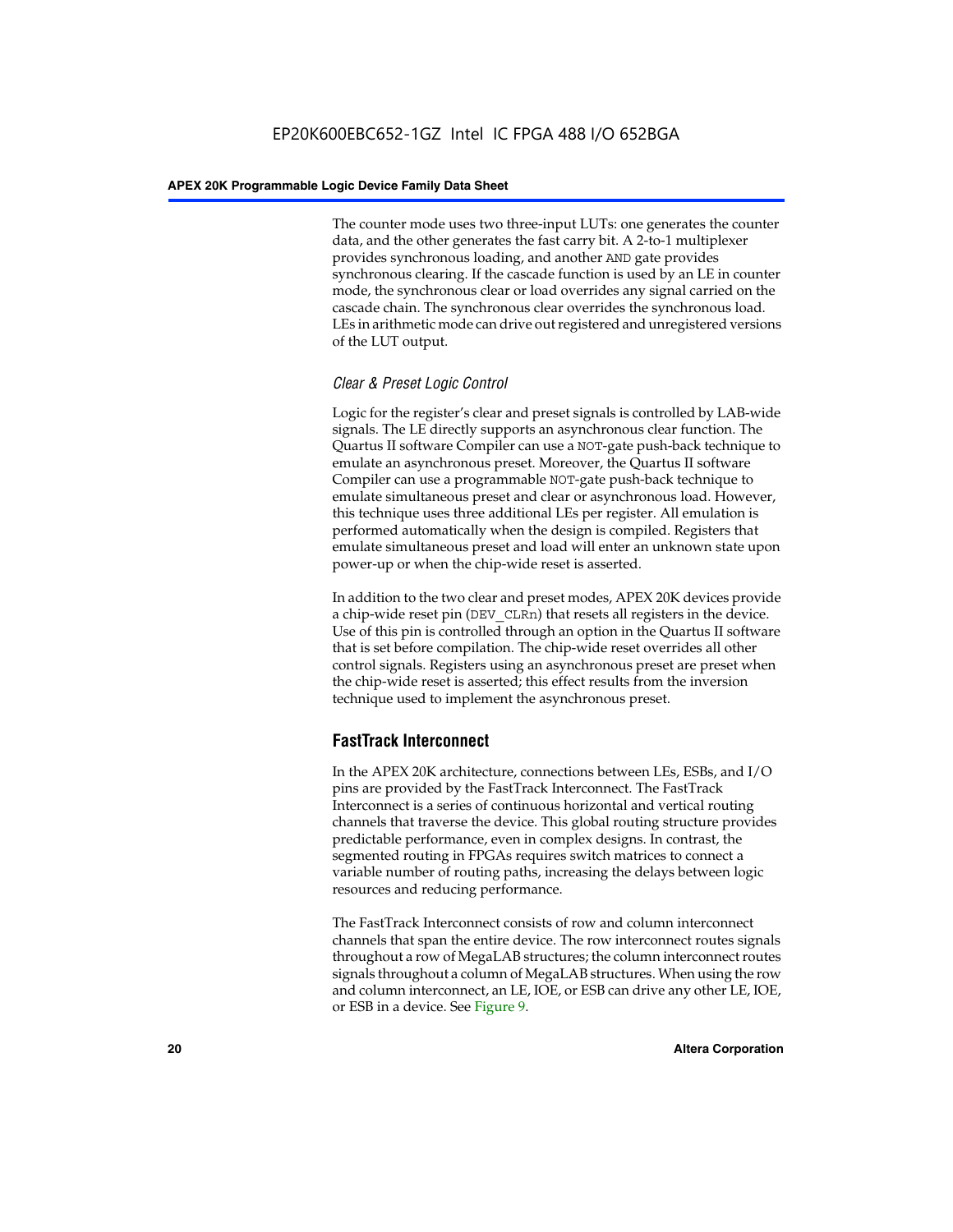The counter mode uses two three-input LUTs: one generates the counter data, and the other generates the fast carry bit. A 2-to-1 multiplexer provides synchronous loading, and another AND gate provides synchronous clearing. If the cascade function is used by an LE in counter mode, the synchronous clear or load overrides any signal carried on the cascade chain. The synchronous clear overrides the synchronous load. LEs in arithmetic mode can drive out registered and unregistered versions of the LUT output.

#### *Clear & Preset Logic Control*

Logic for the register's clear and preset signals is controlled by LAB-wide signals. The LE directly supports an asynchronous clear function. The Quartus II software Compiler can use a NOT-gate push-back technique to emulate an asynchronous preset. Moreover, the Quartus II software Compiler can use a programmable NOT-gate push-back technique to emulate simultaneous preset and clear or asynchronous load. However, this technique uses three additional LEs per register. All emulation is performed automatically when the design is compiled. Registers that emulate simultaneous preset and load will enter an unknown state upon power-up or when the chip-wide reset is asserted.

In addition to the two clear and preset modes, APEX 20K devices provide a chip-wide reset pin (DEV_CLRn) that resets all registers in the device. Use of this pin is controlled through an option in the Quartus II software that is set before compilation. The chip-wide reset overrides all other control signals. Registers using an asynchronous preset are preset when the chip-wide reset is asserted; this effect results from the inversion technique used to implement the asynchronous preset.

### FastTrack Interconnect

In the APEX 20K architecture, connections between LEs, ESBs, and I/O pins are provided by the FastTrack Interconnect. The FastTrack Interconnect is a series of continuous horizontal and vertical routing channels that traverse the device. This global routing structure provides predictable performance, even in complex designs. In contrast, the segmented routing in FPGAs requires switch matrices to connect a variable number of routing paths, increasing the delays between logic resources and reducing performance.

The FastTrack Interconnect consists of row and column interconnect channels that span the entire device. The row interconnect routes signals throughout a row of MegaLAB structures; the column interconnect routes signals throughout a column of MegaLAB structures. When using the row and column interconnect, an LE, IOE, or ESB can drive any other LE, IOE, or ESB in a device. See Figure 9.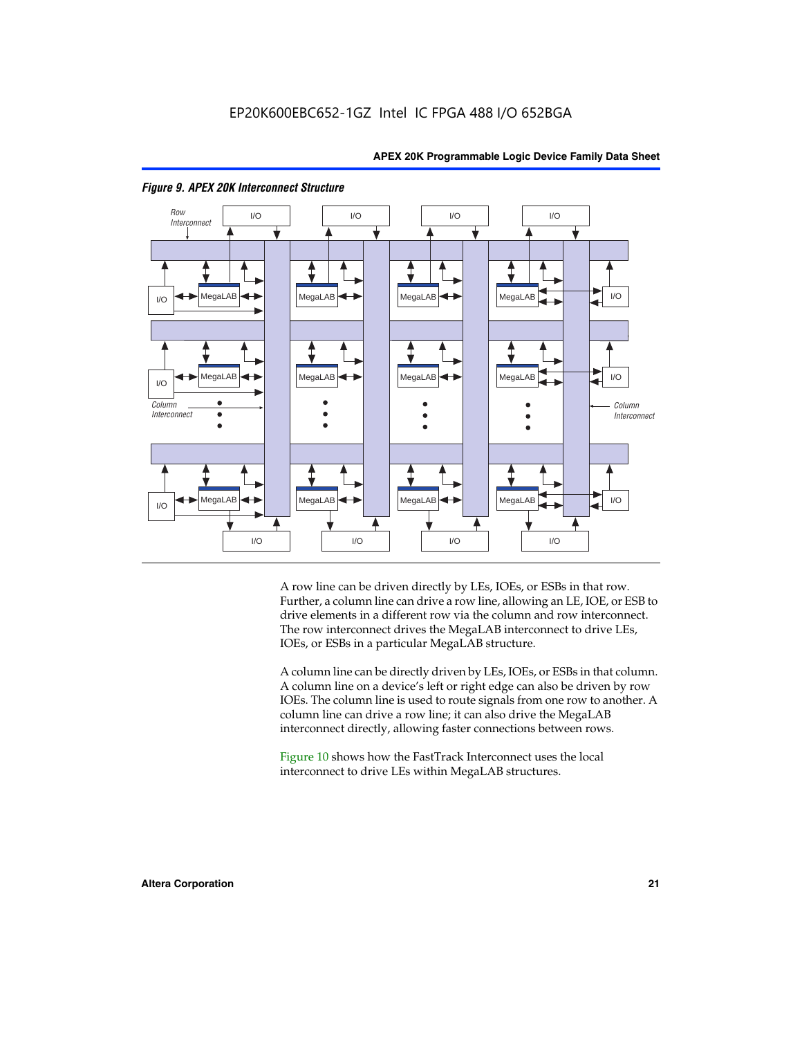*Figure 9. APEX 20K Interconnect Structure*

A row line can be driven directly by LEs, IOEs, or ESBs in that row. Further, a column line can drive a row line, allowing an LE, IOE, or ESB to drive elements in a different row via the column and row interconnect. The row interconnect drives the MegaLAB interconnect to drive LEs, IOEs, or ESBs in a particular MegaLAB structure.

A column line can be directly driven by LEs, IOEs, or ESBs in that column. A column line on a device's left or right edge can also be driven by row IOEs. The column line is used to route signals from one row to another. A column line can drive a row line; it can also drive the MegaLAB interconnect directly, allowing faster connections between rows.

Figure 10 shows how the FastTrack Interconnect uses the local interconnect to drive LEs within MegaLAB structures.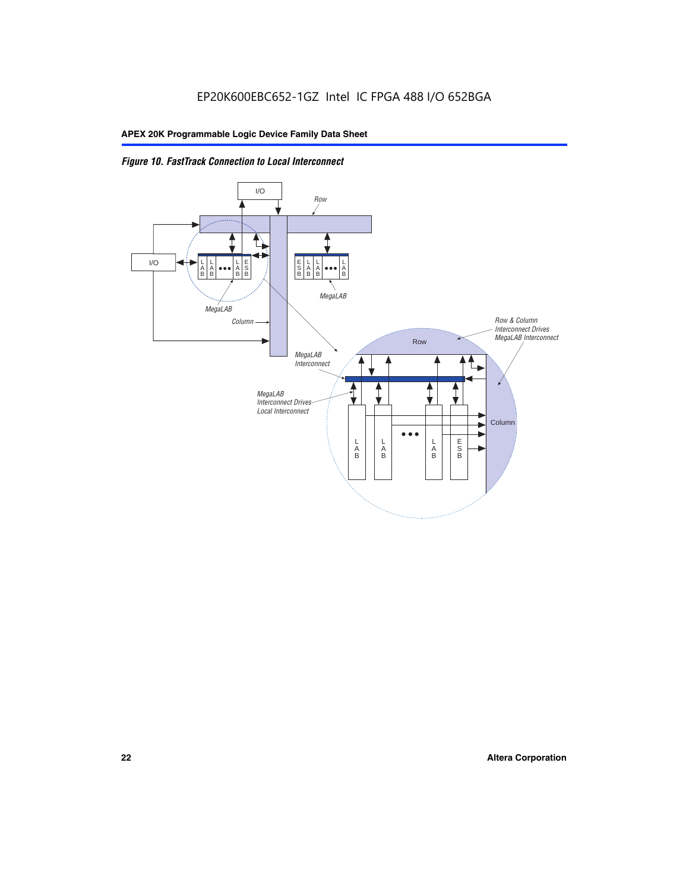*Figure 10. FastTrack Connection to Local Interconnect*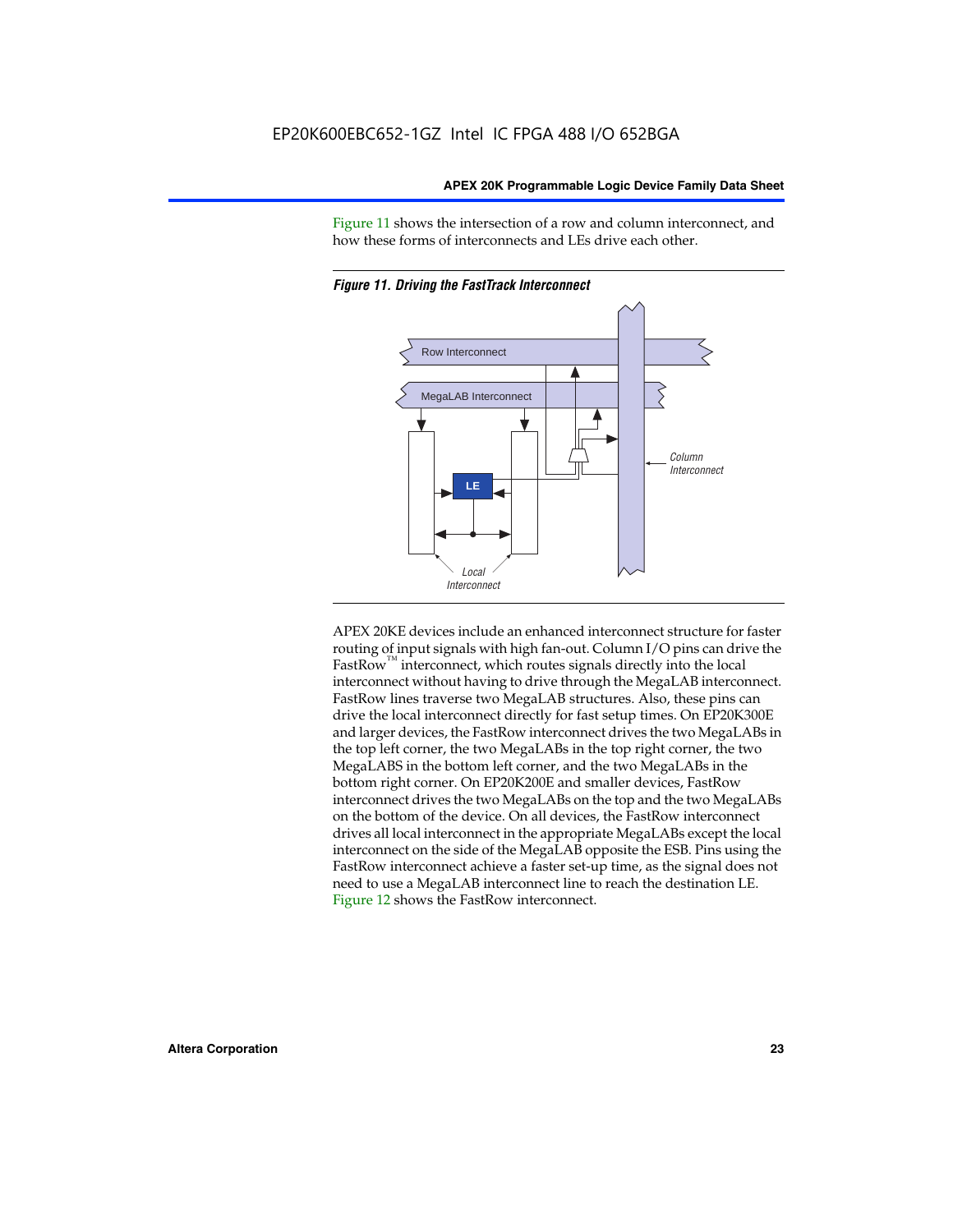Figure 11 shows the intersection of a row and column interconnect, and how these forms of interconnects and LEs drive each other.

*Figure 11. Driving the FastTrack Interconnect*

APEX 20KE devices include an enhanced interconnect structure for faster routing of input signals with high fan-out. Column I/O pins can drive the FastRow™ interconnect, which routes signals directly into the local interconnect without having to drive through the MegaLAB interconnect. FastRow lines traverse two MegaLAB structures. Also, these pins can drive the local interconnect directly for fast setup times. On EP20K300E and larger devices, the FastRow interconnect drives the two MegaLABs in the top left corner, the two MegaLABs in the top right corner, the two MegaLABS in the bottom left corner, and the two MegaLABs in the bottom right corner. On EP20K200E and smaller devices, FastRow interconnect drives the two MegaLABs on the top and the two MegaLABs on the bottom of the device. On all devices, the FastRow interconnect drives all local interconnect in the appropriate MegaLABs except the local interconnect on the side of the MegaLAB opposite the ESB. Pins using the FastRow interconnect achieve a faster set-up time, as the signal does not need to use a MegaLAB interconnect line to reach the destination LE. Figure 12 shows the FastRow interconnect.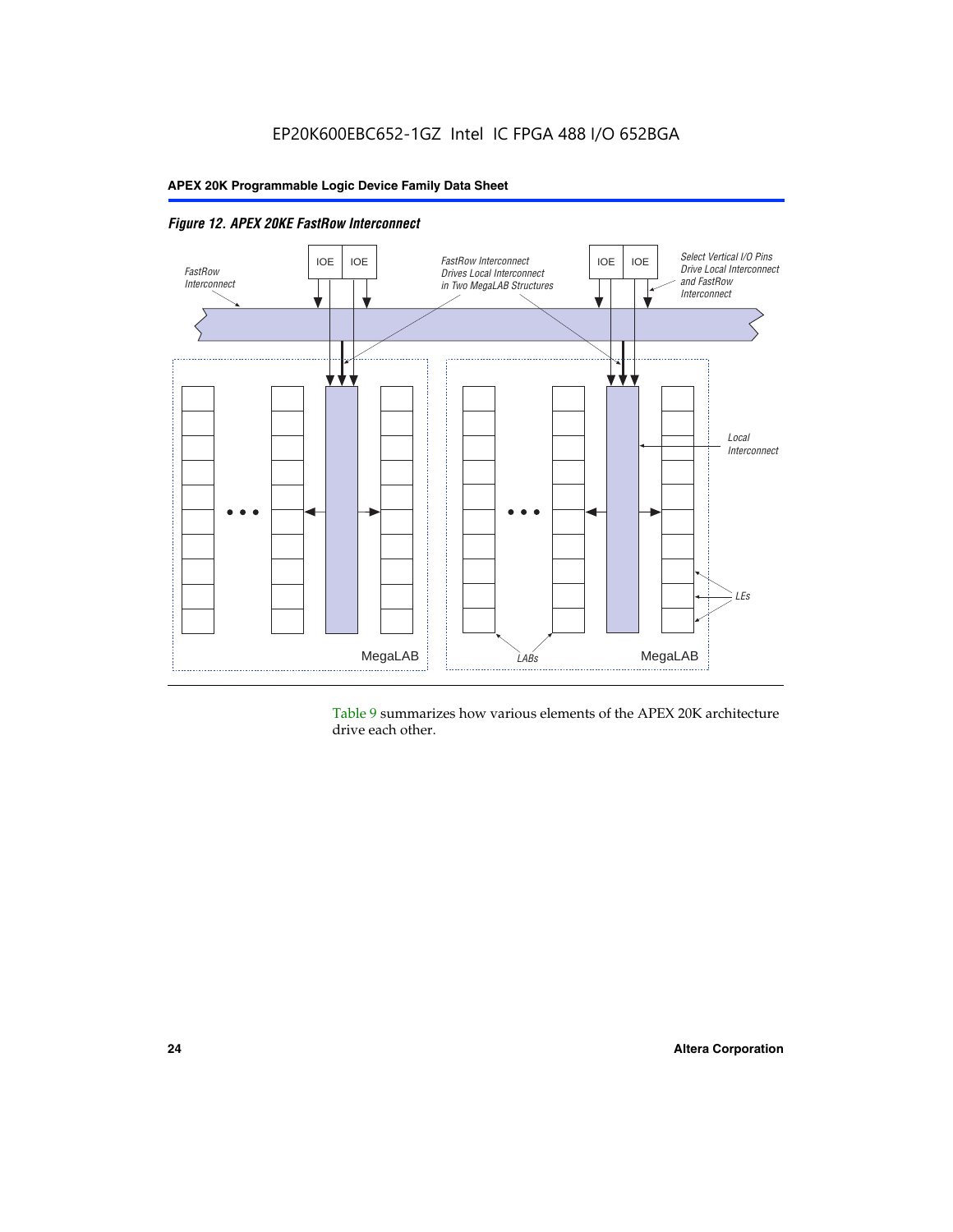*Figure 12. APEX 20KE FastRow Interconnect*

Table 9 summarizes how various elements of the APEX 20K architecture drive each other.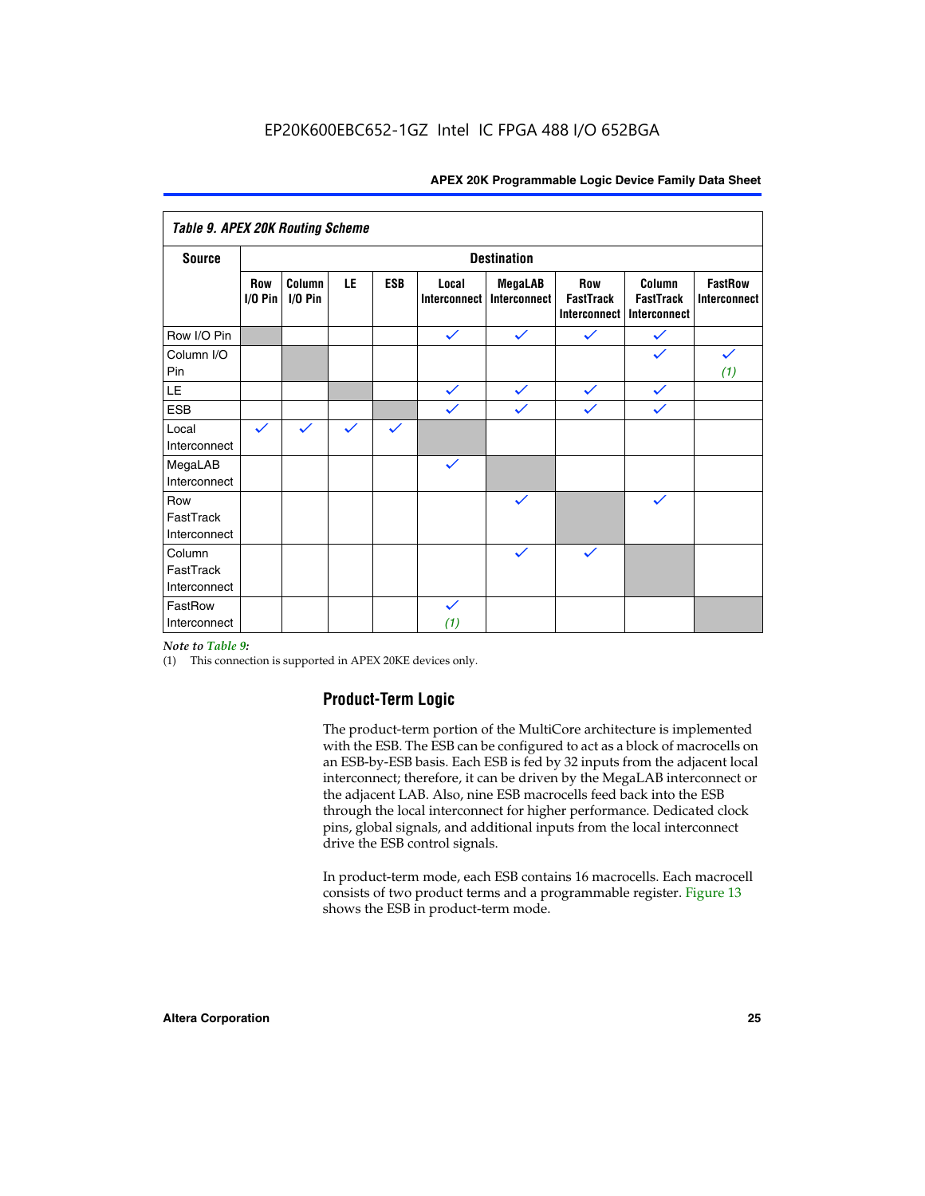Table 9. APEX 20K Routing Scheme

| Source | Destination | | | | | | | | |
|---|---|---|---|---|---|---|---|---|---|
| | Row I/O Pin | Column I/O Pin | LE | ESB | Local Interconnect | MegaLAB Interconnect | Row FastTrack Interconnect | Column FastTrack Interconnect | FastRow Interconnect |
| Row I/O Pin | | | | | ✓ | ✓ | ✓ | ✓ | |
| Column I/O Pin | | | | | | | | ✓ | ✓ *(1)* |
| LE | | | | | ✓ | ✓ | ✓ | ✓ | |
| ESB | | | | | ✓ | ✓ | ✓ | ✓ | |
| Local Interconnect | ✓ | ✓ | ✓ | ✓ | | | | | |
| MegaLAB Interconnect | | | | | ✓ | | | | |
| Row FastTrack Interconnect | | | | | | ✓ | | ✓ | |
| Column FastTrack Interconnect | | | | | | ✓ | ✓ | | |
| FastRow Interconnect | | | | | ✓ *(1)* | | | | |

*Note to Table 9:*

(1) This connection is supported in APEX 20KE devices only.

## Product-Term Logic

The product-term portion of the MultiCore architecture is implemented with the ESB. The ESB can be configured to act as a block of macrocells on an ESB-by-ESB basis. Each ESB is fed by 32 inputs from the adjacent local interconnect; therefore, it can be driven by the MegaLAB interconnect or the adjacent LAB. Also, nine ESB macrocells feed back into the ESB through the local interconnect for higher performance. Dedicated clock pins, global signals, and additional inputs from the local interconnect drive the ESB control signals.

In product-term mode, each ESB contains 16 macrocells. Each macrocell consists of two product terms and a programmable register. Figure 13 shows the ESB in product-term mode.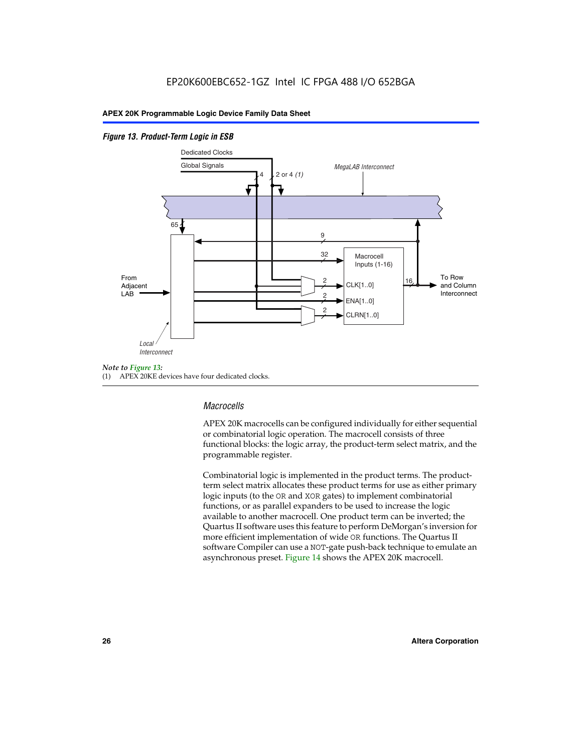*Figure 13. Product-Term Logic in ESB*

Dedicated Clocks

Global Signals

4

2 or 4 *(1)*

*MegaLAB Interconnect*

65

9

32

Macrocell Inputs (1-16)

From Adjacent LAB

2

CLK[1..0]

16

To Row and Column Interconnect

2

ENA[1..0]

2

CLRN[1..0]

*Local Interconnect*

*Note to Figure 13:*

(1) APEX 20KE devices have four dedicated clocks.

### Macrocells

APEX 20K macrocells can be configured individually for either sequential or combinatorial logic operation. The macrocell consists of three functional blocks: the logic array, the product-term select matrix, and the programmable register.

Combinatorial logic is implemented in the product terms. The product-term select matrix allocates these product terms for use as either primary logic inputs (to the OR and XOR gates) to implement combinatorial functions, or as parallel expanders to be used to increase the logic available to another macrocell. One product term can be inverted; the Quartus II software uses this feature to perform DeMorgan's inversion for more efficient implementation of wide OR functions. The Quartus II software Compiler can use a NOT-gate push-back technique to emulate an asynchronous preset. Figure 14 shows the APEX 20K macrocell.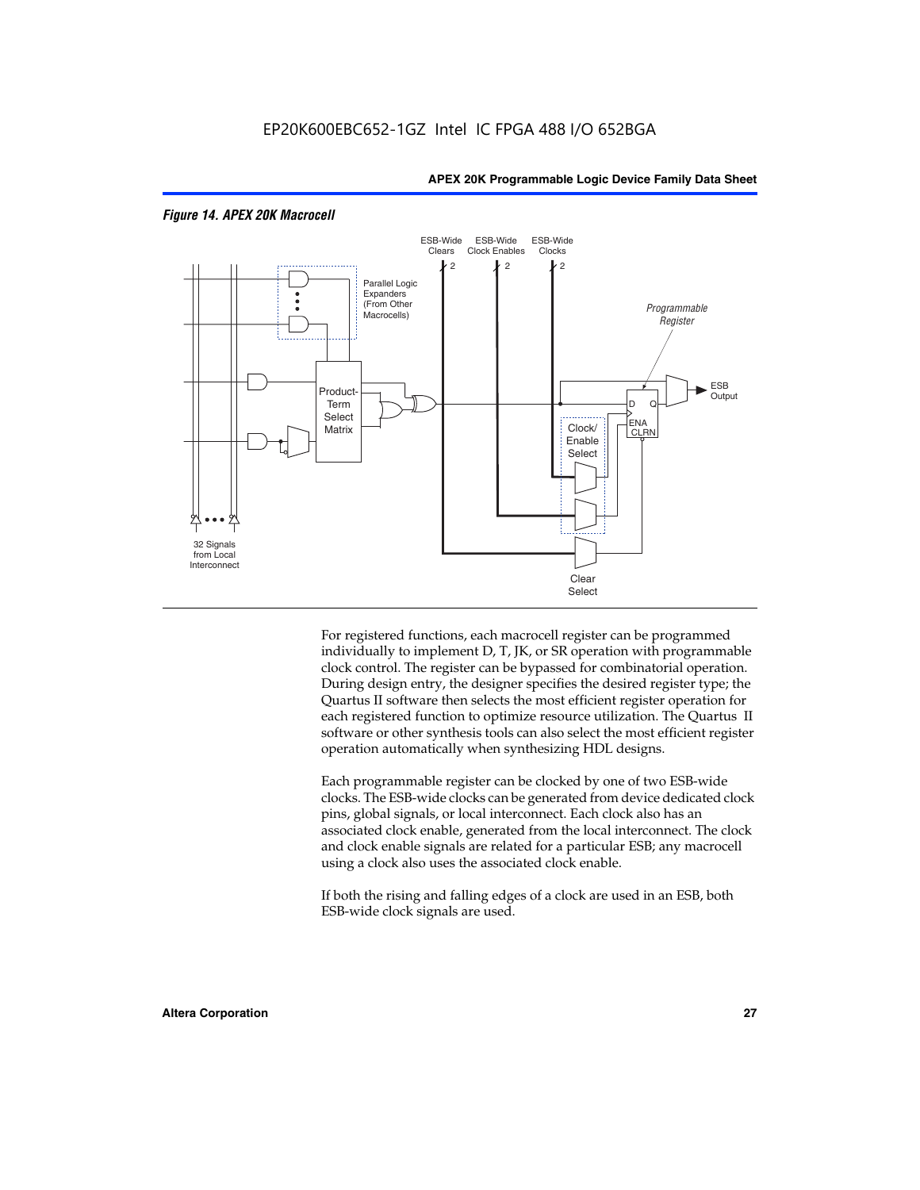*Figure 14. APEX 20K Macrocell*

For registered functions, each macrocell register can be programmed individually to implement D, T, JK, or SR operation with programmable clock control. The register can be bypassed for combinatorial operation. During design entry, the designer specifies the desired register type; the Quartus II software then selects the most efficient register operation for each registered function to optimize resource utilization. The Quartus II software or other synthesis tools can also select the most efficient register operation automatically when synthesizing HDL designs.

Each programmable register can be clocked by one of two ESB-wide clocks. The ESB-wide clocks can be generated from device dedicated clock pins, global signals, or local interconnect. Each clock also has an associated clock enable, generated from the local interconnect. The clock and clock enable signals are related for a particular ESB; any macrocell using a clock also uses the associated clock enable.

If both the rising and falling edges of a clock are used in an ESB, both ESB-wide clock signals are used.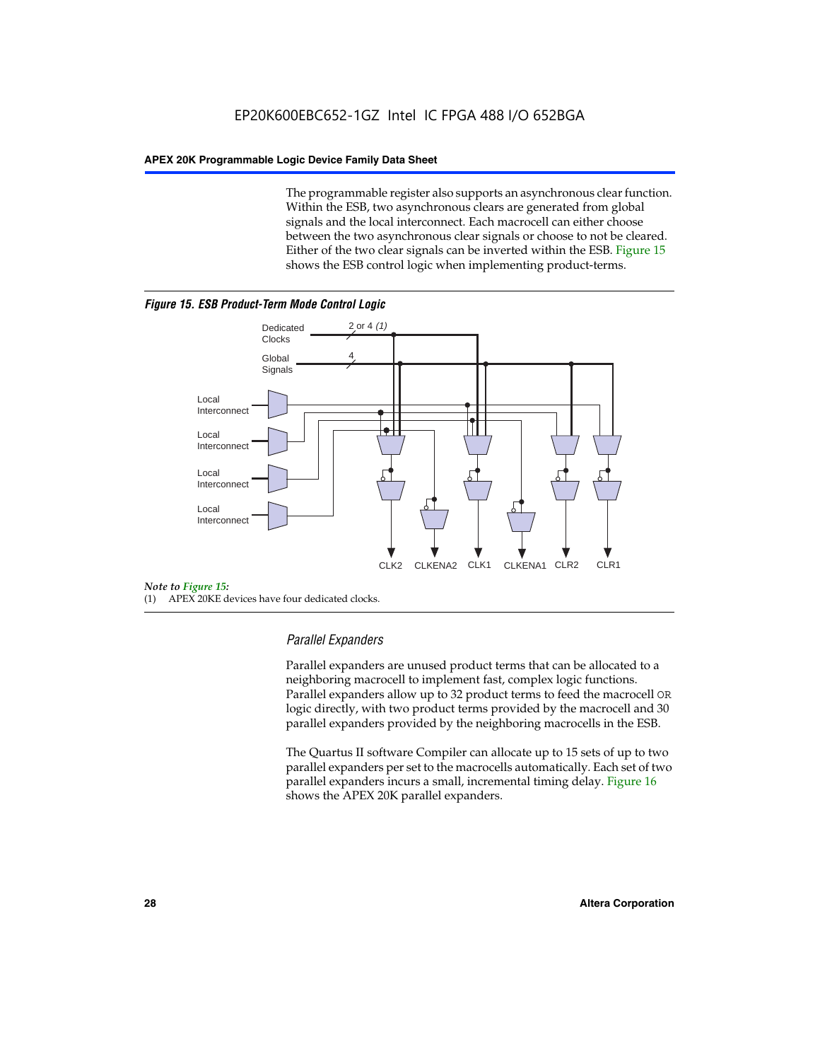The programmable register also supports an asynchronous clear function. Within the ESB, two asynchronous clears are generated from global signals and the local interconnect. Each macrocell can either choose between the two asynchronous clear signals or choose to not be cleared. Either of the two clear signals can be inverted within the ESB. Figure 15 shows the ESB control logic when implementing product-terms.

***Figure 15. ESB Product-Term Mode Control Logic***

*Note to Figure 15:*

(1) APEX 20KE devices have four dedicated clocks.

### *Parallel Expanders*

Parallel expanders are unused product terms that can be allocated to a neighboring macrocell to implement fast, complex logic functions. Parallel expanders allow up to 32 product terms to feed the macrocell OR logic directly, with two product terms provided by the macrocell and 30 parallel expanders provided by the neighboring macrocells in the ESB.

The Quartus II software Compiler can allocate up to 15 sets of up to two parallel expanders per set to the macrocells automatically. Each set of two parallel expanders incurs a small, incremental timing delay. Figure 16 shows the APEX 20K parallel expanders.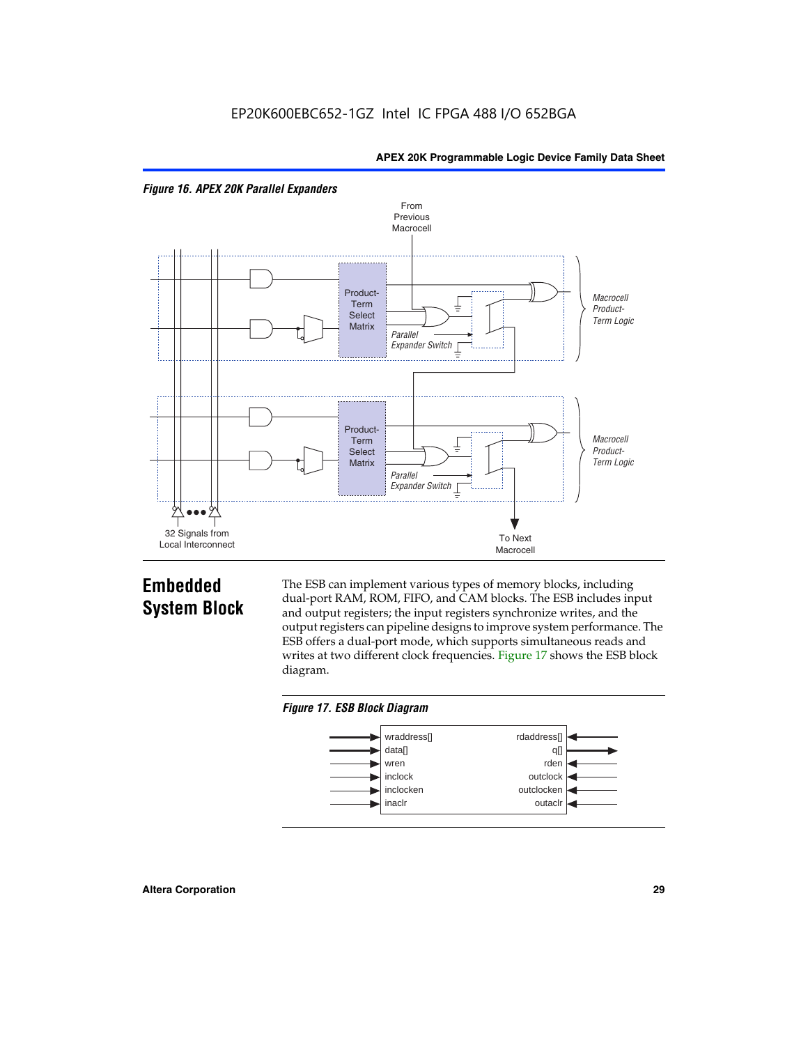*Figure 16. APEX 20K Parallel Expanders*

## Embedded System Block

The ESB can implement various types of memory blocks, including dual-port RAM, ROM, FIFO, and CAM blocks. The ESB includes input and output registers; the input registers synchronize writes, and the output registers can pipeline designs to improve system performance. The ESB offers a dual-port mode, which supports simultaneous reads and writes at two different clock frequencies. Figure 17 shows the ESB block diagram.

*Figure 17. ESB Block Diagram*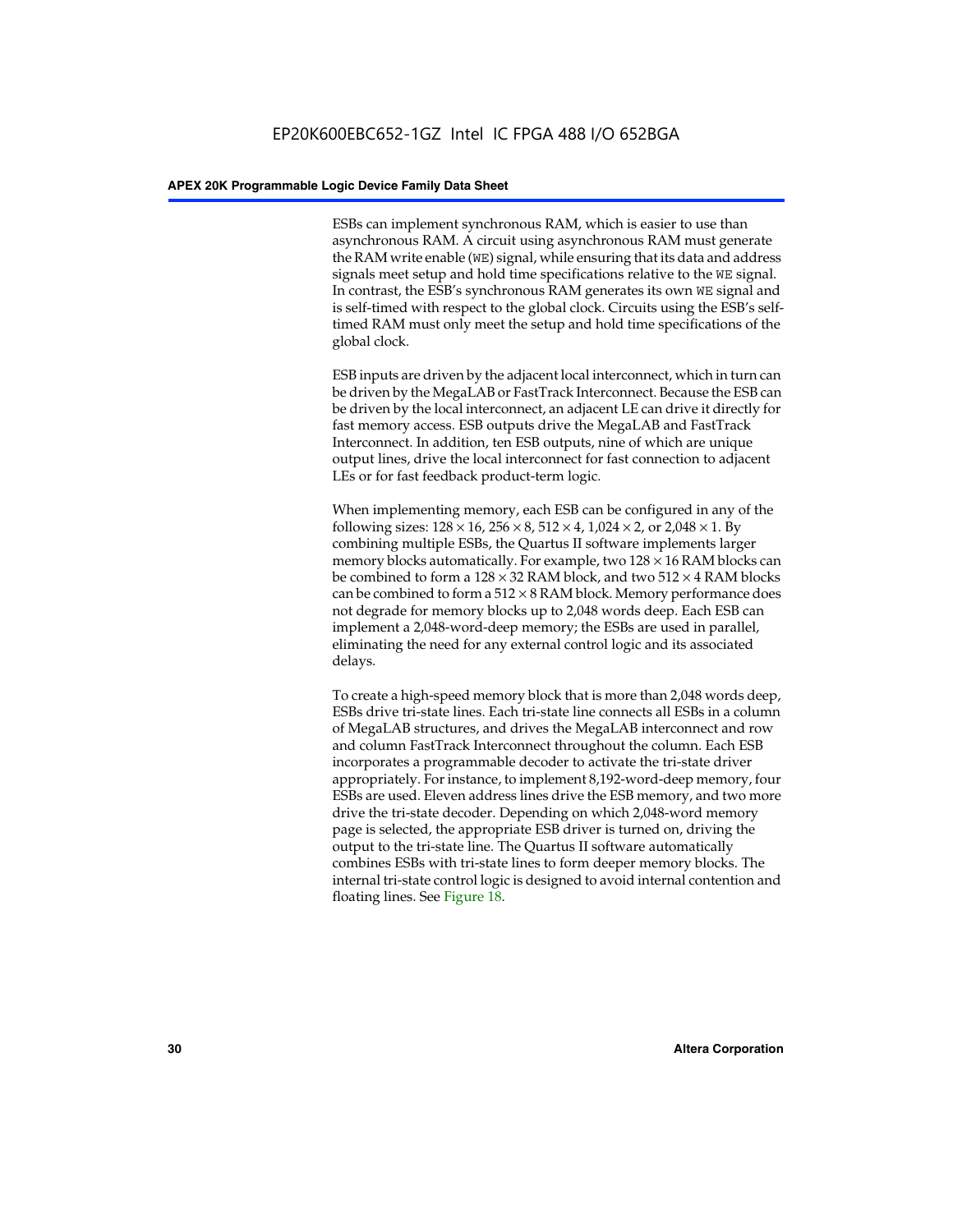ESBs can implement synchronous RAM, which is easier to use than asynchronous RAM. A circuit using asynchronous RAM must generate the RAM write enable (`WE`) signal, while ensuring that its data and address signals meet setup and hold time specifications relative to the `WE` signal. In contrast, the ESB's synchronous RAM generates its own `WE` signal and is self-timed with respect to the global clock. Circuits using the ESB's self-timed RAM must only meet the setup and hold time specifications of the global clock.

ESB inputs are driven by the adjacent local interconnect, which in turn can be driven by the MegaLAB or FastTrack Interconnect. Because the ESB can be driven by the local interconnect, an adjacent LE can drive it directly for fast memory access. ESB outputs drive the MegaLAB and FastTrack Interconnect. In addition, ten ESB outputs, nine of which are unique output lines, drive the local interconnect for fast connection to adjacent LEs or for fast feedback product-term logic.

When implementing memory, each ESB can be configured in any of the following sizes: $128 \times 16$, $256 \times 8$, $512 \times 4$, $1{,}024 \times 2$, or $2{,}048 \times 1$. By combining multiple ESBs, the Quartus II software implements larger memory blocks automatically. For example, two $128 \times 16$ RAM blocks can be combined to form a $128 \times 32$ RAM block, and two $512 \times 4$ RAM blocks can be combined to form a $512 \times 8$ RAM block. Memory performance does not degrade for memory blocks up to 2,048 words deep. Each ESB can implement a 2,048-word-deep memory; the ESBs are used in parallel, eliminating the need for any external control logic and its associated delays.

To create a high-speed memory block that is more than 2,048 words deep, ESBs drive tri-state lines. Each tri-state line connects all ESBs in a column of MegaLAB structures, and drives the MegaLAB interconnect and row and column FastTrack Interconnect throughout the column. Each ESB incorporates a programmable decoder to activate the tri-state driver appropriately. For instance, to implement 8,192-word-deep memory, four ESBs are used. Eleven address lines drive the ESB memory, and two more drive the tri-state decoder. Depending on which 2,048-word memory page is selected, the appropriate ESB driver is turned on, driving the output to the tri-state line. The Quartus II software automatically combines ESBs with tri-state lines to form deeper memory blocks. The internal tri-state control logic is designed to avoid internal contention and floating lines. See Figure 18.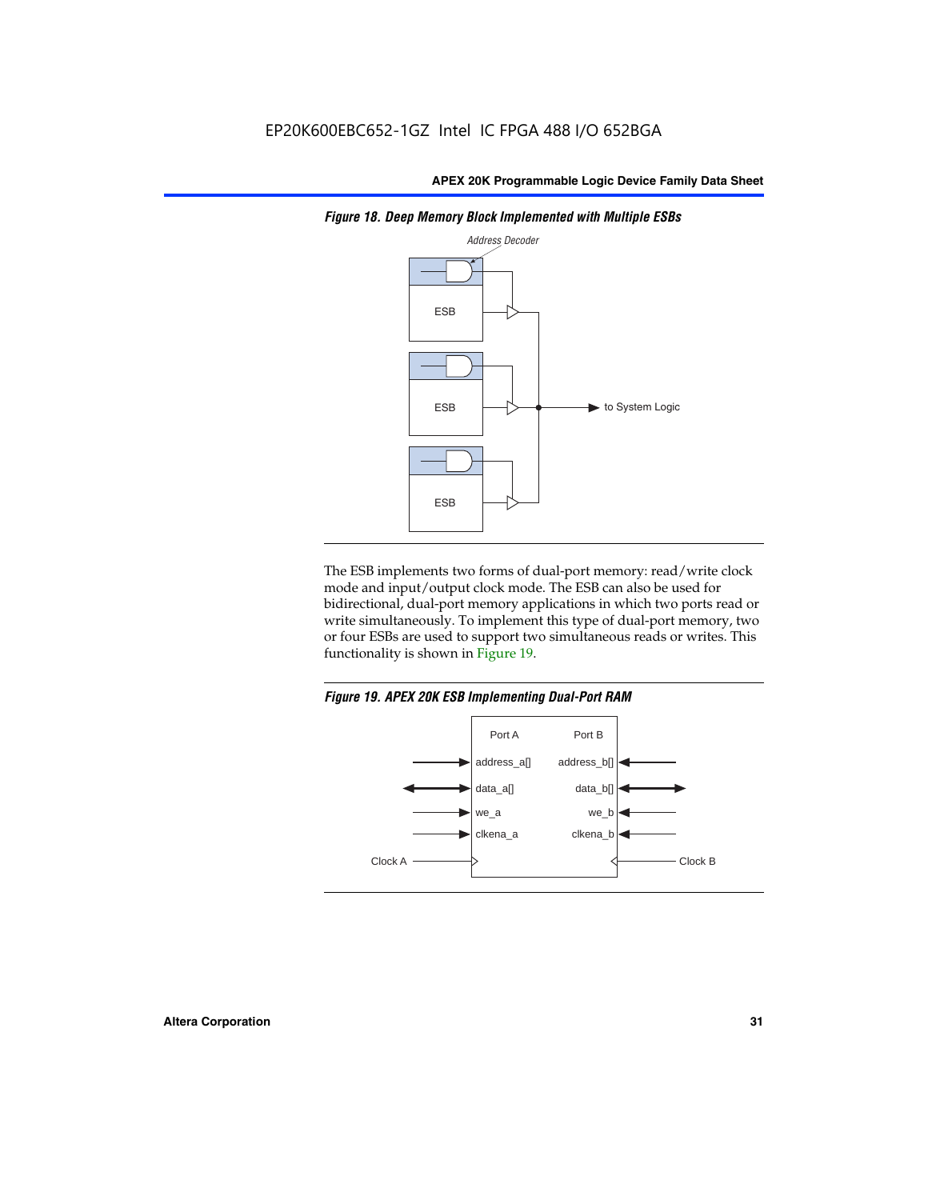*Figure 18. Deep Memory Block Implemented with Multiple ESBs*

The ESB implements two forms of dual-port memory: read/write clock mode and input/output clock mode. The ESB can also be used for bidirectional, dual-port memory applications in which two ports read or write simultaneously. To implement this type of dual-port memory, two or four ESBs are used to support two simultaneous reads or writes. This functionality is shown in Figure 19.

*Figure 19. APEX 20K ESB Implementing Dual-Port RAM*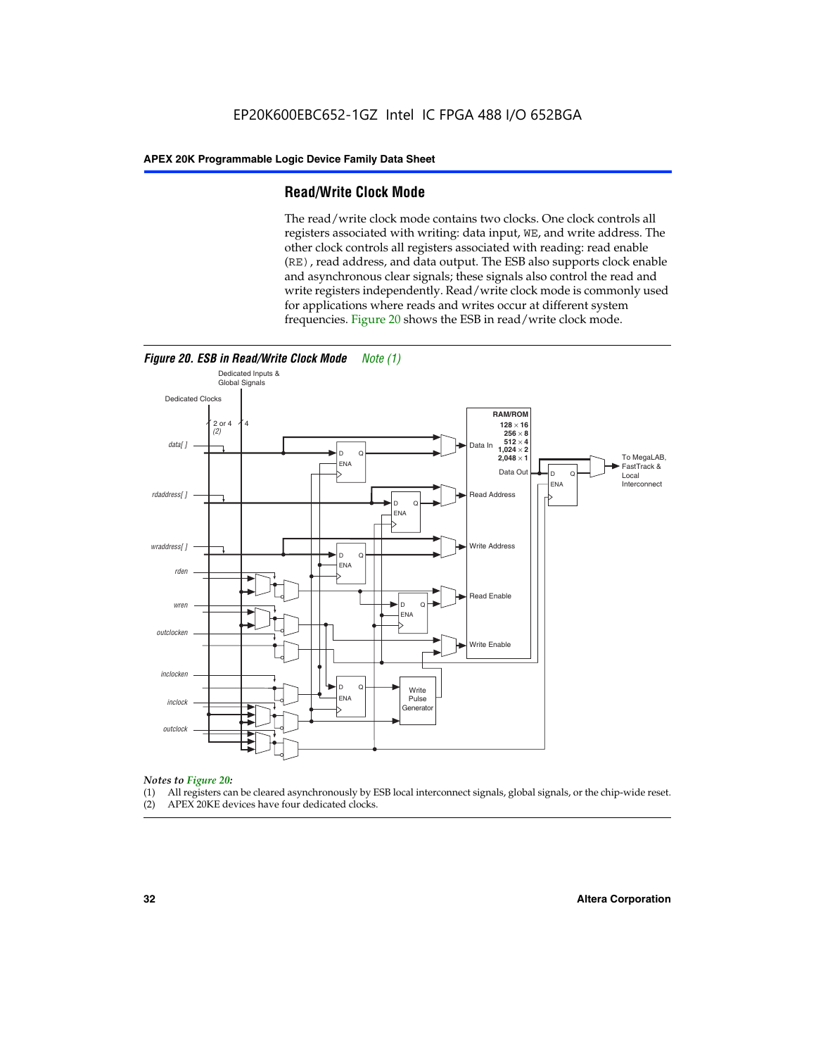## Read/Write Clock Mode

The read/write clock mode contains two clocks. One clock controls all registers associated with writing: data input, WE, and write address. The other clock controls all registers associated with reading: read enable (RE), read address, and data output. The ESB also supports clock enable and asynchronous clear signals; these signals also control the read and write registers independently. Read/write clock mode is commonly used for applications where reads and writes occur at different system frequencies. Figure 20 shows the ESB in read/write clock mode.

*Figure 20. ESB in Read/Write Clock Mode Note (1)*

*Notes to Figure 20:*

(1) All registers can be cleared asynchronously by ESB local interconnect signals, global signals, or the chip-wide reset.
(2) APEX 20KE devices have four dedicated clocks.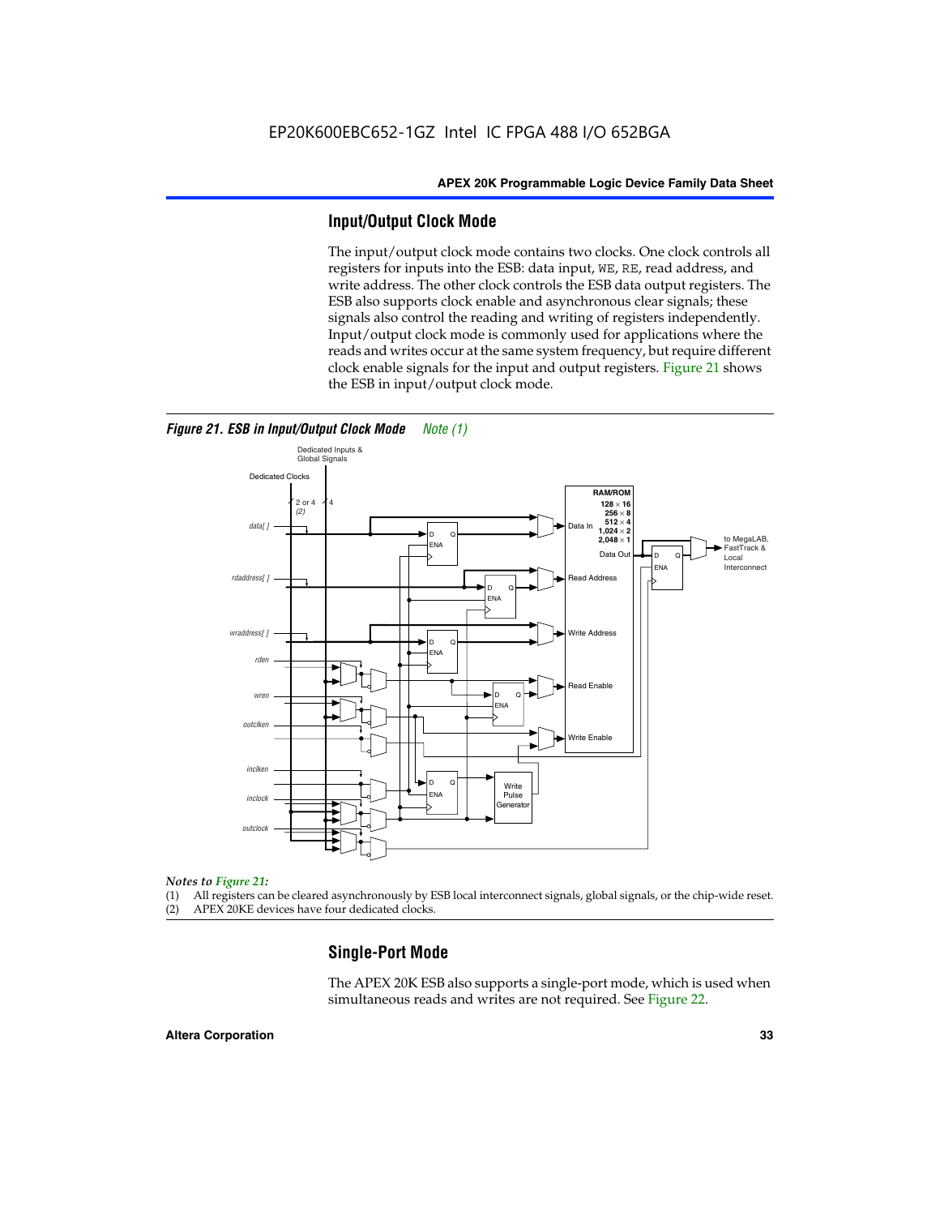## Input/Output Clock Mode

The input/output clock mode contains two clocks. One clock controls all registers for inputs into the ESB: data input, WE, RE, read address, and write address. The other clock controls the ESB data output registers. The ESB also supports clock enable and asynchronous clear signals; these signals also control the reading and writing of registers independently. Input/output clock mode is commonly used for applications where the reads and writes occur at the same system frequency, but require different clock enable signals for the input and output registers. Figure 21 shows the ESB in input/output clock mode.

***Figure 21. ESB in Input/Output Clock Mode*** *Note (1)*

*Notes to Figure 21:*

(1) All registers can be cleared asynchronously by ESB local interconnect signals, global signals, or the chip-wide reset.
(2) APEX 20KE devices have four dedicated clocks.

## Single-Port Mode

The APEX 20K ESB also supports a single-port mode, which is used when simultaneous reads and writes are not required. See Figure 22.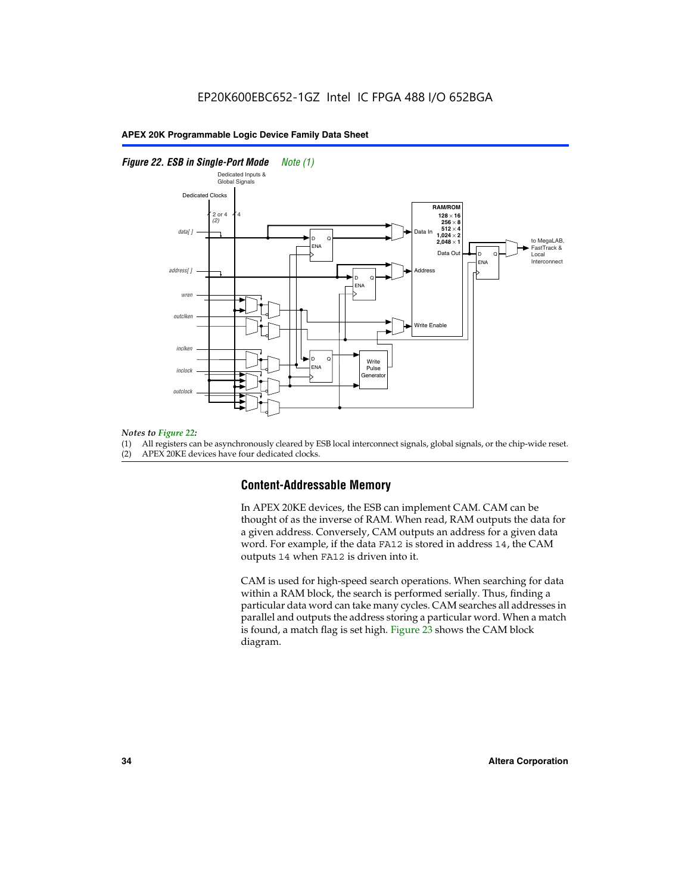EP20K600EBC652-1GZ Intel IC FPGA 488 I/O 652BGA

*Figure 22. ESB in Single-Port Mode* *Note (1)*

*Notes to Figure 22:*

(1) All registers can be asynchronously cleared by ESB local interconnect signals, global signals, or the chip-wide reset.

(2) APEX 20KE devices have four dedicated clocks.

## Content-Addressable Memory

In APEX 20KE devices, the ESB can implement CAM. CAM can be thought of as the inverse of RAM. When read, RAM outputs the data for a given address. Conversely, CAM outputs an address for a given data word. For example, if the data `FA12` is stored in address `14`, the CAM outputs `14` when `FA12` is driven into it.

CAM is used for high-speed search operations. When searching for data within a RAM block, the search is performed serially. Thus, finding a particular data word can take many cycles. CAM searches all addresses in parallel and outputs the address storing a particular word. When a match is found, a match flag is set high. Figure 23 shows the CAM block diagram.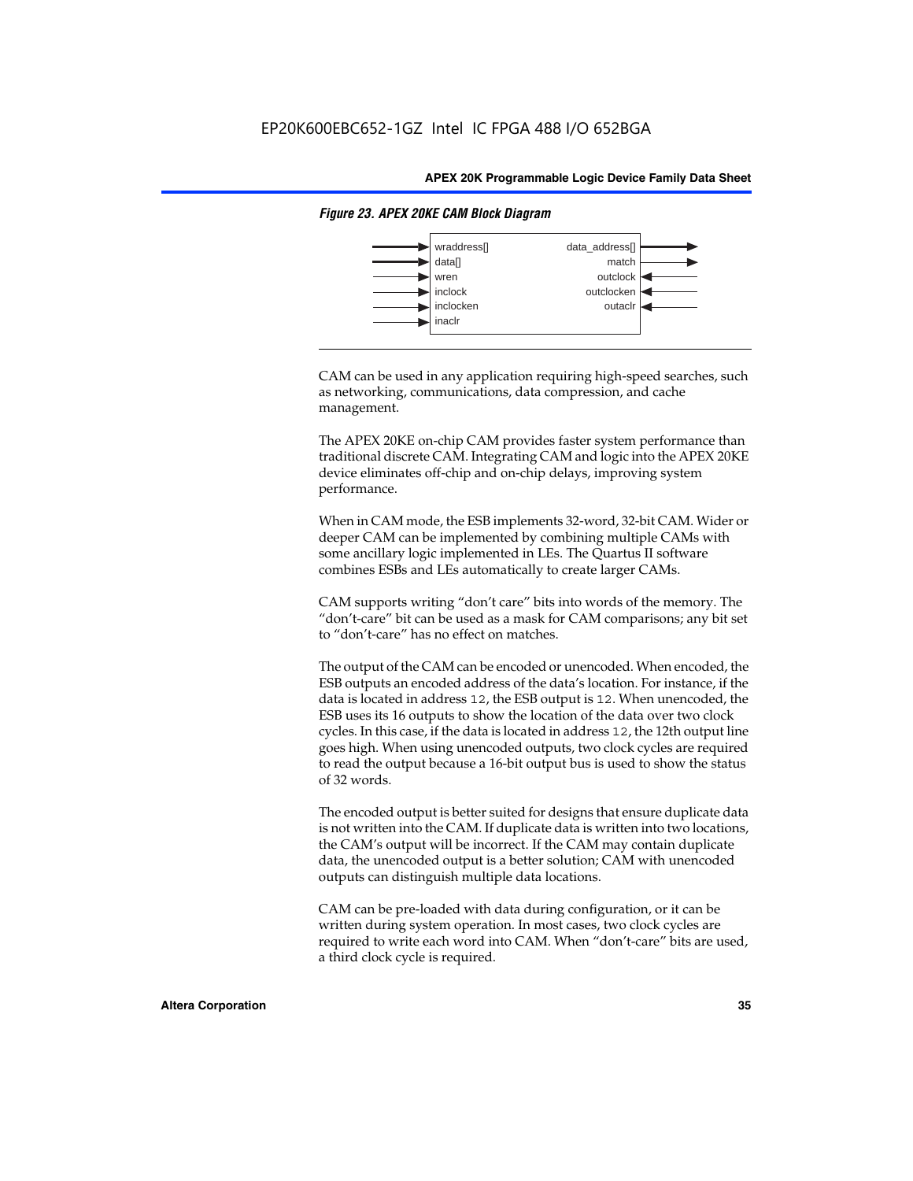*Figure 23. APEX 20KE CAM Block Diagram*

| Inputs | Outputs |
|---|---|
| wraddress[] | data_address[] |
| data[] | match |
| wren | outclock |
| inclock | outclocken |
| inclocken | outaclr |
| inaclr | |

CAM can be used in any application requiring high-speed searches, such as networking, communications, data compression, and cache management.

The APEX 20KE on-chip CAM provides faster system performance than traditional discrete CAM. Integrating CAM and logic into the APEX 20KE device eliminates off-chip and on-chip delays, improving system performance.

When in CAM mode, the ESB implements 32-word, 32-bit CAM. Wider or deeper CAM can be implemented by combining multiple CAMs with some ancillary logic implemented in LEs. The Quartus II software combines ESBs and LEs automatically to create larger CAMs.

CAM supports writing "don't care" bits into words of the memory. The "don't-care" bit can be used as a mask for CAM comparisons; any bit set to "don't-care" has no effect on matches.

The output of the CAM can be encoded or unencoded. When encoded, the ESB outputs an encoded address of the data's location. For instance, if the data is located in address `12`, the ESB output is `12`. When unencoded, the ESB uses its 16 outputs to show the location of the data over two clock cycles. In this case, if the data is located in address `12`, the 12th output line goes high. When using unencoded outputs, two clock cycles are required to read the output because a 16-bit output bus is used to show the status of 32 words.

The encoded output is better suited for designs that ensure duplicate data is not written into the CAM. If duplicate data is written into two locations, the CAM's output will be incorrect. If the CAM may contain duplicate data, the unencoded output is a better solution; CAM with unencoded outputs can distinguish multiple data locations.

CAM can be pre-loaded with data during configuration, or it can be written during system operation. In most cases, two clock cycles are required to write each word into CAM. When "don't-care" bits are used, a third clock cycle is required.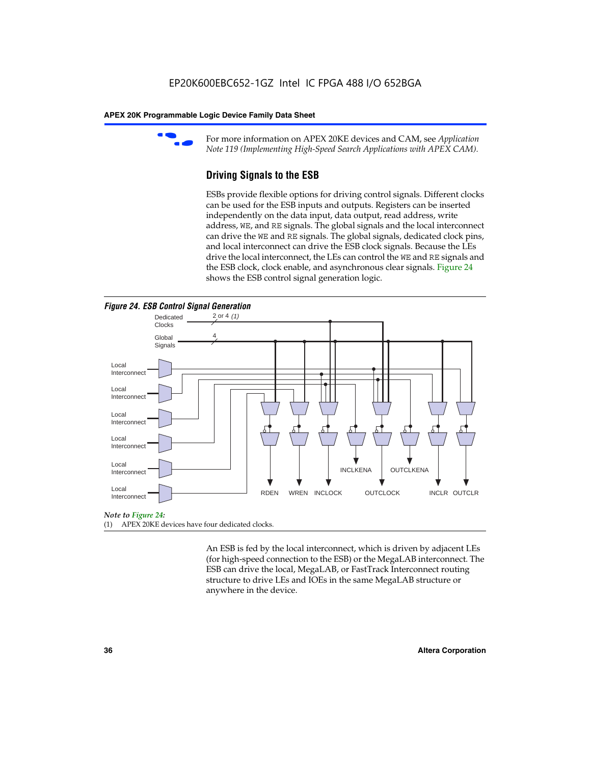For more information on APEX 20KE devices and CAM, see *Application Note 119 (Implementing High-Speed Search Applications with APEX CAM).*

## Driving Signals to the ESB

ESBs provide flexible options for driving control signals. Different clocks can be used for the ESB inputs and outputs. Registers can be inserted independently on the data input, data output, read address, write address, `WE`, and `RE` signals. The global signals and the local interconnect can drive the `WE` and `RE` signals. The global signals, dedicated clock pins, and local interconnect can drive the ESB clock signals. Because the LEs drive the local interconnect, the LEs can control the `WE` and `RE` signals and the ESB clock, clock enable, and asynchronous clear signals. Figure 24 shows the ESB control signal generation logic.

***Figure 24. ESB Control Signal Generation***

Dedicated Clocks — 2 or 4 *(1)*

Global Signals — 4

Local Interconnect (×6)

RDEN, WREN, INCLOCK, INCLKENA, OUTCLOCK, OUTCLKENA, INCLR, OUTCLR

*Note to Figure 24:*

(1) APEX 20KE devices have four dedicated clocks.

An ESB is fed by the local interconnect, which is driven by adjacent LEs (for high-speed connection to the ESB) or the MegaLAB interconnect. The ESB can drive the local, MegaLAB, or FastTrack Interconnect routing structure to drive LEs and IOEs in the same MegaLAB structure or anywhere in the device.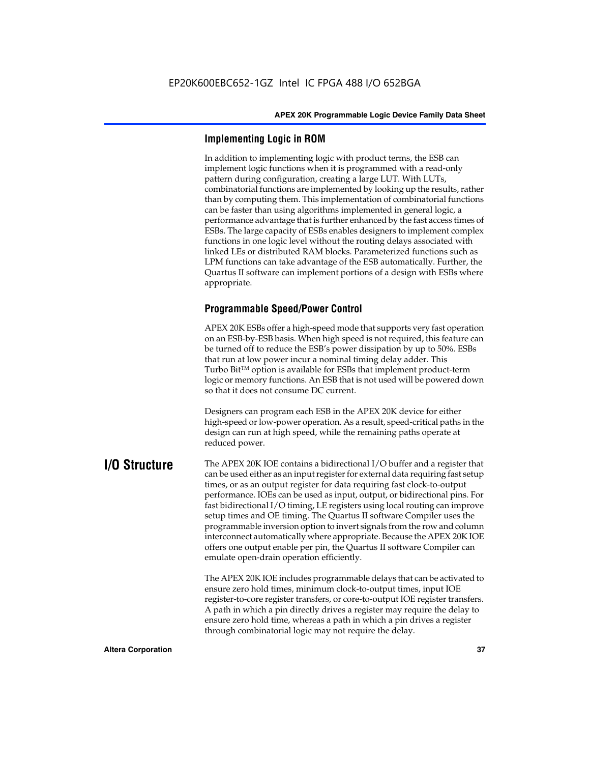### Implementing Logic in ROM

In addition to implementing logic with product terms, the ESB can implement logic functions when it is programmed with a read-only pattern during configuration, creating a large LUT. With LUTs, combinatorial functions are implemented by looking up the results, rather than by computing them. This implementation of combinatorial functions can be faster than using algorithms implemented in general logic, a performance advantage that is further enhanced by the fast access times of ESBs. The large capacity of ESBs enables designers to implement complex functions in one logic level without the routing delays associated with linked LEs or distributed RAM blocks. Parameterized functions such as LPM functions can take advantage of the ESB automatically. Further, the Quartus II software can implement portions of a design with ESBs where appropriate.

### Programmable Speed/Power Control

APEX 20K ESBs offer a high-speed mode that supports very fast operation on an ESB-by-ESB basis. When high speed is not required, this feature can be turned off to reduce the ESB's power dissipation by up to 50%. ESBs that run at low power incur a nominal timing delay adder. This Turbo Bit™ option is available for ESBs that implement product-term logic or memory functions. An ESB that is not used will be powered down so that it does not consume DC current.

Designers can program each ESB in the APEX 20K device for either high-speed or low-power operation. As a result, speed-critical paths in the design can run at high speed, while the remaining paths operate at reduced power.

## I/O Structure

The APEX 20K IOE contains a bidirectional I/O buffer and a register that can be used either as an input register for external data requiring fast setup times, or as an output register for data requiring fast clock-to-output performance. IOEs can be used as input, output, or bidirectional pins. For fast bidirectional I/O timing, LE registers using local routing can improve setup times and OE timing. The Quartus II software Compiler uses the programmable inversion option to invert signals from the row and column interconnect automatically where appropriate. Because the APEX 20K IOE offers one output enable per pin, the Quartus II software Compiler can emulate open-drain operation efficiently.

The APEX 20K IOE includes programmable delays that can be activated to ensure zero hold times, minimum clock-to-output times, input IOE register-to-core register transfers, or core-to-output IOE register transfers. A path in which a pin directly drives a register may require the delay to ensure zero hold time, whereas a path in which a pin drives a register through combinatorial logic may not require the delay.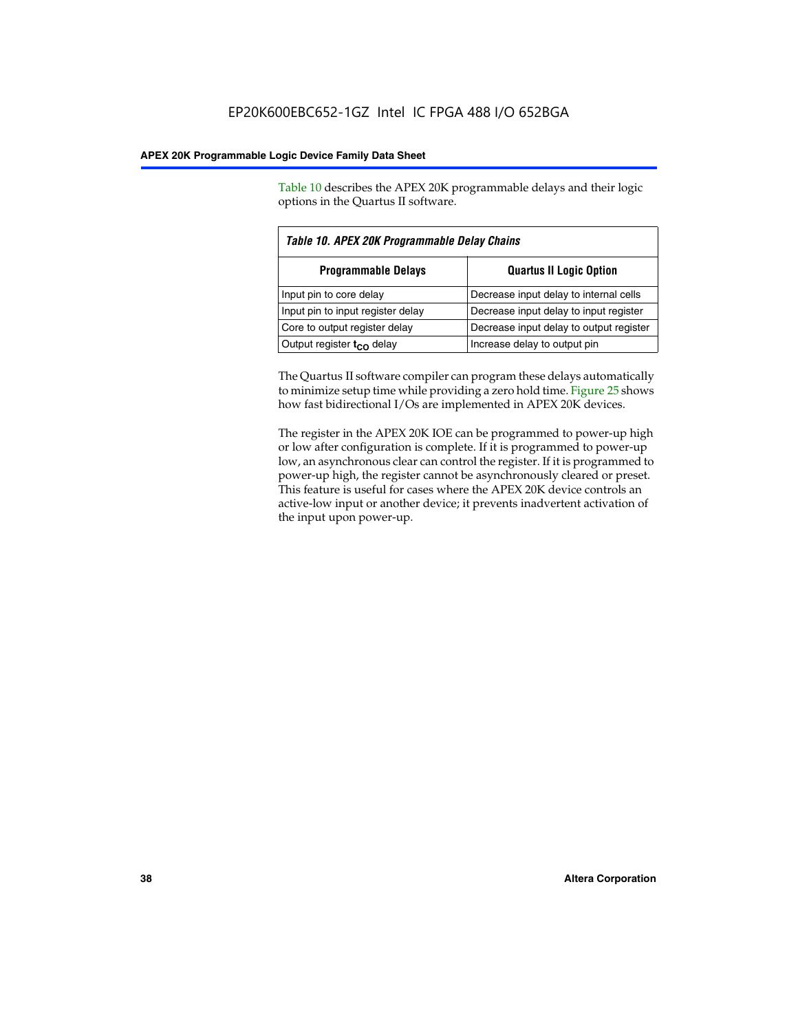Table 10 describes the APEX 20K programmable delays and their logic options in the Quartus II software.

*Table 10. APEX 20K Programmable Delay Chains*

| Programmable Delays | Quartus II Logic Option |
|---|---|
| Input pin to core delay | Decrease input delay to internal cells |
| Input pin to input register delay | Decrease input delay to input register |
| Core to output register delay | Decrease input delay to output register |
| Output register $t_{CO}$ delay | Increase delay to output pin |

The Quartus II software compiler can program these delays automatically to minimize setup time while providing a zero hold time. Figure 25 shows how fast bidirectional I/Os are implemented in APEX 20K devices.

The register in the APEX 20K IOE can be programmed to power-up high or low after configuration is complete. If it is programmed to power-up low, an asynchronous clear can control the register. If it is programmed to power-up high, the register cannot be asynchronously cleared or preset. This feature is useful for cases where the APEX 20K device controls an active-low input or another device; it prevents inadvertent activation of the input upon power-up.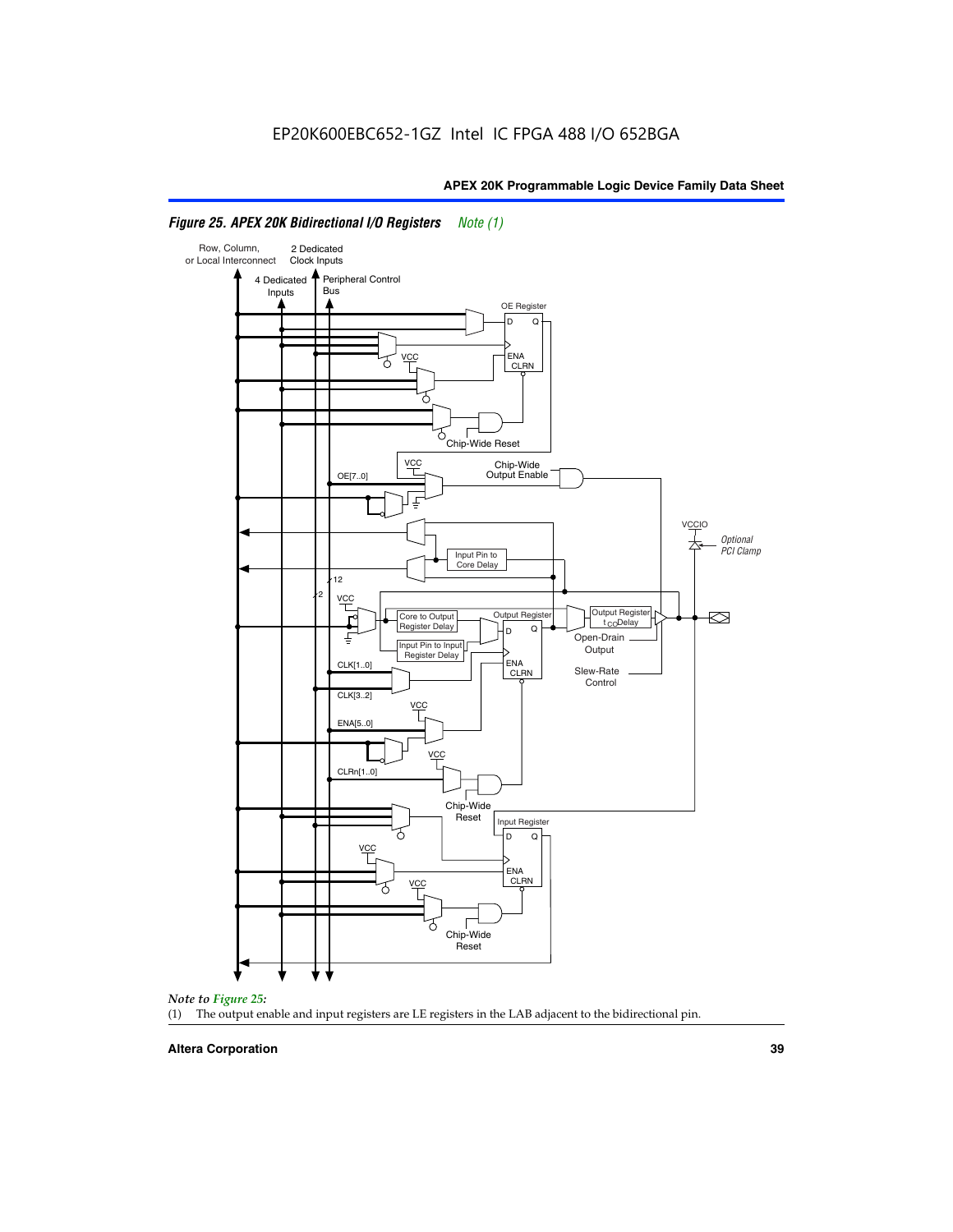*Figure 25. APEX 20K Bidirectional I/O Registers* *Note (1)*

*Note to Figure 25:*

(1) The output enable and input registers are LE registers in the LAB adjacent to the bidirectional pin.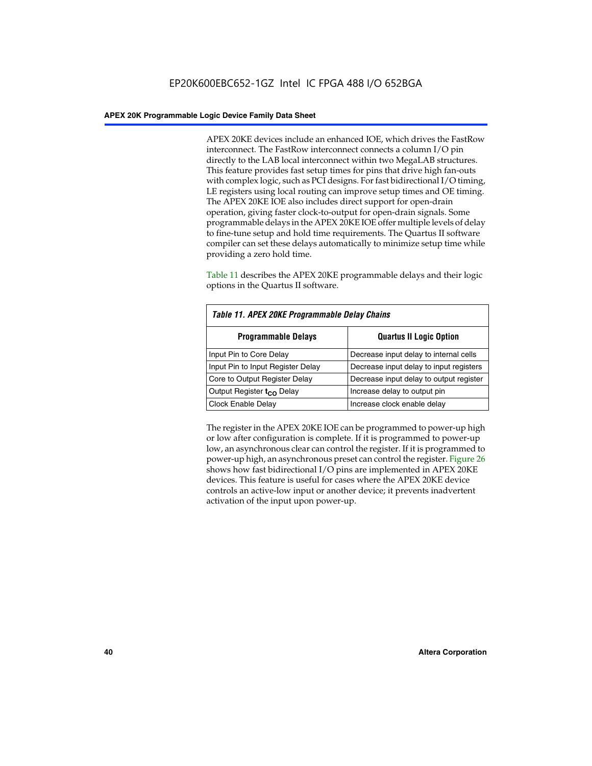APEX 20KE devices include an enhanced IOE, which drives the FastRow interconnect. The FastRow interconnect connects a column I/O pin directly to the LAB local interconnect within two MegaLAB structures. This feature provides fast setup times for pins that drive high fan-outs with complex logic, such as PCI designs. For fast bidirectional I/O timing, LE registers using local routing can improve setup times and OE timing. The APEX 20KE IOE also includes direct support for open-drain operation, giving faster clock-to-output for open-drain signals. Some programmable delays in the APEX 20KE IOE offer multiple levels of delay to fine-tune setup and hold time requirements. The Quartus II software compiler can set these delays automatically to minimize setup time while providing a zero hold time.

Table 11 describes the APEX 20KE programmable delays and their logic options in the Quartus II software.

*Table 11. APEX 20KE Programmable Delay Chains*

| Programmable Delays | Quartus II Logic Option |
|---|---|
| Input Pin to Core Delay | Decrease input delay to internal cells |
| Input Pin to Input Register Delay | Decrease input delay to input registers |
| Core to Output Register Delay | Decrease input delay to output register |
| Output Register $t_{CO}$ Delay | Increase delay to output pin |
| Clock Enable Delay | Increase clock enable delay |

The register in the APEX 20KE IOE can be programmed to power-up high or low after configuration is complete. If it is programmed to power-up low, an asynchronous clear can control the register. If it is programmed to power-up high, an asynchronous preset can control the register. Figure 26 shows how fast bidirectional I/O pins are implemented in APEX 20KE devices. This feature is useful for cases where the APEX 20KE device controls an active-low input or another device; it prevents inadvertent activation of the input upon power-up.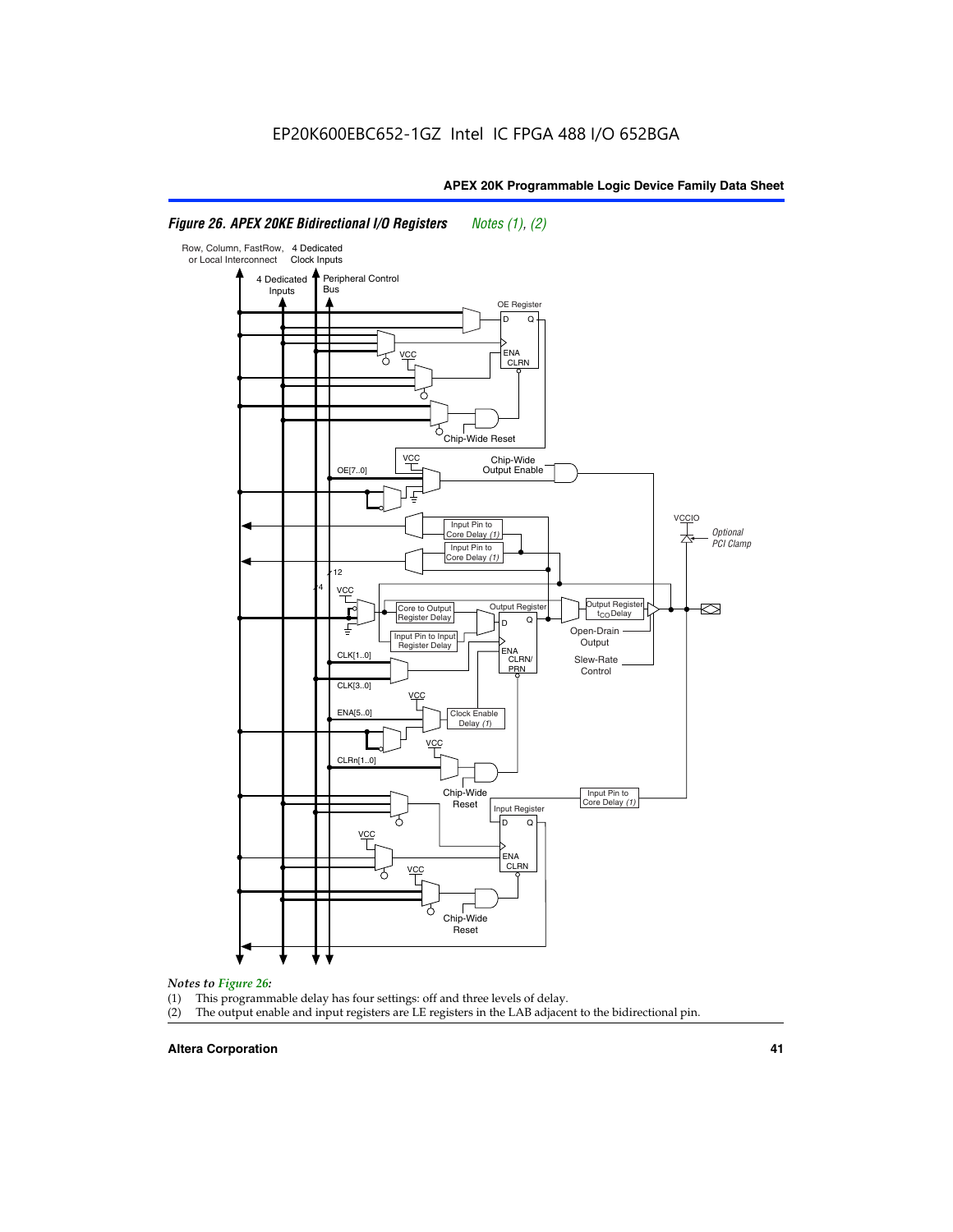*Figure 26. APEX 20KE Bidirectional I/O Registers* *Notes (1), (2)*

*Notes to Figure 26:*

(1) This programmable delay has four settings: off and three levels of delay.

(2) The output enable and input registers are LE registers in the LAB adjacent to the bidirectional pin.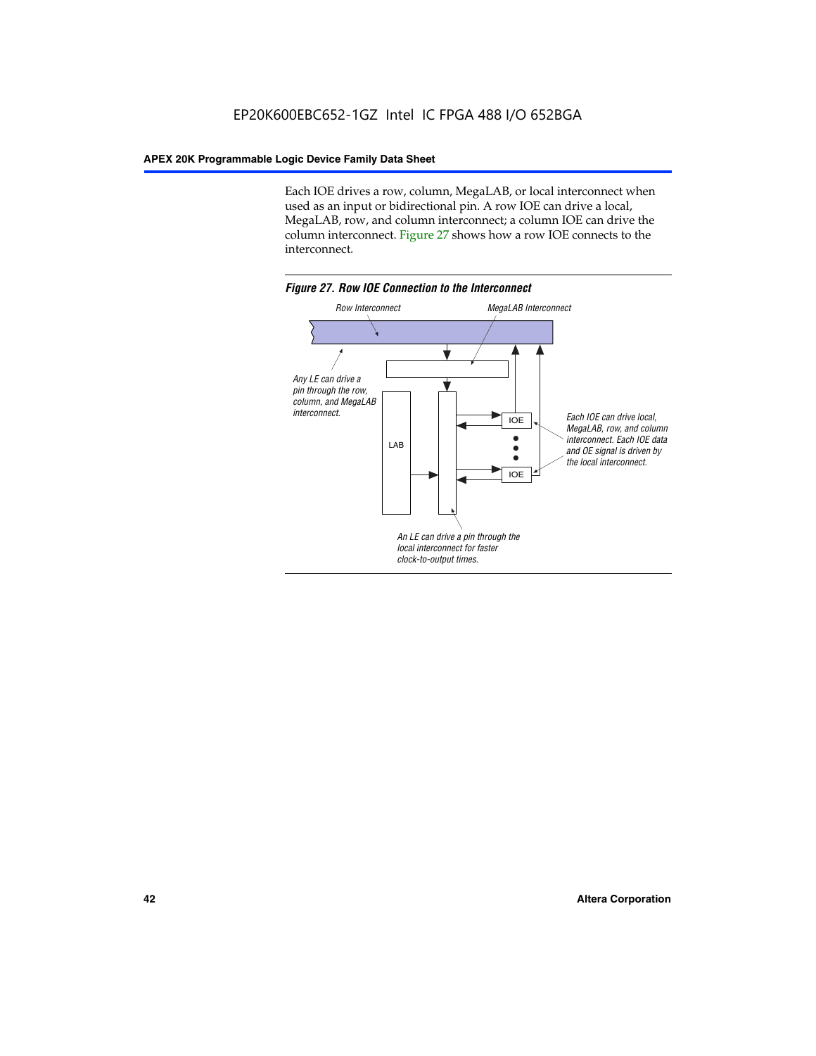Each IOE drives a row, column, MegaLAB, or local interconnect when used as an input or bidirectional pin. A row IOE can drive a local, MegaLAB, row, and column interconnect; a column IOE can drive the column interconnect. Figure 27 shows how a row IOE connects to the interconnect.

*Figure 27. Row IOE Connection to the Interconnect*

Row Interconnect

MegaLAB Interconnect

Any LE can drive a pin through the row, column, and MegaLAB interconnect.

LAB

IOE

IOE

Each IOE can drive local, MegaLAB, row, and column interconnect. Each IOE data and OE signal is driven by the local interconnect.

An LE can drive a pin through the local interconnect for faster clock-to-output times.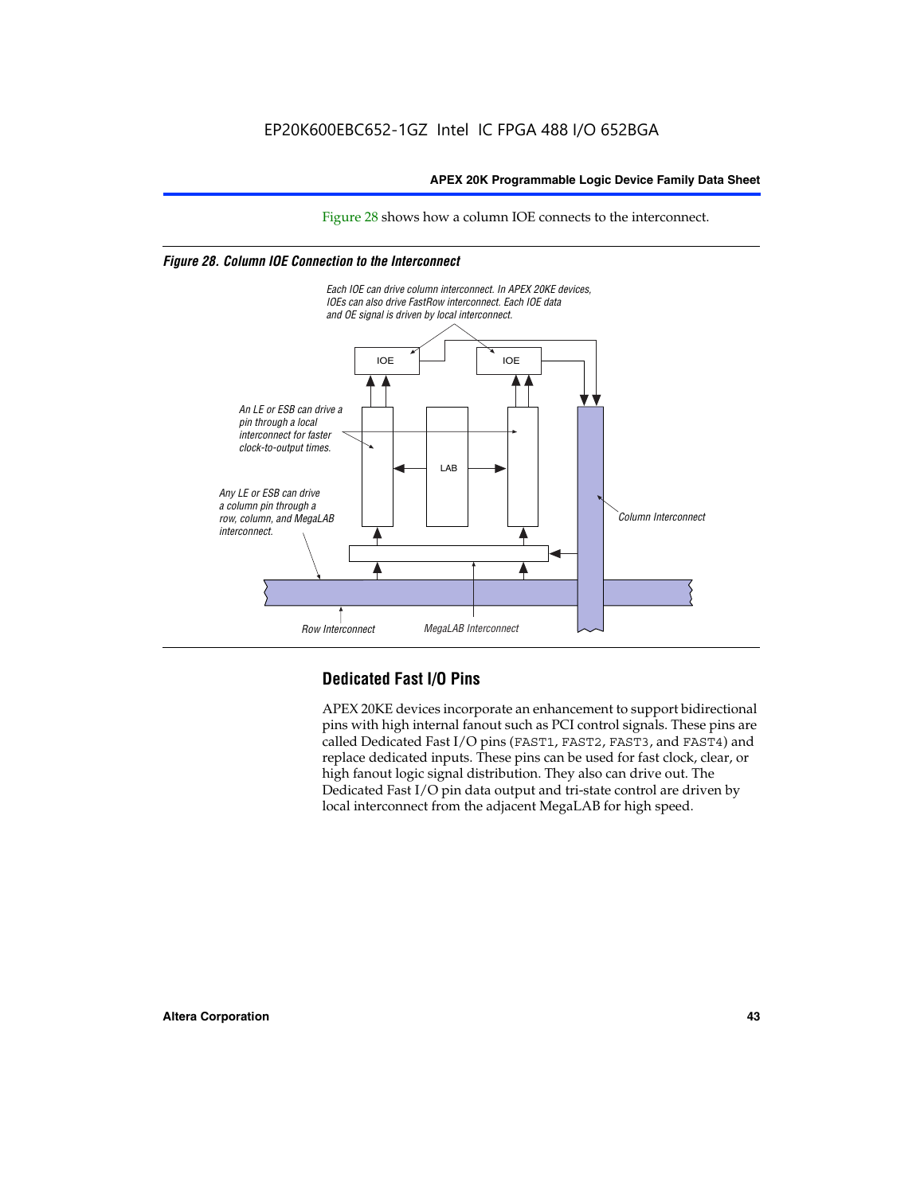Figure 28 shows how a column IOE connects to the interconnect.

*Figure 28. Column IOE Connection to the Interconnect*

Each IOE can drive column interconnect. In APEX 20KE devices, IOEs can also drive FastRow interconnect. Each IOE data and OE signal is driven by local interconnect.

An LE or ESB can drive a pin through a local interconnect for faster clock-to-output times.

Any LE or ESB can drive a column pin through a row, column, and MegaLAB interconnect.

IOE

IOE

LAB

Column Interconnect

Row Interconnect

MegaLAB Interconnect

## Dedicated Fast I/O Pins

APEX 20KE devices incorporate an enhancement to support bidirectional pins with high internal fanout such as PCI control signals. These pins are called Dedicated Fast I/O pins (FAST1, FAST2, FAST3, and FAST4) and replace dedicated inputs. These pins can be used for fast clock, clear, or high fanout logic signal distribution. They also can drive out. The Dedicated Fast I/O pin data output and tri-state control are driven by local interconnect from the adjacent MegaLAB for high speed.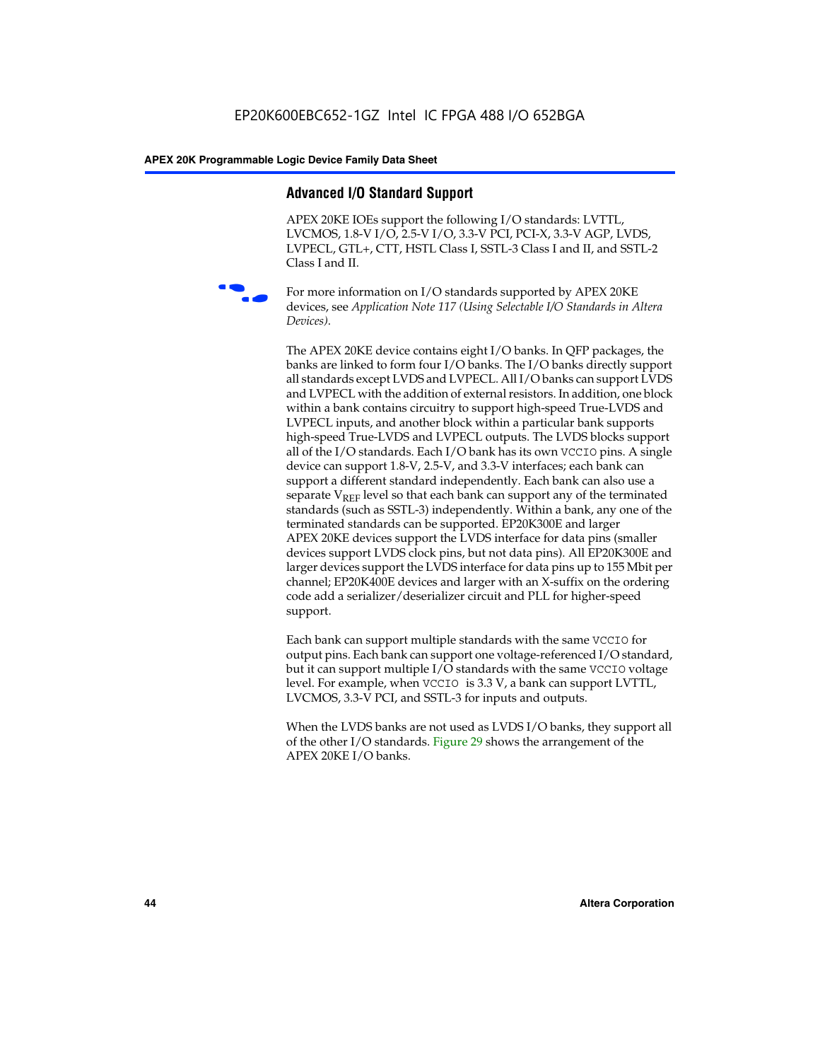## Advanced I/O Standard Support

APEX 20KE IOEs support the following I/O standards: LVTTL, LVCMOS, 1.8-V I/O, 2.5-V I/O, 3.3-V PCI, PCI-X, 3.3-V AGP, LVDS, LVPECL, GTL+, CTT, HSTL Class I, SSTL-3 Class I and II, and SSTL-2 Class I and II.

For more information on I/O standards supported by APEX 20KE devices, see *Application Note 117 (Using Selectable I/O Standards in Altera Devices)*.

The APEX 20KE device contains eight I/O banks. In QFP packages, the banks are linked to form four I/O banks. The I/O banks directly support all standards except LVDS and LVPECL. All I/O banks can support LVDS and LVPECL with the addition of external resistors. In addition, one block within a bank contains circuitry to support high-speed True-LVDS and LVPECL inputs, and another block within a particular bank supports high-speed True-LVDS and LVPECL outputs. The LVDS blocks support all of the I/O standards. Each I/O bank has its own VCCIO pins. A single device can support 1.8-V, 2.5-V, and 3.3-V interfaces; each bank can support a different standard independently. Each bank can also use a separate $V_{REF}$ level so that each bank can support any of the terminated standards (such as SSTL-3) independently. Within a bank, any one of the terminated standards can be supported. EP20K300E and larger APEX 20KE devices support the LVDS interface for data pins (smaller devices support LVDS clock pins, but not data pins). All EP20K300E and larger devices support the LVDS interface for data pins up to 155 Mbit per channel; EP20K400E devices and larger with an X-suffix on the ordering code add a serializer/deserializer circuit and PLL for higher-speed support.

Each bank can support multiple standards with the same VCCIO for output pins. Each bank can support one voltage-referenced I/O standard, but it can support multiple I/O standards with the same VCCIO voltage level. For example, when VCCIO is 3.3 V, a bank can support LVTTL, LVCMOS, 3.3-V PCI, and SSTL-3 for inputs and outputs.

When the LVDS banks are not used as LVDS I/O banks, they support all of the other I/O standards. Figure 29 shows the arrangement of the APEX 20KE I/O banks.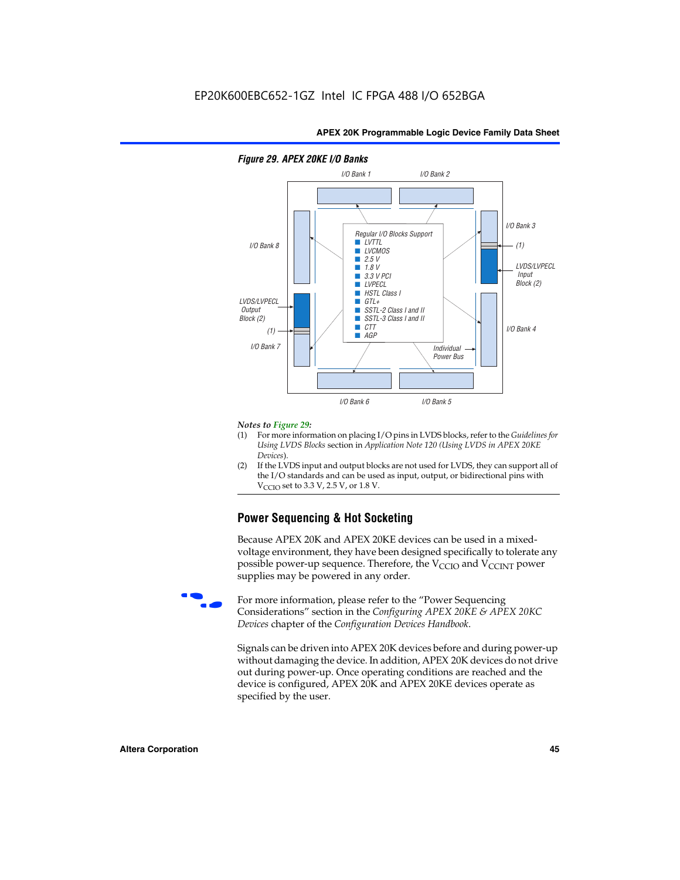**Figure 29. APEX 20KE I/O Banks**

I/O Bank 1, I/O Bank 2, I/O Bank 3, I/O Bank 4, I/O Bank 5, I/O Bank 6, I/O Bank 7, I/O Bank 8

Regular I/O Blocks Support
- LVTTL
- LVCMOS
- 2.5 V
- 1.8 V
- 3.3 V PCI
- LVPECL
- HSTL Class I
- GTL+
- SSTL-2 Class I and II
- SSTL-3 Class I and II
- CTT
- AGP

LVDS/LVPECL Input Block (2)

LVDS/LVPECL Output Block (2)

(1)

Individual Power Bus

*Notes to Figure 29:*

(1) For more information on placing I/O pins in LVDS blocks, refer to the *Guidelines for Using LVDS Blocks* section in *Application Note 120 (Using LVDS in APEX 20KE Devices)*.

(2) If the LVDS input and output blocks are not used for LVDS, they can support all of the I/O standards and can be used as input, output, or bidirectional pins with $V_{CCIO}$ set to 3.3 V, 2.5 V, or 1.8 V.

## Power Sequencing & Hot Socketing

Because APEX 20K and APEX 20KE devices can be used in a mixed-voltage environment, they have been designed specifically to tolerate any possible power-up sequence. Therefore, the $V_{CCIO}$ and $V_{CCINT}$ power supplies may be powered in any order.

For more information, please refer to the "Power Sequencing Considerations" section in the *Configuring APEX 20KE & APEX 20KC Devices* chapter of the *Configuration Devices Handbook*.

Signals can be driven into APEX 20K devices before and during power-up without damaging the device. In addition, APEX 20K devices do not drive out during power-up. Once operating conditions are reached and the device is configured, APEX 20K and APEX 20KE devices operate as specified by the user.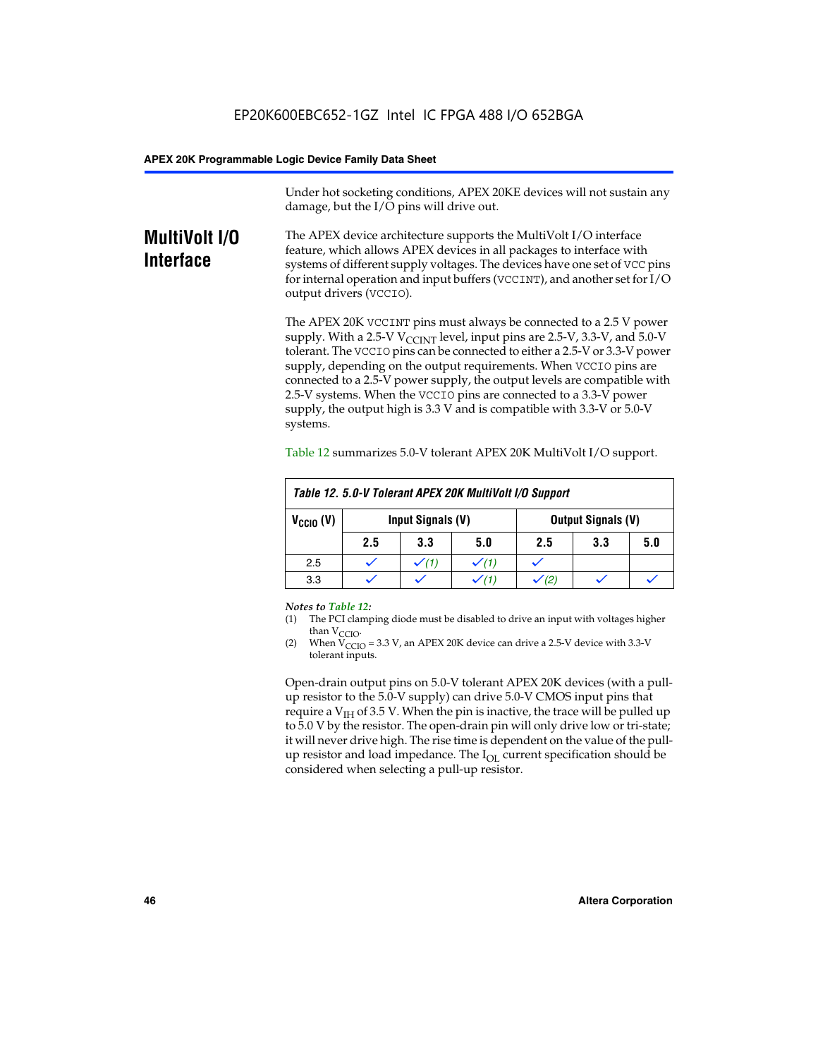Under hot socketing conditions, APEX 20KE devices will not sustain any damage, but the I/O pins will drive out.

## MultiVolt I/O Interface

The APEX device architecture supports the MultiVolt I/O interface feature, which allows APEX devices in all packages to interface with systems of different supply voltages. The devices have one set of VCC pins for internal operation and input buffers (VCCINT), and another set for I/O output drivers (VCCIO).

The APEX 20K VCCINT pins must always be connected to a 2.5 V power supply. With a 2.5-V $V_{CCINT}$ level, input pins are 2.5-V, 3.3-V, and 5.0-V tolerant. The VCCIO pins can be connected to either a 2.5-V or 3.3-V power supply, depending on the output requirements. When VCCIO pins are connected to a 2.5-V power supply, the output levels are compatible with 2.5-V systems. When the VCCIO pins are connected to a 3.3-V power supply, the output high is 3.3 V and is compatible with 3.3-V or 5.0-V systems.

Table 12 summarizes 5.0-V tolerant APEX 20K MultiVolt I/O support.

**Table 12. 5.0-V Tolerant APEX 20K MultiVolt I/O Support**

| $V_{CCIO}$ (V) | Input Signals (V) | | | Output Signals (V) | | |
|---|---|---|---|---|---|---|
| | 2.5 | 3.3 | 5.0 | 2.5 | 3.3 | 5.0 |
| 2.5 | ✓ | ✓ (1) | ✓ (1) | ✓ | | |
| 3.3 | ✓ | ✓ | ✓ (1) | ✓ (2) | ✓ | ✓ |

*Notes to Table 12:*

(1) The PCI clamping diode must be disabled to drive an input with voltages higher than $V_{CCIO}$.

(2) When $V_{CCIO}$ = 3.3 V, an APEX 20K device can drive a 2.5-V device with 3.3-V tolerant inputs.

Open-drain output pins on 5.0-V tolerant APEX 20K devices (with a pull-up resistor to the 5.0-V supply) can drive 5.0-V CMOS input pins that require a $V_{IH}$ of 3.5 V. When the pin is inactive, the trace will be pulled up to 5.0 V by the resistor. The open-drain pin will only drive low or tri-state; it will never drive high. The rise time is dependent on the value of the pull-up resistor and load impedance. The $I_{OL}$ current specification should be considered when selecting a pull-up resistor.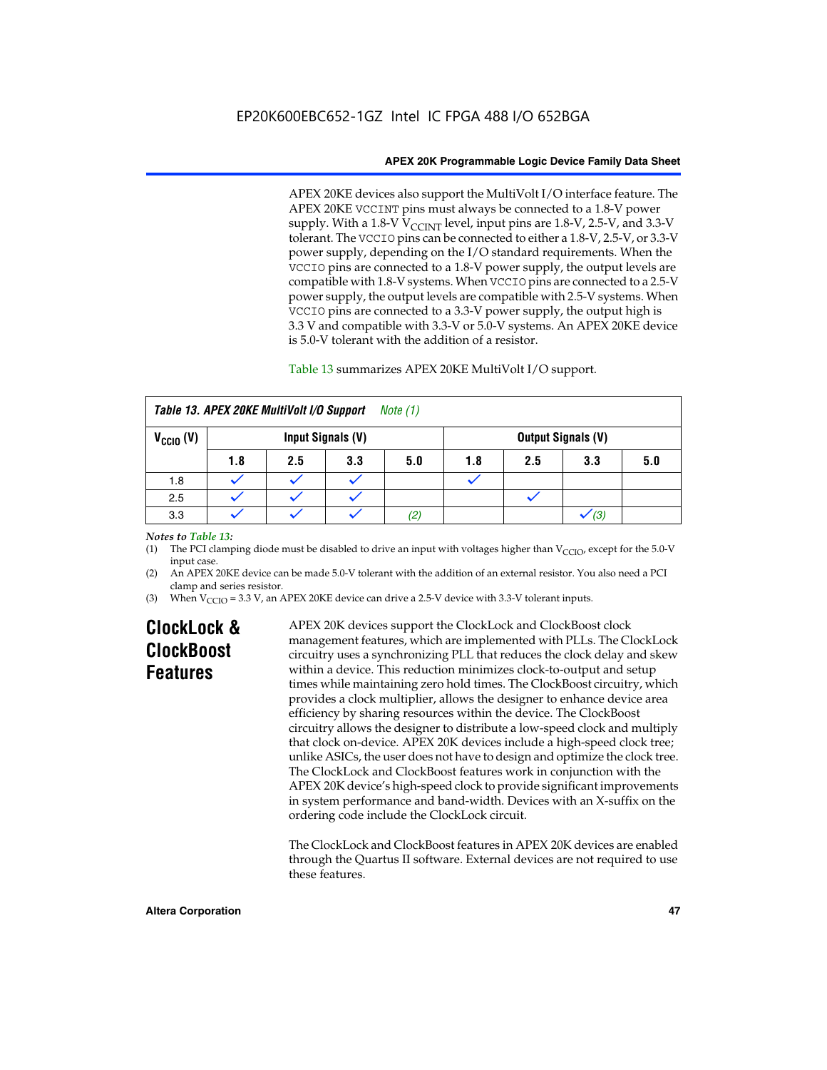APEX 20KE devices also support the MultiVolt I/O interface feature. The APEX 20KE VCCINT pins must always be connected to a 1.8-V power supply. With a 1.8-V $V_{CCINT}$ level, input pins are 1.8-V, 2.5-V, and 3.3-V tolerant. The VCCIO pins can be connected to either a 1.8-V, 2.5-V, or 3.3-V power supply, depending on the I/O standard requirements. When the VCCIO pins are connected to a 1.8-V power supply, the output levels are compatible with 1.8-V systems. When VCCIO pins are connected to a 2.5-V power supply, the output levels are compatible with 2.5-V systems. When VCCIO pins are connected to a 3.3-V power supply, the output high is 3.3 V and compatible with 3.3-V or 5.0-V systems. An APEX 20KE device is 5.0-V tolerant with the addition of a resistor.

Table 13 summarizes APEX 20KE MultiVolt I/O support.

**Table 13. APEX 20KE MultiVolt I/O Support** *Note (1)*

| $V_{CCIO}$ (V) | Input Signals (V) | | | | Output Signals (V) | | | |
|---|---|---|---|---|---|---|---|---|
| | 1.8 | 2.5 | 3.3 | 5.0 | 1.8 | 2.5 | 3.3 | 5.0 |
| 1.8 | ✓ | ✓ | ✓ | | ✓ | | | |
| 2.5 | ✓ | ✓ | ✓ | | | ✓ | | |
| 3.3 | ✓ | ✓ | ✓ | *(2)* | | | ✓ *(3)* | |

*Notes to Table 13:*

(1) The PCI clamping diode must be disabled to drive an input with voltages higher than $V_{CCIO}$, except for the 5.0-V input case.

(2) An APEX 20KE device can be made 5.0-V tolerant with the addition of an external resistor. You also need a PCI clamp and series resistor.

(3) When $V_{CCIO}$ = 3.3 V, an APEX 20KE device can drive a 2.5-V device with 3.3-V tolerant inputs.

## ClockLock & ClockBoost Features

APEX 20K devices support the ClockLock and ClockBoost clock management features, which are implemented with PLLs. The ClockLock circuitry uses a synchronizing PLL that reduces the clock delay and skew within a device. This reduction minimizes clock-to-output and setup times while maintaining zero hold times. The ClockBoost circuitry, which provides a clock multiplier, allows the designer to enhance device area efficiency by sharing resources within the device. The ClockBoost circuitry allows the designer to distribute a low-speed clock and multiply that clock on-device. APEX 20K devices include a high-speed clock tree; unlike ASICs, the user does not have to design and optimize the clock tree. The ClockLock and ClockBoost features work in conjunction with the APEX 20K device's high-speed clock to provide significant improvements in system performance and band-width. Devices with an X-suffix on the ordering code include the ClockLock circuit.

The ClockLock and ClockBoost features in APEX 20K devices are enabled through the Quartus II software. External devices are not required to use these features.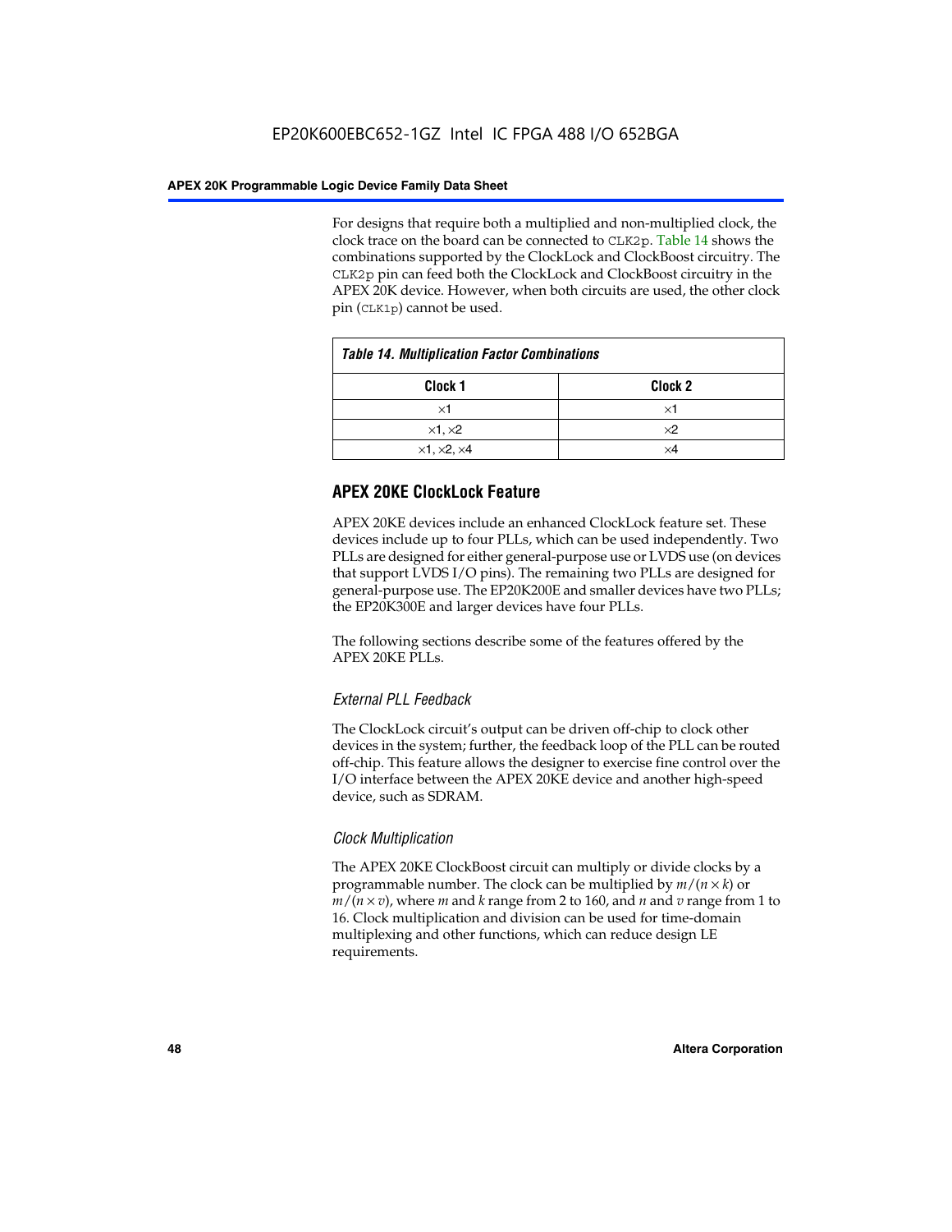For designs that require both a multiplied and non-multiplied clock, the clock trace on the board can be connected to CLK2p. Table 14 shows the combinations supported by the ClockLock and ClockBoost circuitry. The CLK2p pin can feed both the ClockLock and ClockBoost circuitry in the APEX 20K device. However, when both circuits are used, the other clock pin (CLK1p) cannot be used.

*Table 14. Multiplication Factor Combinations*

| Clock 1 | Clock 2 |
|---|---|
| ×1 | ×1 |
| ×1, ×2 | ×2 |
| ×1, ×2, ×4 | ×4 |

## APEX 20KE ClockLock Feature

APEX 20KE devices include an enhanced ClockLock feature set. These devices include up to four PLLs, which can be used independently. Two PLLs are designed for either general-purpose use or LVDS use (on devices that support LVDS I/O pins). The remaining two PLLs are designed for general-purpose use. The EP20K200E and smaller devices have two PLLs; the EP20K300E and larger devices have four PLLs.

The following sections describe some of the features offered by the APEX 20KE PLLs.

### *External PLL Feedback*

The ClockLock circuit's output can be driven off-chip to clock other devices in the system; further, the feedback loop of the PLL can be routed off-chip. This feature allows the designer to exercise fine control over the I/O interface between the APEX 20KE device and another high-speed device, such as SDRAM.

### *Clock Multiplication*

The APEX 20KE ClockBoost circuit can multiply or divide clocks by a programmable number. The clock can be multiplied by $m/(n \times k)$ or $m/(n \times v)$, where $m$ and $k$ range from 2 to 160, and $n$ and $v$ range from 1 to 16. Clock multiplication and division can be used for time-domain multiplexing and other functions, which can reduce design LE requirements.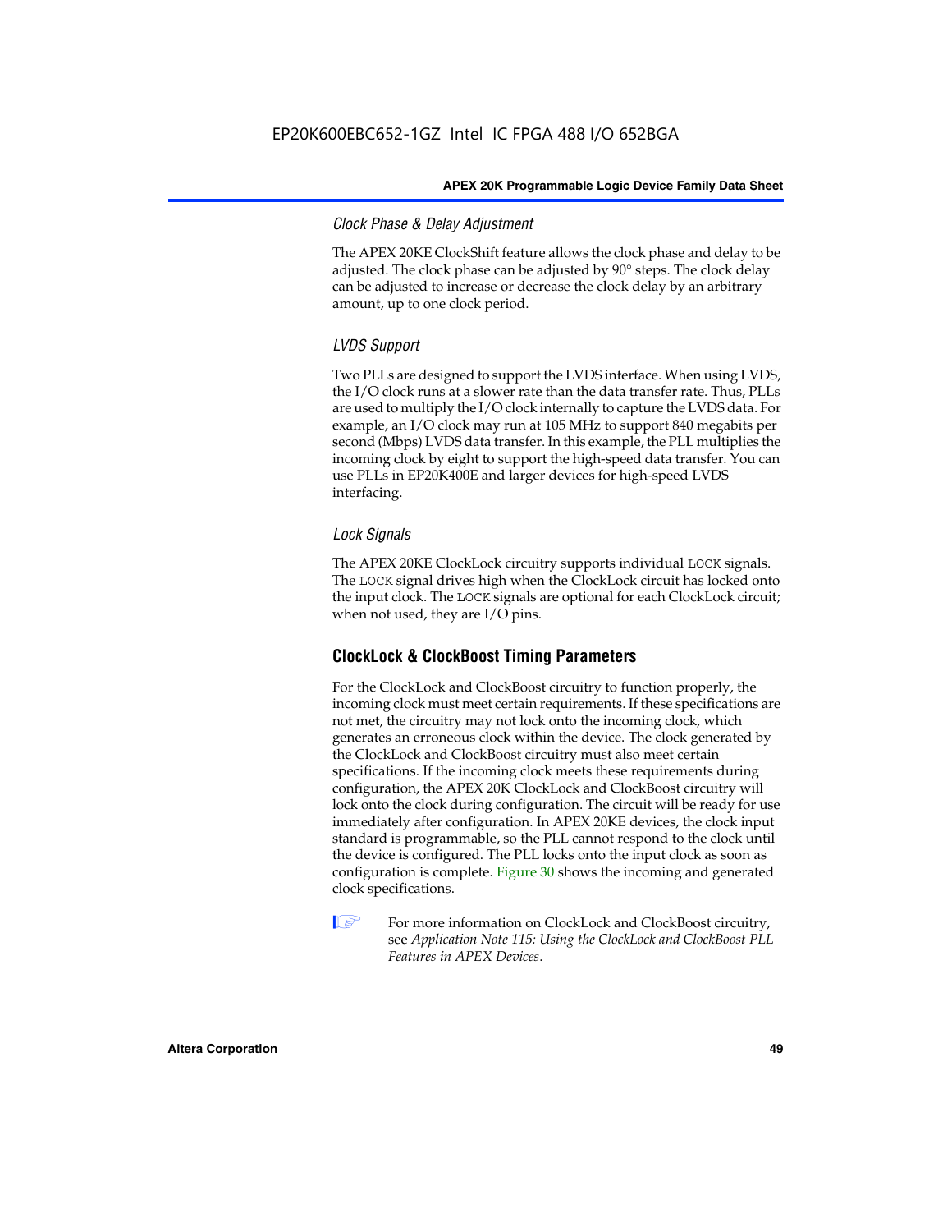### *Clock Phase & Delay Adjustment*

The APEX 20KE ClockShift feature allows the clock phase and delay to be adjusted. The clock phase can be adjusted by 90° steps. The clock delay can be adjusted to increase or decrease the clock delay by an arbitrary amount, up to one clock period.

### *LVDS Support*

Two PLLs are designed to support the LVDS interface. When using LVDS, the I/O clock runs at a slower rate than the data transfer rate. Thus, PLLs are used to multiply the I/O clock internally to capture the LVDS data. For example, an I/O clock may run at 105 MHz to support 840 megabits per second (Mbps) LVDS data transfer. In this example, the PLL multiplies the incoming clock by eight to support the high-speed data transfer. You can use PLLs in EP20K400E and larger devices for high-speed LVDS interfacing.

### *Lock Signals*

The APEX 20KE ClockLock circuitry supports individual `LOCK` signals. The `LOCK` signal drives high when the ClockLock circuit has locked onto the input clock. The `LOCK` signals are optional for each ClockLock circuit; when not used, they are I/O pins.

## ClockLock & ClockBoost Timing Parameters

For the ClockLock and ClockBoost circuitry to function properly, the incoming clock must meet certain requirements. If these specifications are not met, the circuitry may not lock onto the incoming clock, which generates an erroneous clock within the device. The clock generated by the ClockLock and ClockBoost circuitry must also meet certain specifications. If the incoming clock meets these requirements during configuration, the APEX 20K ClockLock and ClockBoost circuitry will lock onto the clock during configuration. The circuit will be ready for use immediately after configuration. In APEX 20KE devices, the clock input standard is programmable, so the PLL cannot respond to the clock until the device is configured. The PLL locks onto the input clock as soon as configuration is complete. Figure 30 shows the incoming and generated clock specifications.

For more information on ClockLock and ClockBoost circuitry, see *Application Note 115: Using the ClockLock and ClockBoost PLL Features in APEX Devices*.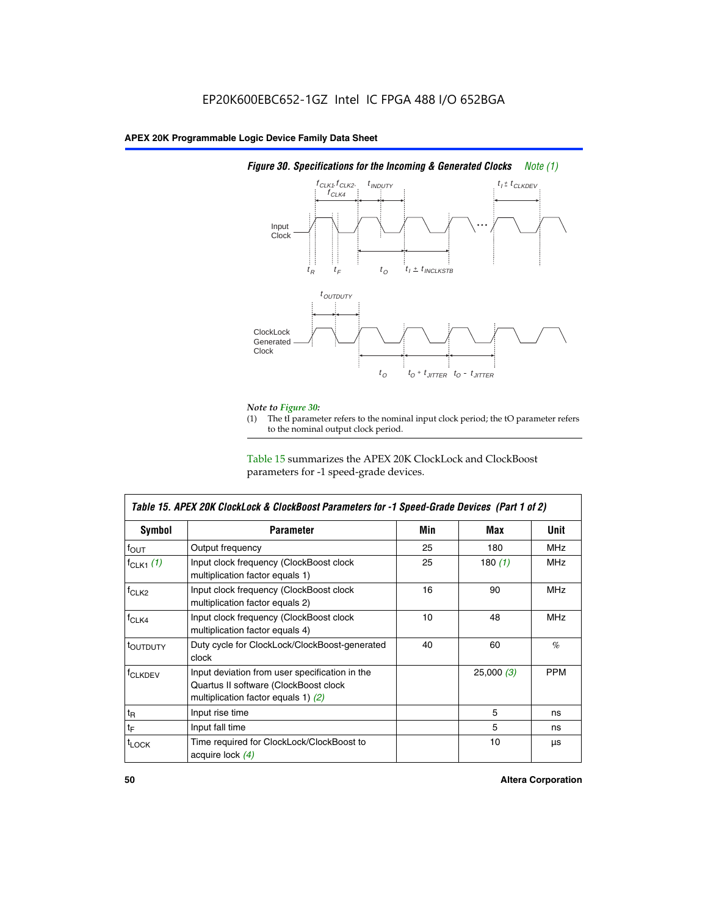EP20K600EBC652-1GZ Intel IC FPGA 488 I/O 652BGA

**APEX 20K Programmable Logic Device Family Data Sheet**

*Figure 30. Specifications for the Incoming & Generated Clocks* *Note (1)*

*Note to Figure 30:*

(1) The tI parameter refers to the nominal input clock period; the tO parameter refers to the nominal output clock period.

Table 15 summarizes the APEX 20K ClockLock and ClockBoost parameters for -1 speed-grade devices.

| *Table 15. APEX 20K ClockLock & ClockBoost Parameters for -1 Speed-Grade Devices (Part 1 of 2)* | | | | |
|---|---|---|---|---|
| **Symbol** | **Parameter** | **Min** | **Max** | **Unit** |
| $f_{OUT}$ | Output frequency | 25 | 180 | MHz |
| $f_{CLK1}$ *(1)* | Input clock frequency (ClockBoost clock multiplication factor equals 1) | 25 | 180 *(1)* | MHz |
| $f_{CLK2}$ | Input clock frequency (ClockBoost clock multiplication factor equals 2) | 16 | 90 | MHz |
| $f_{CLK4}$ | Input clock frequency (ClockBoost clock multiplication factor equals 4) | 10 | 48 | MHz |
| $t_{OUTDUTY}$ | Duty cycle for ClockLock/ClockBoost-generated clock | 40 | 60 | % |
| $f_{CLKDEV}$ | Input deviation from user specification in the Quartus II software (ClockBoost clock multiplication factor equals 1) *(2)* | | 25,000 *(3)* | PPM |
| $t_R$ | Input rise time | | 5 | ns |
| $t_F$ | Input fall time | | 5 | ns |
| $t_{LOCK}$ | Time required for ClockLock/ClockBoost to acquire lock *(4)* | | 10 | µs |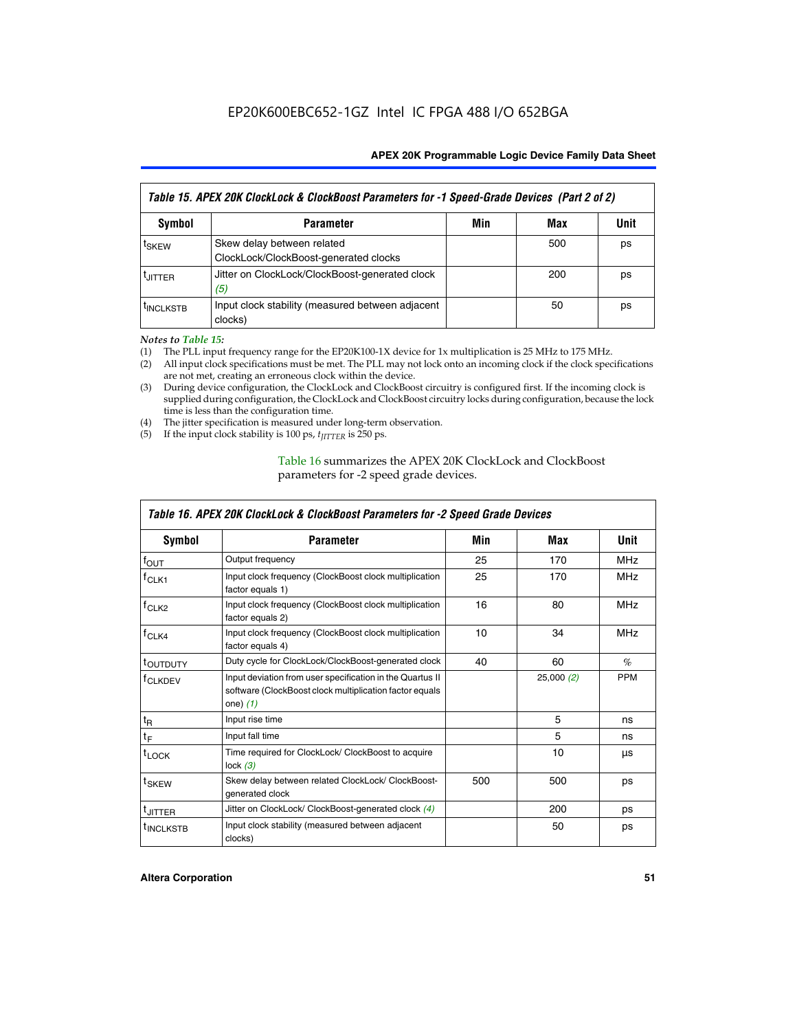| Table 15. APEX 20K ClockLock & ClockBoost Parameters for -1 Speed-Grade Devices (Part 2 of 2) | | | | |
|---|---|---|---|---|
| **Symbol** | **Parameter** | **Min** | **Max** | **Unit** |
| $t_{SKEW}$ | Skew delay between related ClockLock/ClockBoost-generated clocks | | 500 | ps |
| $t_{JITTER}$ | Jitter on ClockLock/ClockBoost-generated clock *(5)* | | 200 | ps |
| $t_{INCLKSTB}$ | Input clock stability (measured between adjacent clocks) | | 50 | ps |

*Notes to Table 15:*

(1) The PLL input frequency range for the EP20K100-1X device for 1x multiplication is 25 MHz to 175 MHz.
(2) All input clock specifications must be met. The PLL may not lock onto an incoming clock if the clock specifications are not met, creating an erroneous clock within the device.
(3) During device configuration, the ClockLock and ClockBoost circuitry is configured first. If the incoming clock is supplied during configuration, the ClockLock and ClockBoost circuitry locks during configuration, because the lock time is less than the configuration time.
(4) The jitter specification is measured under long-term observation.
(5) If the input clock stability is 100 ps, $t_{JITTER}$ is 250 ps.

Table 16 summarizes the APEX 20K ClockLock and ClockBoost parameters for -2 speed grade devices.

| Table 16. APEX 20K ClockLock & ClockBoost Parameters for -2 Speed Grade Devices | | | | |
|---|---|---|---|---|
| **Symbol** | **Parameter** | **Min** | **Max** | **Unit** |
| $f_{OUT}$ | Output frequency | 25 | 170 | MHz |
| $f_{CLK1}$ | Input clock frequency (ClockBoost clock multiplication factor equals 1) | 25 | 170 | MHz |
| $f_{CLK2}$ | Input clock frequency (ClockBoost clock multiplication factor equals 2) | 16 | 80 | MHz |
| $f_{CLK4}$ | Input clock frequency (ClockBoost clock multiplication factor equals 4) | 10 | 34 | MHz |
| $t_{OUTDUTY}$ | Duty cycle for ClockLock/ClockBoost-generated clock | 40 | 60 | % |
| $f_{CLKDEV}$ | Input deviation from user specification in the Quartus II software (ClockBoost clock multiplication factor equals one) *(1)* | | 25,000 *(2)* | PPM |
| $t_R$ | Input rise time | | 5 | ns |
| $t_F$ | Input fall time | | 5 | ns |
| $t_{LOCK}$ | Time required for ClockLock/ ClockBoost to acquire lock *(3)* | | 10 | µs |
| $t_{SKEW}$ | Skew delay between related ClockLock/ ClockBoost-generated clock | 500 | 500 | ps |
| $t_{JITTER}$ | Jitter on ClockLock/ ClockBoost-generated clock *(4)* | | 200 | ps |
| $t_{INCLKSTB}$ | Input clock stability (measured between adjacent clocks) | | 50 | ps |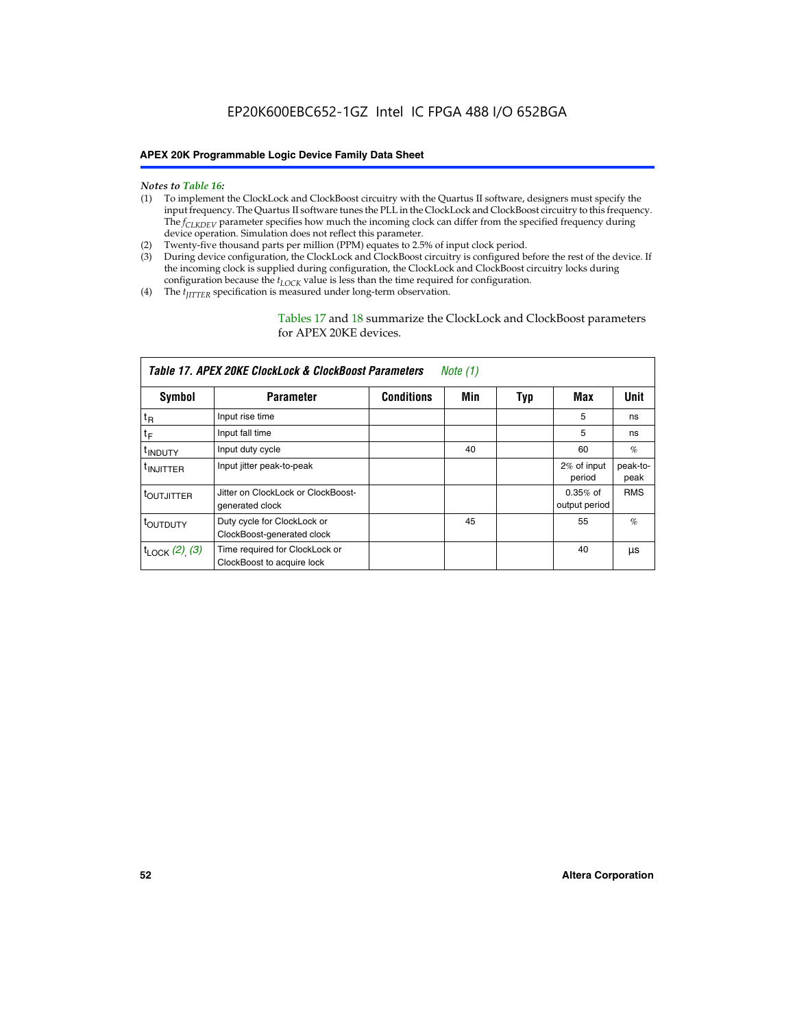*Notes to Table 16:*

(1) To implement the ClockLock and ClockBoost circuitry with the Quartus II software, designers must specify the input frequency. The Quartus II software tunes the PLL in the ClockLock and ClockBoost circuitry to this frequency. The $f_{CLKDEV}$ parameter specifies how much the incoming clock can differ from the specified frequency during device operation. Simulation does not reflect this parameter.

(2) Twenty-five thousand parts per million (PPM) equates to 2.5% of input clock period.

(3) During device configuration, the ClockLock and ClockBoost circuitry is configured before the rest of the device. If the incoming clock is supplied during configuration, the ClockLock and ClockBoost circuitry locks during configuration because the $t_{LOCK}$ value is less than the time required for configuration.

(4) The $t_{JITTER}$ specification is measured under long-term observation.

Tables 17 and 18 summarize the ClockLock and ClockBoost parameters for APEX 20KE devices.

*Table 17. APEX 20KE ClockLock & ClockBoost Parameters* *Note (1)*

| Symbol | Parameter | Conditions | Min | Typ | Max | Unit |
|---|---|---|---|---|---|---|
| $t_R$ | Input rise time | | | | 5 | ns |
| $t_F$ | Input fall time | | | | 5 | ns |
| $t_{INDUTY}$ | Input duty cycle | | 40 | | 60 | % |
| $t_{INJITTER}$ | Input jitter peak-to-peak | | | | 2% of input period | peak-to-peak |
| $t_{OUTJITTER}$ | Jitter on ClockLock or ClockBoost-generated clock | | | | 0.35% of output period | RMS |
| $t_{OUTDUTY}$ | Duty cycle for ClockLock or ClockBoost-generated clock | | 45 | | 55 | % |
| $t_{LOCK}$ *(2)*, *(3)* | Time required for ClockLock or ClockBoost to acquire lock | | | | 40 | µs |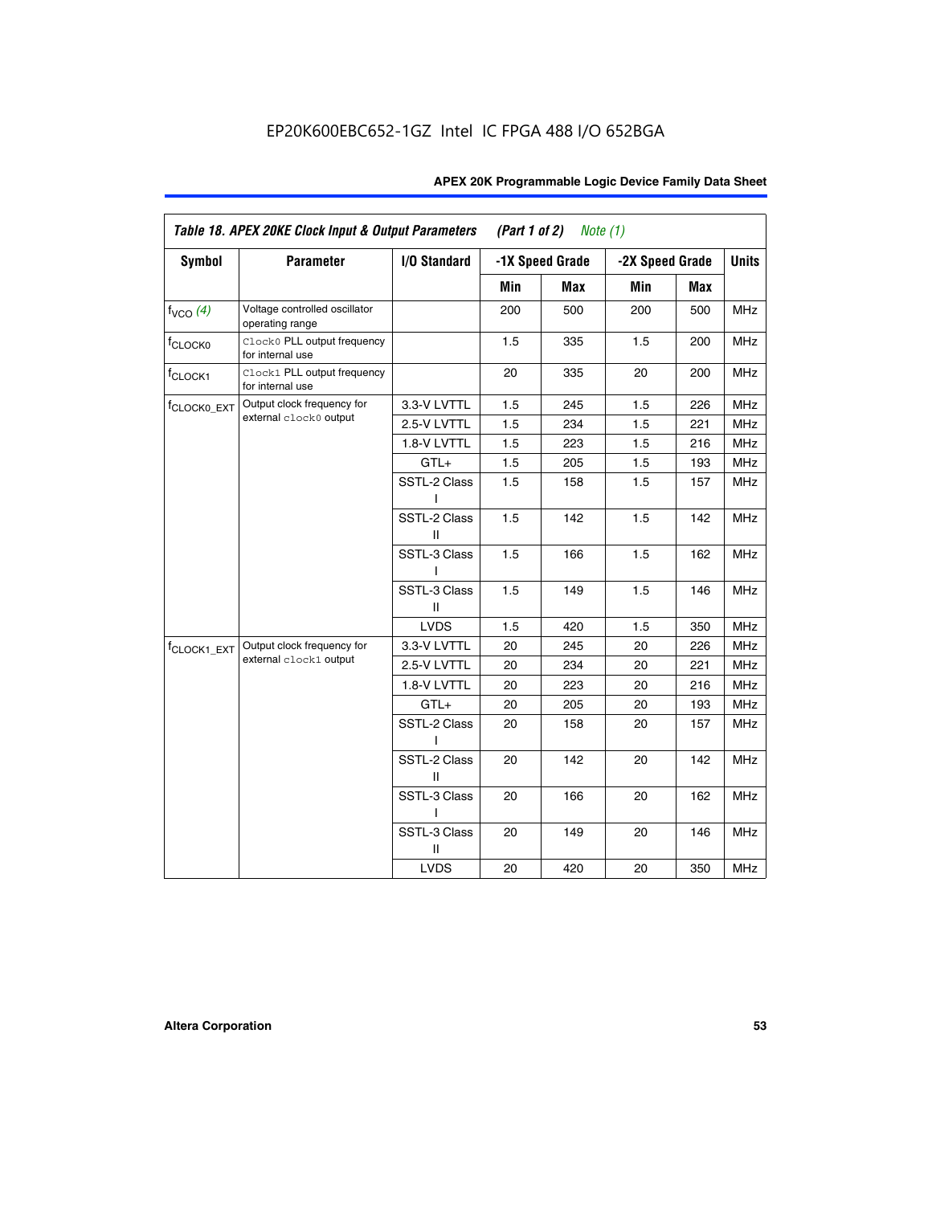EP20K600EBC652-1GZ Intel IC FPGA 488 I/O 652BGA

**Table 18. APEX 20KE Clock Input & Output Parameters (Part 1 of 2) *Note (1)***

| Symbol | Parameter | I/O Standard | -1X Speed Grade | | -2X Speed Grade | | Units |
|---|---|---|---|---|---|---|---|
| | | | Min | Max | Min | Max | |
| $f_{VCO}$ *(4)* | Voltage controlled oscillator operating range | | 200 | 500 | 200 | 500 | MHz |
| $f_{CLOCK0}$ | `Clock0` PLL output frequency for internal use | | 1.5 | 335 | 1.5 | 200 | MHz |
| $f_{CLOCK1}$ | `Clock1` PLL output frequency for internal use | | 20 | 335 | 20 | 200 | MHz |
| $f_{CLOCK0\_EXT}$ | Output clock frequency for external `clock0` output | 3.3-V LVTTL | 1.5 | 245 | 1.5 | 226 | MHz |
| | | 2.5-V LVTTL | 1.5 | 234 | 1.5 | 221 | MHz |
| | | 1.8-V LVTTL | 1.5 | 223 | 1.5 | 216 | MHz |
| | | GTL+ | 1.5 | 205 | 1.5 | 193 | MHz |
| | | SSTL-2 Class I | 1.5 | 158 | 1.5 | 157 | MHz |
| | | SSTL-2 Class II | 1.5 | 142 | 1.5 | 142 | MHz |
| | | SSTL-3 Class I | 1.5 | 166 | 1.5 | 162 | MHz |
| | | SSTL-3 Class II | 1.5 | 149 | 1.5 | 146 | MHz |
| | | LVDS | 1.5 | 420 | 1.5 | 350 | MHz |
| $f_{CLOCK1\_EXT}$ | Output clock frequency for external `clock1` output | 3.3-V LVTTL | 20 | 245 | 20 | 226 | MHz |
| | | 2.5-V LVTTL | 20 | 234 | 20 | 221 | MHz |
| | | 1.8-V LVTTL | 20 | 223 | 20 | 216 | MHz |
| | | GTL+ | 20 | 205 | 20 | 193 | MHz |
| | | SSTL-2 Class I | 20 | 158 | 20 | 157 | MHz |
| | | SSTL-2 Class II | 20 | 142 | 20 | 142 | MHz |
| | | SSTL-3 Class I | 20 | 166 | 20 | 162 | MHz |
| | | SSTL-3 Class II | 20 | 149 | 20 | 146 | MHz |
| | | LVDS | 20 | 420 | 20 | 350 | MHz |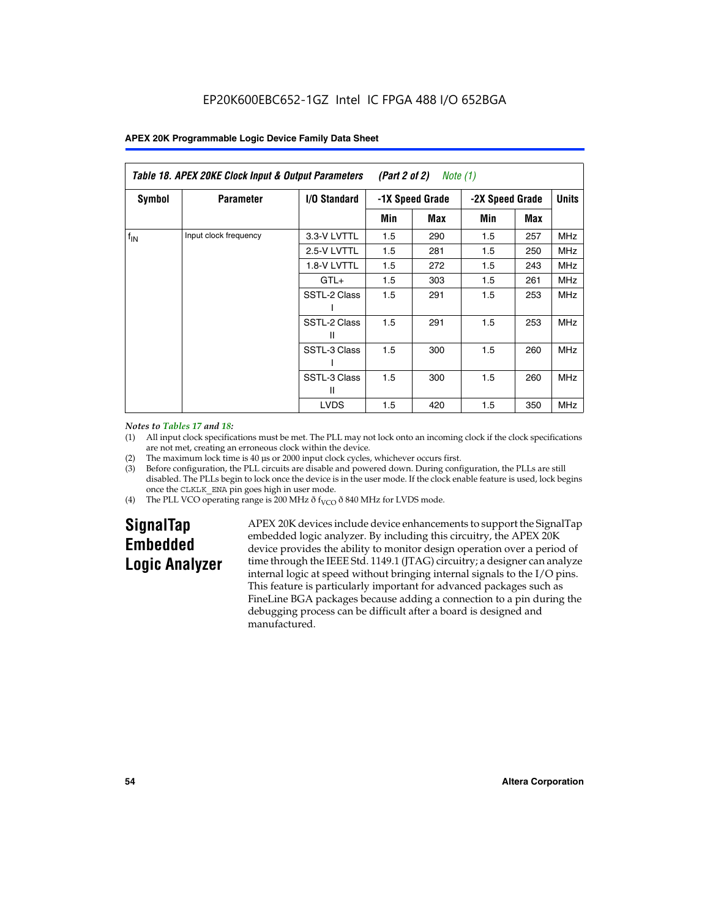EP20K600EBC652-1GZ Intel IC FPGA 488 I/O 652BGA

| Table 18. APEX 20KE Clock Input & Output Parameters (Part 2 of 2) Note (1) | | | | | | | |
|---|---|---|---|---|---|---|---|
| Symbol | Parameter | I/O Standard | -1X Speed Grade | | -2X Speed Grade | | Units |
| | | | Min | Max | Min | Max | |
| $f_{IN}$ | Input clock frequency | 3.3-V LVTTL | 1.5 | 290 | 1.5 | 257 | MHz |
| | | 2.5-V LVTTL | 1.5 | 281 | 1.5 | 250 | MHz |
| | | 1.8-V LVTTL | 1.5 | 272 | 1.5 | 243 | MHz |
| | | GTL+ | 1.5 | 303 | 1.5 | 261 | MHz |
| | | SSTL-2 Class I | 1.5 | 291 | 1.5 | 253 | MHz |
| | | SSTL-2 Class II | 1.5 | 291 | 1.5 | 253 | MHz |
| | | SSTL-3 Class I | 1.5 | 300 | 1.5 | 260 | MHz |
| | | SSTL-3 Class II | 1.5 | 300 | 1.5 | 260 | MHz |
| | | LVDS | 1.5 | 420 | 1.5 | 350 | MHz |

*Notes to Tables 17 and 18:*

(1) All input clock specifications must be met. The PLL may not lock onto an incoming clock if the clock specifications are not met, creating an erroneous clock within the device.

(2) The maximum lock time is 40 µs or 2000 input clock cycles, whichever occurs first.

(3) Before configuration, the PLL circuits are disable and powered down. During configuration, the PLLs are still disabled. The PLLs begin to lock once the device is in the user mode. If the clock enable feature is used, lock begins once the CLKLK_ENA pin goes high in user mode.

(4) The PLL VCO operating range is 200 MHz ð $f_{VCO}$ ð 840 MHz for LVDS mode.

## SignalTap Embedded Logic Analyzer

APEX 20K devices include device enhancements to support the SignalTap embedded logic analyzer. By including this circuitry, the APEX 20K device provides the ability to monitor design operation over a period of time through the IEEE Std. 1149.1 (JTAG) circuitry; a designer can analyze internal logic at speed without bringing internal signals to the I/O pins. This feature is particularly important for advanced packages such as FineLine BGA packages because adding a connection to a pin during the debugging process can be difficult after a board is designed and manufactured.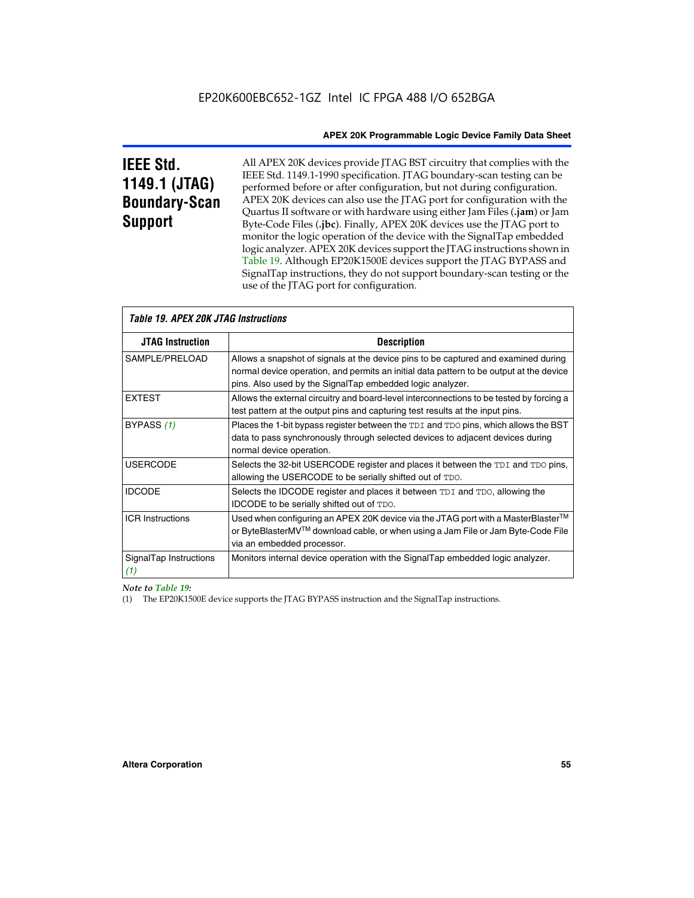# IEEE Std. 1149.1 (JTAG) Boundary-Scan Support

All APEX 20K devices provide JTAG BST circuitry that complies with the IEEE Std. 1149.1-1990 specification. JTAG boundary-scan testing can be performed before or after configuration, but not during configuration. APEX 20K devices can also use the JTAG port for configuration with the Quartus II software or with hardware using either Jam Files (**.jam**) or Jam Byte-Code Files (**.jbc**). Finally, APEX 20K devices use the JTAG port to monitor the logic operation of the device with the SignalTap embedded logic analyzer. APEX 20K devices support the JTAG instructions shown in Table 19. Although EP20K1500E devices support the JTAG BYPASS and SignalTap instructions, they do not support boundary-scan testing or the use of the JTAG port for configuration.

*Table 19. APEX 20K JTAG Instructions*

| JTAG Instruction | Description |
|---|---|
| SAMPLE/PRELOAD | Allows a snapshot of signals at the device pins to be captured and examined during normal device operation, and permits an initial data pattern to be output at the device pins. Also used by the SignalTap embedded logic analyzer. |
| EXTEST | Allows the external circuitry and board-level interconnections to be tested by forcing a test pattern at the output pins and capturing test results at the input pins. |
| BYPASS *(1)* | Places the 1-bit bypass register between the `TDI` and `TDO` pins, which allows the BST data to pass synchronously through selected devices to adjacent devices during normal device operation. |
| USERCODE | Selects the 32-bit USERCODE register and places it between the `TDI` and `TDO` pins, allowing the USERCODE to be serially shifted out of `TDO`. |
| IDCODE | Selects the IDCODE register and places it between `TDI` and `TDO`, allowing the IDCODE to be serially shifted out of `TDO`. |
| ICR Instructions | Used when configuring an APEX 20K device via the JTAG port with a MasterBlaster™ or ByteBlasterMV™ download cable, or when using a Jam File or Jam Byte-Code File via an embedded processor. |
| SignalTap Instructions *(1)* | Monitors internal device operation with the SignalTap embedded logic analyzer. |

*Note to Table 19:*

(1) The EP20K1500E device supports the JTAG BYPASS instruction and the SignalTap instructions.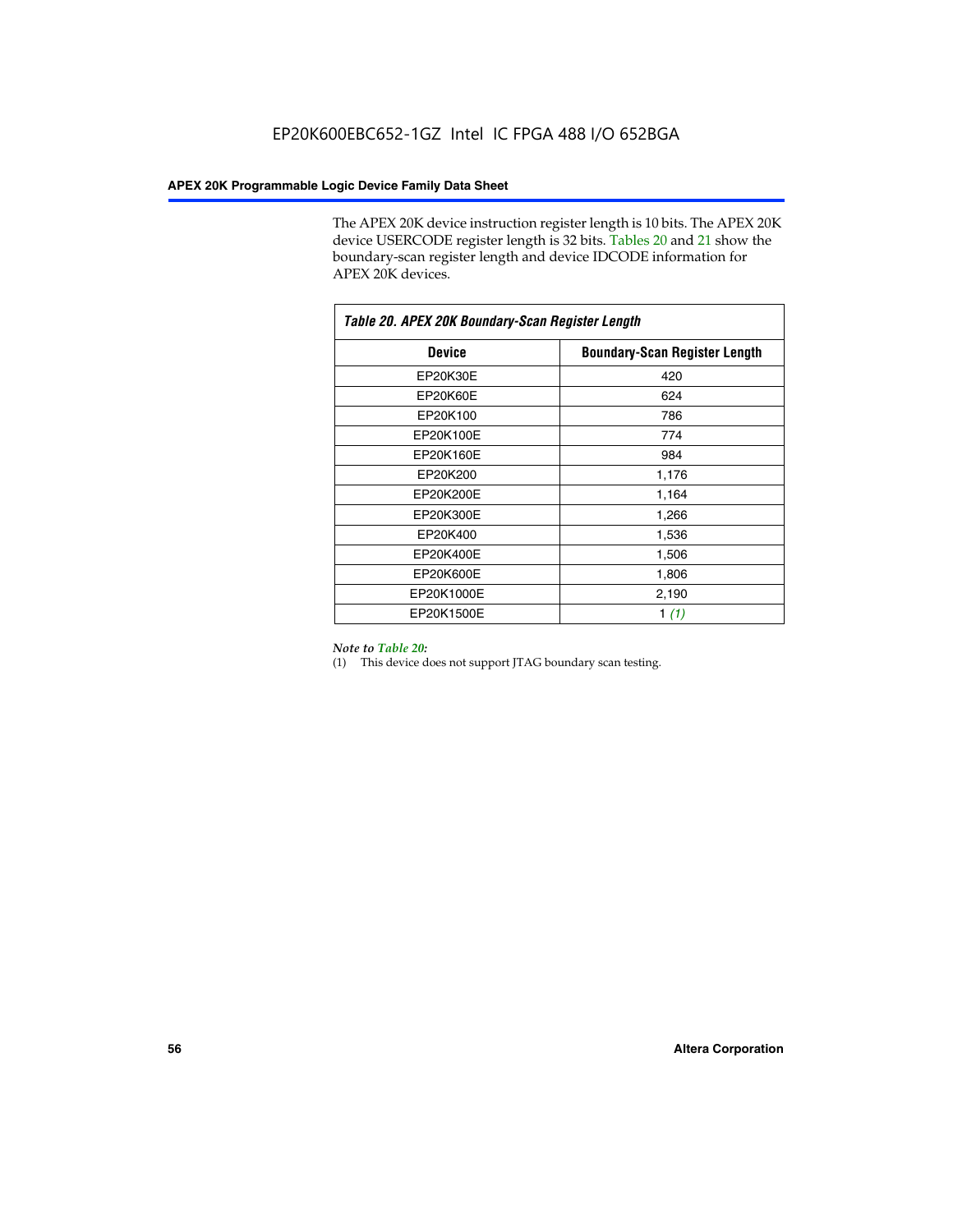The APEX 20K device instruction register length is 10 bits. The APEX 20K device USERCODE register length is 32 bits. Tables 20 and 21 show the boundary-scan register length and device IDCODE information for APEX 20K devices.

**Table 20. APEX 20K Boundary-Scan Register Length**

| Device | Boundary-Scan Register Length |
|---|---|
| EP20K30E | 420 |
| EP20K60E | 624 |
| EP20K100 | 786 |
| EP20K100E | 774 |
| EP20K160E | 984 |
| EP20K200 | 1,176 |
| EP20K200E | 1,164 |
| EP20K300E | 1,266 |
| EP20K400 | 1,536 |
| EP20K400E | 1,506 |
| EP20K600E | 1,806 |
| EP20K1000E | 2,190 |
| EP20K1500E | 1 *(1)* |

*Note to Table 20:*

(1) This device does not support JTAG boundary scan testing.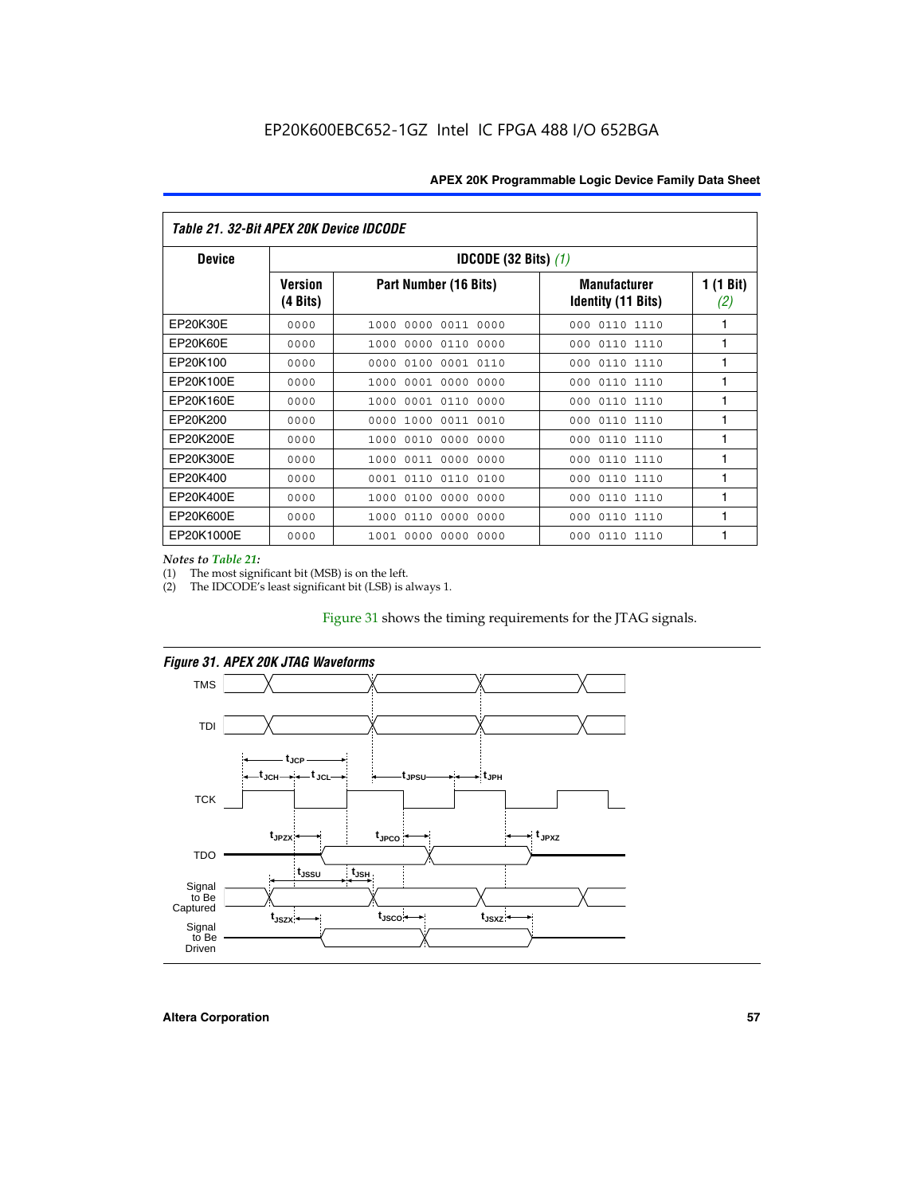## Table 21. 32-Bit APEX 20K Device IDCODE

| Device | IDCODE (32 Bits) *(1)* | | | |
|---|---|---|---|---|
| | Version (4 Bits) | Part Number (16 Bits) | Manufacturer Identity (11 Bits) | 1 (1 Bit) *(2)* |
| EP20K30E | 0000 | 1000 0000 0011 0000 | 000 0110 1110 | 1 |
| EP20K60E | 0000 | 1000 0000 0110 0000 | 000 0110 1110 | 1 |
| EP20K100 | 0000 | 0000 0100 0001 0110 | 000 0110 1110 | 1 |
| EP20K100E | 0000 | 1000 0001 0000 0000 | 000 0110 1110 | 1 |
| EP20K160E | 0000 | 1000 0001 0110 0000 | 000 0110 1110 | 1 |
| EP20K200 | 0000 | 0000 1000 0011 0010 | 000 0110 1110 | 1 |
| EP20K200E | 0000 | 1000 0010 0000 0000 | 000 0110 1110 | 1 |
| EP20K300E | 0000 | 1000 0011 0000 0000 | 000 0110 1110 | 1 |
| EP20K400 | 0000 | 0001 0110 0110 0100 | 000 0110 1110 | 1 |
| EP20K400E | 0000 | 1000 0100 0000 0000 | 000 0110 1110 | 1 |
| EP20K600E | 0000 | 1000 0110 0000 0000 | 000 0110 1110 | 1 |
| EP20K1000E | 0000 | 1001 0000 0000 0000 | 000 0110 1110 | 1 |

*Notes to Table 21:*
(1) The most significant bit (MSB) is on the left.
(2) The IDCODE's least significant bit (LSB) is always 1.

Figure 31 shows the timing requirements for the JTAG signals.

*Figure 31. APEX 20K JTAG Waveforms*

TMS

TDI

TCK

TDO

Signal to Be Captured

Signal to Be Driven

$t_{JCP}$ $t_{JCH}$ $t_{JCL}$ $t_{JPSU}$ $t_{JPH}$ $t_{JPZX}$ $t_{JPCO}$ $t_{JPXZ}$ $t_{JSSU}$ $t_{JSH}$ $t_{JSZX}$ $t_{JSCO}$ $t_{JSXZ}$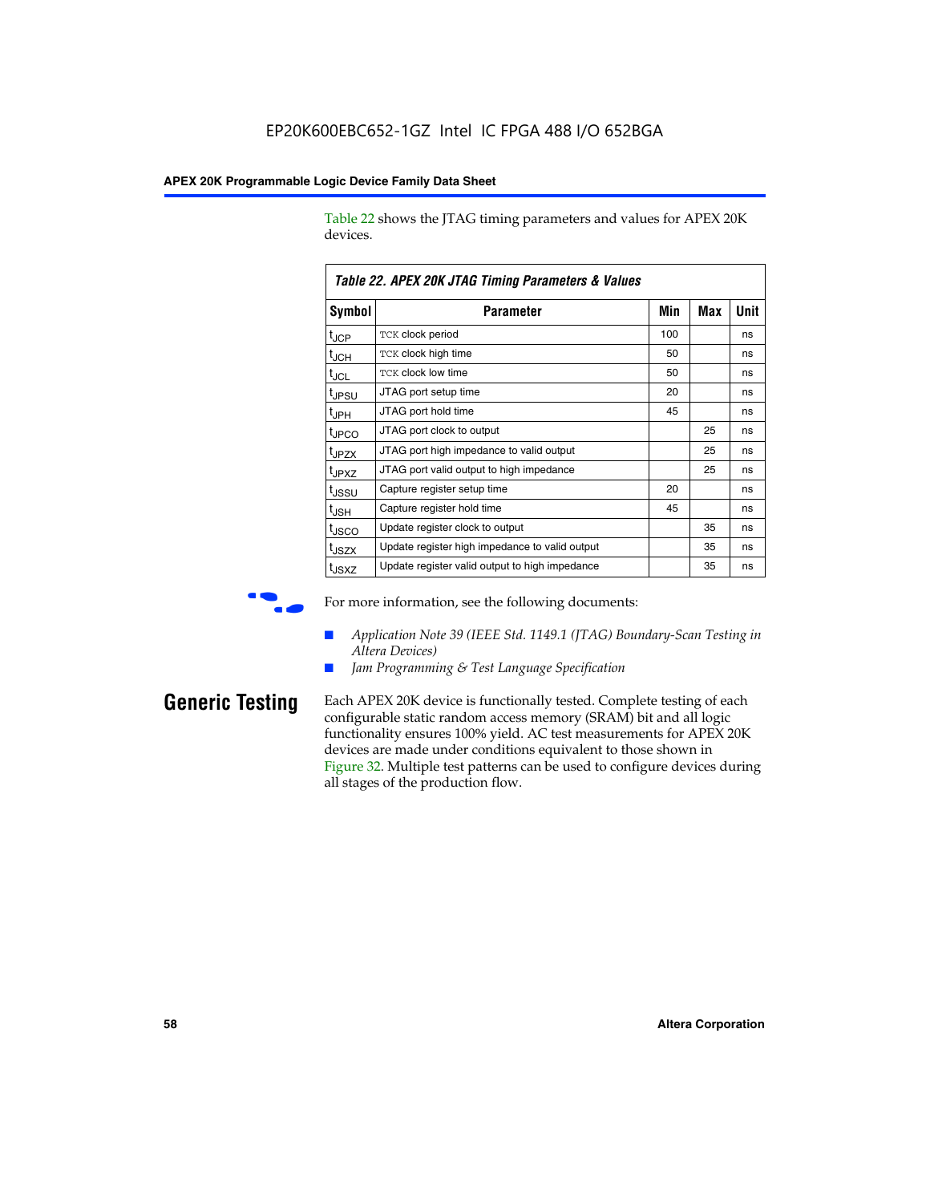Table 22 shows the JTAG timing parameters and values for APEX 20K devices.

*Table 22. APEX 20K JTAG Timing Parameters & Values*

| Symbol | Parameter | Min | Max | Unit |
|---|---|---|---|---|
| $t_{JCP}$ | TCK clock period | 100 | | ns |
| $t_{JCH}$ | TCK clock high time | 50 | | ns |
| $t_{JCL}$ | TCK clock low time | 50 | | ns |
| $t_{JPSU}$ | JTAG port setup time | 20 | | ns |
| $t_{JPH}$ | JTAG port hold time | 45 | | ns |
| $t_{JPCO}$ | JTAG port clock to output | | 25 | ns |
| $t_{JPZX}$ | JTAG port high impedance to valid output | | 25 | ns |
| $t_{JPXZ}$ | JTAG port valid output to high impedance | | 25 | ns |
| $t_{JSSU}$ | Capture register setup time | 20 | | ns |
| $t_{JSH}$ | Capture register hold time | 45 | | ns |
| $t_{JSCO}$ | Update register clock to output | | 35 | ns |
| $t_{JSZX}$ | Update register high impedance to valid output | | 35 | ns |
| $t_{JSXZ}$ | Update register valid output to high impedance | | 35 | ns |

For more information, see the following documents:

- *Application Note 39 (IEEE Std. 1149.1 (JTAG) Boundary-Scan Testing in Altera Devices)*
- *Jam Programming & Test Language Specification*

## Generic Testing

Each APEX 20K device is functionally tested. Complete testing of each configurable static random access memory (SRAM) bit and all logic functionality ensures 100% yield. AC test measurements for APEX 20K devices are made under conditions equivalent to those shown in Figure 32. Multiple test patterns can be used to configure devices during all stages of the production flow.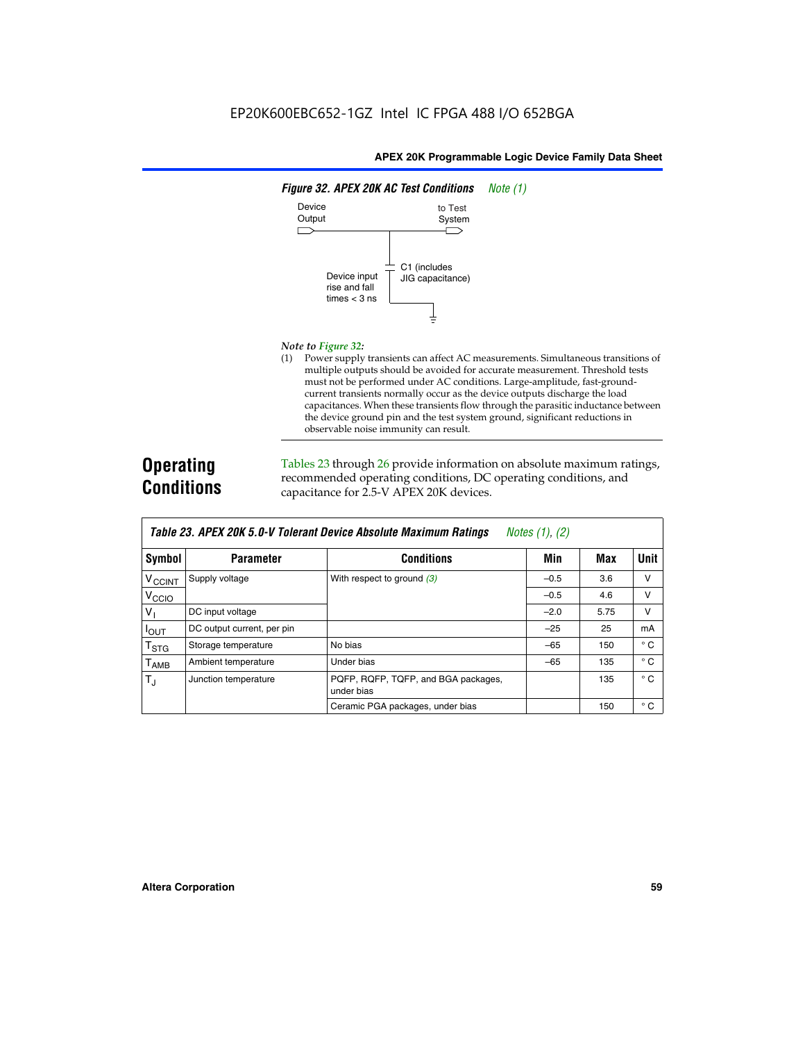EP20K600EBC652-1GZ Intel IC FPGA 488 I/O 652BGA

**Figure 32. APEX 20K AC Test Conditions** *Note (1)*

Device Output

to Test System

C1 (includes JIG capacitance)

Device input rise and fall times < 3 ns

*Note to Figure 32:*

(1) Power supply transients can affect AC measurements. Simultaneous transitions of multiple outputs should be avoided for accurate measurement. Threshold tests must not be performed under AC conditions. Large-amplitude, fast-ground-current transients normally occur as the device outputs discharge the load capacitances. When these transients flow through the parasitic inductance between the device ground pin and the test system ground, significant reductions in observable noise immunity can result.

## Operating Conditions

Tables 23 through 26 provide information on absolute maximum ratings, recommended operating conditions, DC operating conditions, and capacitance for 2.5-V APEX 20K devices.

**Table 23. APEX 20K 5.0-V Tolerant Device Absolute Maximum Ratings** *Notes (1), (2)*

| Symbol | Parameter | Conditions | Min | Max | Unit |
|---|---|---|---|---|---|
| $V_{CCINT}$ | Supply voltage | With respect to ground *(3)* | –0.5 | 3.6 | V |
| $V_{CCIO}$ | | | –0.5 | 4.6 | V |
| $V_I$ | DC input voltage | | –2.0 | 5.75 | V |
| $I_{OUT}$ | DC output current, per pin | | –25 | 25 | mA |
| $T_{STG}$ | Storage temperature | No bias | –65 | 150 | ° C |
| $T_{AMB}$ | Ambient temperature | Under bias | –65 | 135 | ° C |
| $T_J$ | Junction temperature | PQFP, RQFP, TQFP, and BGA packages, under bias | | 135 | ° C |
| | | Ceramic PGA packages, under bias | | 150 | ° C |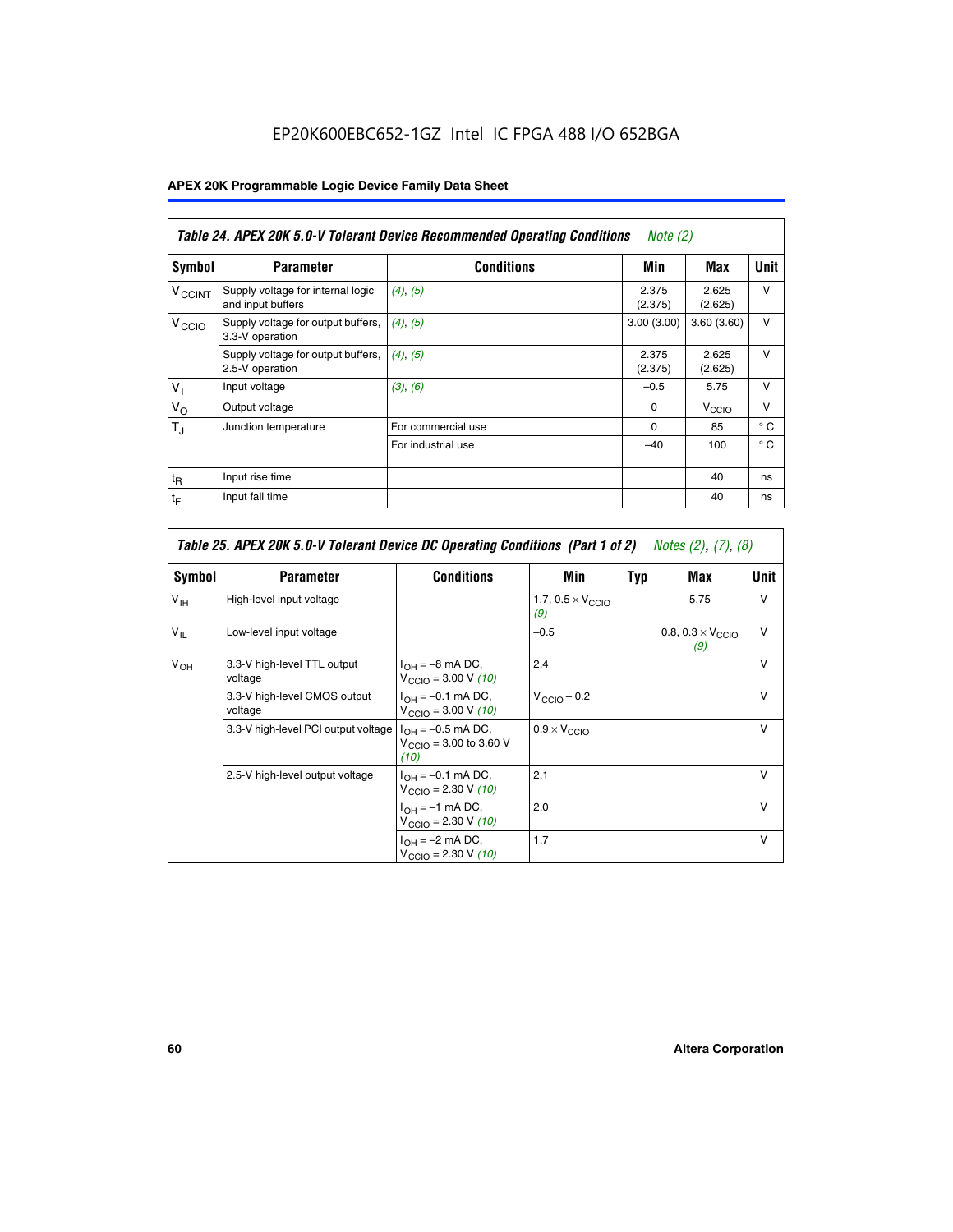EP20K600EBC652-1GZ Intel IC FPGA 488 I/O 652BGA

**Table 24. APEX 20K 5.0-V Tolerant Device Recommended Operating Conditions** *Note (2)*

| Symbol | Parameter | Conditions | Min | Max | Unit |
|---|---|---|---|---|---|
| $V_{CCINT}$ | Supply voltage for internal logic and input buffers | *(4), (5)* | 2.375 (2.375) | 2.625 (2.625) | V |
| $V_{CCIO}$ | Supply voltage for output buffers, 3.3-V operation | *(4), (5)* | 3.00 (3.00) | 3.60 (3.60) | V |
| | Supply voltage for output buffers, 2.5-V operation | *(4), (5)* | 2.375 (2.375) | 2.625 (2.625) | V |
| $V_I$ | Input voltage | *(3), (6)* | –0.5 | 5.75 | V |
| $V_O$ | Output voltage | | 0 | $V_{CCIO}$ | V |
| $T_J$ | Junction temperature | For commercial use | 0 | 85 | ° C |
| | | For industrial use | –40 | 100 | ° C |
| $t_R$ | Input rise time | | | 40 | ns |
| $t_F$ | Input fall time | | | 40 | ns |

**Table 25. APEX 20K 5.0-V Tolerant Device DC Operating Conditions (Part 1 of 2)** *Notes (2), (7), (8)*

| Symbol | Parameter | Conditions | Min | Typ | Max | Unit |
|---|---|---|---|---|---|---|
| $V_{IH}$ | High-level input voltage | | 1.7, $0.5 \times V_{CCIO}$ *(9)* | | 5.75 | V |
| $V_{IL}$ | Low-level input voltage | | –0.5 | | 0.8, $0.3 \times V_{CCIO}$ *(9)* | V |
| $V_{OH}$ | 3.3-V high-level TTL output voltage | $I_{OH}$ = –8 mA DC, $V_{CCIO}$ = 3.00 V *(10)* | 2.4 | | | V |
| | 3.3-V high-level CMOS output voltage | $I_{OH}$ = –0.1 mA DC, $V_{CCIO}$ = 3.00 V *(10)* | $V_{CCIO}$ – 0.2 | | | V |
| | 3.3-V high-level PCI output voltage | $I_{OH}$ = –0.5 mA DC, $V_{CCIO}$ = 3.00 to 3.60 V *(10)* | $0.9 \times V_{CCIO}$ | | | V |
| | 2.5-V high-level output voltage | $I_{OH}$ = –0.1 mA DC, $V_{CCIO}$ = 2.30 V *(10)* | 2.1 | | | V |
| | | $I_{OH}$ = –1 mA DC, $V_{CCIO}$ = 2.30 V *(10)* | 2.0 | | | V |
| | | $I_{OH}$ = –2 mA DC, $V_{CCIO}$ = 2.30 V *(10)* | 1.7 | | | V |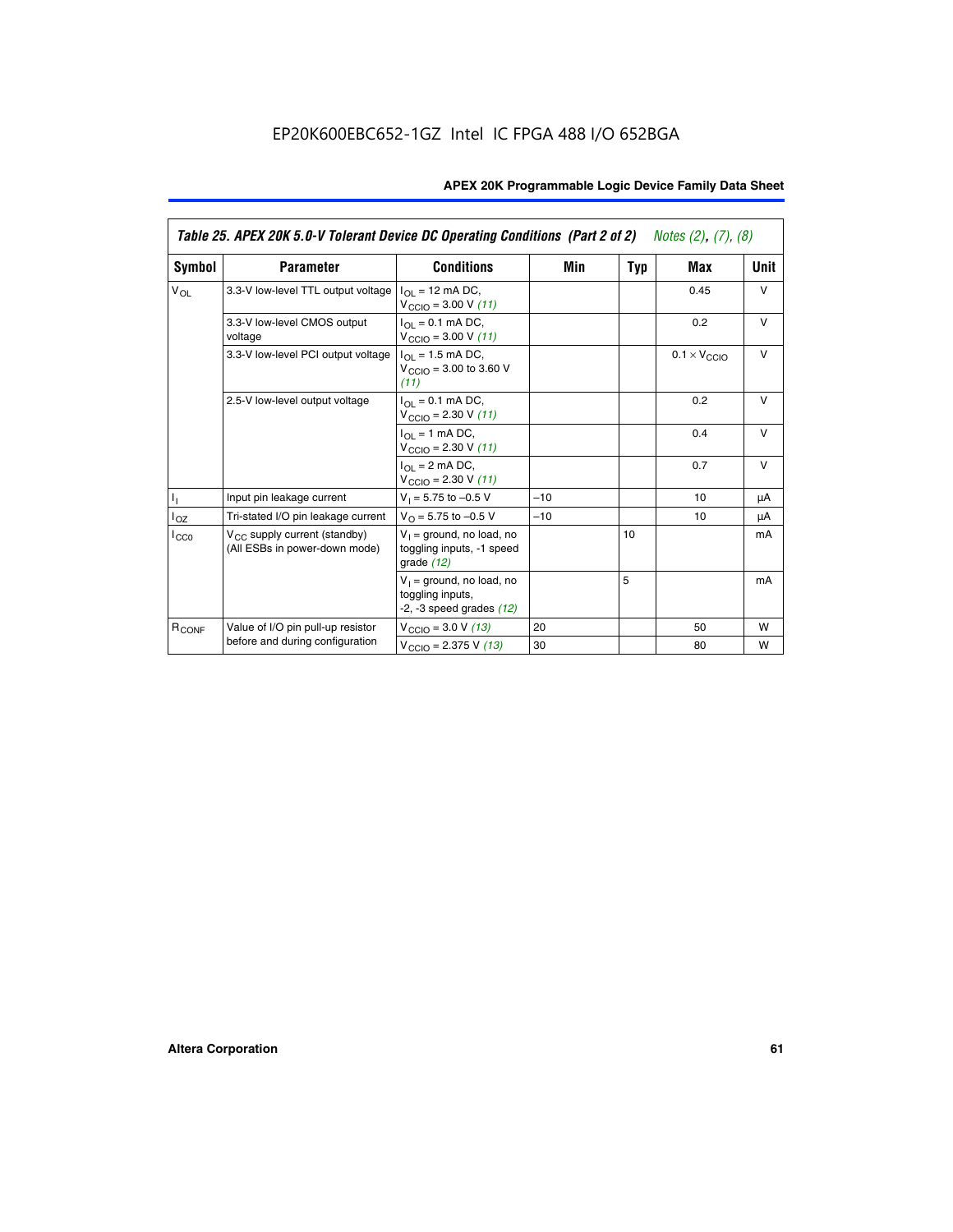EP20K600EBC652-1GZ Intel IC FPGA 488 I/O 652BGA

**Table 25. APEX 20K 5.0-V Tolerant Device DC Operating Conditions (Part 2 of 2)** *Notes (2), (7), (8)*

| Symbol | Parameter | Conditions | Min | Typ | Max | Unit |
|---|---|---|---|---|---|---|
| $V_{OL}$ | 3.3-V low-level TTL output voltage | $I_{OL}$ = 12 mA DC, $V_{CCIO}$ = 3.00 V *(11)* | | | 0.45 | V |
| | 3.3-V low-level CMOS output voltage | $I_{OL}$ = 0.1 mA DC, $V_{CCIO}$ = 3.00 V *(11)* | | | 0.2 | V |
| | 3.3-V low-level PCI output voltage | $I_{OL}$ = 1.5 mA DC, $V_{CCIO}$ = 3.00 to 3.60 V *(11)* | | | $0.1 \times V_{CCIO}$ | V |
| | 2.5-V low-level output voltage | $I_{OL}$ = 0.1 mA DC, $V_{CCIO}$ = 2.30 V *(11)* | | | 0.2 | V |
| | | $I_{OL}$ = 1 mA DC, $V_{CCIO}$ = 2.30 V *(11)* | | | 0.4 | V |
| | | $I_{OL}$ = 2 mA DC, $V_{CCIO}$ = 2.30 V *(11)* | | | 0.7 | V |
| $I_I$ | Input pin leakage current | $V_I$ = 5.75 to –0.5 V | –10 | | 10 | µA |
| $I_{OZ}$ | Tri-stated I/O pin leakage current | $V_O$ = 5.75 to –0.5 V | –10 | | 10 | µA |
| $I_{CC0}$ | $V_{CC}$ supply current (standby) (All ESBs in power-down mode) | $V_I$ = ground, no load, no toggling inputs, -1 speed grade *(12)* | | 10 | | mA |
| | | $V_I$ = ground, no load, no toggling inputs, -2, -3 speed grades *(12)* | | 5 | | mA |
| $R_{CONF}$ | Value of I/O pin pull-up resistor before and during configuration | $V_{CCIO}$ = 3.0 V *(13)* | 20 | | 50 | W |
| | | $V_{CCIO}$ = 2.375 V *(13)* | 30 | | 80 | W |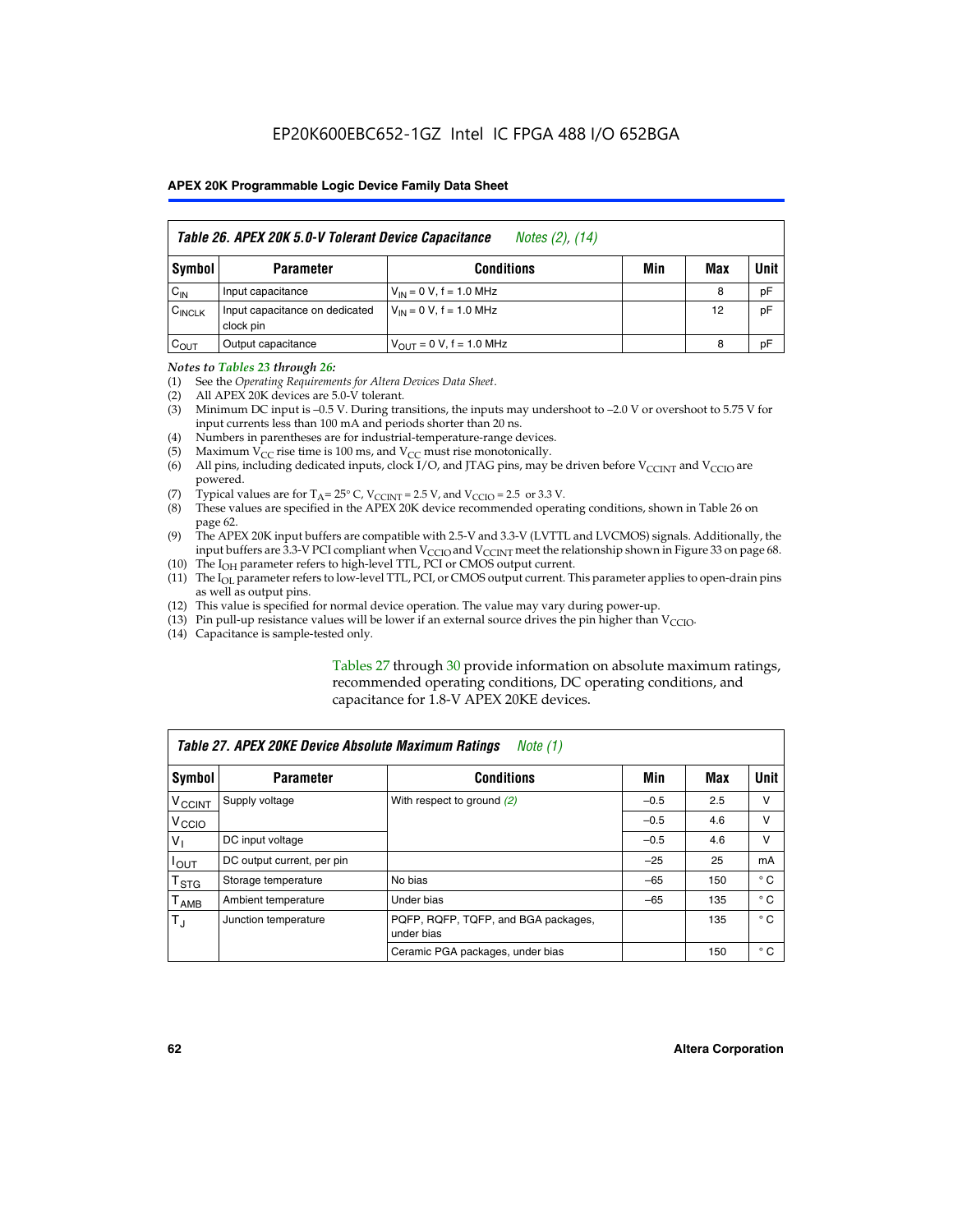EP20K600EBC652-1GZ Intel IC FPGA 488 I/O 652BGA

**Table 26. APEX 20K 5.0-V Tolerant Device Capacitance** *Notes (2), (14)*

| Symbol | Parameter | Conditions | Min | Max | Unit |
|---|---|---|---|---|---|
| $C_{IN}$ | Input capacitance | $V_{IN}$ = 0 V, f = 1.0 MHz | | 8 | pF |
| $C_{INCLK}$ | Input capacitance on dedicated clock pin | $V_{IN}$ = 0 V, f = 1.0 MHz | | 12 | pF |
| $C_{OUT}$ | Output capacitance | $V_{OUT}$ = 0 V, f = 1.0 MHz | | 8 | pF |

*Notes to Tables 23 through 26:*

(1) See the *Operating Requirements for Altera Devices Data Sheet*.
(2) All APEX 20K devices are 5.0-V tolerant.
(3) Minimum DC input is –0.5 V. During transitions, the inputs may undershoot to –2.0 V or overshoot to 5.75 V for input currents less than 100 mA and periods shorter than 20 ns.
(4) Numbers in parentheses are for industrial-temperature-range devices.
(5) Maximum $V_{CC}$ rise time is 100 ms, and $V_{CC}$ must rise monotonically.
(6) All pins, including dedicated inputs, clock I/O, and JTAG pins, may be driven before $V_{CCINT}$ and $V_{CCIO}$ are powered.
(7) Typical values are for $T_A$= 25° C, $V_{CCINT}$ = 2.5 V, and $V_{CCIO}$ = 2.5 or 3.3 V.
(8) These values are specified in the APEX 20K device recommended operating conditions, shown in Table 26 on page 62.
(9) The APEX 20K input buffers are compatible with 2.5-V and 3.3-V (LVTTL and LVCMOS) signals. Additionally, the input buffers are 3.3-V PCI compliant when $V_{CCIO}$ and $V_{CCINT}$ meet the relationship shown in Figure 33 on page 68.
(10) The $I_{OH}$ parameter refers to high-level TTL, PCI or CMOS output current.
(11) The $I_{OL}$ parameter refers to low-level TTL, PCI, or CMOS output current. This parameter applies to open-drain pins as well as output pins.
(12) This value is specified for normal device operation. The value may vary during power-up.
(13) Pin pull-up resistance values will be lower if an external source drives the pin higher than $V_{CCIO}$.
(14) Capacitance is sample-tested only.

Tables 27 through 30 provide information on absolute maximum ratings, recommended operating conditions, DC operating conditions, and capacitance for 1.8-V APEX 20KE devices.

**Table 27. APEX 20KE Device Absolute Maximum Ratings** *Note (1)*

| Symbol | Parameter | Conditions | Min | Max | Unit |
|---|---|---|---|---|---|
| $V_{CCINT}$ | Supply voltage | With respect to ground *(2)* | –0.5 | 2.5 | V |
| $V_{CCIO}$ | | | –0.5 | 4.6 | V |
| $V_I$ | DC input voltage | | –0.5 | 4.6 | V |
| $I_{OUT}$ | DC output current, per pin | | –25 | 25 | mA |
| $T_{STG}$ | Storage temperature | No bias | –65 | 150 | ° C |
| $T_{AMB}$ | Ambient temperature | Under bias | –65 | 135 | ° C |
| $T_J$ | Junction temperature | PQFP, RQFP, TQFP, and BGA packages, under bias | | 135 | ° C |
| | | Ceramic PGA packages, under bias | | 150 | ° C |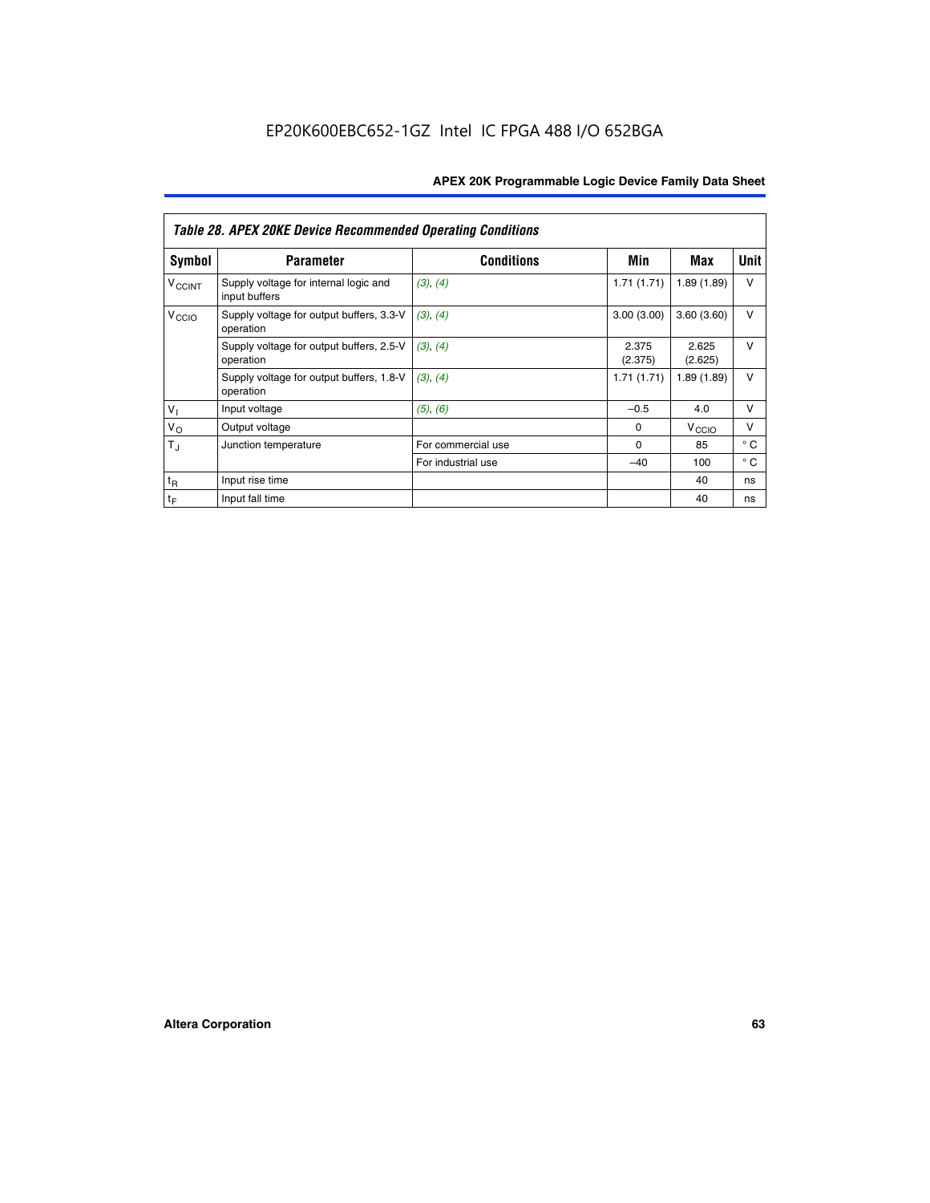EP20K600EBC652-1GZ Intel IC FPGA 488 I/O 652BGA

*Table 28. APEX 20KE Device Recommended Operating Conditions*

| Symbol | Parameter | Conditions | Min | Max | Unit |
|---|---|---|---|---|---|
| $V_{CCINT}$ | Supply voltage for internal logic and input buffers | *(3)*, *(4)* | 1.71 (1.71) | 1.89 (1.89) | V |
| $V_{CCIO}$ | Supply voltage for output buffers, 3.3-V operation | *(3)*, *(4)* | 3.00 (3.00) | 3.60 (3.60) | V |
| | Supply voltage for output buffers, 2.5-V operation | *(3)*, *(4)* | 2.375 (2.375) | 2.625 (2.625) | V |
| | Supply voltage for output buffers, 1.8-V operation | *(3)*, *(4)* | 1.71 (1.71) | 1.89 (1.89) | V |
| $V_I$ | Input voltage | *(5)*, *(6)* | –0.5 | 4.0 | V |
| $V_O$ | Output voltage | | 0 | $V_{CCIO}$ | V |
| $T_J$ | Junction temperature | For commercial use | 0 | 85 | ° C |
| | | For industrial use | –40 | 100 | ° C |
| $t_R$ | Input rise time | | | 40 | ns |
| $t_F$ | Input fall time | | | 40 | ns |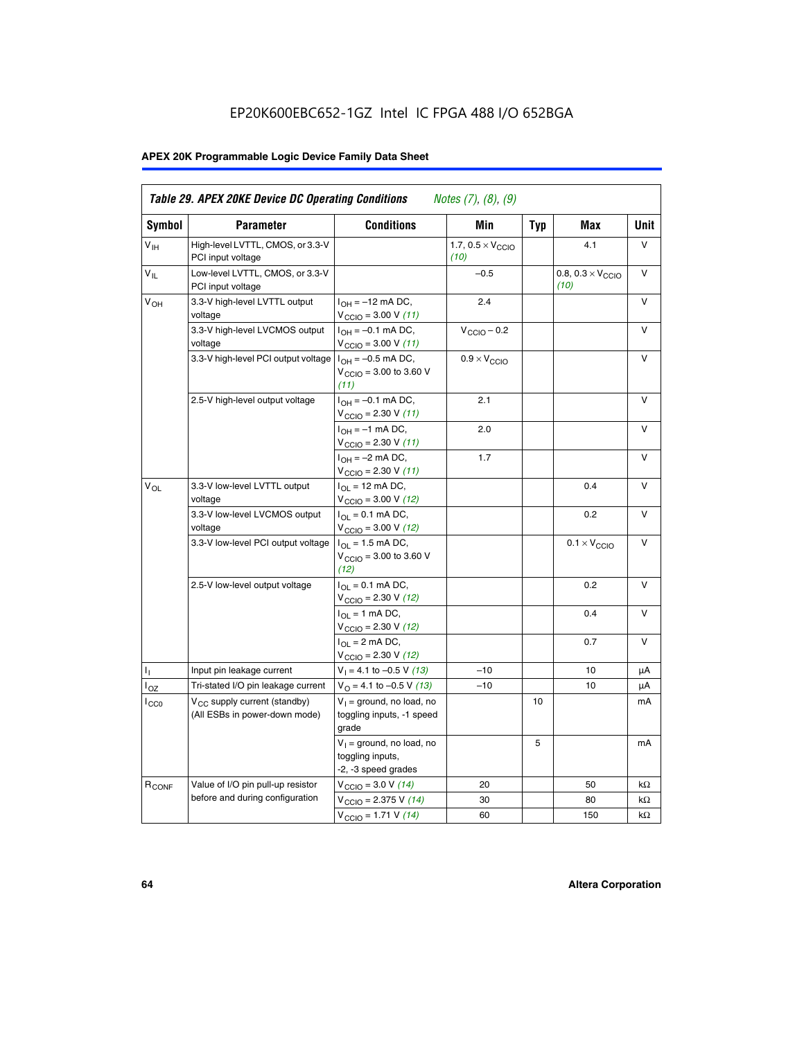EP20K600EBC652-1GZ Intel IC FPGA 488 I/O 652BGA

**Table 29. APEX 20KE Device DC Operating Conditions** *Notes (7), (8), (9)*

| Symbol | Parameter | Conditions | Min | Typ | Max | Unit |
|---|---|---|---|---|---|---|
| $V_{IH}$ | High-level LVTTL, CMOS, or 3.3-V PCI input voltage | | 1.7, $0.5 \times V_{CCIO}$ *(10)* | | 4.1 | V |
| $V_{IL}$ | Low-level LVTTL, CMOS, or 3.3-V PCI input voltage | | –0.5 | | 0.8, $0.3 \times V_{CCIO}$ *(10)* | V |
| $V_{OH}$ | 3.3-V high-level LVTTL output voltage | $I_{OH}$ = –12 mA DC, $V_{CCIO}$ = 3.00 V *(11)* | 2.4 | | | V |
| | 3.3-V high-level LVCMOS output voltage | $I_{OH}$ = –0.1 mA DC, $V_{CCIO}$ = 3.00 V *(11)* | $V_{CCIO}$ – 0.2 | | | V |
| | 3.3-V high-level PCI output voltage | $I_{OH}$ = –0.5 mA DC, $V_{CCIO}$ = 3.00 to 3.60 V *(11)* | $0.9 \times V_{CCIO}$ | | | V |
| | 2.5-V high-level output voltage | $I_{OH}$ = –0.1 mA DC, $V_{CCIO}$ = 2.30 V *(11)* | 2.1 | | | V |
| | | $I_{OH}$ = –1 mA DC, $V_{CCIO}$ = 2.30 V *(11)* | 2.0 | | | V |
| | | $I_{OH}$ = –2 mA DC, $V_{CCIO}$ = 2.30 V *(11)* | 1.7 | | | V |
| $V_{OL}$ | 3.3-V low-level LVTTL output voltage | $I_{OL}$ = 12 mA DC, $V_{CCIO}$ = 3.00 V *(12)* | | | 0.4 | V |
| | 3.3-V low-level LVCMOS output voltage | $I_{OL}$ = 0.1 mA DC, $V_{CCIO}$ = 3.00 V *(12)* | | | 0.2 | V |
| | 3.3-V low-level PCI output voltage | $I_{OL}$ = 1.5 mA DC, $V_{CCIO}$ = 3.00 to 3.60 V *(12)* | | | $0.1 \times V_{CCIO}$ | V |
| | 2.5-V low-level output voltage | $I_{OL}$ = 0.1 mA DC, $V_{CCIO}$ = 2.30 V *(12)* | | | 0.2 | V |
| | | $I_{OL}$ = 1 mA DC, $V_{CCIO}$ = 2.30 V *(12)* | | | 0.4 | V |
| | | $I_{OL}$ = 2 mA DC, $V_{CCIO}$ = 2.30 V *(12)* | | | 0.7 | V |
| $I_I$ | Input pin leakage current | $V_I$ = 4.1 to –0.5 V *(13)* | –10 | | 10 | µA |
| $I_{OZ}$ | Tri-stated I/O pin leakage current | $V_O$ = 4.1 to –0.5 V *(13)* | –10 | | 10 | µA |
| $I_{CC0}$ | $V_{CC}$ supply current (standby) (All ESBs in power-down mode) | $V_I$ = ground, no load, no toggling inputs, -1 speed grade | | 10 | | mA |
| | | $V_I$ = ground, no load, no toggling inputs, -2, -3 speed grades | | 5 | | mA |
| $R_{CONF}$ | Value of I/O pin pull-up resistor before and during configuration | $V_{CCIO}$ = 3.0 V *(14)* | 20 | | 50 | kΩ |
| | | $V_{CCIO}$ = 2.375 V *(14)* | 30 | | 80 | kΩ |
| | | $V_{CCIO}$ = 1.71 V *(14)* | 60 | | 150 | kΩ |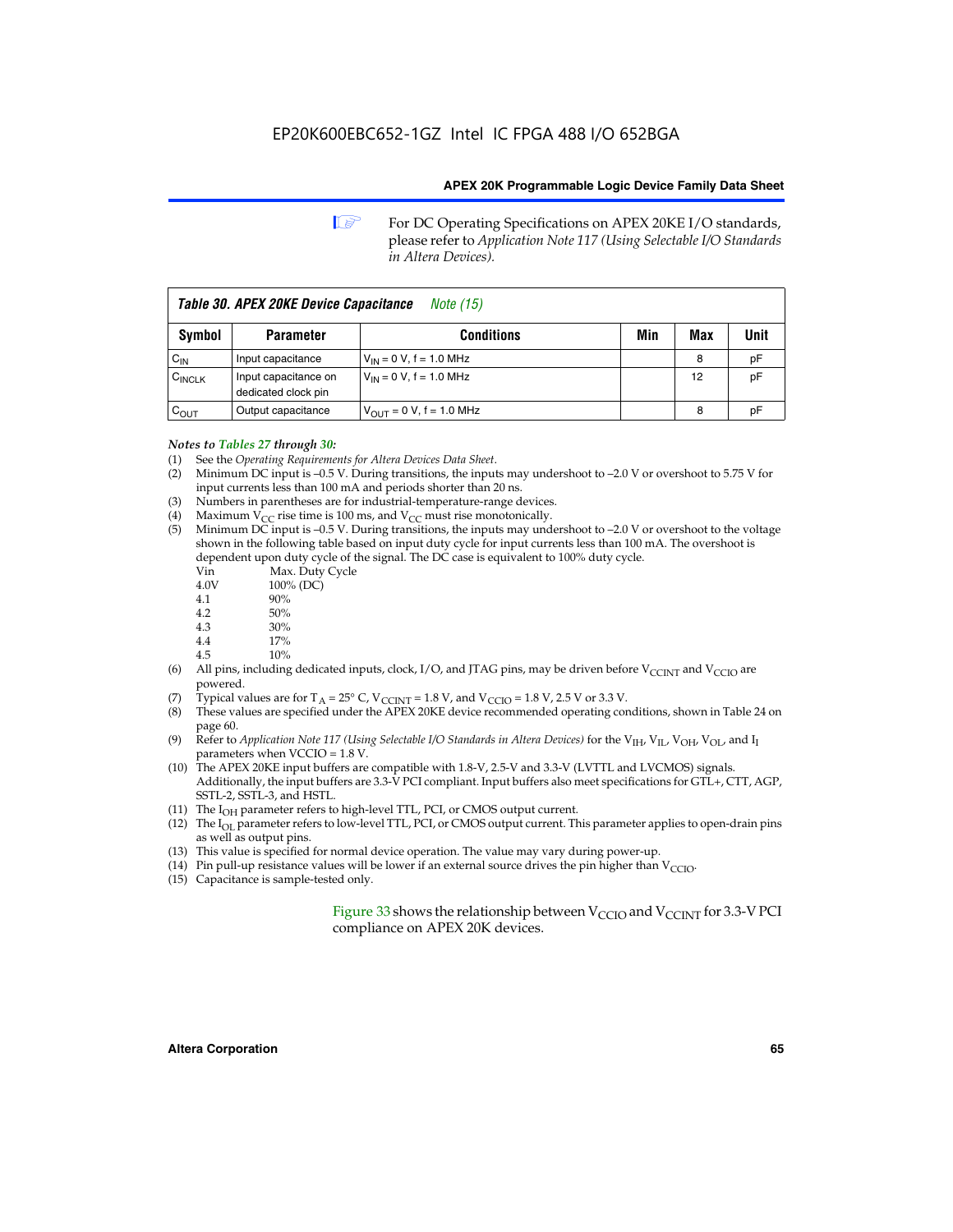For DC Operating Specifications on APEX 20KE I/O standards, please refer to *Application Note 117 (Using Selectable I/O Standards in Altera Devices).*

| *Table 30. APEX 20KE Device Capacitance* *Note (15)* | | | | | |
|---|---|---|---|---|---|
| **Symbol** | **Parameter** | **Conditions** | **Min** | **Max** | **Unit** |
| $C_{IN}$ | Input capacitance | $V_{IN}$ = 0 V, f = 1.0 MHz | | 8 | pF |
| $C_{INCLK}$ | Input capacitance on dedicated clock pin | $V_{IN}$ = 0 V, f = 1.0 MHz | | 12 | pF |
| $C_{OUT}$ | Output capacitance | $V_{OUT}$ = 0 V, f = 1.0 MHz | | 8 | pF |

*Notes to Tables 27 through 30:*

(1) See the *Operating Requirements for Altera Devices Data Sheet*.
(2) Minimum DC input is –0.5 V. During transitions, the inputs may undershoot to –2.0 V or overshoot to 5.75 V for input currents less than 100 mA and periods shorter than 20 ns.
(3) Numbers in parentheses are for industrial-temperature-range devices.
(4) Maximum $V_{CC}$ rise time is 100 ms, and $V_{CC}$ must rise monotonically.
(5) Minimum DC input is –0.5 V. During transitions, the inputs may undershoot to –2.0 V or overshoot to the voltage shown in the following table based on input duty cycle for input currents less than 100 mA. The overshoot is dependent upon duty cycle of the signal. The DC case is equivalent to 100% duty cycle.

| Vin | Max. Duty Cycle |
|---|---|
| 4.0V | 100% (DC) |
| 4.1 | 90% |
| 4.2 | 50% |
| 4.3 | 30% |
| 4.4 | 17% |
| 4.5 | 10% |

(6) All pins, including dedicated inputs, clock, I/O, and JTAG pins, may be driven before $V_{CCINT}$ and $V_{CCIO}$ are powered.
(7) Typical values are for $T_A$ = 25° C, $V_{CCINT}$ = 1.8 V, and $V_{CCIO}$ = 1.8 V, 2.5 V or 3.3 V.
(8) These values are specified under the APEX 20KE device recommended operating conditions, shown in Table 24 on page 60.
(9) Refer to *Application Note 117 (Using Selectable I/O Standards in Altera Devices)* for the $V_{IH}$, $V_{IL}$, $V_{OH}$, $V_{OL}$, and $I_I$ parameters when VCCIO = 1.8 V.
(10) The APEX 20KE input buffers are compatible with 1.8-V, 2.5-V and 3.3-V (LVTTL and LVCMOS) signals. Additionally, the input buffers are 3.3-V PCI compliant. Input buffers also meet specifications for GTL+, CTT, AGP, SSTL-2, SSTL-3, and HSTL.
(11) The $I_{OH}$ parameter refers to high-level TTL, PCI, or CMOS output current.
(12) The $I_{OL}$ parameter refers to low-level TTL, PCI, or CMOS output current. This parameter applies to open-drain pins as well as output pins.
(13) This value is specified for normal device operation. The value may vary during power-up.
(14) Pin pull-up resistance values will be lower if an external source drives the pin higher than $V_{CCIO}$.
(15) Capacitance is sample-tested only.

Figure 33 shows the relationship between $V_{CCIO}$ and $V_{CCINT}$ for 3.3-V PCI compliance on APEX 20K devices.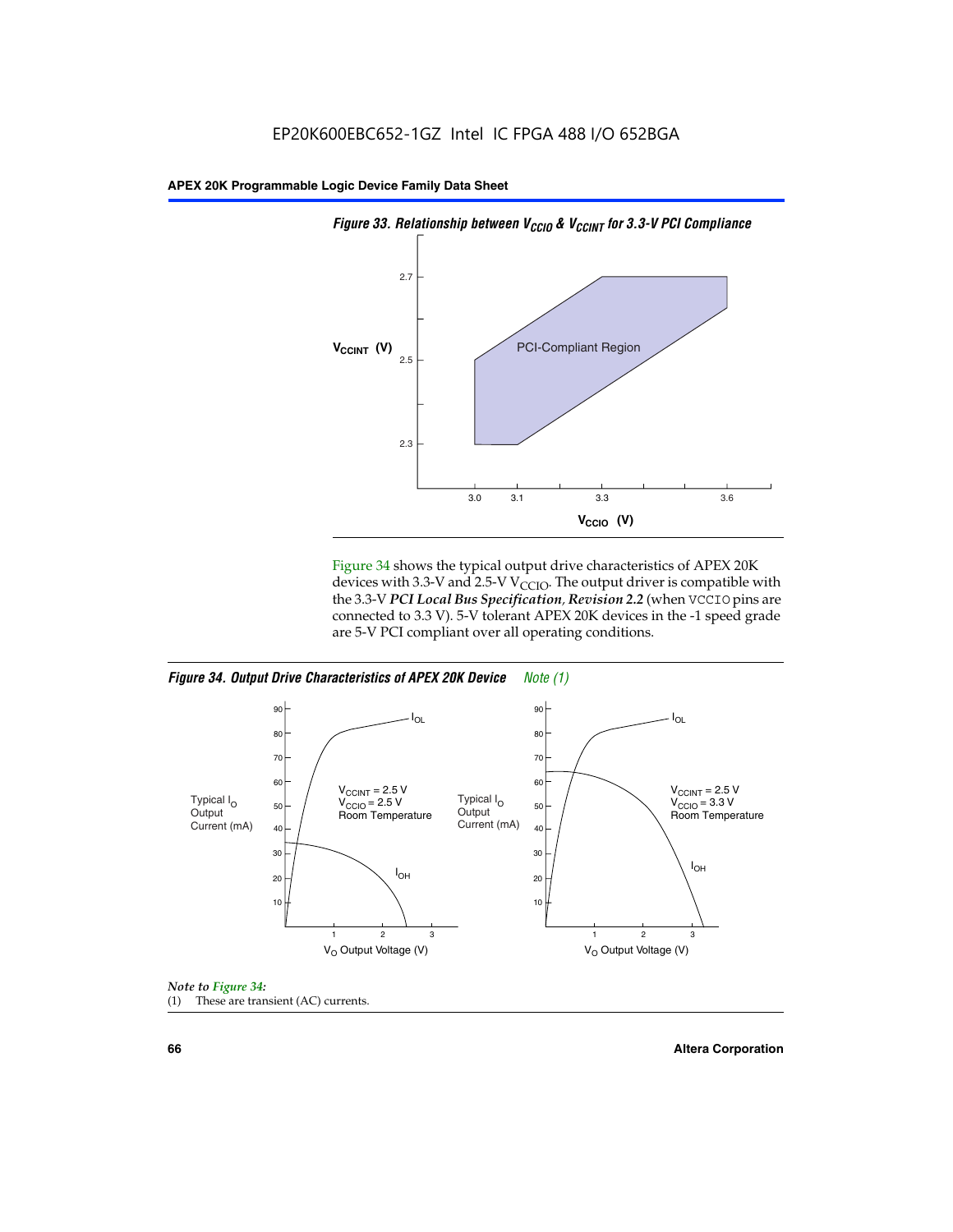EP20K600EBC652-1GZ Intel IC FPGA 488 I/O 652BGA

*Figure 33. Relationship between $V_{CCIO}$ & $V_{CCINT}$ for 3.3-V PCI Compliance*

Figure 34 shows the typical output drive characteristics of APEX 20K devices with 3.3-V and 2.5-V $V_{CCIO}$. The output driver is compatible with the 3.3-V ***PCI Local Bus Specification*, *Revision 2.2*** (when `VCCIO` pins are connected to 3.3 V). 5-V tolerant APEX 20K devices in the -1 speed grade are 5-V PCI compliant over all operating conditions.

*Figure 34. Output Drive Characteristics of APEX 20K Device* *Note (1)*

*Note to Figure 34:*

(1) These are transient (AC) currents.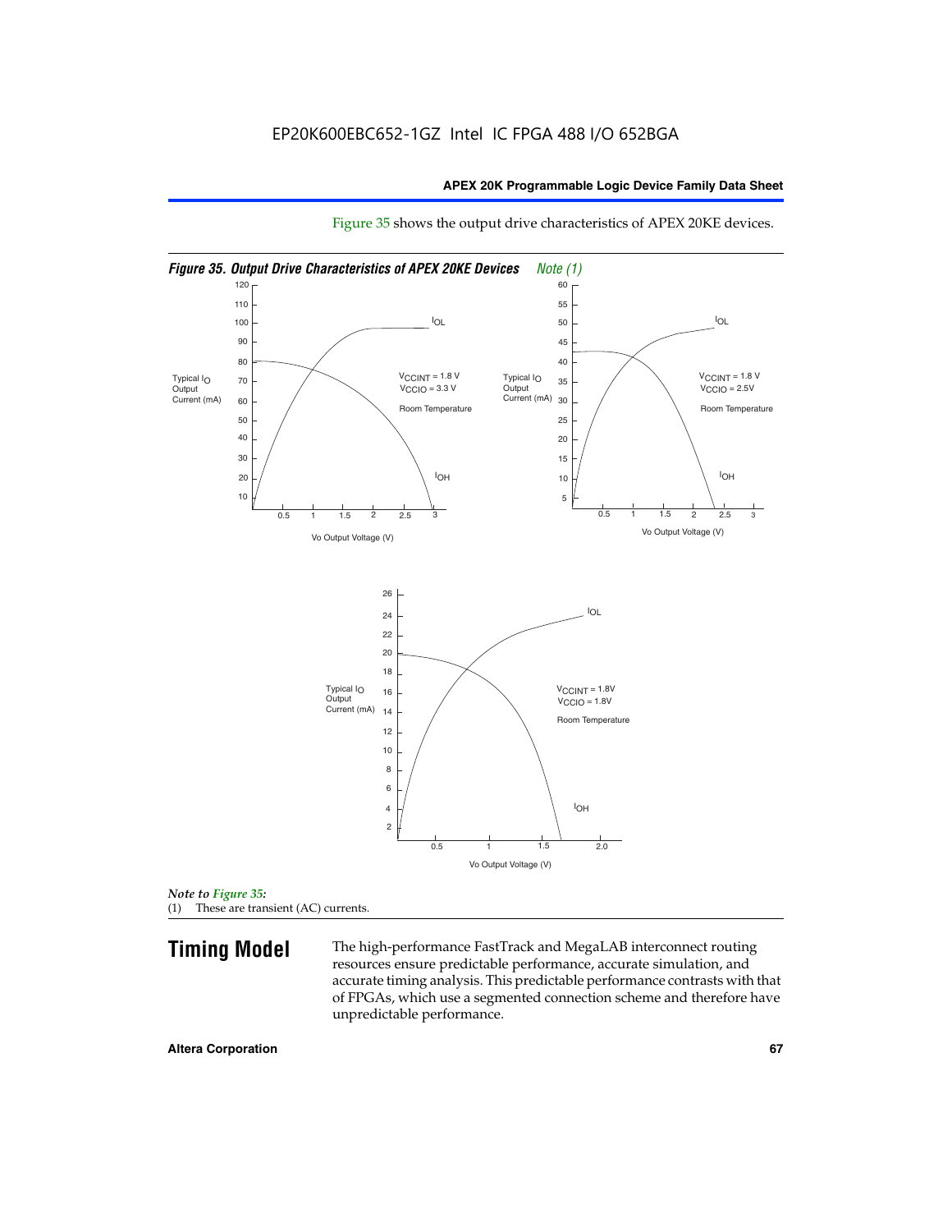EP20K600EBC652-1GZ Intel IC FPGA 488 I/O 652BGA

Figure 35 shows the output drive characteristics of APEX 20KE devices.

*Figure 35. Output Drive Characteristics of APEX 20KE Devices Note (1)*

*Note to Figure 35:*
(1) These are transient (AC) currents.

# Timing Model

The high-performance FastTrack and MegaLAB interconnect routing resources ensure predictable performance, accurate simulation, and accurate timing analysis. This predictable performance contrasts with that of FPGAs, which use a segmented connection scheme and therefore have unpredictable performance.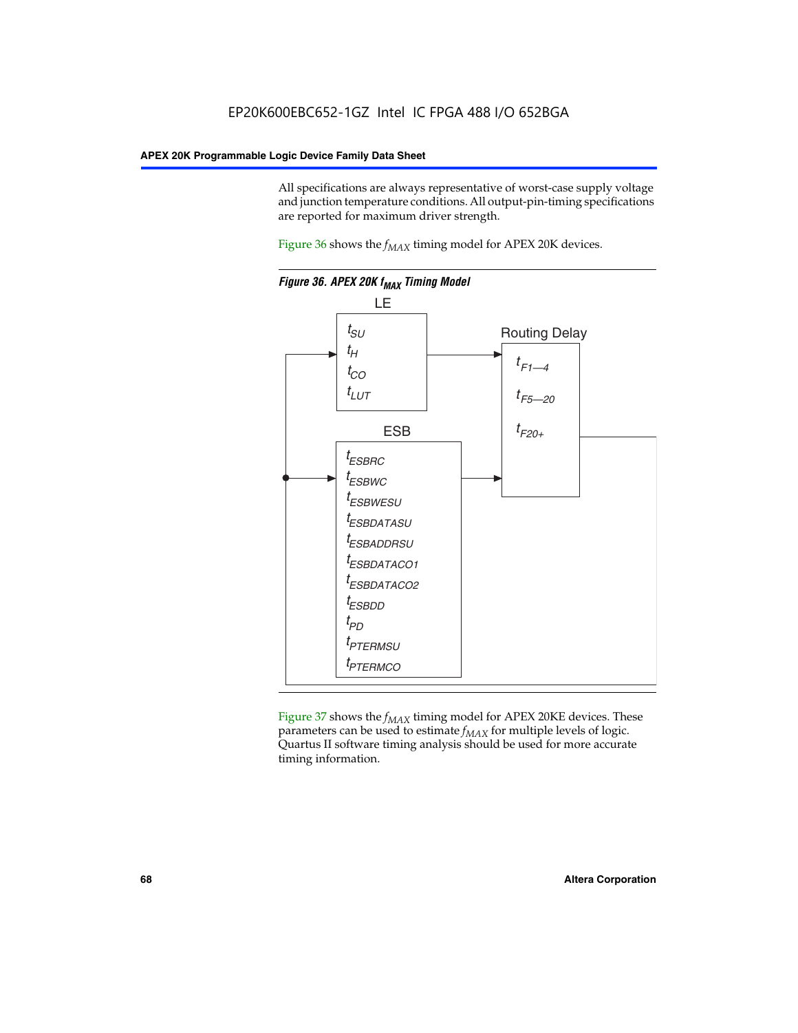All specifications are always representative of worst-case supply voltage and junction temperature conditions. All output-pin-timing specifications are reported for maximum driver strength.

Figure 36 shows the $f_{MAX}$ timing model for APEX 20K devices.

**Figure 36. APEX 20K $f_{MAX}$ Timing Model**

LE

$t_{SU}$
$t_H$
$t_{CO}$
$t_{LUT}$

Routing Delay

$t_{F1-4}$
$t_{F5-20}$
$t_{F20+}$

ESB

$t_{ESBRC}$
$t_{ESBWC}$
$t_{ESBWESU}$
$t_{ESBDATASU}$
$t_{ESBADDRSU}$
$t_{ESBDATACO1}$
$t_{ESBDATACO2}$
$t_{ESBDD}$
$t_{PD}$
$t_{PTERMSU}$
$t_{PTERMCO}$

Figure 37 shows the $f_{MAX}$ timing model for APEX 20KE devices. These parameters can be used to estimate $f_{MAX}$ for multiple levels of logic. Quartus II software timing analysis should be used for more accurate timing information.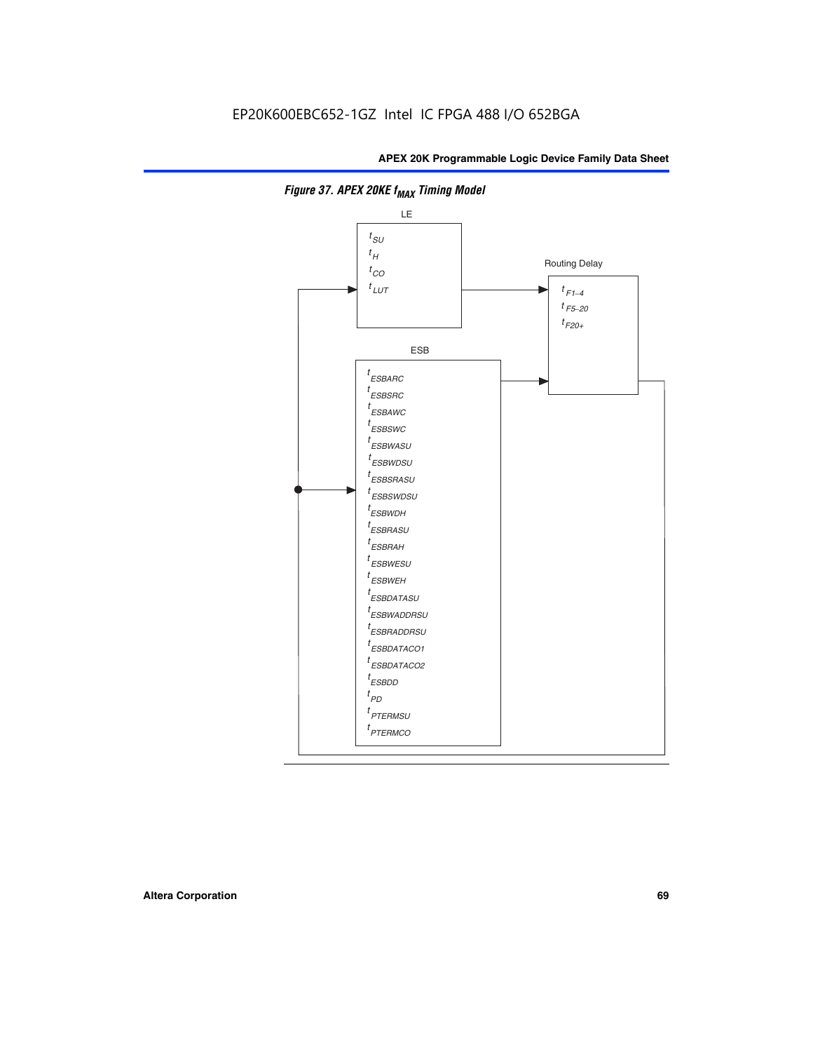**Figure 37. APEX 20KE $f_{MAX}$ Timing Model**

LE

$t_{SU}$
$t_{H}$
$t_{CO}$
$t_{LUT}$

Routing Delay

$t_{F1-4}$
$t_{F5-20}$
$t_{F20+}$

ESB

$t_{ESBARC}$
$t_{ESBSRC}$
$t_{ESBAWC}$
$t_{ESBSWC}$
$t_{ESBWASU}$
$t_{ESBWDSU}$
$t_{ESBSRASU}$
$t_{ESBSWDSU}$
$t_{ESBWDH}$
$t_{ESBRASU}$
$t_{ESBRAH}$
$t_{ESBWESU}$
$t_{ESBWEH}$
$t_{ESBDATASU}$
$t_{ESBWADDRSU}$
$t_{ESBRADDRSU}$
$t_{ESBDATACO1}$
$t_{ESBDATACO2}$
$t_{ESBDD}$
$t_{PD}$
$t_{PTERMSU}$
$t_{PTERMCO}$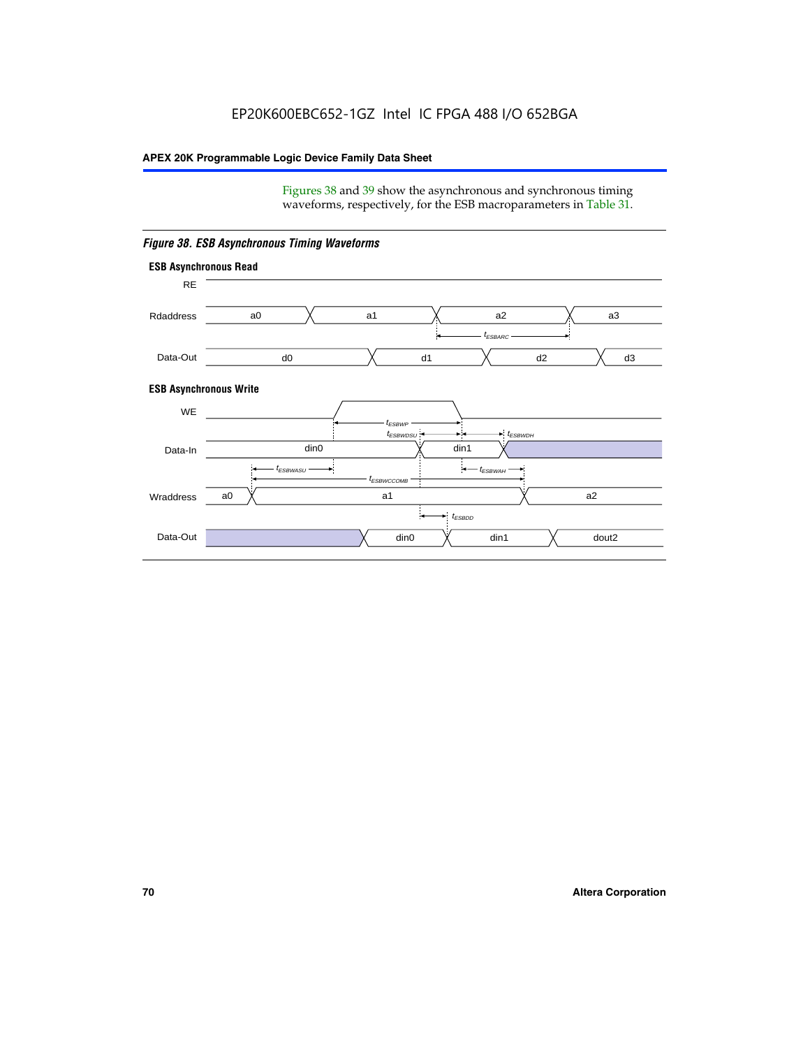Figures 38 and 39 show the asynchronous and synchronous timing waveforms, respectively, for the ESB macroparameters in Table 31.

*Figure 38. ESB Asynchronous Timing Waveforms*

**ESB Asynchronous Read**

RE

Rdaddress: a0, a1, a2, a3

$t_{ESBARC}$

Data-Out: d0, d1, d2, d3

**ESB Asynchronous Write**

WE

$t_{ESBWP}$

$t_{ESBWDSU}$

$t_{ESBWDH}$

Data-In: din0, din1

$t_{ESBWASU}$

$t_{ESBWAH}$

$t_{ESBWCCOMB}$

Wraddress: a0, a1, a2

$t_{ESBDD}$

Data-Out: din0, din1, dout2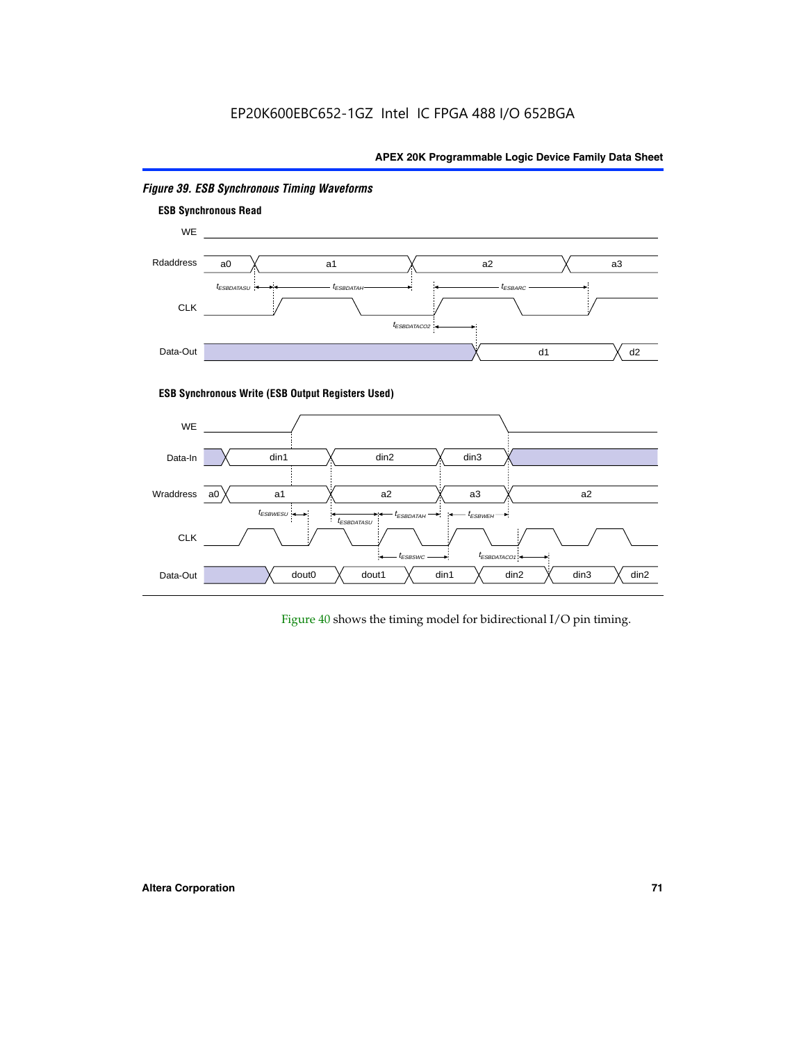*Figure 39. ESB Synchronous Timing Waveforms*

**ESB Synchronous Read**

WE

Rdaddress: a0, a1, a2, a3

$t_{ESBDATASU}$ $t_{ESBDATAH}$ $t_{ESBARC}$

CLK

$t_{ESBDATACO2}$

Data-Out: d1, d2

**ESB Synchronous Write (ESB Output Registers Used)**

WE

Data-In: din1, din2, din3

Wraddress: a0, a1, a2, a3, a2

$t_{ESBWESU}$ $t_{ESBDATASU}$ $t_{ESBDATAH}$ $t_{ESBWEH}$

CLK

$t_{ESBSWC}$ $t_{ESBDATACO1}$

Data-Out: dout0, dout1, din1, din2, din3, din2

Figure 40 shows the timing model for bidirectional I/O pin timing.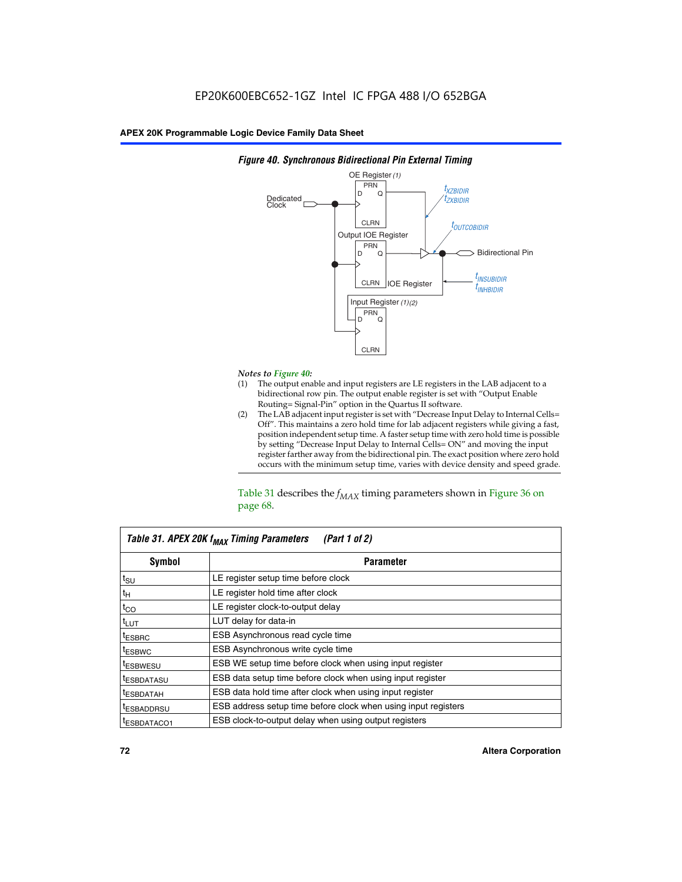*Figure 40. Synchronous Bidirectional Pin External Timing*

*Notes to Figure 40:*

(1) The output enable and input registers are LE registers in the LAB adjacent to a bidirectional row pin. The output enable register is set with "Output Enable Routing= Signal-Pin" option in the Quartus II software.

(2) The LAB adjacent input register is set with "Decrease Input Delay to Internal Cells= Off". This maintains a zero hold time for lab adjacent registers while giving a fast, position independent setup time. A faster setup time with zero hold time is possible by setting "Decrease Input Delay to Internal Cells= ON" and moving the input register farther away from the bidirectional pin. The exact position where zero hold occurs with the minimum setup time, varies with device density and speed grade.

Table 31 describes the $f_{MAX}$ timing parameters shown in Figure 36 on page 68.

*Table 31. APEX 20K $f_{MAX}$ Timing Parameters (Part 1 of 2)*

| Symbol | Parameter |
|---|---|
| $t_{SU}$ | LE register setup time before clock |
| $t_{H}$ | LE register hold time after clock |
| $t_{CO}$ | LE register clock-to-output delay |
| $t_{LUT}$ | LUT delay for data-in |
| $t_{ESBRC}$ | ESB Asynchronous read cycle time |
| $t_{ESBWC}$ | ESB Asynchronous write cycle time |
| $t_{ESBWESU}$ | ESB WE setup time before clock when using input register |
| $t_{ESBDATASU}$ | ESB data setup time before clock when using input register |
| $t_{ESBDATAH}$ | ESB data hold time after clock when using input register |
| $t_{ESBADDRSU}$ | ESB address setup time before clock when using input registers |
| $t_{ESBDATACO1}$ | ESB clock-to-output delay when using output registers |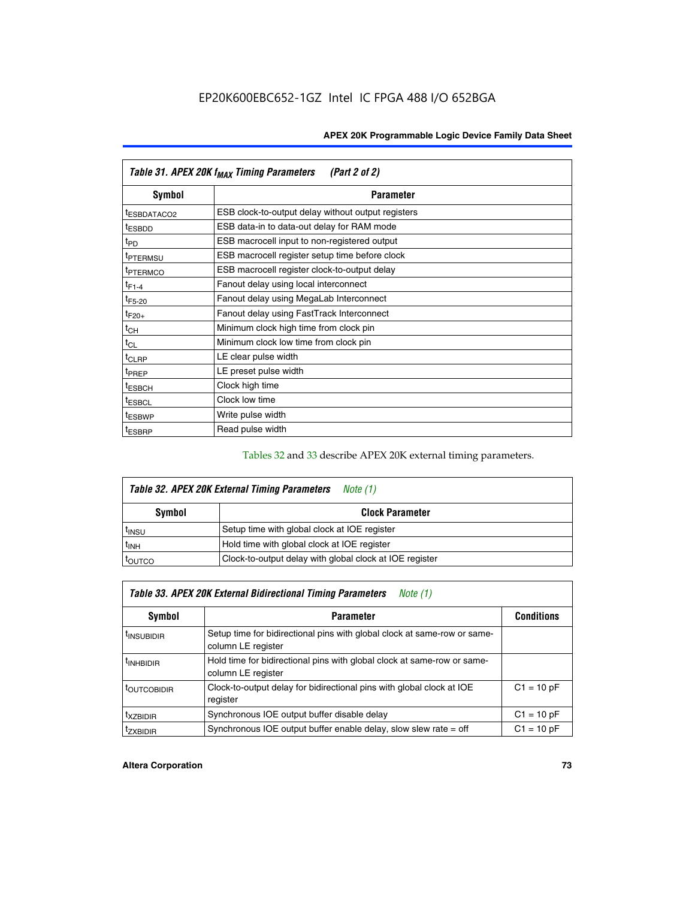| Table 31. APEX 20K $f_{MAX}$ Timing Parameters (Part 2 of 2) | |
|---|---|
| **Symbol** | **Parameter** |
| $t_{ESBDATACO2}$ | ESB clock-to-output delay without output registers |
| $t_{ESBDD}$ | ESB data-in to data-out delay for RAM mode |
| $t_{PD}$ | ESB macrocell input to non-registered output |
| $t_{PTERMSU}$ | ESB macrocell register setup time before clock |
| $t_{PTERMCO}$ | ESB macrocell register clock-to-output delay |
| $t_{F1-4}$ | Fanout delay using local interconnect |
| $t_{F5-20}$ | Fanout delay using MegaLab Interconnect |
| $t_{F20+}$ | Fanout delay using FastTrack Interconnect |
| $t_{CH}$ | Minimum clock high time from clock pin |
| $t_{CL}$ | Minimum clock low time from clock pin |
| $t_{CLRP}$ | LE clear pulse width |
| $t_{PREP}$ | LE preset pulse width |
| $t_{ESBCH}$ | Clock high time |
| $t_{ESBCL}$ | Clock low time |
| $t_{ESBWP}$ | Write pulse width |
| $t_{ESBRP}$ | Read pulse width |

Tables 32 and 33 describe APEX 20K external timing parameters.

| Table 32. APEX 20K External Timing Parameters *Note (1)* | |
|---|---|
| **Symbol** | **Clock Parameter** |
| $t_{INSU}$ | Setup time with global clock at IOE register |
| $t_{INH}$ | Hold time with global clock at IOE register |
| $t_{OUTCO}$ | Clock-to-output delay with global clock at IOE register |

| Table 33. APEX 20K External Bidirectional Timing Parameters *Note (1)* | | |
|---|---|---|
| **Symbol** | **Parameter** | **Conditions** |
| $t_{INSUBIDIR}$ | Setup time for bidirectional pins with global clock at same-row or same-column LE register | |
| $t_{INHBIDIR}$ | Hold time for bidirectional pins with global clock at same-row or same-column LE register | |
| $t_{OUTCOBIDIR}$ | Clock-to-output delay for bidirectional pins with global clock at IOE register | C1 = 10 pF |
| $t_{XZBIDIR}$ | Synchronous IOE output buffer disable delay | C1 = 10 pF |
| $t_{ZXBIDIR}$ | Synchronous IOE output buffer enable delay, slow slew rate = off | C1 = 10 pF |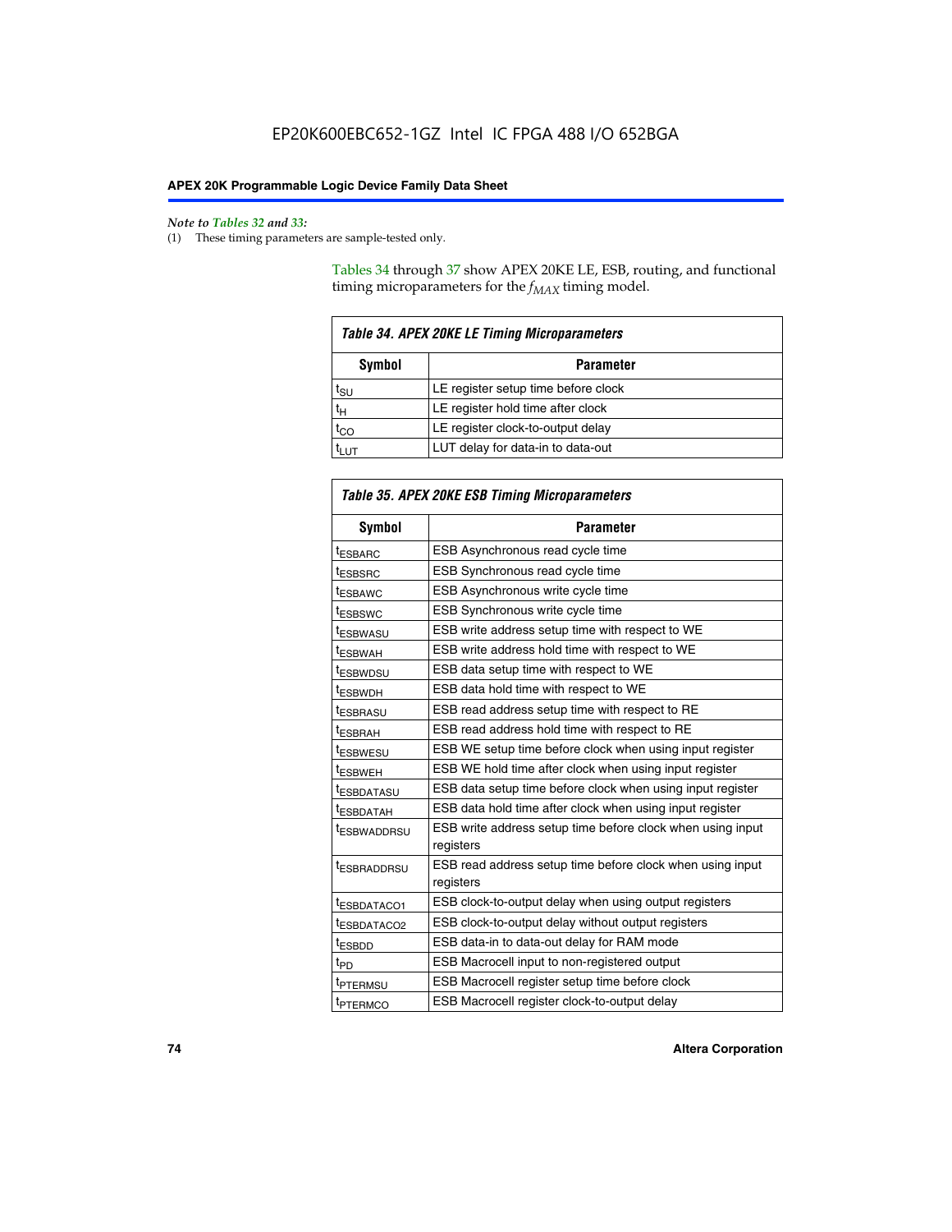*Note to Tables 32 and 33:*

(1) These timing parameters are sample-tested only.

Tables 34 through 37 show APEX 20KE LE, ESB, routing, and functional timing microparameters for the $f_{MAX}$ timing model.

**Table 34. APEX 20KE LE Timing Microparameters**

| Symbol | Parameter |
|---|---|
| $t_{SU}$ | LE register setup time before clock |
| $t_H$ | LE register hold time after clock |
| $t_{CO}$ | LE register clock-to-output delay |
| $t_{LUT}$ | LUT delay for data-in to data-out |

**Table 35. APEX 20KE ESB Timing Microparameters**

| Symbol | Parameter |
|---|---|
| $t_{ESBARC}$ | ESB Asynchronous read cycle time |
| $t_{ESBSRC}$ | ESB Synchronous read cycle time |
| $t_{ESBAWC}$ | ESB Asynchronous write cycle time |
| $t_{ESBSWC}$ | ESB Synchronous write cycle time |
| $t_{ESBWASU}$ | ESB write address setup time with respect to WE |
| $t_{ESBWAH}$ | ESB write address hold time with respect to WE |
| $t_{ESBWDSU}$ | ESB data setup time with respect to WE |
| $t_{ESBWDH}$ | ESB data hold time with respect to WE |
| $t_{ESBRASU}$ | ESB read address setup time with respect to RE |
| $t_{ESBRAH}$ | ESB read address hold time with respect to RE |
| $t_{ESBWESU}$ | ESB WE setup time before clock when using input register |
| $t_{ESBWEH}$ | ESB WE hold time after clock when using input register |
| $t_{ESBDATASU}$ | ESB data setup time before clock when using input register |
| $t_{ESBDATAH}$ | ESB data hold time after clock when using input register |
| $t_{ESBWADDRSU}$ | ESB write address setup time before clock when using input registers |
| $t_{ESBRADDRSU}$ | ESB read address setup time before clock when using input registers |
| $t_{ESBDATACO1}$ | ESB clock-to-output delay when using output registers |
| $t_{ESBDATACO2}$ | ESB clock-to-output delay without output registers |
| $t_{ESBDD}$ | ESB data-in to data-out delay for RAM mode |
| $t_{PD}$ | ESB Macrocell input to non-registered output |
| $t_{PTERMSU}$ | ESB Macrocell register setup time before clock |
| $t_{PTERMCO}$ | ESB Macrocell register clock-to-output delay |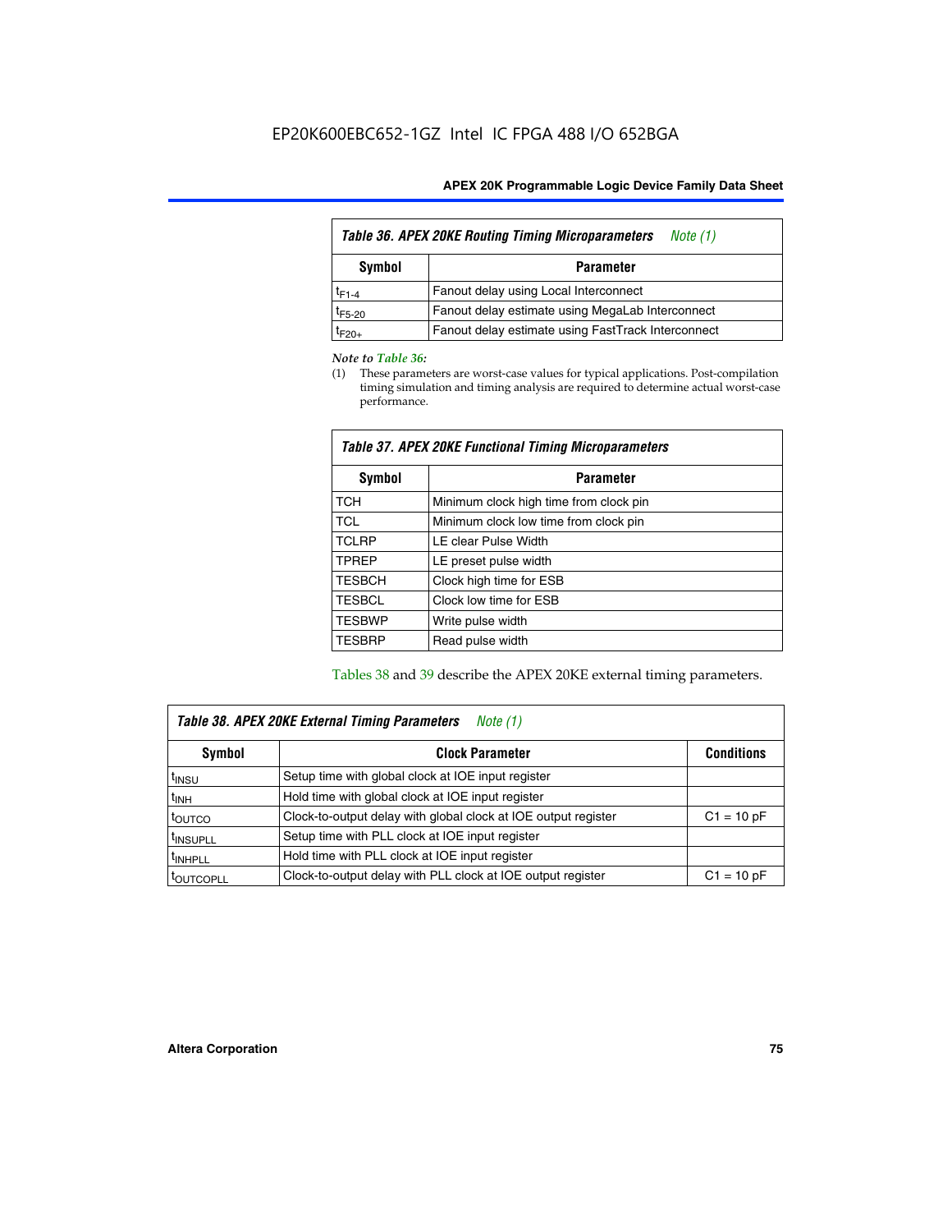EP20K600EBC652-1GZ Intel IC FPGA 488 I/O 652BGA

| Table 36. APEX 20KE Routing Timing Microparameters Note (1) | |
|---|---|
| **Symbol** | **Parameter** |
| $t_{F1-4}$ | Fanout delay using Local Interconnect |
| $t_{F5-20}$ | Fanout delay estimate using MegaLab Interconnect |
| $t_{F20+}$ | Fanout delay estimate using FastTrack Interconnect |

*Note to Table 36:*

(1) These parameters are worst-case values for typical applications. Post-compilation timing simulation and timing analysis are required to determine actual worst-case performance.

| Table 37. APEX 20KE Functional Timing Microparameters | |
|---|---|
| **Symbol** | **Parameter** |
| TCH | Minimum clock high time from clock pin |
| TCL | Minimum clock low time from clock pin |
| TCLRP | LE clear Pulse Width |
| TPREP | LE preset pulse width |
| TESBCH | Clock high time for ESB |
| TESBCL | Clock low time for ESB |
| TESBWP | Write pulse width |
| TESBRP | Read pulse width |

Tables 38 and 39 describe the APEX 20KE external timing parameters.

| Table 38. APEX 20KE External Timing Parameters Note (1) | | |
|---|---|---|
| **Symbol** | **Clock Parameter** | **Conditions** |
| $t_{INSU}$ | Setup time with global clock at IOE input register | |
| $t_{INH}$ | Hold time with global clock at IOE input register | |
| $t_{OUTCO}$ | Clock-to-output delay with global clock at IOE output register | C1 = 10 pF |
| $t_{INSUPLL}$ | Setup time with PLL clock at IOE input register | |
| $t_{INHPLL}$ | Hold time with PLL clock at IOE input register | |
| $t_{OUTCOPLL}$ | Clock-to-output delay with PLL clock at IOE output register | C1 = 10 pF |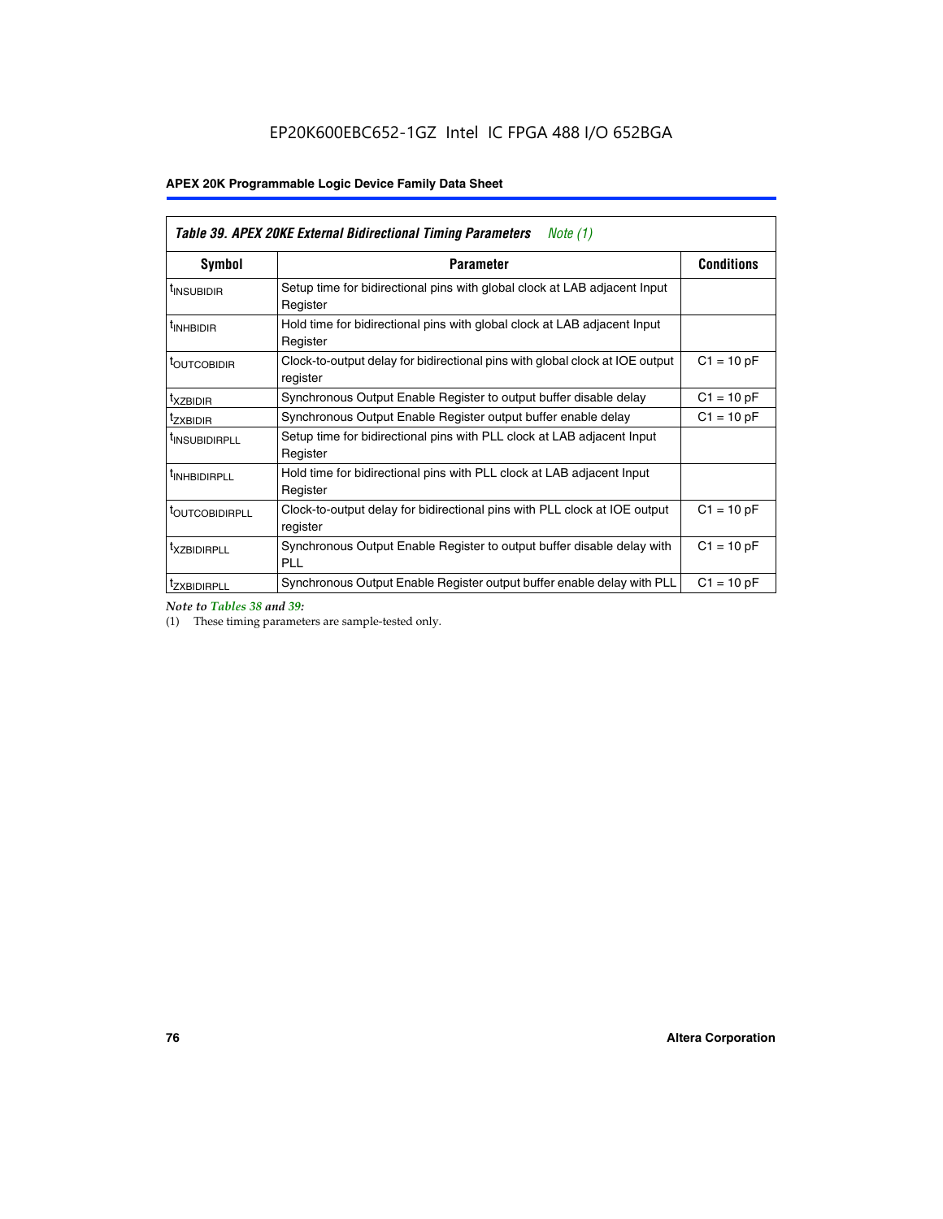**Table 39. APEX 20KE External Bidirectional Timing Parameters** *Note (1)*

| Symbol | Parameter | Conditions |
|---|---|---|
| $t_{INSUBIDIR}$ | Setup time for bidirectional pins with global clock at LAB adjacent Input Register | |
| $t_{INHBIDIR}$ | Hold time for bidirectional pins with global clock at LAB adjacent Input Register | |
| $t_{OUTCOBIDIR}$ | Clock-to-output delay for bidirectional pins with global clock at IOE output register | C1 = 10 pF |
| $t_{XZBIDIR}$ | Synchronous Output Enable Register to output buffer disable delay | C1 = 10 pF |
| $t_{ZXBIDIR}$ | Synchronous Output Enable Register output buffer enable delay | C1 = 10 pF |
| $t_{INSUBIDIRPLL}$ | Setup time for bidirectional pins with PLL clock at LAB adjacent Input Register | |
| $t_{INHBIDIRPLL}$ | Hold time for bidirectional pins with PLL clock at LAB adjacent Input Register | |
| $t_{OUTCOBIDIRPLL}$ | Clock-to-output delay for bidirectional pins with PLL clock at IOE output register | C1 = 10 pF |
| $t_{XZBIDIRPLL}$ | Synchronous Output Enable Register to output buffer disable delay with PLL | C1 = 10 pF |
| $t_{ZXBIDIRPLL}$ | Synchronous Output Enable Register output buffer enable delay with PLL | C1 = 10 pF |

*Note to Tables 38 and 39:*

(1) These timing parameters are sample-tested only.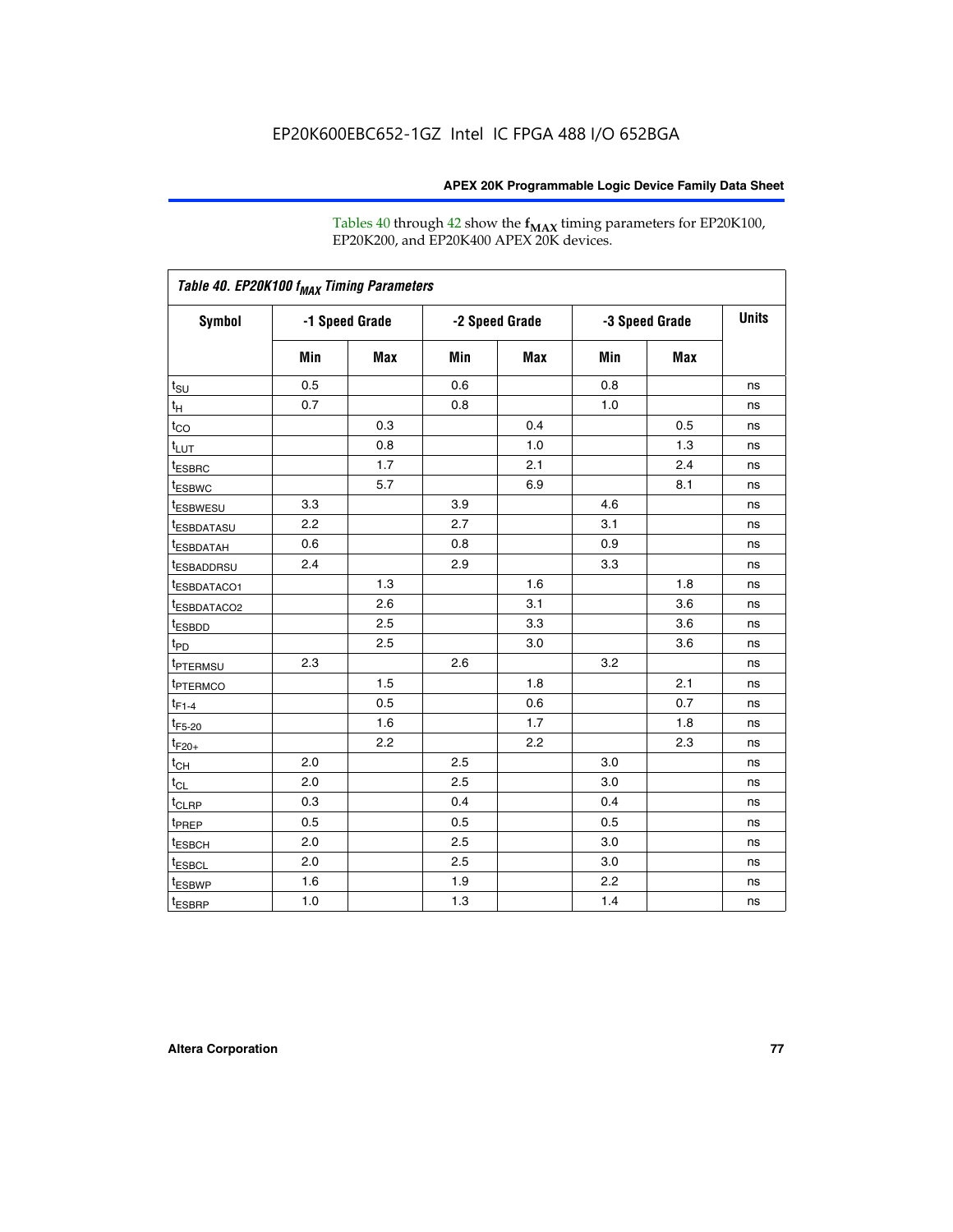EP20K600EBC652-1GZ Intel IC FPGA 488 I/O 652BGA

Tables 40 through 42 show the $f_{MAX}$ timing parameters for EP20K100, EP20K200, and EP20K400 APEX 20K devices.

| Table 40. EP20K100 $f_{MAX}$ Timing Parameters | | | | | | | |
|---|---|---|---|---|---|---|---|
| Symbol | -1 Speed Grade | | -2 Speed Grade | | -3 Speed Grade | | Units |
| | Min | Max | Min | Max | Min | Max | |
| $t_{SU}$ | 0.5 | | 0.6 | | 0.8 | | ns |
| $t_{H}$ | 0.7 | | 0.8 | | 1.0 | | ns |
| $t_{CO}$ | | 0.3 | | 0.4 | | 0.5 | ns |
| $t_{LUT}$ | | 0.8 | | 1.0 | | 1.3 | ns |
| $t_{ESBRC}$ | | 1.7 | | 2.1 | | 2.4 | ns |
| $t_{ESBWC}$ | | 5.7 | | 6.9 | | 8.1 | ns |
| $t_{ESBWESU}$ | 3.3 | | 3.9 | | 4.6 | | ns |
| $t_{ESBDATASU}$ | 2.2 | | 2.7 | | 3.1 | | ns |
| $t_{ESBDATAH}$ | 0.6 | | 0.8 | | 0.9 | | ns |
| $t_{ESBADDRSU}$ | 2.4 | | 2.9 | | 3.3 | | ns |
| $t_{ESBDATACO1}$ | | 1.3 | | 1.6 | | 1.8 | ns |
| $t_{ESBDATACO2}$ | | 2.6 | | 3.1 | | 3.6 | ns |
| $t_{ESBDD}$ | | 2.5 | | 3.3 | | 3.6 | ns |
| $t_{PD}$ | | 2.5 | | 3.0 | | 3.6 | ns |
| $t_{PTERMSU}$ | 2.3 | | 2.6 | | 3.2 | | ns |
| $t_{PTERMCO}$ | | 1.5 | | 1.8 | | 2.1 | ns |
| $t_{F1-4}$ | | 0.5 | | 0.6 | | 0.7 | ns |
| $t_{F5-20}$ | | 1.6 | | 1.7 | | 1.8 | ns |
| $t_{F20+}$ | | 2.2 | | 2.2 | | 2.3 | ns |
| $t_{CH}$ | 2.0 | | 2.5 | | 3.0 | | ns |
| $t_{CL}$ | 2.0 | | 2.5 | | 3.0 | | ns |
| $t_{CLRP}$ | 0.3 | | 0.4 | | 0.4 | | ns |
| $t_{PREP}$ | 0.5 | | 0.5 | | 0.5 | | ns |
| $t_{ESBCH}$ | 2.0 | | 2.5 | | 3.0 | | ns |
| $t_{ESBCL}$ | 2.0 | | 2.5 | | 3.0 | | ns |
| $t_{ESBWP}$ | 1.6 | | 1.9 | | 2.2 | | ns |
| $t_{ESBRP}$ | 1.0 | | 1.3 | | 1.4 | | ns |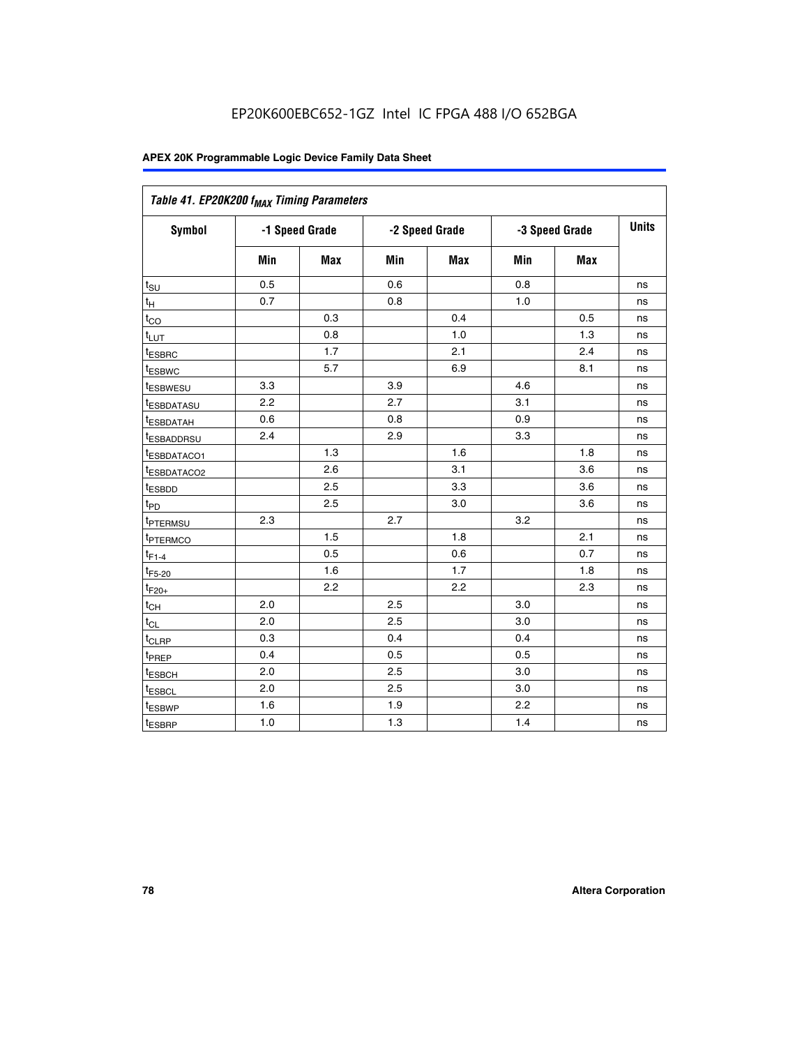EP20K600EBC652-1GZ Intel IC FPGA 488 I/O 652BGA

Table 41. EP20K200 $f_{MAX}$ Timing Parameters

| Symbol | -1 Speed Grade | | -2 Speed Grade | | -3 Speed Grade | | Units |
|---|---|---|---|---|---|---|---|
| | Min | Max | Min | Max | Min | Max | |
| $t_{SU}$ | 0.5 | | 0.6 | | 0.8 | | ns |
| $t_{H}$ | 0.7 | | 0.8 | | 1.0 | | ns |
| $t_{CO}$ | | 0.3 | | 0.4 | | 0.5 | ns |
| $t_{LUT}$ | | 0.8 | | 1.0 | | 1.3 | ns |
| $t_{ESBRC}$ | | 1.7 | | 2.1 | | 2.4 | ns |
| $t_{ESBWC}$ | | 5.7 | | 6.9 | | 8.1 | ns |
| $t_{ESBWESU}$ | 3.3 | | 3.9 | | 4.6 | | ns |
| $t_{ESBDATASU}$ | 2.2 | | 2.7 | | 3.1 | | ns |
| $t_{ESBDATAH}$ | 0.6 | | 0.8 | | 0.9 | | ns |
| $t_{ESBADDRSU}$ | 2.4 | | 2.9 | | 3.3 | | ns |
| $t_{ESBDATACO1}$ | | 1.3 | | 1.6 | | 1.8 | ns |
| $t_{ESBDATACO2}$ | | 2.6 | | 3.1 | | 3.6 | ns |
| $t_{ESBDD}$ | | 2.5 | | 3.3 | | 3.6 | ns |
| $t_{PD}$ | | 2.5 | | 3.0 | | 3.6 | ns |
| $t_{PTERMSU}$ | 2.3 | | 2.7 | | 3.2 | | ns |
| $t_{PTERMCO}$ | | 1.5 | | 1.8 | | 2.1 | ns |
| $t_{F1-4}$ | | 0.5 | | 0.6 | | 0.7 | ns |
| $t_{F5-20}$ | | 1.6 | | 1.7 | | 1.8 | ns |
| $t_{F20+}$ | | 2.2 | | 2.2 | | 2.3 | ns |
| $t_{CH}$ | 2.0 | | 2.5 | | 3.0 | | ns |
| $t_{CL}$ | 2.0 | | 2.5 | | 3.0 | | ns |
| $t_{CLRP}$ | 0.3 | | 0.4 | | 0.4 | | ns |
| $t_{PREP}$ | 0.4 | | 0.5 | | 0.5 | | ns |
| $t_{ESBCH}$ | 2.0 | | 2.5 | | 3.0 | | ns |
| $t_{ESBCL}$ | 2.0 | | 2.5 | | 3.0 | | ns |
| $t_{ESBWP}$ | 1.6 | | 1.9 | | 2.2 | | ns |
| $t_{ESBRP}$ | 1.0 | | 1.3 | | 1.4 | | ns |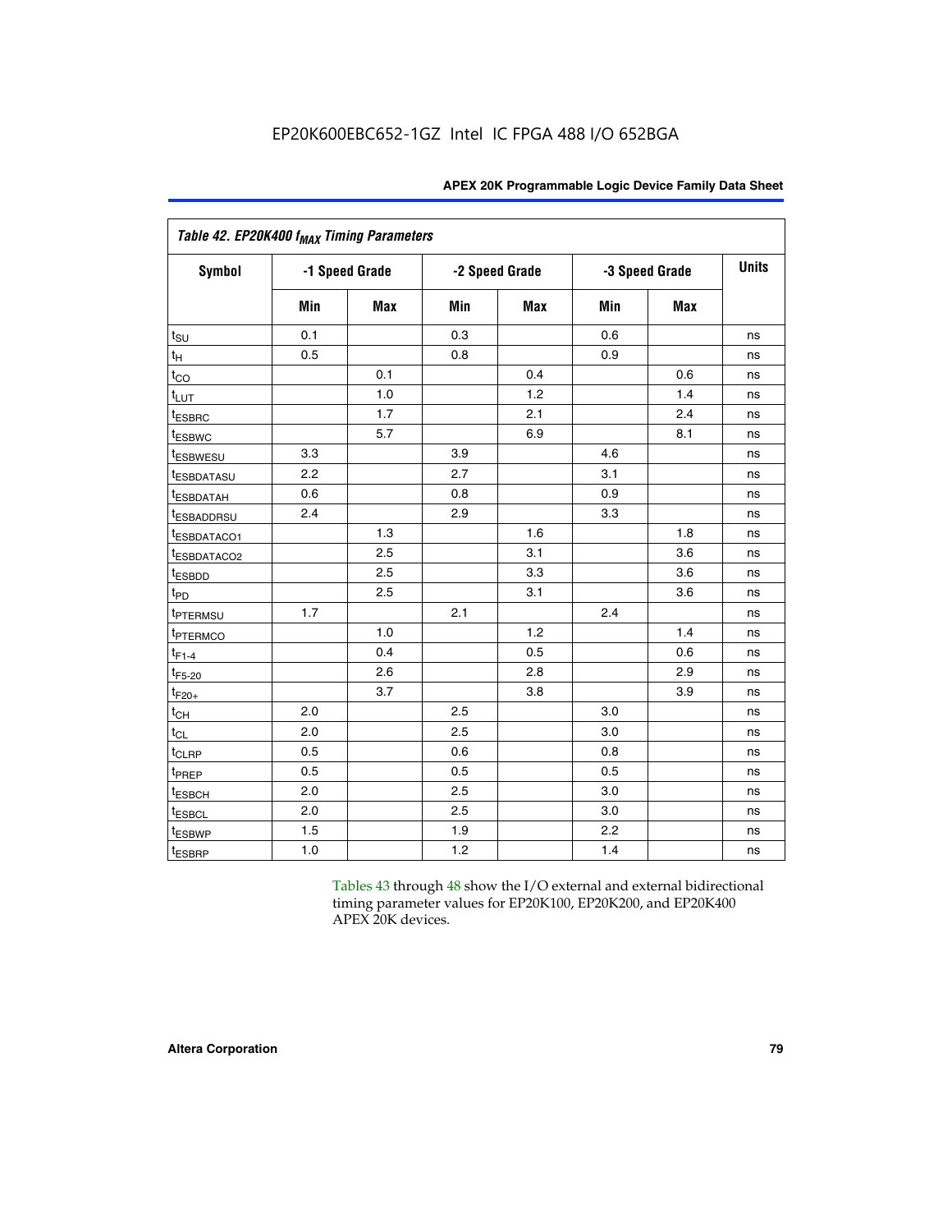EP20K600EBC652-1GZ Intel IC FPGA 488 I/O 652BGA

| Table 42. EP20K400 $f_{MAX}$ Timing Parameters | | | | | | | |
|---|---|---|---|---|---|---|---|
| Symbol | -1 Speed Grade | | -2 Speed Grade | | -3 Speed Grade | | Units |
| | Min | Max | Min | Max | Min | Max | |
| $t_{SU}$ | 0.1 | | 0.3 | | 0.6 | | ns |
| $t_H$ | 0.5 | | 0.8 | | 0.9 | | ns |
| $t_{CO}$ | | 0.1 | | 0.4 | | 0.6 | ns |
| $t_{LUT}$ | | 1.0 | | 1.2 | | 1.4 | ns |
| $t_{ESBRC}$ | | 1.7 | | 2.1 | | 2.4 | ns |
| $t_{ESBWC}$ | | 5.7 | | 6.9 | | 8.1 | ns |
| $t_{ESBWESU}$ | 3.3 | | 3.9 | | 4.6 | | ns |
| $t_{ESBDATASU}$ | 2.2 | | 2.7 | | 3.1 | | ns |
| $t_{ESBDATAH}$ | 0.6 | | 0.8 | | 0.9 | | ns |
| $t_{ESBADDRSU}$ | 2.4 | | 2.9 | | 3.3 | | ns |
| $t_{ESBDATACO1}$ | | 1.3 | | 1.6 | | 1.8 | ns |
| $t_{ESBDATACO2}$ | | 2.5 | | 3.1 | | 3.6 | ns |
| $t_{ESBDD}$ | | 2.5 | | 3.3 | | 3.6 | ns |
| $t_{PD}$ | | 2.5 | | 3.1 | | 3.6 | ns |
| $t_{PTERMSU}$ | 1.7 | | 2.1 | | 2.4 | | ns |
| $t_{PTERMCO}$ | | 1.0 | | 1.2 | | 1.4 | ns |
| $t_{F1-4}$ | | 0.4 | | 0.5 | | 0.6 | ns |
| $t_{F5-20}$ | | 2.6 | | 2.8 | | 2.9 | ns |
| $t_{F20+}$ | | 3.7 | | 3.8 | | 3.9 | ns |
| $t_{CH}$ | 2.0 | | 2.5 | | 3.0 | | ns |
| $t_{CL}$ | 2.0 | | 2.5 | | 3.0 | | ns |
| $t_{CLRP}$ | 0.5 | | 0.6 | | 0.8 | | ns |
| $t_{PREP}$ | 0.5 | | 0.5 | | 0.5 | | ns |
| $t_{ESBCH}$ | 2.0 | | 2.5 | | 3.0 | | ns |
| $t_{ESBCL}$ | 2.0 | | 2.5 | | 3.0 | | ns |
| $t_{ESBWP}$ | 1.5 | | 1.9 | | 2.2 | | ns |
| $t_{ESBRP}$ | 1.0 | | 1.2 | | 1.4 | | ns |

Tables 43 through 48 show the I/O external and external bidirectional timing parameter values for EP20K100, EP20K200, and EP20K400 APEX 20K devices.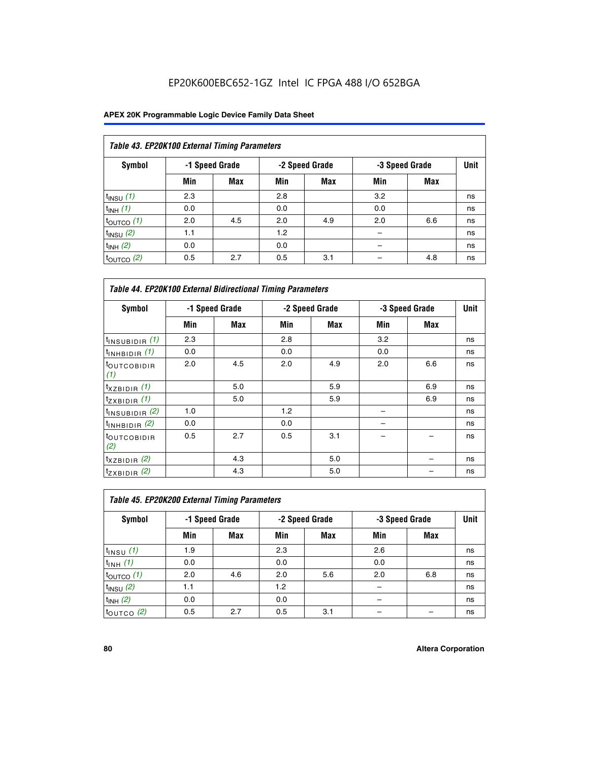EP20K600EBC652-1GZ Intel IC FPGA 488 I/O 652BGA

**Table 43. EP20K100 External Timing Parameters**

| Symbol | -1 Speed Grade | | -2 Speed Grade | | -3 Speed Grade | | Unit |
|---|---|---|---|---|---|---|---|
| | Min | Max | Min | Max | Min | Max | |
| $t_{INSU}$ *(1)* | 2.3 | | 2.8 | | 3.2 | | ns |
| $t_{INH}$ *(1)* | 0.0 | | 0.0 | | 0.0 | | ns |
| $t_{OUTCO}$ *(1)* | 2.0 | 4.5 | 2.0 | 4.9 | 2.0 | 6.6 | ns |
| $t_{INSU}$ *(2)* | 1.1 | | 1.2 | | – | | ns |
| $t_{INH}$ *(2)* | 0.0 | | 0.0 | | – | | ns |
| $t_{OUTCO}$ *(2)* | 0.5 | 2.7 | 0.5 | 3.1 | – | 4.8 | ns |

**Table 44. EP20K100 External Bidirectional Timing Parameters**

| Symbol | -1 Speed Grade | | -2 Speed Grade | | -3 Speed Grade | | Unit |
|---|---|---|---|---|---|---|---|
| | Min | Max | Min | Max | Min | Max | |
| $t_{INSUBIDIR}$ *(1)* | 2.3 | | 2.8 | | 3.2 | | ns |
| $t_{INHBIDIR}$ *(1)* | 0.0 | | 0.0 | | 0.0 | | ns |
| $t_{OUTCOBIDIR}$ *(1)* | 2.0 | 4.5 | 2.0 | 4.9 | 2.0 | 6.6 | ns |
| $t_{XZBIDIR}$ *(1)* | | 5.0 | | 5.9 | | 6.9 | ns |
| $t_{ZXBIDIR}$ *(1)* | | 5.0 | | 5.9 | | 6.9 | ns |
| $t_{INSUBIDIR}$ *(2)* | 1.0 | | 1.2 | | – | | ns |
| $t_{INHBIDIR}$ *(2)* | 0.0 | | 0.0 | | – | | ns |
| $t_{OUTCOBIDIR}$ *(2)* | 0.5 | 2.7 | 0.5 | 3.1 | – | – | ns |
| $t_{XZBIDIR}$ *(2)* | | 4.3 | | 5.0 | | – | ns |
| $t_{ZXBIDIR}$ *(2)* | | 4.3 | | 5.0 | | – | ns |

**Table 45. EP20K200 External Timing Parameters**

| Symbol | -1 Speed Grade | | -2 Speed Grade | | -3 Speed Grade | | Unit |
|---|---|---|---|---|---|---|---|
| | Min | Max | Min | Max | Min | Max | |
| $t_{INSU}$ *(1)* | 1.9 | | 2.3 | | 2.6 | | ns |
| $t_{INH}$ *(1)* | 0.0 | | 0.0 | | 0.0 | | ns |
| $t_{OUTCO}$ *(1)* | 2.0 | 4.6 | 2.0 | 5.6 | 2.0 | 6.8 | ns |
| $t_{INSU}$ *(2)* | 1.1 | | 1.2 | | – | | ns |
| $t_{INH}$ *(2)* | 0.0 | | 0.0 | | – | | ns |
| $t_{OUTCO}$ *(2)* | 0.5 | 2.7 | 0.5 | 3.1 | – | – | ns |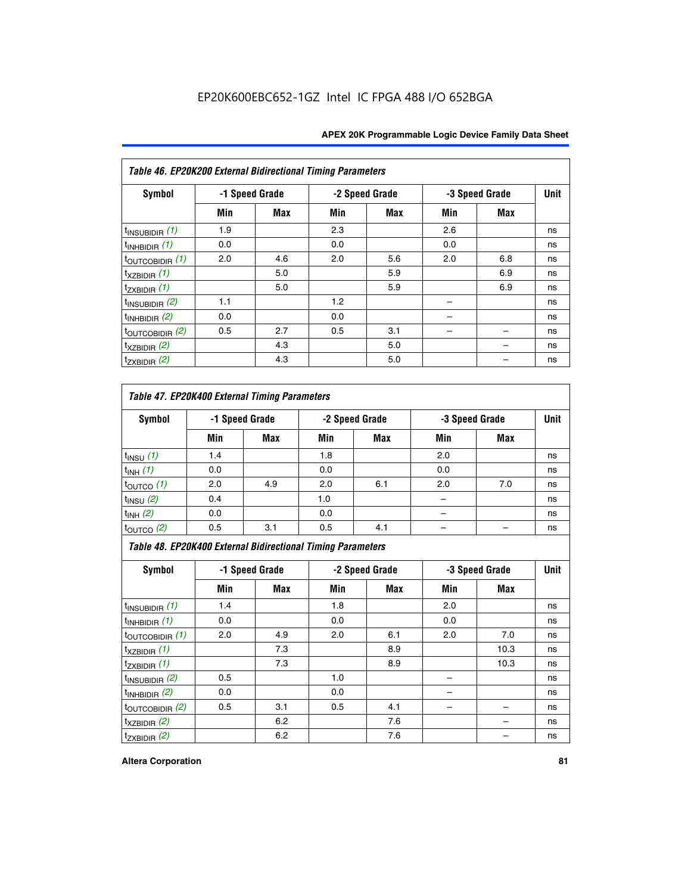EP20K600EBC652-1GZ Intel IC FPGA 488 I/O 652BGA

**Table 46. EP20K200 External Bidirectional Timing Parameters**

| Symbol | -1 Speed Grade | | -2 Speed Grade | | -3 Speed Grade | | Unit |
|---|---|---|---|---|---|---|---|
| | Min | Max | Min | Max | Min | Max | |
| $t_{INSUBIDIR}$ *(1)* | 1.9 | | 2.3 | | 2.6 | | ns |
| $t_{INHBIDIR}$ *(1)* | 0.0 | | 0.0 | | 0.0 | | ns |
| $t_{OUTCOBIDIR}$ *(1)* | 2.0 | 4.6 | 2.0 | 5.6 | 2.0 | 6.8 | ns |
| $t_{XZBIDIR}$ *(1)* | | 5.0 | | 5.9 | | 6.9 | ns |
| $t_{ZXBIDIR}$ *(1)* | | 5.0 | | 5.9 | | 6.9 | ns |
| $t_{INSUBIDIR}$ *(2)* | 1.1 | | 1.2 | | – | | ns |
| $t_{INHBIDIR}$ *(2)* | 0.0 | | 0.0 | | – | | ns |
| $t_{OUTCOBIDIR}$ *(2)* | 0.5 | 2.7 | 0.5 | 3.1 | – | – | ns |
| $t_{XZBIDIR}$ *(2)* | | 4.3 | | 5.0 | | – | ns |
| $t_{ZXBIDIR}$ *(2)* | | 4.3 | | 5.0 | | – | ns |

**Table 47. EP20K400 External Timing Parameters**

| Symbol | -1 Speed Grade | | -2 Speed Grade | | -3 Speed Grade | | Unit |
|---|---|---|---|---|---|---|---|
| | Min | Max | Min | Max | Min | Max | |
| $t_{INSU}$ *(1)* | 1.4 | | 1.8 | | 2.0 | | ns |
| $t_{INH}$ *(1)* | 0.0 | | 0.0 | | 0.0 | | ns |
| $t_{OUTCO}$ *(1)* | 2.0 | 4.9 | 2.0 | 6.1 | 2.0 | 7.0 | ns |
| $t_{INSU}$ *(2)* | 0.4 | | 1.0 | | – | | ns |
| $t_{INH}$ *(2)* | 0.0 | | 0.0 | | – | | ns |
| $t_{OUTCO}$ *(2)* | 0.5 | 3.1 | 0.5 | 4.1 | – | – | ns |

**Table 48. EP20K400 External Bidirectional Timing Parameters**

| Symbol | -1 Speed Grade | | -2 Speed Grade | | -3 Speed Grade | | Unit |
|---|---|---|---|---|---|---|---|
| | Min | Max | Min | Max | Min | Max | |
| $t_{INSUBIDIR}$ *(1)* | 1.4 | | 1.8 | | 2.0 | | ns |
| $t_{INHBIDIR}$ *(1)* | 0.0 | | 0.0 | | 0.0 | | ns |
| $t_{OUTCOBIDIR}$ *(1)* | 2.0 | 4.9 | 2.0 | 6.1 | 2.0 | 7.0 | ns |
| $t_{XZBIDIR}$ *(1)* | | 7.3 | | 8.9 | | 10.3 | ns |
| $t_{ZXBIDIR}$ *(1)* | | 7.3 | | 8.9 | | 10.3 | ns |
| $t_{INSUBIDIR}$ *(2)* | 0.5 | | 1.0 | | – | | ns |
| $t_{INHBIDIR}$ *(2)* | 0.0 | | 0.0 | | – | | ns |
| $t_{OUTCOBIDIR}$ *(2)* | 0.5 | 3.1 | 0.5 | 4.1 | – | – | ns |
| $t_{XZBIDIR}$ *(2)* | | 6.2 | | 7.6 | | – | ns |
| $t_{ZXBIDIR}$ *(2)* | | 6.2 | | 7.6 | | – | ns |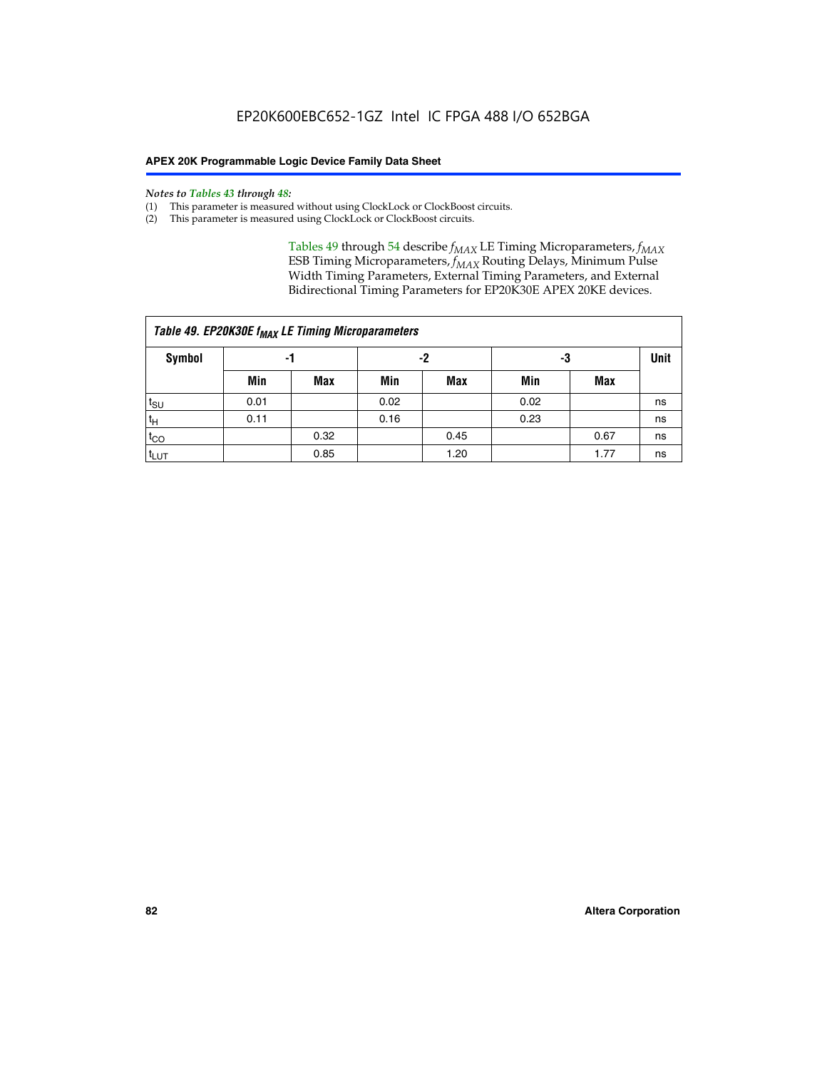*Notes to Tables 43 through 48:*
(1) This parameter is measured without using ClockLock or ClockBoost circuits.
(2) This parameter is measured using ClockLock or ClockBoost circuits.

Tables 49 through 54 describe $f_{MAX}$ LE Timing Microparameters, $f_{MAX}$ ESB Timing Microparameters, $f_{MAX}$ Routing Delays, Minimum Pulse Width Timing Parameters, External Timing Parameters, and External Bidirectional Timing Parameters for EP20K30E APEX 20KE devices.

| *Table 49. EP20K30E $f_{MAX}$ LE Timing Microparameters* | | | | | | | |
|---|---|---|---|---|---|---|---|
| **Symbol** | **-1** | | **-2** | | **-3** | | **Unit** |
| | **Min** | **Max** | **Min** | **Max** | **Min** | **Max** | |
| $t_{SU}$ | 0.01 | | 0.02 | | 0.02 | | ns |
| $t_H$ | 0.11 | | 0.16 | | 0.23 | | ns |
| $t_{CO}$ | | 0.32 | | 0.45 | | 0.67 | ns |
| $t_{LUT}$ | | 0.85 | | 1.20 | | 1.77 | ns |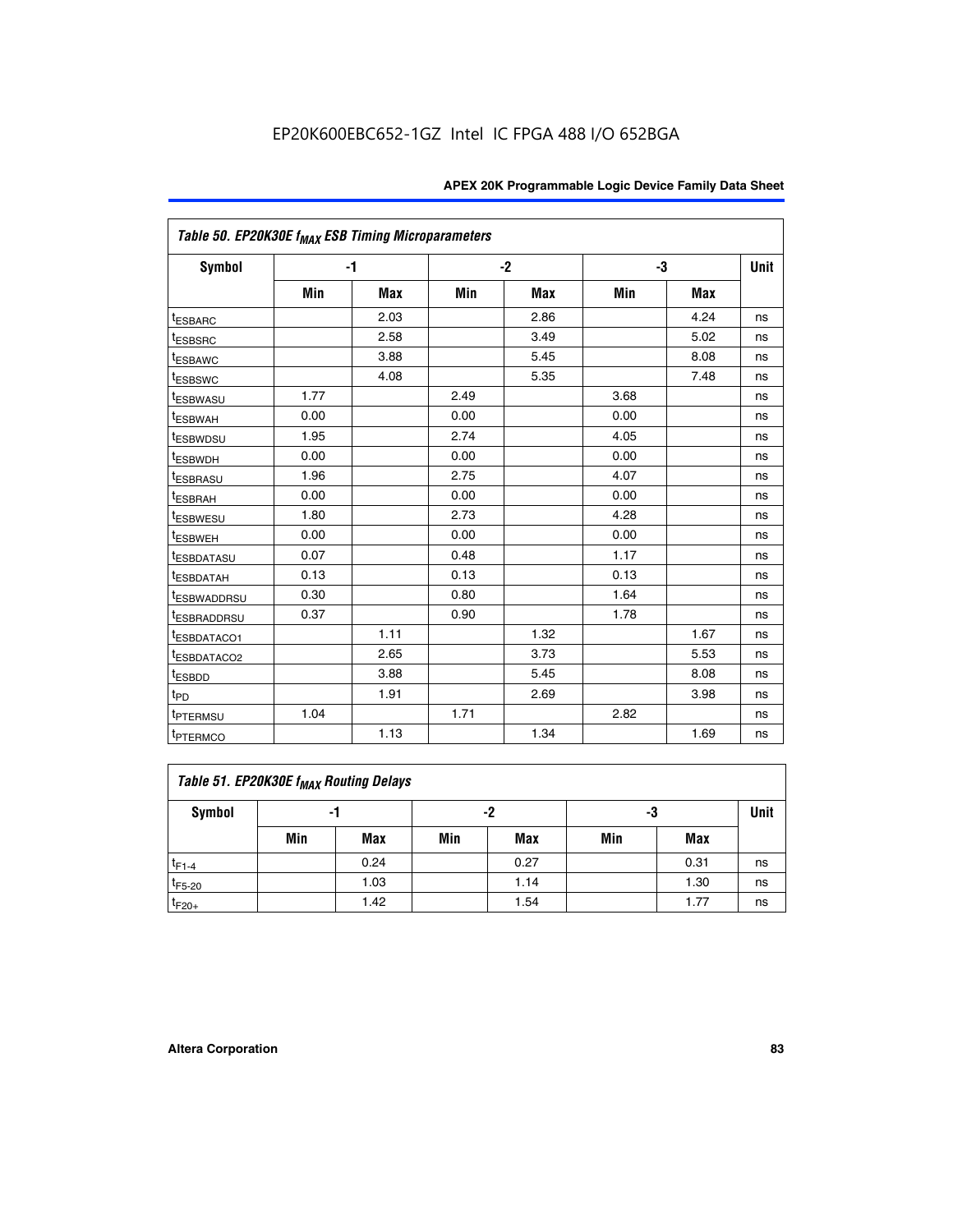EP20K600EBC652-1GZ Intel IC FPGA 488 I/O 652BGA

| Table 50. EP20K30E $f_{MAX}$ ESB Timing Microparameters | | | | | | | |
|---|---|---|---|---|---|---|---|
| Symbol | -1 | | -2 | | -3 | | Unit |
| | Min | Max | Min | Max | Min | Max | |
| $t_{ESBARC}$ | | 2.03 | | 2.86 | | 4.24 | ns |
| $t_{ESBSRC}$ | | 2.58 | | 3.49 | | 5.02 | ns |
| $t_{ESBAWC}$ | | 3.88 | | 5.45 | | 8.08 | ns |
| $t_{ESBSWC}$ | | 4.08 | | 5.35 | | 7.48 | ns |
| $t_{ESBWASU}$ | 1.77 | | 2.49 | | 3.68 | | ns |
| $t_{ESBWAH}$ | 0.00 | | 0.00 | | 0.00 | | ns |
| $t_{ESBWDSU}$ | 1.95 | | 2.74 | | 4.05 | | ns |
| $t_{ESBWDH}$ | 0.00 | | 0.00 | | 0.00 | | ns |
| $t_{ESBRASU}$ | 1.96 | | 2.75 | | 4.07 | | ns |
| $t_{ESBRAH}$ | 0.00 | | 0.00 | | 0.00 | | ns |
| $t_{ESBWESU}$ | 1.80 | | 2.73 | | 4.28 | | ns |
| $t_{ESBWEH}$ | 0.00 | | 0.00 | | 0.00 | | ns |
| $t_{ESBDATASU}$ | 0.07 | | 0.48 | | 1.17 | | ns |
| $t_{ESBDATAH}$ | 0.13 | | 0.13 | | 0.13 | | ns |
| $t_{ESBWADDRSU}$ | 0.30 | | 0.80 | | 1.64 | | ns |
| $t_{ESBRADDRSU}$ | 0.37 | | 0.90 | | 1.78 | | ns |
| $t_{ESBDATACO1}$ | | 1.11 | | 1.32 | | 1.67 | ns |
| $t_{ESBDATACO2}$ | | 2.65 | | 3.73 | | 5.53 | ns |
| $t_{ESBDD}$ | | 3.88 | | 5.45 | | 8.08 | ns |
| $t_{PD}$ | | 1.91 | | 2.69 | | 3.98 | ns |
| $t_{PTERMSU}$ | 1.04 | | 1.71 | | 2.82 | | ns |
| $t_{PTERMCO}$ | | 1.13 | | 1.34 | | 1.69 | ns |

| Table 51. EP20K30E $f_{MAX}$ Routing Delays | | | | | | | |
|---|---|---|---|---|---|---|---|
| Symbol | -1 | | -2 | | -3 | | Unit |
| | Min | Max | Min | Max | Min | Max | |
| $t_{F1-4}$ | | 0.24 | | 0.27 | | 0.31 | ns |
| $t_{F5-20}$ | | 1.03 | | 1.14 | | 1.30 | ns |
| $t_{F20+}$ | | 1.42 | | 1.54 | | 1.77 | ns |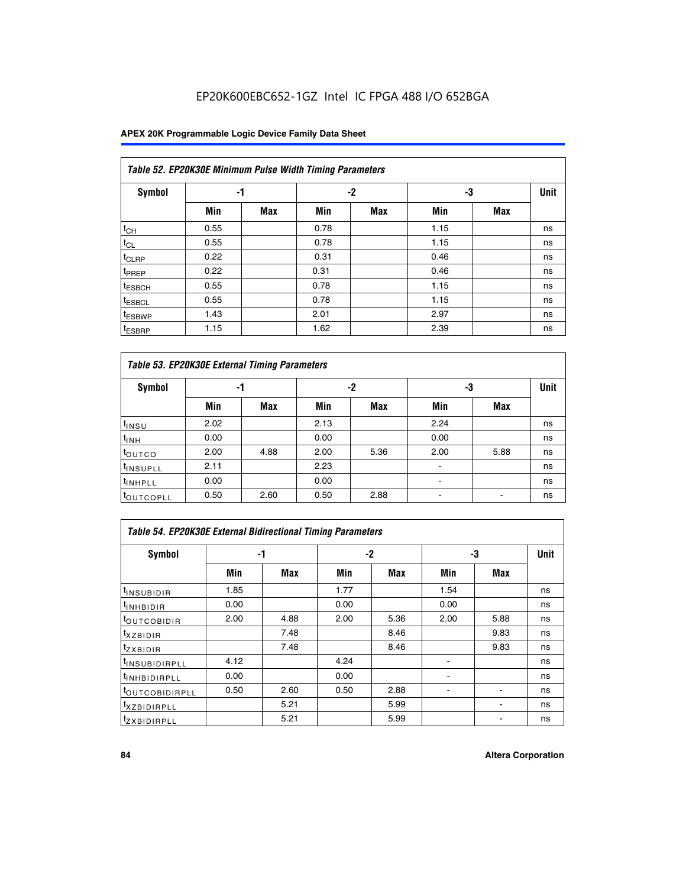| Table 52. EP20K30E Minimum Pulse Width Timing Parameters | | | | | | | |
|---|---|---|---|---|---|---|---|
| Symbol | -1 | | -2 | | -3 | | Unit |
| | Min | Max | Min | Max | Min | Max | |
| $t_{CH}$ | 0.55 | | 0.78 | | 1.15 | | ns |
| $t_{CL}$ | 0.55 | | 0.78 | | 1.15 | | ns |
| $t_{CLRP}$ | 0.22 | | 0.31 | | 0.46 | | ns |
| $t_{PREP}$ | 0.22 | | 0.31 | | 0.46 | | ns |
| $t_{ESBCH}$ | 0.55 | | 0.78 | | 1.15 | | ns |
| $t_{ESBCL}$ | 0.55 | | 0.78 | | 1.15 | | ns |
| $t_{ESBWP}$ | 1.43 | | 2.01 | | 2.97 | | ns |
| $t_{ESBRP}$ | 1.15 | | 1.62 | | 2.39 | | ns |

| Table 53. EP20K30E External Timing Parameters | | | | | | | |
|---|---|---|---|---|---|---|---|
| Symbol | -1 | | -2 | | -3 | | Unit |
| | Min | Max | Min | Max | Min | Max | |
| $t_{INSU}$ | 2.02 | | 2.13 | | 2.24 | | ns |
| $t_{INH}$ | 0.00 | | 0.00 | | 0.00 | | ns |
| $t_{OUTCO}$ | 2.00 | 4.88 | 2.00 | 5.36 | 2.00 | 5.88 | ns |
| $t_{INSUPLL}$ | 2.11 | | 2.23 | | - | | ns |
| $t_{INHPLL}$ | 0.00 | | 0.00 | | - | | ns |
| $t_{OUTCOPLL}$ | 0.50 | 2.60 | 0.50 | 2.88 | - | - | ns |

| Table 54. EP20K30E External Bidirectional Timing Parameters | | | | | | | |
|---|---|---|---|---|---|---|---|
| Symbol | -1 | | -2 | | -3 | | Unit |
| | Min | Max | Min | Max | Min | Max | |
| $t_{INSUBIDIR}$ | 1.85 | | 1.77 | | 1.54 | | ns |
| $t_{INHBIDIR}$ | 0.00 | | 0.00 | | 0.00 | | ns |
| $t_{OUTCOBIDIR}$ | 2.00 | 4.88 | 2.00 | 5.36 | 2.00 | 5.88 | ns |
| $t_{XZBIDIR}$ | | 7.48 | | 8.46 | | 9.83 | ns |
| $t_{ZXBIDIR}$ | | 7.48 | | 8.46 | | 9.83 | ns |
| $t_{INSUBIDIRPLL}$ | 4.12 | | 4.24 | | - | | ns |
| $t_{INHBIDIRPLL}$ | 0.00 | | 0.00 | | - | | ns |
| $t_{OUTCOBIDIRPLL}$ | 0.50 | 2.60 | 0.50 | 2.88 | - | - | ns |
| $t_{XZBIDIRPLL}$ | | 5.21 | | 5.99 | | - | ns |
| $t_{ZXBIDIRPLL}$ | | 5.21 | | 5.99 | | - | ns |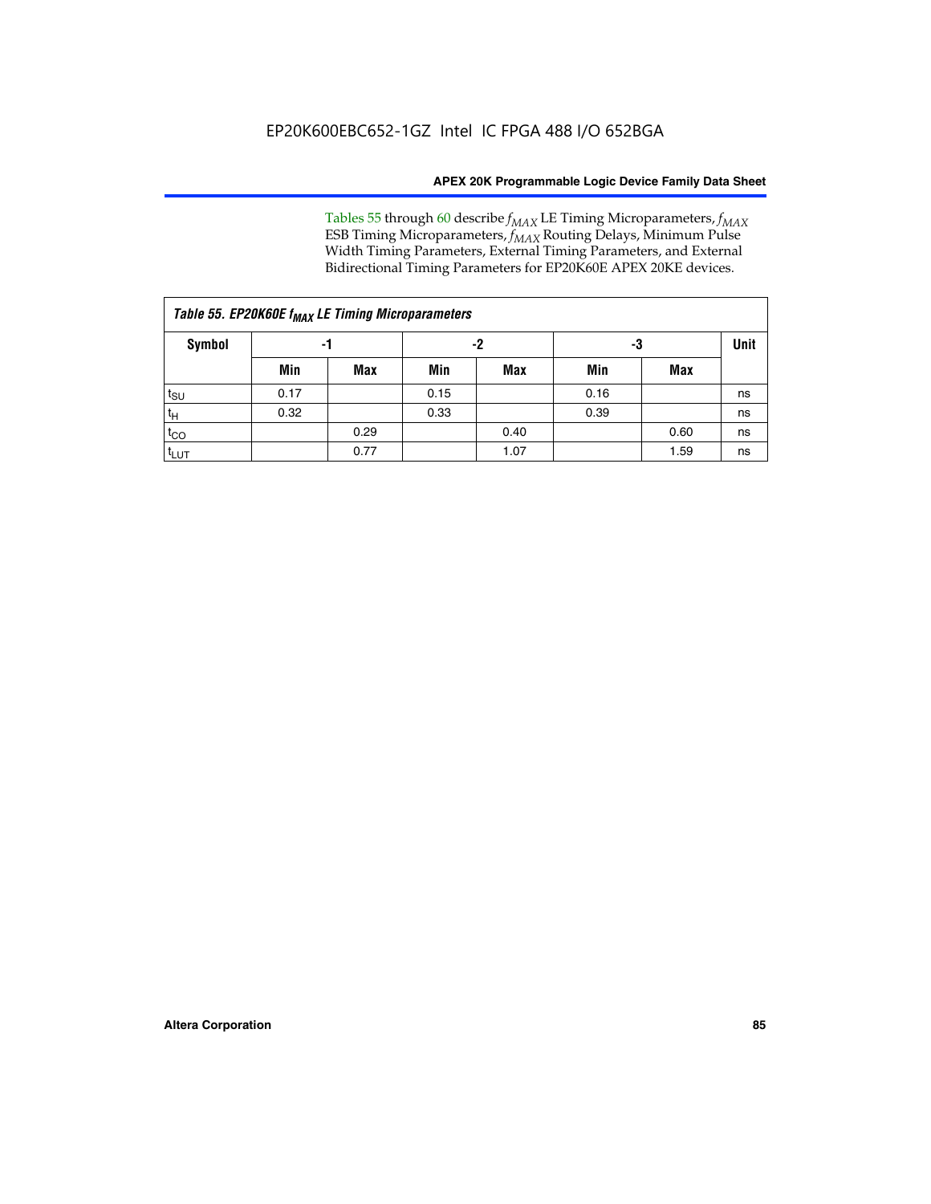Tables 55 through 60 describe $f_{MAX}$ LE Timing Microparameters, $f_{MAX}$ ESB Timing Microparameters, $f_{MAX}$ Routing Delays, Minimum Pulse Width Timing Parameters, External Timing Parameters, and External Bidirectional Timing Parameters for EP20K60E APEX 20KE devices.

| Table 55. EP20K60E $f_{MAX}$ LE Timing Microparameters | | | | | | | |
|---|---|---|---|---|---|---|---|
| Symbol | -1 | | -2 | | -3 | | Unit |
| | Min | Max | Min | Max | Min | Max | |
| $t_{SU}$ | 0.17 | | 0.15 | | 0.16 | | ns |
| $t_{H}$ | 0.32 | | 0.33 | | 0.39 | | ns |
| $t_{CO}$ | | 0.29 | | 0.40 | | 0.60 | ns |
| $t_{LUT}$ | | 0.77 | | 1.07 | | 1.59 | ns |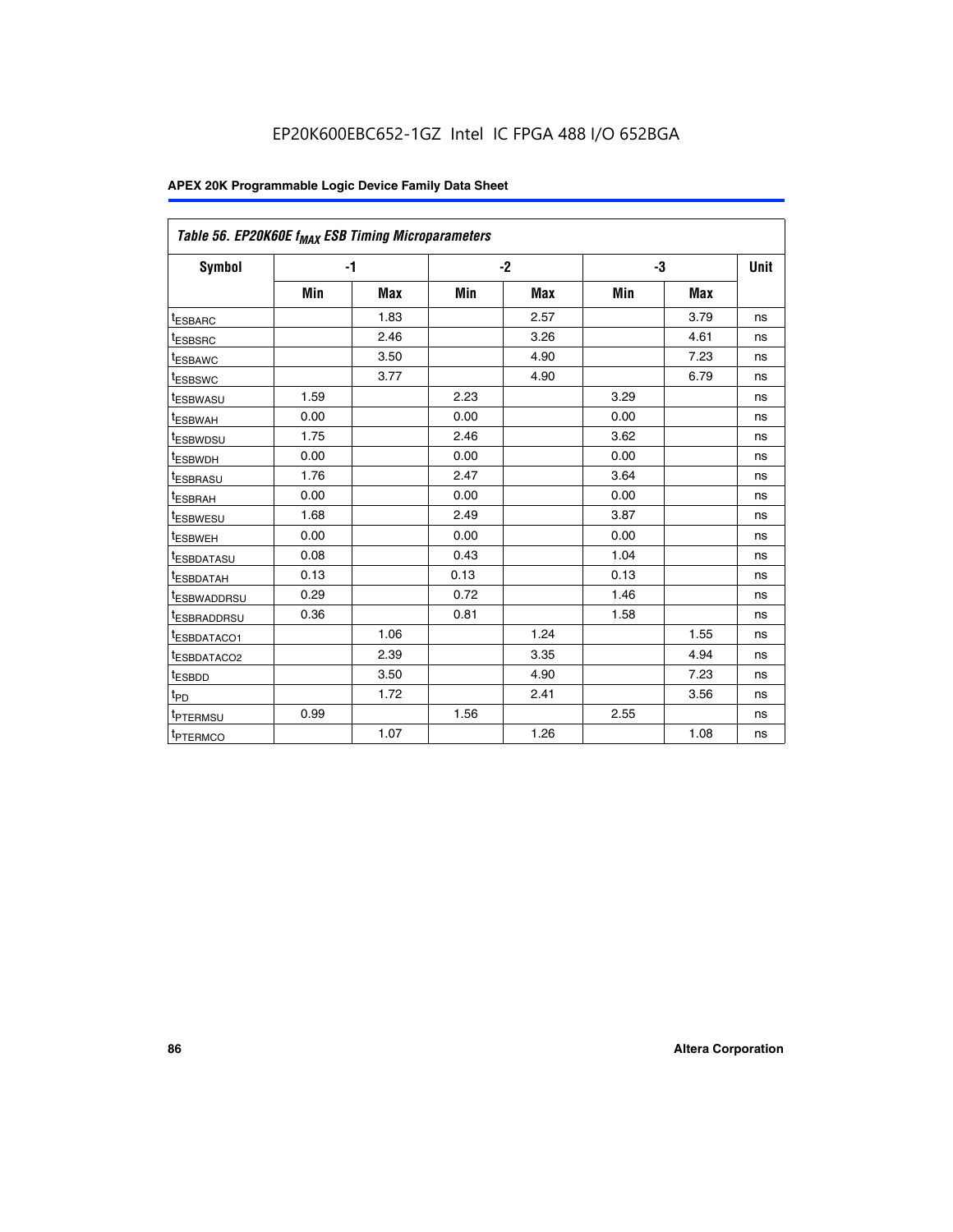EP20K600EBC652-1GZ Intel IC FPGA 488 I/O 652BGA

**APEX 20K Programmable Logic Device Family Data Sheet**

| *Table 56. EP20K60E $f_{MAX}$ ESB Timing Microparameters* | | | | | | | |
|---|---|---|---|---|---|---|---|
| **Symbol** | **-1** | | **-2** | | **-3** | | **Unit** |
| | **Min** | **Max** | **Min** | **Max** | **Min** | **Max** | |
| $t_{ESBARC}$ | | 1.83 | | 2.57 | | 3.79 | ns |
| $t_{ESBSRC}$ | | 2.46 | | 3.26 | | 4.61 | ns |
| $t_{ESBAWC}$ | | 3.50 | | 4.90 | | 7.23 | ns |
| $t_{ESBSWC}$ | | 3.77 | | 4.90 | | 6.79 | ns |
| $t_{ESBWASU}$ | 1.59 | | 2.23 | | 3.29 | | ns |
| $t_{ESBWAH}$ | 0.00 | | 0.00 | | 0.00 | | ns |
| $t_{ESBWDSU}$ | 1.75 | | 2.46 | | 3.62 | | ns |
| $t_{ESBWDH}$ | 0.00 | | 0.00 | | 0.00 | | ns |
| $t_{ESBRASU}$ | 1.76 | | 2.47 | | 3.64 | | ns |
| $t_{ESBRAH}$ | 0.00 | | 0.00 | | 0.00 | | ns |
| $t_{ESBWESU}$ | 1.68 | | 2.49 | | 3.87 | | ns |
| $t_{ESBWEH}$ | 0.00 | | 0.00 | | 0.00 | | ns |
| $t_{ESBDATASU}$ | 0.08 | | 0.43 | | 1.04 | | ns |
| $t_{ESBDATAH}$ | 0.13 | | 0.13 | | 0.13 | | ns |
| $t_{ESBWADDRSU}$ | 0.29 | | 0.72 | | 1.46 | | ns |
| $t_{ESBRADDRSU}$ | 0.36 | | 0.81 | | 1.58 | | ns |
| $t_{ESBDATACO1}$ | | 1.06 | | 1.24 | | 1.55 | ns |
| $t_{ESBDATACO2}$ | | 2.39 | | 3.35 | | 4.94 | ns |
| $t_{ESBDD}$ | | 3.50 | | 4.90 | | 7.23 | ns |
| $t_{PD}$ | | 1.72 | | 2.41 | | 3.56 | ns |
| $t_{PTERMSU}$ | 0.99 | | 1.56 | | 2.55 | | ns |
| $t_{PTERMCO}$ | | 1.07 | | 1.26 | | 1.08 | ns |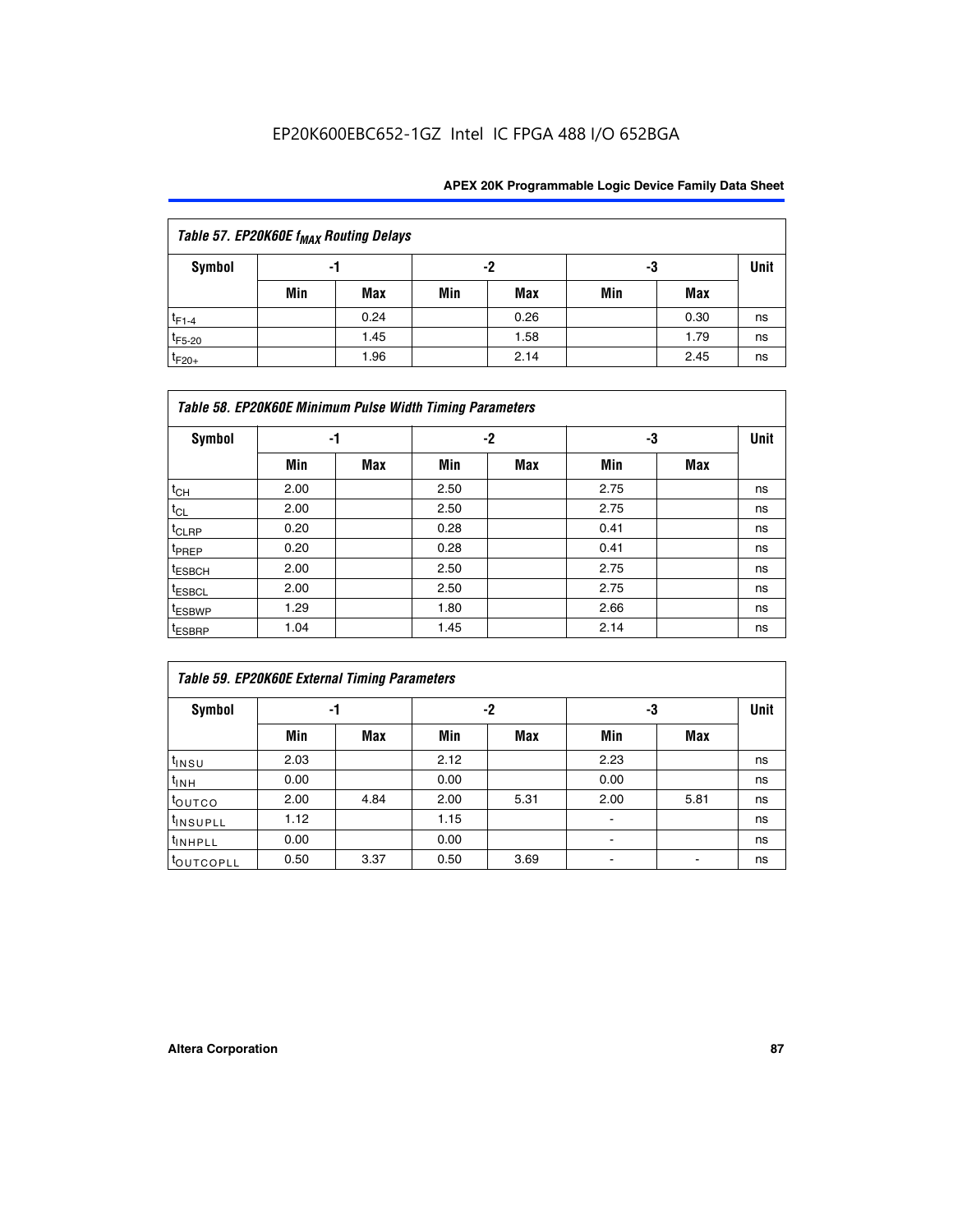| Table 57. EP20K60E $f_{MAX}$ Routing Delays | | | | | | | |
|---|---|---|---|---|---|---|---|
| Symbol | -1 | | -2 | | -3 | | Unit |
| | Min | Max | Min | Max | Min | Max | |
| $t_{F1-4}$ | | 0.24 | | 0.26 | | 0.30 | ns |
| $t_{F5-20}$ | | 1.45 | | 1.58 | | 1.79 | ns |
| $t_{F20+}$ | | 1.96 | | 2.14 | | 2.45 | ns |

| Table 58. EP20K60E Minimum Pulse Width Timing Parameters | | | | | | | |
|---|---|---|---|---|---|---|---|
| Symbol | -1 | | -2 | | -3 | | Unit |
| | Min | Max | Min | Max | Min | Max | |
| $t_{CH}$ | 2.00 | | 2.50 | | 2.75 | | ns |
| $t_{CL}$ | 2.00 | | 2.50 | | 2.75 | | ns |
| $t_{CLRP}$ | 0.20 | | 0.28 | | 0.41 | | ns |
| $t_{PREP}$ | 0.20 | | 0.28 | | 0.41 | | ns |
| $t_{ESBCH}$ | 2.00 | | 2.50 | | 2.75 | | ns |
| $t_{ESBCL}$ | 2.00 | | 2.50 | | 2.75 | | ns |
| $t_{ESBWP}$ | 1.29 | | 1.80 | | 2.66 | | ns |
| $t_{ESBRP}$ | 1.04 | | 1.45 | | 2.14 | | ns |

| Table 59. EP20K60E External Timing Parameters | | | | | | | |
|---|---|---|---|---|---|---|---|
| Symbol | -1 | | -2 | | -3 | | Unit |
| | Min | Max | Min | Max | Min | Max | |
| $t_{INSU}$ | 2.03 | | 2.12 | | 2.23 | | ns |
| $t_{INH}$ | 0.00 | | 0.00 | | 0.00 | | ns |
| $t_{OUTCO}$ | 2.00 | 4.84 | 2.00 | 5.31 | 2.00 | 5.81 | ns |
| $t_{INSUPLL}$ | 1.12 | | 1.15 | | - | | ns |
| $t_{INHPLL}$ | 0.00 | | 0.00 | | - | | ns |
| $t_{OUTCOPLL}$ | 0.50 | 3.37 | 0.50 | 3.69 | - | - | ns |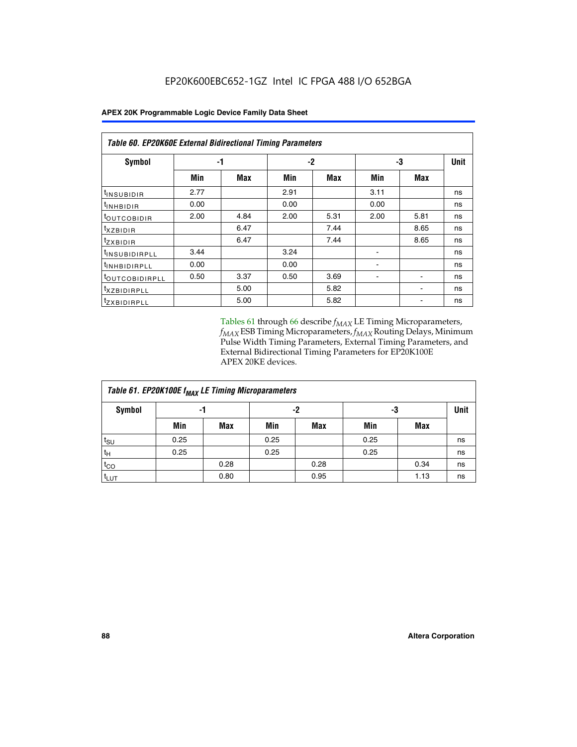EP20K600EBC652-1GZ Intel IC FPGA 488 I/O 652BGA

| *Table 60. EP20K60E External Bidirectional Timing Parameters* | | | | | | | |
|---|---|---|---|---|---|---|---|
| **Symbol** | **-1** | | **-2** | | **-3** | | **Unit** |
| | **Min** | **Max** | **Min** | **Max** | **Min** | **Max** | |
| $t_{INSUBIDIR}$ | 2.77 | | 2.91 | | 3.11 | | ns |
| $t_{INHBIDIR}$ | 0.00 | | 0.00 | | 0.00 | | ns |
| $t_{OUTCOBIDIR}$ | 2.00 | 4.84 | 2.00 | 5.31 | 2.00 | 5.81 | ns |
| $t_{XZBIDIR}$ | | 6.47 | | 7.44 | | 8.65 | ns |
| $t_{ZXBIDIR}$ | | 6.47 | | 7.44 | | 8.65 | ns |
| $t_{INSUBIDIRPLL}$ | 3.44 | | 3.24 | | - | | ns |
| $t_{INHBIDIRPLL}$ | 0.00 | | 0.00 | | - | | ns |
| $t_{OUTCOBIDIRPLL}$ | 0.50 | 3.37 | 0.50 | 3.69 | - | - | ns |
| $t_{XZBIDIRPLL}$ | | 5.00 | | 5.82 | | - | ns |
| $t_{ZXBIDIRPLL}$ | | 5.00 | | 5.82 | | - | ns |

Tables 61 through 66 describe $f_{MAX}$ LE Timing Microparameters, $f_{MAX}$ ESB Timing Microparameters, $f_{MAX}$ Routing Delays, Minimum Pulse Width Timing Parameters, External Timing Parameters, and External Bidirectional Timing Parameters for EP20K100E APEX 20KE devices.

| *Table 61. EP20K100E $f_{MAX}$ LE Timing Microparameters* | | | | | | | |
|---|---|---|---|---|---|---|---|
| **Symbol** | **-1** | | **-2** | | **-3** | | **Unit** |
| | **Min** | **Max** | **Min** | **Max** | **Min** | **Max** | |
| $t_{SU}$ | 0.25 | | 0.25 | | 0.25 | | ns |
| $t_H$ | 0.25 | | 0.25 | | 0.25 | | ns |
| $t_{CO}$ | | 0.28 | | 0.28 | | 0.34 | ns |
| $t_{LUT}$ | | 0.80 | | 0.95 | | 1.13 | ns |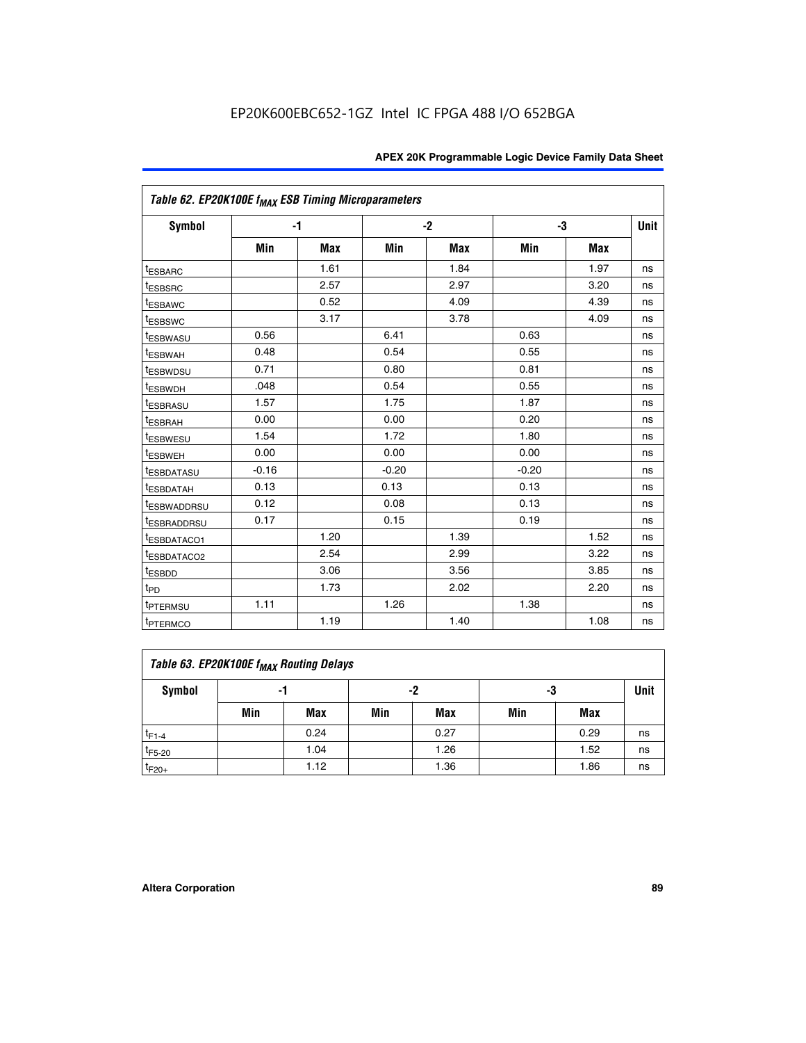EP20K600EBC652-1GZ Intel IC FPGA 488 I/O 652BGA

| Table 62. EP20K100E $f_{MAX}$ ESB Timing Microparameters | | | | | | | |
|---|---|---|---|---|---|---|---|
| Symbol | -1 | | -2 | | -3 | | Unit |
| | Min | Max | Min | Max | Min | Max | |
| $t_{ESBARC}$ | | 1.61 | | 1.84 | | 1.97 | ns |
| $t_{ESBSRC}$ | | 2.57 | | 2.97 | | 3.20 | ns |
| $t_{ESBAWC}$ | | 0.52 | | 4.09 | | 4.39 | ns |
| $t_{ESBSWC}$ | | 3.17 | | 3.78 | | 4.09 | ns |
| $t_{ESBWASU}$ | 0.56 | | 6.41 | | 0.63 | | ns |
| $t_{ESBWAH}$ | 0.48 | | 0.54 | | 0.55 | | ns |
| $t_{ESBWDSU}$ | 0.71 | | 0.80 | | 0.81 | | ns |
| $t_{ESBWDH}$ | .048 | | 0.54 | | 0.55 | | ns |
| $t_{ESBRASU}$ | 1.57 | | 1.75 | | 1.87 | | ns |
| $t_{ESBRAH}$ | 0.00 | | 0.00 | | 0.20 | | ns |
| $t_{ESBWESU}$ | 1.54 | | 1.72 | | 1.80 | | ns |
| $t_{ESBWEH}$ | 0.00 | | 0.00 | | 0.00 | | ns |
| $t_{ESBDATASU}$ | -0.16 | | -0.20 | | -0.20 | | ns |
| $t_{ESBDATAH}$ | 0.13 | | 0.13 | | 0.13 | | ns |
| $t_{ESBWADDRSU}$ | 0.12 | | 0.08 | | 0.13 | | ns |
| $t_{ESBRADDRSU}$ | 0.17 | | 0.15 | | 0.19 | | ns |
| $t_{ESBDATACO1}$ | | 1.20 | | 1.39 | | 1.52 | ns |
| $t_{ESBDATACO2}$ | | 2.54 | | 2.99 | | 3.22 | ns |
| $t_{ESBDD}$ | | 3.06 | | 3.56 | | 3.85 | ns |
| $t_{PD}$ | | 1.73 | | 2.02 | | 2.20 | ns |
| $t_{PTERMSU}$ | 1.11 | | 1.26 | | 1.38 | | ns |
| $t_{PTERMCO}$ | | 1.19 | | 1.40 | | 1.08 | ns |

| Table 63. EP20K100E $f_{MAX}$ Routing Delays | | | | | | | |
|---|---|---|---|---|---|---|---|
| Symbol | -1 | | -2 | | -3 | | Unit |
| | Min | Max | Min | Max | Min | Max | |
| $t_{F1-4}$ | | 0.24 | | 0.27 | | 0.29 | ns |
| $t_{F5-20}$ | | 1.04 | | 1.26 | | 1.52 | ns |
| $t_{F20+}$ | | 1.12 | | 1.36 | | 1.86 | ns |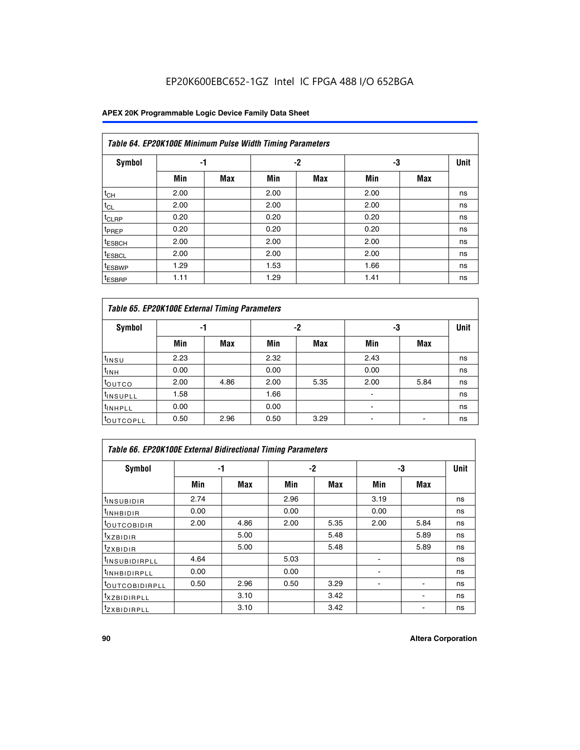EP20K600EBC652-1GZ Intel IC FPGA 488 I/O 652BGA

| *Table 64. EP20K100E Minimum Pulse Width Timing Parameters* | | | | | | | |
|---|---|---|---|---|---|---|---|
| **Symbol** | **-1** | | **-2** | | **-3** | | **Unit** |
| | **Min** | **Max** | **Min** | **Max** | **Min** | **Max** | |
| $t_{CH}$ | 2.00 | | 2.00 | | 2.00 | | ns |
| $t_{CL}$ | 2.00 | | 2.00 | | 2.00 | | ns |
| $t_{CLRP}$ | 0.20 | | 0.20 | | 0.20 | | ns |
| $t_{PREP}$ | 0.20 | | 0.20 | | 0.20 | | ns |
| $t_{ESBCH}$ | 2.00 | | 2.00 | | 2.00 | | ns |
| $t_{ESBCL}$ | 2.00 | | 2.00 | | 2.00 | | ns |
| $t_{ESBWP}$ | 1.29 | | 1.53 | | 1.66 | | ns |
| $t_{ESBRP}$ | 1.11 | | 1.29 | | 1.41 | | ns |

| *Table 65. EP20K100E External Timing Parameters* | | | | | | | |
|---|---|---|---|---|---|---|---|
| **Symbol** | **-1** | | **-2** | | **-3** | | **Unit** |
| | **Min** | **Max** | **Min** | **Max** | **Min** | **Max** | |
| $t_{INSU}$ | 2.23 | | 2.32 | | 2.43 | | ns |
| $t_{INH}$ | 0.00 | | 0.00 | | 0.00 | | ns |
| $t_{OUTCO}$ | 2.00 | 4.86 | 2.00 | 5.35 | 2.00 | 5.84 | ns |
| $t_{INSUPLL}$ | 1.58 | | 1.66 | | - | | ns |
| $t_{INHPLL}$ | 0.00 | | 0.00 | | - | | ns |
| $t_{OUTCOPLL}$ | 0.50 | 2.96 | 0.50 | 3.29 | - | - | ns |

| *Table 66. EP20K100E External Bidirectional Timing Parameters* | | | | | | | |
|---|---|---|---|---|---|---|---|
| **Symbol** | **-1** | | **-2** | | **-3** | | **Unit** |
| | **Min** | **Max** | **Min** | **Max** | **Min** | **Max** | |
| $t_{INSUBIDIR}$ | 2.74 | | 2.96 | | 3.19 | | ns |
| $t_{INHBIDIR}$ | 0.00 | | 0.00 | | 0.00 | | ns |
| $t_{OUTCOBIDIR}$ | 2.00 | 4.86 | 2.00 | 5.35 | 2.00 | 5.84 | ns |
| $t_{XZBIDIR}$ | | 5.00 | | 5.48 | | 5.89 | ns |
| $t_{ZXBIDIR}$ | | 5.00 | | 5.48 | | 5.89 | ns |
| $t_{INSUBIDIRPLL}$ | 4.64 | | 5.03 | | - | | ns |
| $t_{INHBIDIRPLL}$ | 0.00 | | 0.00 | | - | | ns |
| $t_{OUTCOBIDIRPLL}$ | 0.50 | 2.96 | 0.50 | 3.29 | - | - | ns |
| $t_{XZBIDIRPLL}$ | | 3.10 | | 3.42 | | - | ns |
| $t_{ZXBIDIRPLL}$ | | 3.10 | | 3.42 | | - | ns |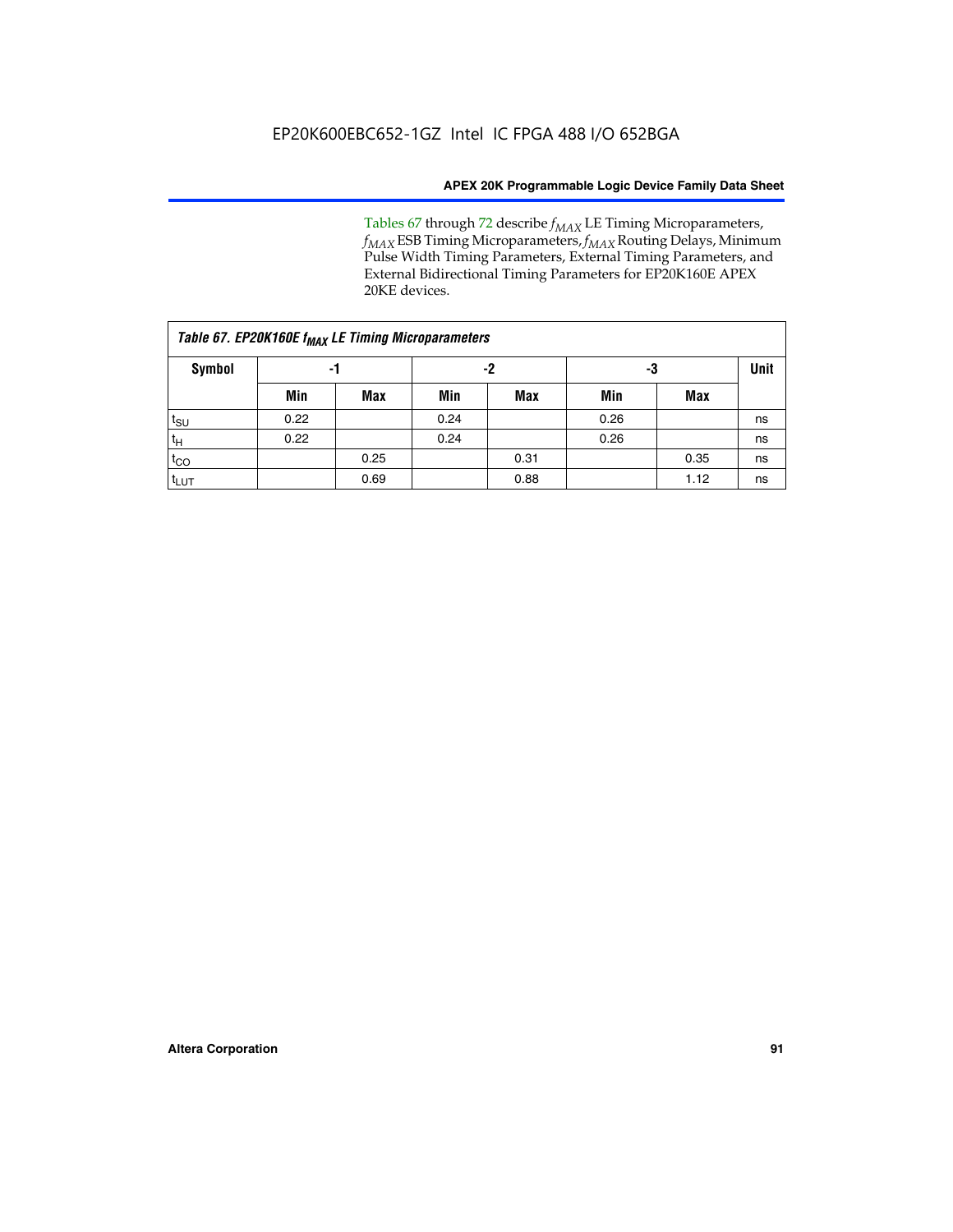Tables 67 through 72 describe $f_{MAX}$ LE Timing Microparameters, $f_{MAX}$ ESB Timing Microparameters, $f_{MAX}$ Routing Delays, Minimum Pulse Width Timing Parameters, External Timing Parameters, and External Bidirectional Timing Parameters for EP20K160E APEX 20KE devices.

| Table 67. EP20K160E $f_{MAX}$ LE Timing Microparameters | | | | | | | |
|---|---|---|---|---|---|---|---|
| Symbol | -1 | | -2 | | -3 | | Unit |
| | Min | Max | Min | Max | Min | Max | |
| $t_{SU}$ | 0.22 | | 0.24 | | 0.26 | | ns |
| $t_{H}$ | 0.22 | | 0.24 | | 0.26 | | ns |
| $t_{CO}$ | | 0.25 | | 0.31 | | 0.35 | ns |
| $t_{LUT}$ | | 0.69 | | 0.88 | | 1.12 | ns |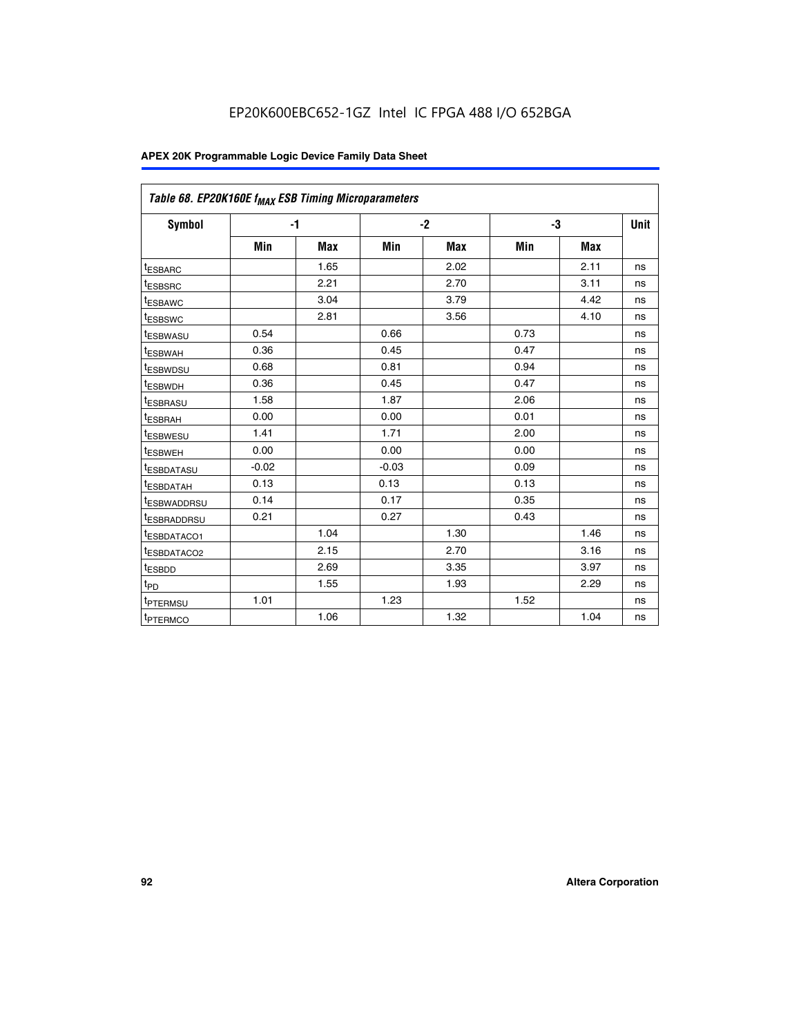EP20K600EBC652-1GZ Intel IC FPGA 488 I/O 652BGA

| Table 68. EP20K160E $f_{MAX}$ ESB Timing Microparameters | | | | | | | |
|---|---|---|---|---|---|---|---|
| Symbol | -1 | | -2 | | -3 | | Unit |
| | Min | Max | Min | Max | Min | Max | |
| $t_{ESBARC}$ | | 1.65 | | 2.02 | | 2.11 | ns |
| $t_{ESBSRC}$ | | 2.21 | | 2.70 | | 3.11 | ns |
| $t_{ESBAWC}$ | | 3.04 | | 3.79 | | 4.42 | ns |
| $t_{ESBSWC}$ | | 2.81 | | 3.56 | | 4.10 | ns |
| $t_{ESBWASU}$ | 0.54 | | 0.66 | | 0.73 | | ns |
| $t_{ESBWAH}$ | 0.36 | | 0.45 | | 0.47 | | ns |
| $t_{ESBWDSU}$ | 0.68 | | 0.81 | | 0.94 | | ns |
| $t_{ESBWDH}$ | 0.36 | | 0.45 | | 0.47 | | ns |
| $t_{ESBRASU}$ | 1.58 | | 1.87 | | 2.06 | | ns |
| $t_{ESBRAH}$ | 0.00 | | 0.00 | | 0.01 | | ns |
| $t_{ESBWESU}$ | 1.41 | | 1.71 | | 2.00 | | ns |
| $t_{ESBWEH}$ | 0.00 | | 0.00 | | 0.00 | | ns |
| $t_{ESBDATASU}$ | -0.02 | | -0.03 | | 0.09 | | ns |
| $t_{ESBDATAH}$ | 0.13 | | 0.13 | | 0.13 | | ns |
| $t_{ESBWADDRSU}$ | 0.14 | | 0.17 | | 0.35 | | ns |
| $t_{ESBRADDRSU}$ | 0.21 | | 0.27 | | 0.43 | | ns |
| $t_{ESBDATACO1}$ | | 1.04 | | 1.30 | | 1.46 | ns |
| $t_{ESBDATACO2}$ | | 2.15 | | 2.70 | | 3.16 | ns |
| $t_{ESBDD}$ | | 2.69 | | 3.35 | | 3.97 | ns |
| $t_{PD}$ | | 1.55 | | 1.93 | | 2.29 | ns |
| $t_{PTERMSU}$ | 1.01 | | 1.23 | | 1.52 | | ns |
| $t_{PTERMCO}$ | | 1.06 | | 1.32 | | 1.04 | ns |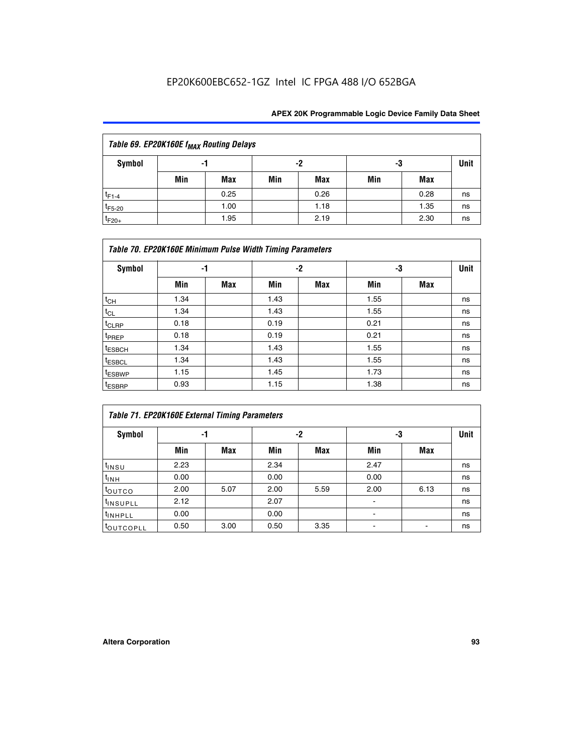EP20K600EBC652-1GZ Intel IC FPGA 488 I/O 652BGA

| Table 69. EP20K160E $f_{MAX}$ Routing Delays | | | | | | | |
|---|---|---|---|---|---|---|---|
| Symbol | -1 | | -2 | | -3 | | Unit |
| | Min | Max | Min | Max | Min | Max | |
| $t_{F1-4}$ | | 0.25 | | 0.26 | | 0.28 | ns |
| $t_{F5-20}$ | | 1.00 | | 1.18 | | 1.35 | ns |
| $t_{F20+}$ | | 1.95 | | 2.19 | | 2.30 | ns |

| Table 70. EP20K160E Minimum Pulse Width Timing Parameters | | | | | | | |
|---|---|---|---|---|---|---|---|
| Symbol | -1 | | -2 | | -3 | | Unit |
| | Min | Max | Min | Max | Min | Max | |
| $t_{CH}$ | 1.34 | | 1.43 | | 1.55 | | ns |
| $t_{CL}$ | 1.34 | | 1.43 | | 1.55 | | ns |
| $t_{CLRP}$ | 0.18 | | 0.19 | | 0.21 | | ns |
| $t_{PREP}$ | 0.18 | | 0.19 | | 0.21 | | ns |
| $t_{ESBCH}$ | 1.34 | | 1.43 | | 1.55 | | ns |
| $t_{ESBCL}$ | 1.34 | | 1.43 | | 1.55 | | ns |
| $t_{ESBWP}$ | 1.15 | | 1.45 | | 1.73 | | ns |
| $t_{ESBRP}$ | 0.93 | | 1.15 | | 1.38 | | ns |

| Table 71. EP20K160E External Timing Parameters | | | | | | | |
|---|---|---|---|---|---|---|---|
| Symbol | -1 | | -2 | | -3 | | Unit |
| | Min | Max | Min | Max | Min | Max | |
| $t_{INSU}$ | 2.23 | | 2.34 | | 2.47 | | ns |
| $t_{INH}$ | 0.00 | | 0.00 | | 0.00 | | ns |
| $t_{OUTCO}$ | 2.00 | 5.07 | 2.00 | 5.59 | 2.00 | 6.13 | ns |
| $t_{INSUPLL}$ | 2.12 | | 2.07 | | - | | ns |
| $t_{INHPLL}$ | 0.00 | | 0.00 | | - | | ns |
| $t_{OUTCOPLL}$ | 0.50 | 3.00 | 0.50 | 3.35 | - | - | ns |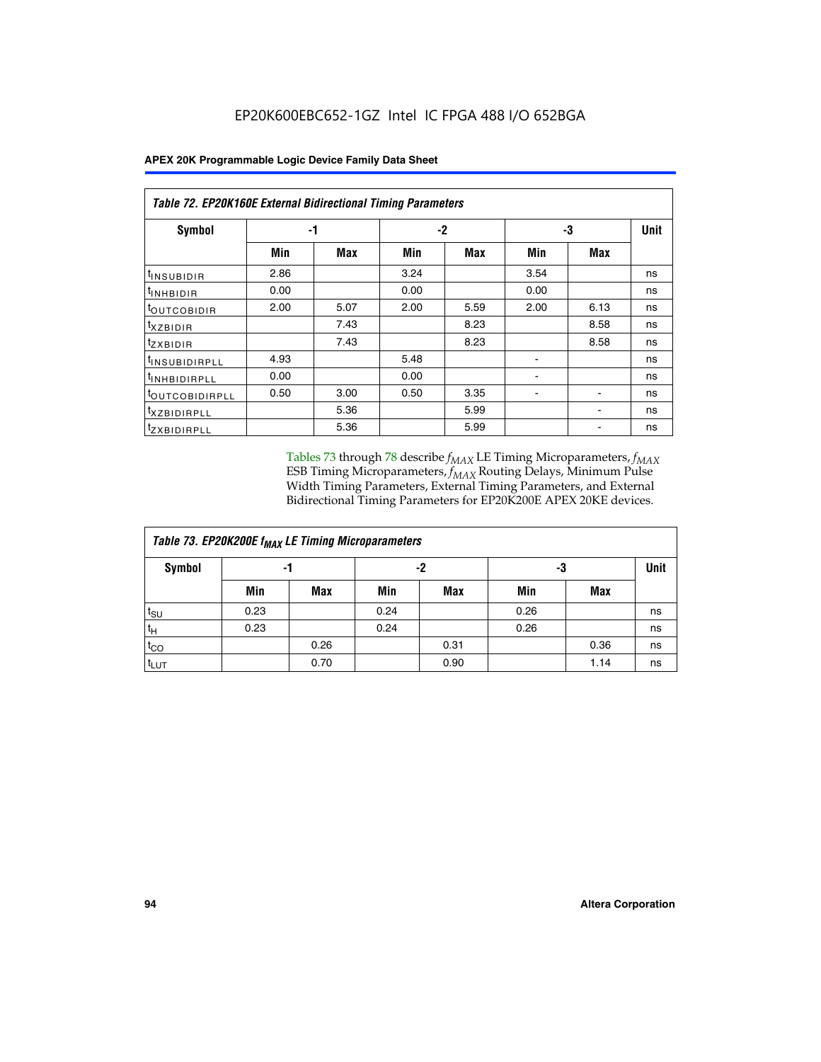**Table 72. EP20K160E External Bidirectional Timing Parameters**

| Symbol | -1 | | -2 | | -3 | | Unit |
|---|---|---|---|---|---|---|---|
| | Min | Max | Min | Max | Min | Max | |
| $t_{INSUBIDIR}$ | 2.86 | | 3.24 | | 3.54 | | ns |
| $t_{INHBIDIR}$ | 0.00 | | 0.00 | | 0.00 | | ns |
| $t_{OUTCOBIDIR}$ | 2.00 | 5.07 | 2.00 | 5.59 | 2.00 | 6.13 | ns |
| $t_{XZBIDIR}$ | | 7.43 | | 8.23 | | 8.58 | ns |
| $t_{ZXBIDIR}$ | | 7.43 | | 8.23 | | 8.58 | ns |
| $t_{INSUBIDIRPLL}$ | 4.93 | | 5.48 | | - | | ns |
| $t_{INHBIDIRPLL}$ | 0.00 | | 0.00 | | - | | ns |
| $t_{OUTCOBIDIRPLL}$ | 0.50 | 3.00 | 0.50 | 3.35 | - | - | ns |
| $t_{XZBIDIRPLL}$ | | 5.36 | | 5.99 | | - | ns |
| $t_{ZXBIDIRPLL}$ | | 5.36 | | 5.99 | | - | ns |

Tables 73 through 78 describe $f_{MAX}$ LE Timing Microparameters, $f_{MAX}$ ESB Timing Microparameters, $f_{MAX}$ Routing Delays, Minimum Pulse Width Timing Parameters, External Timing Parameters, and External Bidirectional Timing Parameters for EP20K200E APEX 20KE devices.

**Table 73. EP20K200E $f_{MAX}$ LE Timing Microparameters**

| Symbol | -1 | | -2 | | -3 | | Unit |
|---|---|---|---|---|---|---|---|
| | Min | Max | Min | Max | Min | Max | |
| $t_{SU}$ | 0.23 | | 0.24 | | 0.26 | | ns |
| $t_{H}$ | 0.23 | | 0.24 | | 0.26 | | ns |
| $t_{CO}$ | | 0.26 | | 0.31 | | 0.36 | ns |
| $t_{LUT}$ | | 0.70 | | 0.90 | | 1.14 | ns |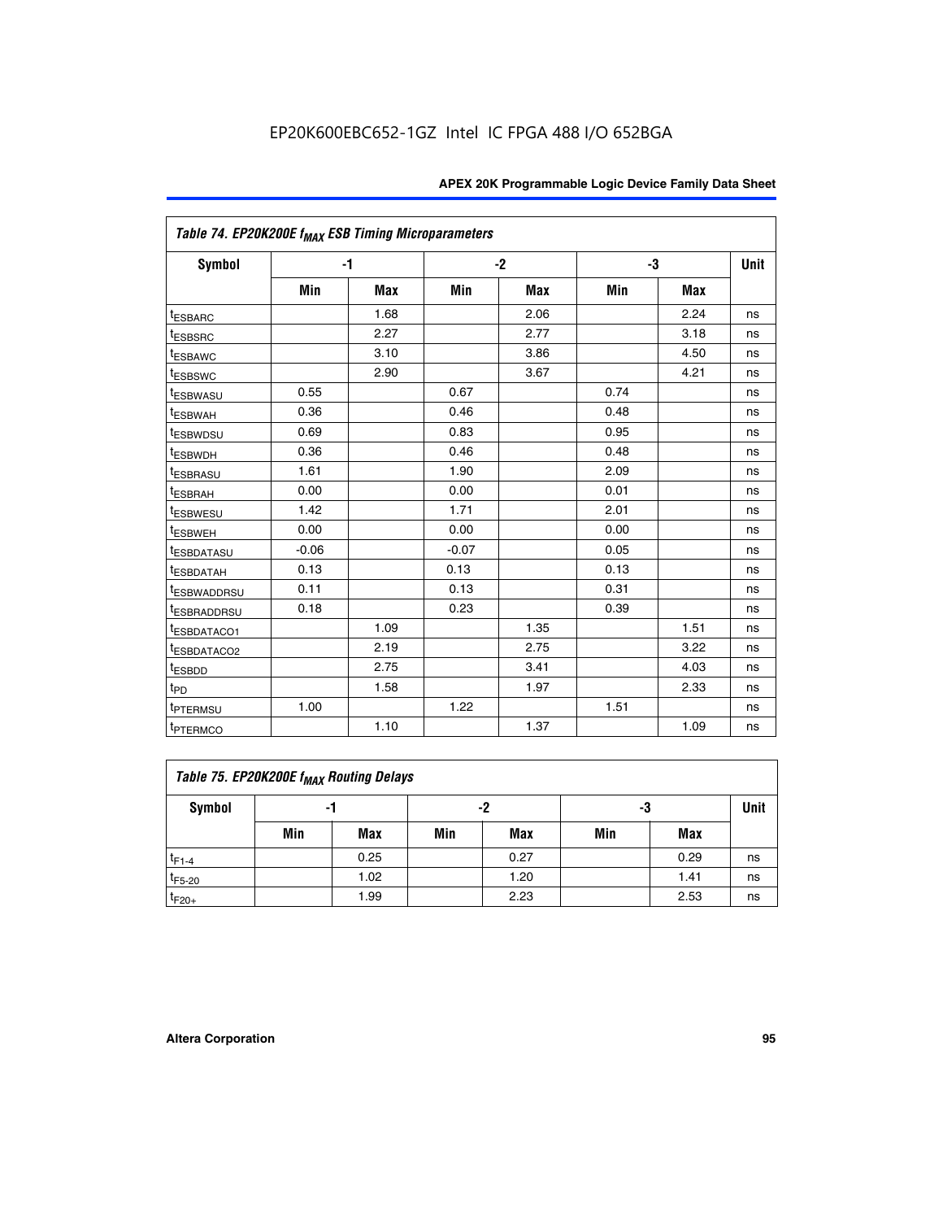| Table 74. EP20K200E $f_{MAX}$ ESB Timing Microparameters | | | | | | | |
|---|---|---|---|---|---|---|---|
| Symbol | -1 | | -2 | | -3 | | Unit |
| | Min | Max | Min | Max | Min | Max | |
| $t_{ESBARC}$ | | 1.68 | | 2.06 | | 2.24 | ns |
| $t_{ESBSRC}$ | | 2.27 | | 2.77 | | 3.18 | ns |
| $t_{ESBAWC}$ | | 3.10 | | 3.86 | | 4.50 | ns |
| $t_{ESBSWC}$ | | 2.90 | | 3.67 | | 4.21 | ns |
| $t_{ESBWASU}$ | 0.55 | | 0.67 | | 0.74 | | ns |
| $t_{ESBWAH}$ | 0.36 | | 0.46 | | 0.48 | | ns |
| $t_{ESBWDSU}$ | 0.69 | | 0.83 | | 0.95 | | ns |
| $t_{ESBWDH}$ | 0.36 | | 0.46 | | 0.48 | | ns |
| $t_{ESBRASU}$ | 1.61 | | 1.90 | | 2.09 | | ns |
| $t_{ESBRAH}$ | 0.00 | | 0.00 | | 0.01 | | ns |
| $t_{ESBWESU}$ | 1.42 | | 1.71 | | 2.01 | | ns |
| $t_{ESBWEH}$ | 0.00 | | 0.00 | | 0.00 | | ns |
| $t_{ESBDATASU}$ | -0.06 | | -0.07 | | 0.05 | | ns |
| $t_{ESBDATAH}$ | 0.13 | | 0.13 | | 0.13 | | ns |
| $t_{ESBWADDRSU}$ | 0.11 | | 0.13 | | 0.31 | | ns |
| $t_{ESBRADDRSU}$ | 0.18 | | 0.23 | | 0.39 | | ns |
| $t_{ESBDATACO1}$ | | 1.09 | | 1.35 | | 1.51 | ns |
| $t_{ESBDATACO2}$ | | 2.19 | | 2.75 | | 3.22 | ns |
| $t_{ESBDD}$ | | 2.75 | | 3.41 | | 4.03 | ns |
| $t_{PD}$ | | 1.58 | | 1.97 | | 2.33 | ns |
| $t_{PTERMSU}$ | 1.00 | | 1.22 | | 1.51 | | ns |
| $t_{PTERMCO}$ | | 1.10 | | 1.37 | | 1.09 | ns |

| Table 75. EP20K200E $f_{MAX}$ Routing Delays | | | | | | | |
|---|---|---|---|---|---|---|---|
| Symbol | -1 | | -2 | | -3 | | Unit |
| | Min | Max | Min | Max | Min | Max | |
| $t_{F1-4}$ | | 0.25 | | 0.27 | | 0.29 | ns |
| $t_{F5-20}$ | | 1.02 | | 1.20 | | 1.41 | ns |
| $t_{F20+}$ | | 1.99 | | 2.23 | | 2.53 | ns |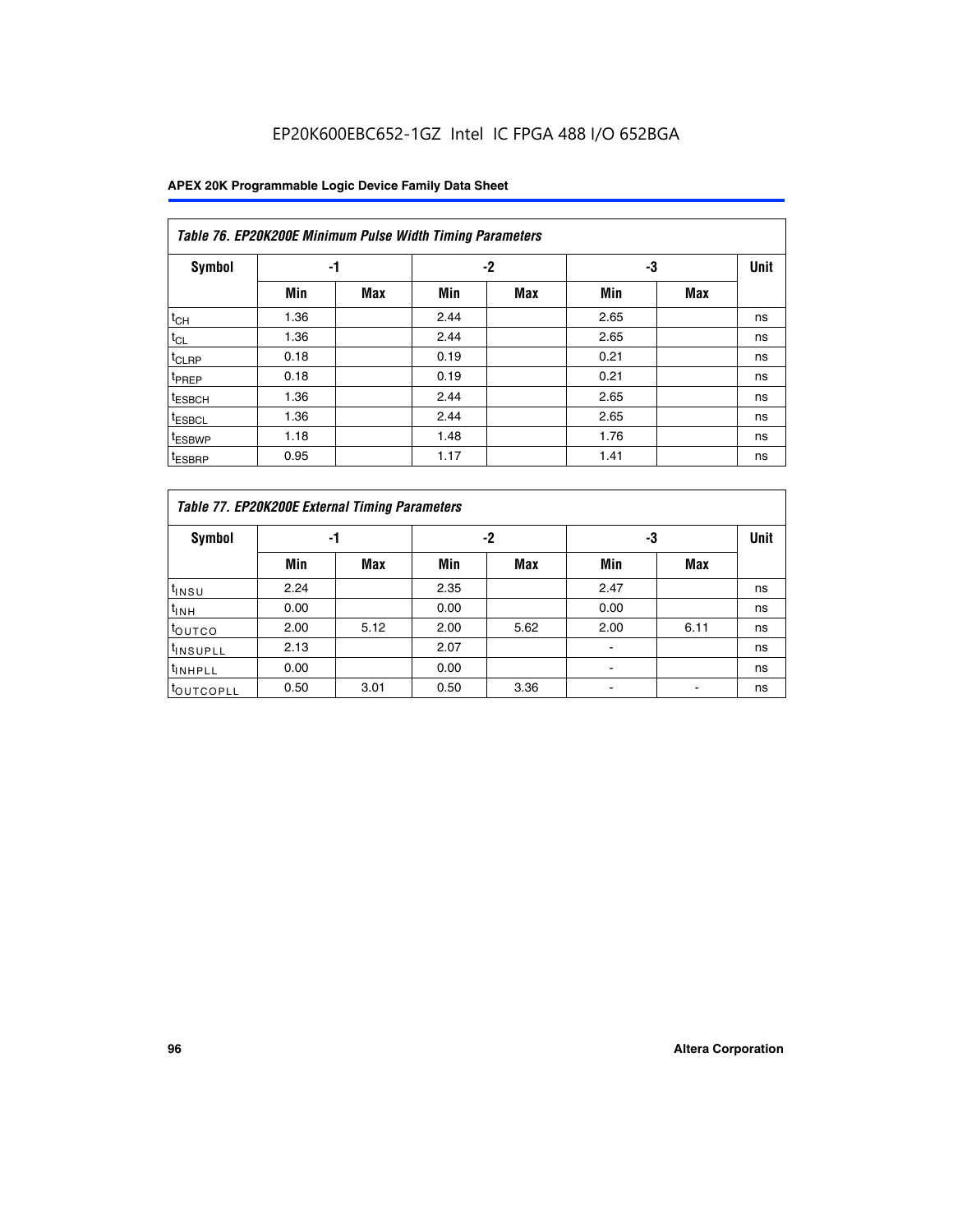EP20K600EBC652-1GZ Intel IC FPGA 488 I/O 652BGA

| Table 76. EP20K200E Minimum Pulse Width Timing Parameters | | | | | | | |
|---|---|---|---|---|---|---|---|
| **Symbol** | **-1** | | **-2** | | **-3** | | **Unit** |
| | **Min** | **Max** | **Min** | **Max** | **Min** | **Max** | |
| $t_{CH}$ | 1.36 | | 2.44 | | 2.65 | | ns |
| $t_{CL}$ | 1.36 | | 2.44 | | 2.65 | | ns |
| $t_{CLRP}$ | 0.18 | | 0.19 | | 0.21 | | ns |
| $t_{PREP}$ | 0.18 | | 0.19 | | 0.21 | | ns |
| $t_{ESBCH}$ | 1.36 | | 2.44 | | 2.65 | | ns |
| $t_{ESBCL}$ | 1.36 | | 2.44 | | 2.65 | | ns |
| $t_{ESBWP}$ | 1.18 | | 1.48 | | 1.76 | | ns |
| $t_{ESBRP}$ | 0.95 | | 1.17 | | 1.41 | | ns |

| Table 77. EP20K200E External Timing Parameters | | | | | | | |
|---|---|---|---|---|---|---|---|
| **Symbol** | **-1** | | **-2** | | **-3** | | **Unit** |
| | **Min** | **Max** | **Min** | **Max** | **Min** | **Max** | |
| $t_{INSU}$ | 2.24 | | 2.35 | | 2.47 | | ns |
| $t_{INH}$ | 0.00 | | 0.00 | | 0.00 | | ns |
| $t_{OUTCO}$ | 2.00 | 5.12 | 2.00 | 5.62 | 2.00 | 6.11 | ns |
| $t_{INSUPLL}$ | 2.13 | | 2.07 | | - | | ns |
| $t_{INHPLL}$ | 0.00 | | 0.00 | | - | | ns |
| $t_{OUTCOPLL}$ | 0.50 | 3.01 | 0.50 | 3.36 | - | - | ns |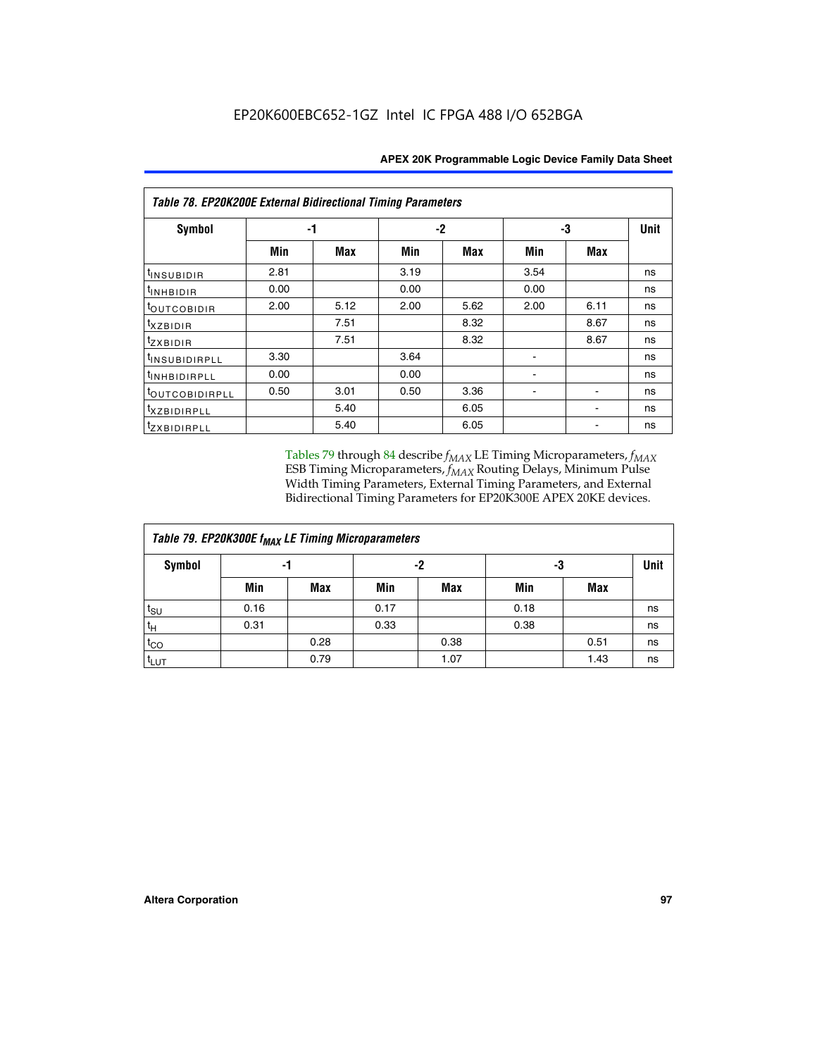EP20K600EBC652-1GZ Intel IC FPGA 488 I/O 652BGA

| Table 78. EP20K200E External Bidirectional Timing Parameters | | | | | | | |
|---|---|---|---|---|---|---|---|
| Symbol | -1 | | -2 | | -3 | | Unit |
| | Min | Max | Min | Max | Min | Max | |
| $t_{INSUBIDIR}$ | 2.81 | | 3.19 | | 3.54 | | ns |
| $t_{INHBIDIR}$ | 0.00 | | 0.00 | | 0.00 | | ns |
| $t_{OUTCOBIDIR}$ | 2.00 | 5.12 | 2.00 | 5.62 | 2.00 | 6.11 | ns |
| $t_{XZBIDIR}$ | | 7.51 | | 8.32 | | 8.67 | ns |
| $t_{ZXBIDIR}$ | | 7.51 | | 8.32 | | 8.67 | ns |
| $t_{INSUBIDIRPLL}$ | 3.30 | | 3.64 | | - | | ns |
| $t_{INHBIDIRPLL}$ | 0.00 | | 0.00 | | - | | ns |
| $t_{OUTCOBIDIRPLL}$ | 0.50 | 3.01 | 0.50 | 3.36 | - | - | ns |
| $t_{XZBIDIRPLL}$ | | 5.40 | | 6.05 | | - | ns |
| $t_{ZXBIDIRPLL}$ | | 5.40 | | 6.05 | | - | ns |

Tables 79 through 84 describe $f_{MAX}$ LE Timing Microparameters, $f_{MAX}$ ESB Timing Microparameters, $f_{MAX}$ Routing Delays, Minimum Pulse Width Timing Parameters, External Timing Parameters, and External Bidirectional Timing Parameters for EP20K300E APEX 20KE devices.

| Table 79. EP20K300E $f_{MAX}$ LE Timing Microparameters | | | | | | | |
|---|---|---|---|---|---|---|---|
| Symbol | -1 | | -2 | | -3 | | Unit |
| | Min | Max | Min | Max | Min | Max | |
| $t_{SU}$ | 0.16 | | 0.17 | | 0.18 | | ns |
| $t_H$ | 0.31 | | 0.33 | | 0.38 | | ns |
| $t_{CO}$ | | 0.28 | | 0.38 | | 0.51 | ns |
| $t_{LUT}$ | | 0.79 | | 1.07 | | 1.43 | ns |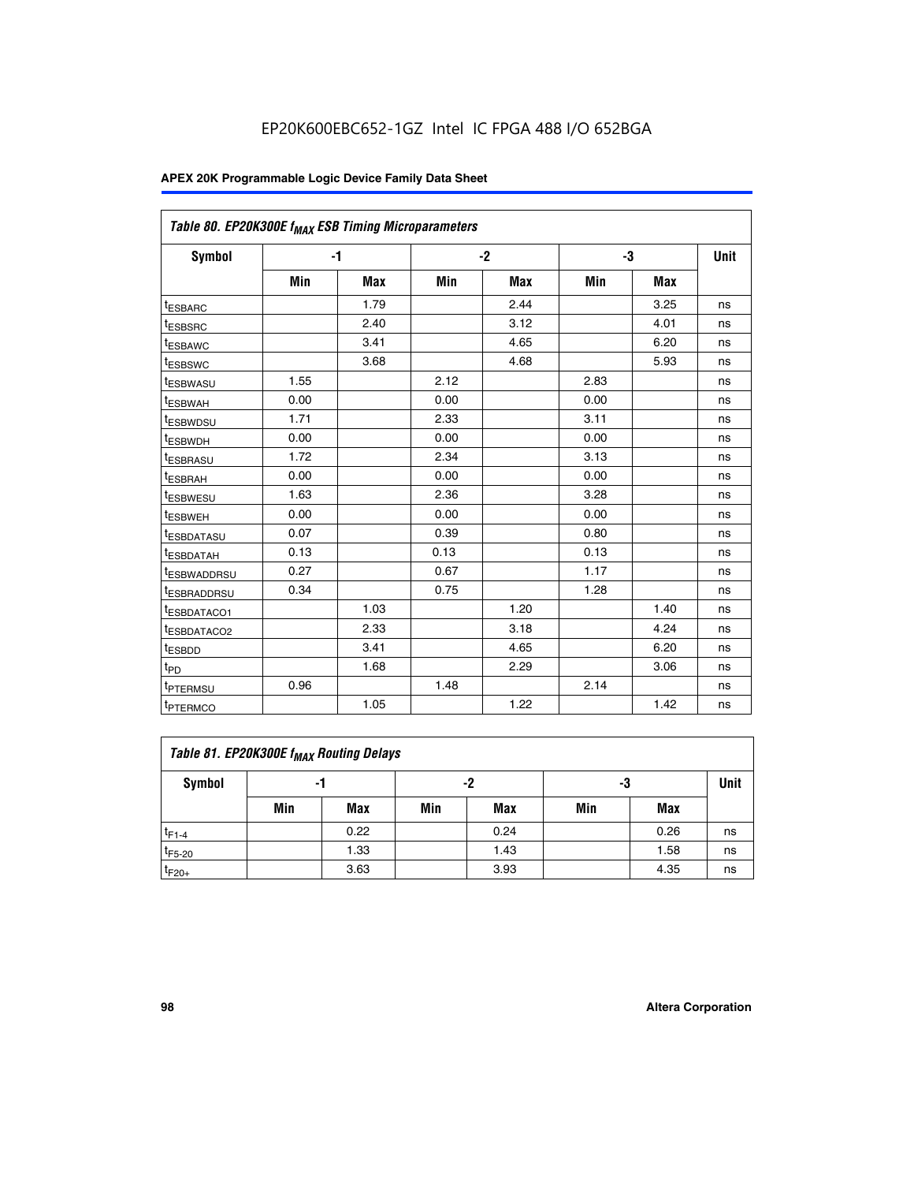| Table 80. EP20K300E $f_{MAX}$ ESB Timing Microparameters | | | | | | | |
|---|---|---|---|---|---|---|---|
| Symbol | -1 | | -2 | | -3 | | Unit |
| | Min | Max | Min | Max | Min | Max | |
| $t_{ESBARC}$ | | 1.79 | | 2.44 | | 3.25 | ns |
| $t_{ESBSRC}$ | | 2.40 | | 3.12 | | 4.01 | ns |
| $t_{ESBAWC}$ | | 3.41 | | 4.65 | | 6.20 | ns |
| $t_{ESBSWC}$ | | 3.68 | | 4.68 | | 5.93 | ns |
| $t_{ESBWASU}$ | 1.55 | | 2.12 | | 2.83 | | ns |
| $t_{ESBWAH}$ | 0.00 | | 0.00 | | 0.00 | | ns |
| $t_{ESBWDSU}$ | 1.71 | | 2.33 | | 3.11 | | ns |
| $t_{ESBWDH}$ | 0.00 | | 0.00 | | 0.00 | | ns |
| $t_{ESBRASU}$ | 1.72 | | 2.34 | | 3.13 | | ns |
| $t_{ESBRAH}$ | 0.00 | | 0.00 | | 0.00 | | ns |
| $t_{ESBWESU}$ | 1.63 | | 2.36 | | 3.28 | | ns |
| $t_{ESBWEH}$ | 0.00 | | 0.00 | | 0.00 | | ns |
| $t_{ESBDATASU}$ | 0.07 | | 0.39 | | 0.80 | | ns |
| $t_{ESBDATAH}$ | 0.13 | | 0.13 | | 0.13 | | ns |
| $t_{ESBWADDRSU}$ | 0.27 | | 0.67 | | 1.17 | | ns |
| $t_{ESBRADDRSU}$ | 0.34 | | 0.75 | | 1.28 | | ns |
| $t_{ESBDATACO1}$ | | 1.03 | | 1.20 | | 1.40 | ns |
| $t_{ESBDATACO2}$ | | 2.33 | | 3.18 | | 4.24 | ns |
| $t_{ESBDD}$ | | 3.41 | | 4.65 | | 6.20 | ns |
| $t_{PD}$ | | 1.68 | | 2.29 | | 3.06 | ns |
| $t_{PTERMSU}$ | 0.96 | | 1.48 | | 2.14 | | ns |
| $t_{PTERMCO}$ | | 1.05 | | 1.22 | | 1.42 | ns |

| Table 81. EP20K300E $f_{MAX}$ Routing Delays | | | | | | | |
|---|---|---|---|---|---|---|---|
| Symbol | -1 | | -2 | | -3 | | Unit |
| | Min | Max | Min | Max | Min | Max | |
| $t_{F1-4}$ | | 0.22 | | 0.24 | | 0.26 | ns |
| $t_{F5-20}$ | | 1.33 | | 1.43 | | 1.58 | ns |
| $t_{F20+}$ | | 3.63 | | 3.93 | | 4.35 | ns |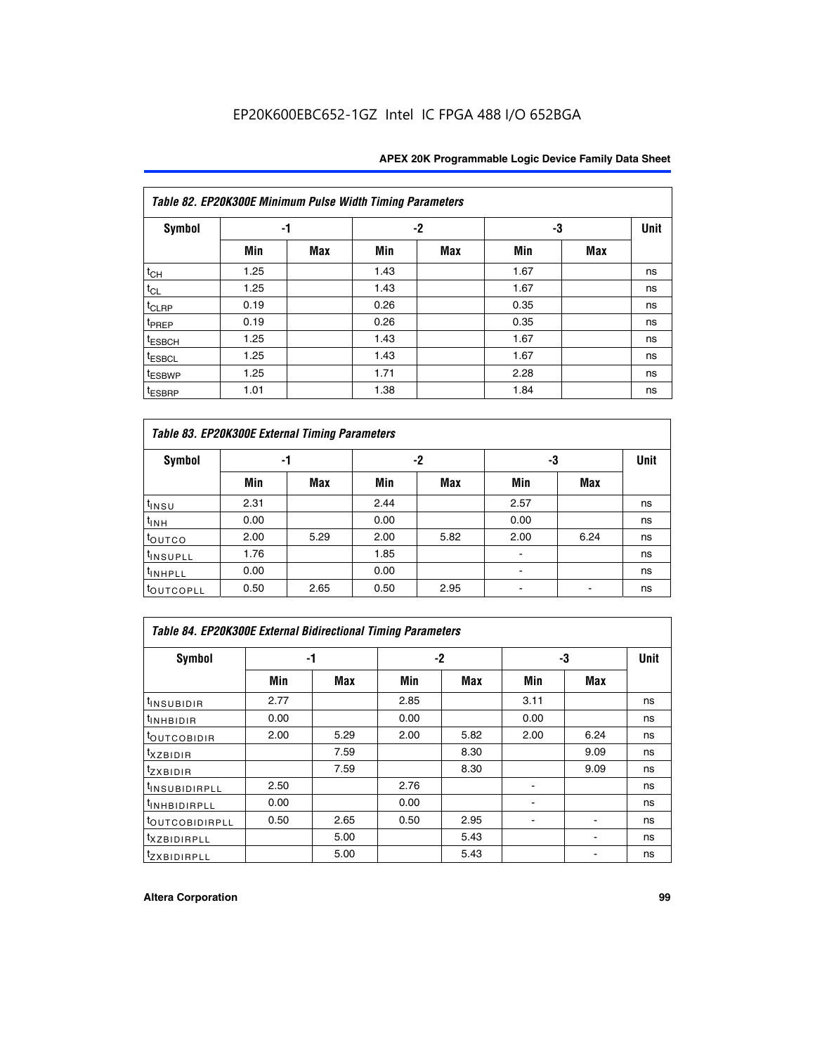EP20K600EBC652-1GZ Intel IC FPGA 488 I/O 652BGA

| Table 82. EP20K300E Minimum Pulse Width Timing Parameters | | | | | | | |
|---|---|---|---|---|---|---|---|
| Symbol | -1 | | -2 | | -3 | | Unit |
| | Min | Max | Min | Max | Min | Max | |
| $t_{CH}$ | 1.25 | | 1.43 | | 1.67 | | ns |
| $t_{CL}$ | 1.25 | | 1.43 | | 1.67 | | ns |
| $t_{CLRP}$ | 0.19 | | 0.26 | | 0.35 | | ns |
| $t_{PREP}$ | 0.19 | | 0.26 | | 0.35 | | ns |
| $t_{ESBCH}$ | 1.25 | | 1.43 | | 1.67 | | ns |
| $t_{ESBCL}$ | 1.25 | | 1.43 | | 1.67 | | ns |
| $t_{ESBWP}$ | 1.25 | | 1.71 | | 2.28 | | ns |
| $t_{ESBRP}$ | 1.01 | | 1.38 | | 1.84 | | ns |

| Table 83. EP20K300E External Timing Parameters | | | | | | | |
|---|---|---|---|---|---|---|---|
| Symbol | -1 | | -2 | | -3 | | Unit |
| | Min | Max | Min | Max | Min | Max | |
| $t_{INSU}$ | 2.31 | | 2.44 | | 2.57 | | ns |
| $t_{INH}$ | 0.00 | | 0.00 | | 0.00 | | ns |
| $t_{OUTCO}$ | 2.00 | 5.29 | 2.00 | 5.82 | 2.00 | 6.24 | ns |
| $t_{INSUPLL}$ | 1.76 | | 1.85 | | - | | ns |
| $t_{INHPLL}$ | 0.00 | | 0.00 | | - | | ns |
| $t_{OUTCOPLL}$ | 0.50 | 2.65 | 0.50 | 2.95 | - | - | ns |

| Table 84. EP20K300E External Bidirectional Timing Parameters | | | | | | | |
|---|---|---|---|---|---|---|---|
| Symbol | -1 | | -2 | | -3 | | Unit |
| | Min | Max | Min | Max | Min | Max | |
| $t_{INSUBIDIR}$ | 2.77 | | 2.85 | | 3.11 | | ns |
| $t_{INHBIDIR}$ | 0.00 | | 0.00 | | 0.00 | | ns |
| $t_{OUTCOBIDIR}$ | 2.00 | 5.29 | 2.00 | 5.82 | 2.00 | 6.24 | ns |
| $t_{XZBIDIR}$ | | 7.59 | | 8.30 | | 9.09 | ns |
| $t_{ZXBIDIR}$ | | 7.59 | | 8.30 | | 9.09 | ns |
| $t_{INSUBIDIRPLL}$ | 2.50 | | 2.76 | | - | | ns |
| $t_{INHBIDIRPLL}$ | 0.00 | | 0.00 | | - | | ns |
| $t_{OUTCOBIDIRPLL}$ | 0.50 | 2.65 | 0.50 | 2.95 | - | - | ns |
| $t_{XZBIDIRPLL}$ | | 5.00 | | 5.43 | | - | ns |
| $t_{ZXBIDIRPLL}$ | | 5.00 | | 5.43 | | - | ns |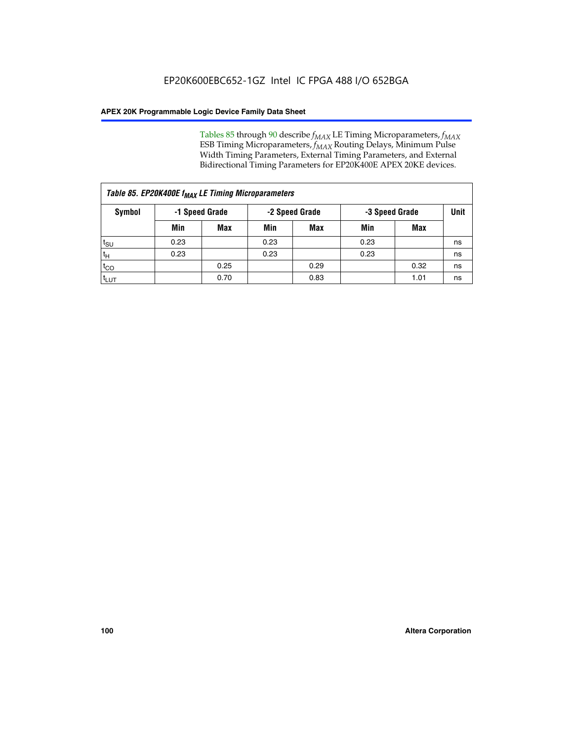Tables 85 through 90 describe $f_{MAX}$ LE Timing Microparameters, $f_{MAX}$ ESB Timing Microparameters, $f_{MAX}$ Routing Delays, Minimum Pulse Width Timing Parameters, External Timing Parameters, and External Bidirectional Timing Parameters for EP20K400E APEX 20KE devices.

| *Table 85. EP20K400E $f_{MAX}$ LE Timing Microparameters* | | | | | | | |
|---|---|---|---|---|---|---|---|
| **Symbol** | **-1 Speed Grade** | | **-2 Speed Grade** | | **-3 Speed Grade** | | **Unit** |
| | **Min** | **Max** | **Min** | **Max** | **Min** | **Max** | |
| $t_{SU}$ | 0.23 | | 0.23 | | 0.23 | | ns |
| $t_H$ | 0.23 | | 0.23 | | 0.23 | | ns |
| $t_{CO}$ | | 0.25 | | 0.29 | | 0.32 | ns |
| $t_{LUT}$ | | 0.70 | | 0.83 | | 1.01 | ns |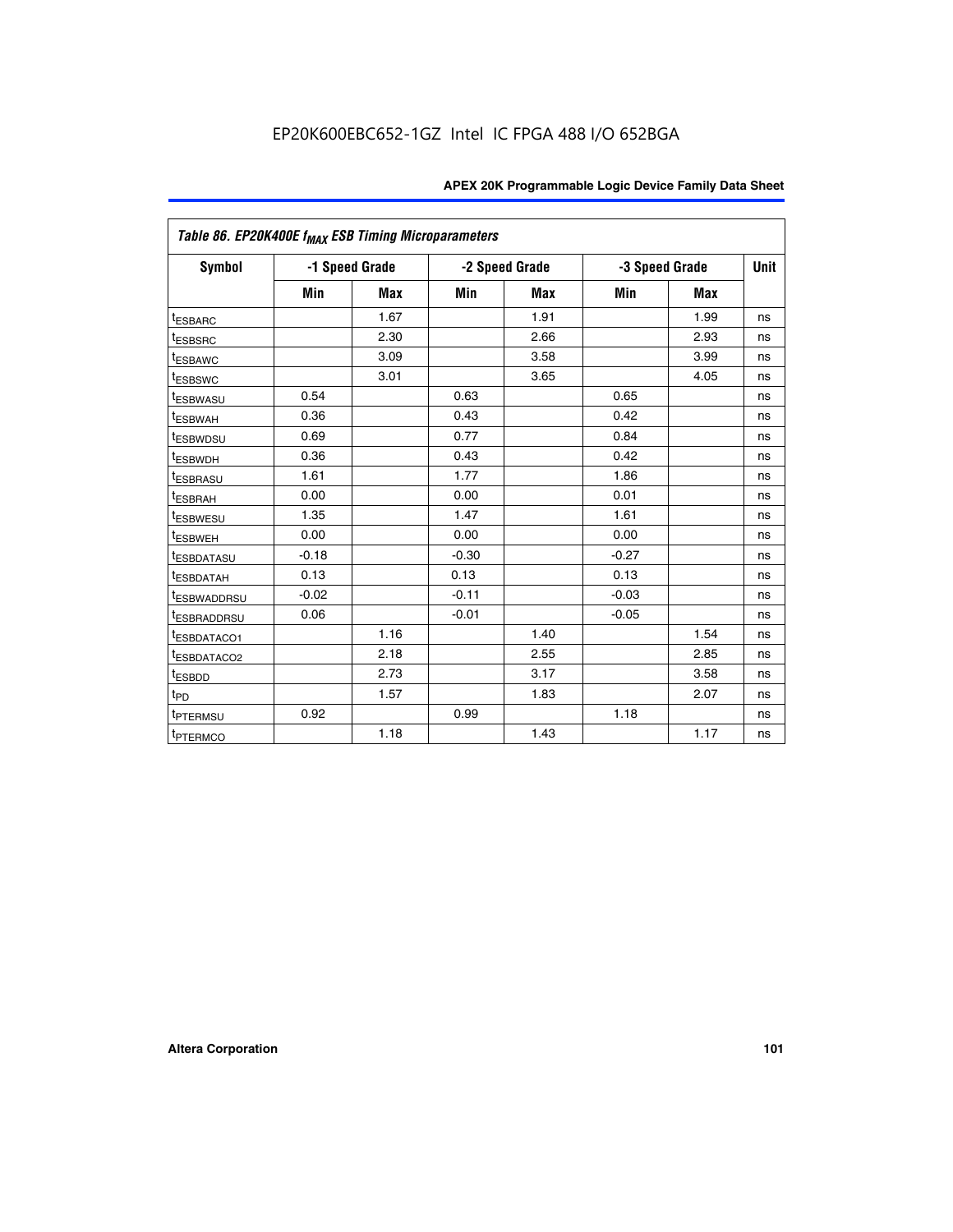EP20K600EBC652-1GZ Intel IC FPGA 488 I/O 652BGA

| *Table 86. EP20K400E $f_{MAX}$ ESB Timing Microparameters* | | | | | | | |
|---|---|---|---|---|---|---|---|
| **Symbol** | **-1 Speed Grade** | | **-2 Speed Grade** | | **-3 Speed Grade** | | **Unit** |
| | **Min** | **Max** | **Min** | **Max** | **Min** | **Max** | |
| $t_{ESBARC}$ | | 1.67 | | 1.91 | | 1.99 | ns |
| $t_{ESBSRC}$ | | 2.30 | | 2.66 | | 2.93 | ns |
| $t_{ESBAWC}$ | | 3.09 | | 3.58 | | 3.99 | ns |
| $t_{ESBSWC}$ | | 3.01 | | 3.65 | | 4.05 | ns |
| $t_{ESBWASU}$ | 0.54 | | 0.63 | | 0.65 | | ns |
| $t_{ESBWAH}$ | 0.36 | | 0.43 | | 0.42 | | ns |
| $t_{ESBWDSU}$ | 0.69 | | 0.77 | | 0.84 | | ns |
| $t_{ESBWDH}$ | 0.36 | | 0.43 | | 0.42 | | ns |
| $t_{ESBRASU}$ | 1.61 | | 1.77 | | 1.86 | | ns |
| $t_{ESBRAH}$ | 0.00 | | 0.00 | | 0.01 | | ns |
| $t_{ESBWESU}$ | 1.35 | | 1.47 | | 1.61 | | ns |
| $t_{ESBWEH}$ | 0.00 | | 0.00 | | 0.00 | | ns |
| $t_{ESBDATASU}$ | -0.18 | | -0.30 | | -0.27 | | ns |
| $t_{ESBDATAH}$ | 0.13 | | 0.13 | | 0.13 | | ns |
| $t_{ESBWADDRSU}$ | -0.02 | | -0.11 | | -0.03 | | ns |
| $t_{ESBRADDRSU}$ | 0.06 | | -0.01 | | -0.05 | | ns |
| $t_{ESBDATACO1}$ | | 1.16 | | 1.40 | | 1.54 | ns |
| $t_{ESBDATACO2}$ | | 2.18 | | 2.55 | | 2.85 | ns |
| $t_{ESBDD}$ | | 2.73 | | 3.17 | | 3.58 | ns |
| $t_{PD}$ | | 1.57 | | 1.83 | | 2.07 | ns |
| $t_{PTERMSU}$ | 0.92 | | 0.99 | | 1.18 | | ns |
| $t_{PTERMCO}$ | | 1.18 | | 1.43 | | 1.17 | ns |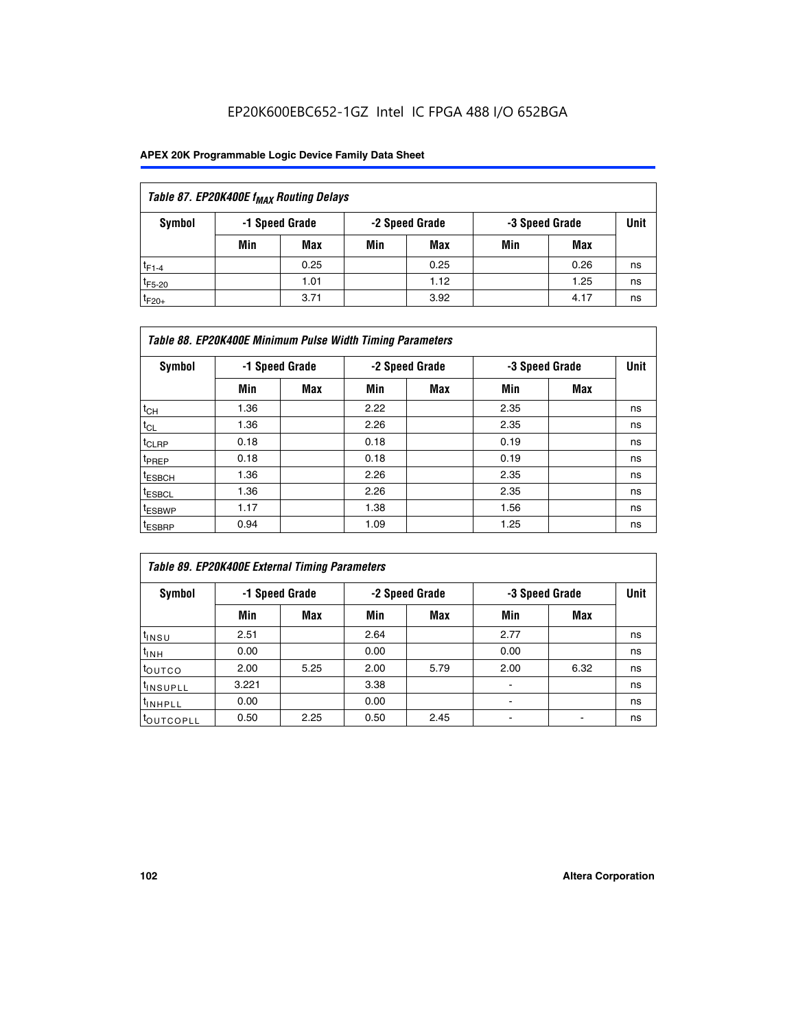EP20K600EBC652-1GZ Intel IC FPGA 488 I/O 652BGA

| Table 87. EP20K400E $f_{MAX}$ Routing Delays | | | | | | | |
|---|---|---|---|---|---|---|---|
| Symbol | -1 Speed Grade | | -2 Speed Grade | | -3 Speed Grade | | Unit |
| | Min | Max | Min | Max | Min | Max | |
| $t_{F1-4}$ | | 0.25 | | 0.25 | | 0.26 | ns |
| $t_{F5-20}$ | | 1.01 | | 1.12 | | 1.25 | ns |
| $t_{F20+}$ | | 3.71 | | 3.92 | | 4.17 | ns |

| Table 88. EP20K400E Minimum Pulse Width Timing Parameters | | | | | | | |
|---|---|---|---|---|---|---|---|
| Symbol | -1 Speed Grade | | -2 Speed Grade | | -3 Speed Grade | | Unit |
| | Min | Max | Min | Max | Min | Max | |
| $t_{CH}$ | 1.36 | | 2.22 | | 2.35 | | ns |
| $t_{CL}$ | 1.36 | | 2.26 | | 2.35 | | ns |
| $t_{CLRP}$ | 0.18 | | 0.18 | | 0.19 | | ns |
| $t_{PREP}$ | 0.18 | | 0.18 | | 0.19 | | ns |
| $t_{ESBCH}$ | 1.36 | | 2.26 | | 2.35 | | ns |
| $t_{ESBCL}$ | 1.36 | | 2.26 | | 2.35 | | ns |
| $t_{ESBWP}$ | 1.17 | | 1.38 | | 1.56 | | ns |
| $t_{ESBRP}$ | 0.94 | | 1.09 | | 1.25 | | ns |

| Table 89. EP20K400E External Timing Parameters | | | | | | | |
|---|---|---|---|---|---|---|---|
| Symbol | -1 Speed Grade | | -2 Speed Grade | | -3 Speed Grade | | Unit |
| | Min | Max | Min | Max | Min | Max | |
| $t_{INSU}$ | 2.51 | | 2.64 | | 2.77 | | ns |
| $t_{INH}$ | 0.00 | | 0.00 | | 0.00 | | ns |
| $t_{OUTCO}$ | 2.00 | 5.25 | 2.00 | 5.79 | 2.00 | 6.32 | ns |
| $t_{INSUPLL}$ | 3.221 | | 3.38 | | - | | ns |
| $t_{INHPLL}$ | 0.00 | | 0.00 | | - | | ns |
| $t_{OUTCOPLL}$ | 0.50 | 2.25 | 0.50 | 2.45 | - | - | ns |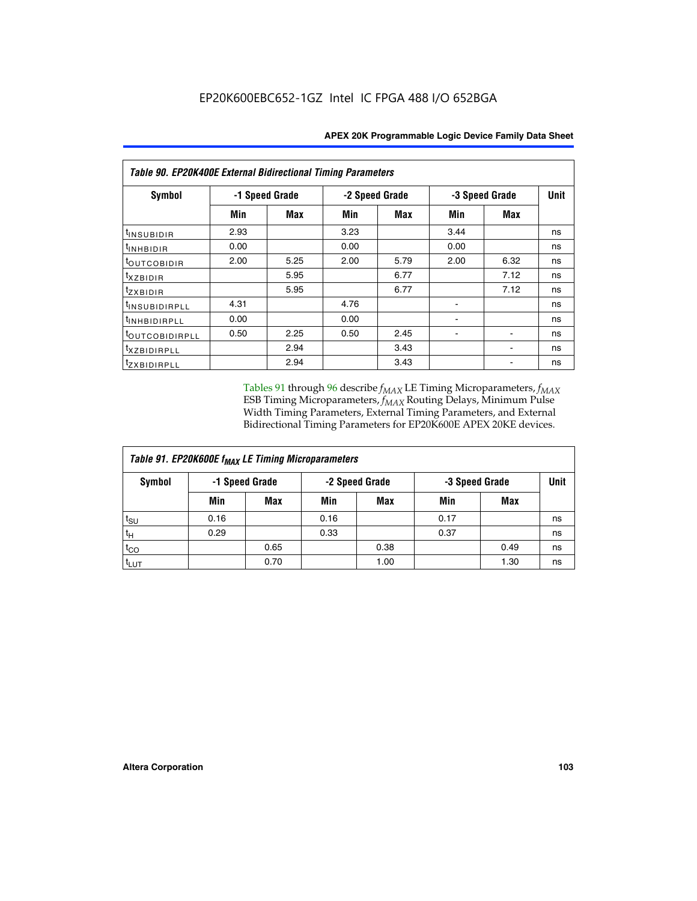| Table 90. EP20K400E External Bidirectional Timing Parameters | | | | | | | |
|---|---|---|---|---|---|---|---|
| Symbol | -1 Speed Grade | | -2 Speed Grade | | -3 Speed Grade | | Unit |
| | Min | Max | Min | Max | Min | Max | |
| $t_{INSUBIDIR}$ | 2.93 | | 3.23 | | 3.44 | | ns |
| $t_{INHBIDIR}$ | 0.00 | | 0.00 | | 0.00 | | ns |
| $t_{OUTCOBIDIR}$ | 2.00 | 5.25 | 2.00 | 5.79 | 2.00 | 6.32 | ns |
| $t_{XZBIDIR}$ | | 5.95 | | 6.77 | | 7.12 | ns |
| $t_{ZXBIDIR}$ | | 5.95 | | 6.77 | | 7.12 | ns |
| $t_{INSUBIDIRPLL}$ | 4.31 | | 4.76 | | - | | ns |
| $t_{INHBIDIRPLL}$ | 0.00 | | 0.00 | | - | | ns |
| $t_{OUTCOBIDIRPLL}$ | 0.50 | 2.25 | 0.50 | 2.45 | - | - | ns |
| $t_{XZBIDIRPLL}$ | | 2.94 | | 3.43 | | - | ns |
| $t_{ZXBIDIRPLL}$ | | 2.94 | | 3.43 | | - | ns |

Tables 91 through 96 describe $f_{MAX}$ LE Timing Microparameters, $f_{MAX}$ ESB Timing Microparameters, $f_{MAX}$ Routing Delays, Minimum Pulse Width Timing Parameters, External Timing Parameters, and External Bidirectional Timing Parameters for EP20K600E APEX 20KE devices.

| Table 91. EP20K600E $f_{MAX}$ LE Timing Microparameters | | | | | | | |
|---|---|---|---|---|---|---|---|
| Symbol | -1 Speed Grade | | -2 Speed Grade | | -3 Speed Grade | | Unit |
| | Min | Max | Min | Max | Min | Max | |
| $t_{SU}$ | 0.16 | | 0.16 | | 0.17 | | ns |
| $t_{H}$ | 0.29 | | 0.33 | | 0.37 | | ns |
| $t_{CO}$ | | 0.65 | | 0.38 | | 0.49 | ns |
| $t_{LUT}$ | | 0.70 | | 1.00 | | 1.30 | ns |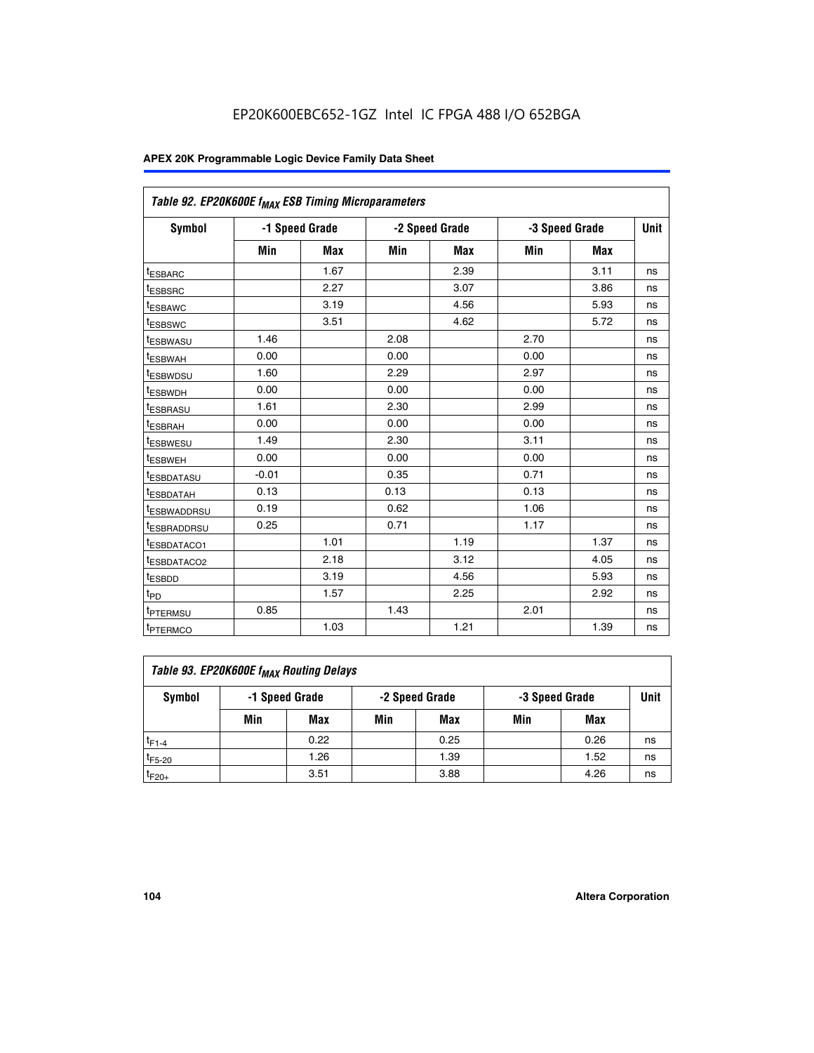EP20K600EBC652-1GZ Intel IC FPGA 488 I/O 652BGA

| Table 92. EP20K600E $f_{MAX}$ ESB Timing Microparameters | | | | | | | |
|---|---|---|---|---|---|---|---|
| Symbol | -1 Speed Grade | | -2 Speed Grade | | -3 Speed Grade | | Unit |
| | Min | Max | Min | Max | Min | Max | |
| $t_{ESBARC}$ | | 1.67 | | 2.39 | | 3.11 | ns |
| $t_{ESBSRC}$ | | 2.27 | | 3.07 | | 3.86 | ns |
| $t_{ESBAWC}$ | | 3.19 | | 4.56 | | 5.93 | ns |
| $t_{ESBSWC}$ | | 3.51 | | 4.62 | | 5.72 | ns |
| $t_{ESBWASU}$ | 1.46 | | 2.08 | | 2.70 | | ns |
| $t_{ESBWAH}$ | 0.00 | | 0.00 | | 0.00 | | ns |
| $t_{ESBWDSU}$ | 1.60 | | 2.29 | | 2.97 | | ns |
| $t_{ESBWDH}$ | 0.00 | | 0.00 | | 0.00 | | ns |
| $t_{ESBRASU}$ | 1.61 | | 2.30 | | 2.99 | | ns |
| $t_{ESBRAH}$ | 0.00 | | 0.00 | | 0.00 | | ns |
| $t_{ESBWESU}$ | 1.49 | | 2.30 | | 3.11 | | ns |
| $t_{ESBWEH}$ | 0.00 | | 0.00 | | 0.00 | | ns |
| $t_{ESBDATASU}$ | -0.01 | | 0.35 | | 0.71 | | ns |
| $t_{ESBDATAH}$ | 0.13 | | 0.13 | | 0.13 | | ns |
| $t_{ESBWADDRSU}$ | 0.19 | | 0.62 | | 1.06 | | ns |
| $t_{ESBRADDRSU}$ | 0.25 | | 0.71 | | 1.17 | | ns |
| $t_{ESBDATACO1}$ | | 1.01 | | 1.19 | | 1.37 | ns |
| $t_{ESBDATACO2}$ | | 2.18 | | 3.12 | | 4.05 | ns |
| $t_{ESBDD}$ | | 3.19 | | 4.56 | | 5.93 | ns |
| $t_{PD}$ | | 1.57 | | 2.25 | | 2.92 | ns |
| $t_{PTERMSU}$ | 0.85 | | 1.43 | | 2.01 | | ns |
| $t_{PTERMCO}$ | | 1.03 | | 1.21 | | 1.39 | ns |

| Table 93. EP20K600E $f_{MAX}$ Routing Delays | | | | | | | |
|---|---|---|---|---|---|---|---|
| Symbol | -1 Speed Grade | | -2 Speed Grade | | -3 Speed Grade | | Unit |
| | Min | Max | Min | Max | Min | Max | |
| $t_{F1-4}$ | | 0.22 | | 0.25 | | 0.26 | ns |
| $t_{F5-20}$ | | 1.26 | | 1.39 | | 1.52 | ns |
| $t_{F20+}$ | | 3.51 | | 3.88 | | 4.26 | ns |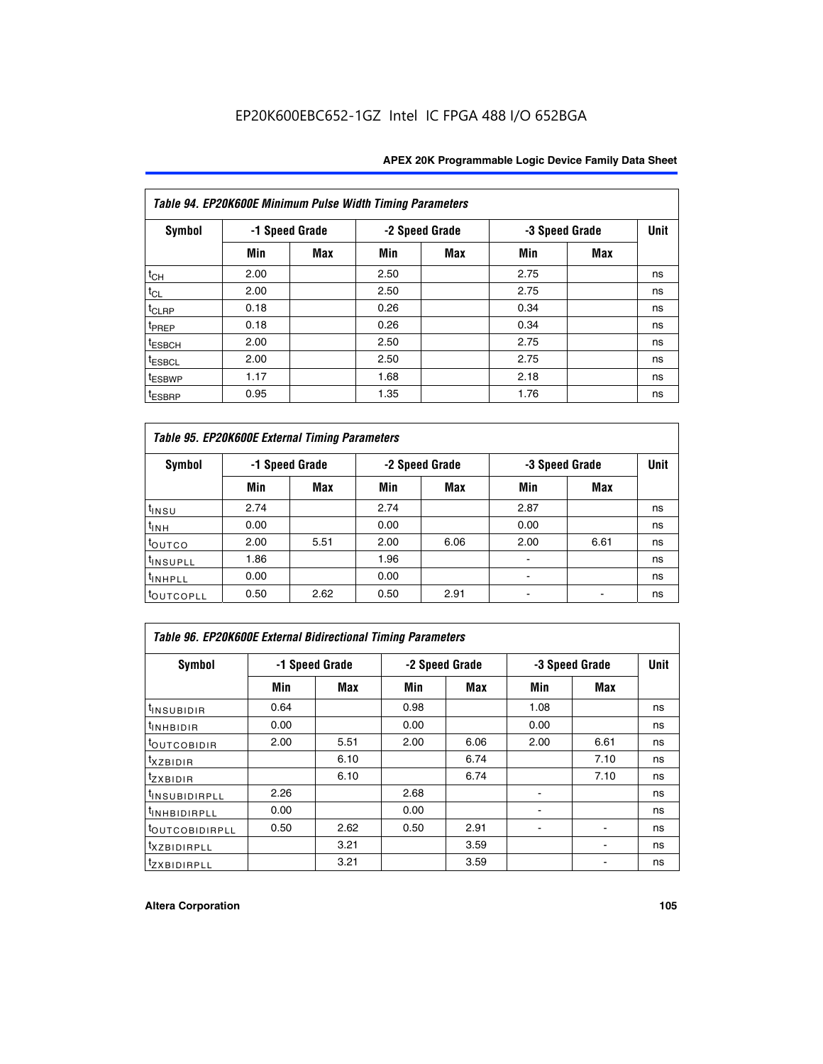EP20K600EBC652-1GZ Intel IC FPGA 488 I/O 652BGA

| Table 94. EP20K600E Minimum Pulse Width Timing Parameters | | | | | | | |
|---|---|---|---|---|---|---|---|
| Symbol | -1 Speed Grade | | -2 Speed Grade | | -3 Speed Grade | | Unit |
| | Min | Max | Min | Max | Min | Max | |
| $t_{CH}$ | 2.00 | | 2.50 | | 2.75 | | ns |
| $t_{CL}$ | 2.00 | | 2.50 | | 2.75 | | ns |
| $t_{CLRP}$ | 0.18 | | 0.26 | | 0.34 | | ns |
| $t_{PREP}$ | 0.18 | | 0.26 | | 0.34 | | ns |
| $t_{ESBCH}$ | 2.00 | | 2.50 | | 2.75 | | ns |
| $t_{ESBCL}$ | 2.00 | | 2.50 | | 2.75 | | ns |
| $t_{ESBWP}$ | 1.17 | | 1.68 | | 2.18 | | ns |
| $t_{ESBRP}$ | 0.95 | | 1.35 | | 1.76 | | ns |

| Table 95. EP20K600E External Timing Parameters | | | | | | | |
|---|---|---|---|---|---|---|---|
| Symbol | -1 Speed Grade | | -2 Speed Grade | | -3 Speed Grade | | Unit |
| | Min | Max | Min | Max | Min | Max | |
| $t_{INSU}$ | 2.74 | | 2.74 | | 2.87 | | ns |
| $t_{INH}$ | 0.00 | | 0.00 | | 0.00 | | ns |
| $t_{OUTCO}$ | 2.00 | 5.51 | 2.00 | 6.06 | 2.00 | 6.61 | ns |
| $t_{INSUPLL}$ | 1.86 | | 1.96 | | - | | ns |
| $t_{INHPLL}$ | 0.00 | | 0.00 | | - | | ns |
| $t_{OUTCOPLL}$ | 0.50 | 2.62 | 0.50 | 2.91 | - | - | ns |

| Table 96. EP20K600E External Bidirectional Timing Parameters | | | | | | | |
|---|---|---|---|---|---|---|---|
| Symbol | -1 Speed Grade | | -2 Speed Grade | | -3 Speed Grade | | Unit |
| | Min | Max | Min | Max | Min | Max | |
| $t_{INSUBIDIR}$ | 0.64 | | 0.98 | | 1.08 | | ns |
| $t_{INHBIDIR}$ | 0.00 | | 0.00 | | 0.00 | | ns |
| $t_{OUTCOBIDIR}$ | 2.00 | 5.51 | 2.00 | 6.06 | 2.00 | 6.61 | ns |
| $t_{XZBIDIR}$ | | 6.10 | | 6.74 | | 7.10 | ns |
| $t_{ZXBIDIR}$ | | 6.10 | | 6.74 | | 7.10 | ns |
| $t_{INSUBIDIRPLL}$ | 2.26 | | 2.68 | | - | | ns |
| $t_{INHBIDIRPLL}$ | 0.00 | | 0.00 | | - | | ns |
| $t_{OUTCOBIDIRPLL}$ | 0.50 | 2.62 | 0.50 | 2.91 | - | - | ns |
| $t_{XZBIDIRPLL}$ | | 3.21 | | 3.59 | | - | ns |
| $t_{ZXBIDIRPLL}$ | | 3.21 | | 3.59 | | - | ns |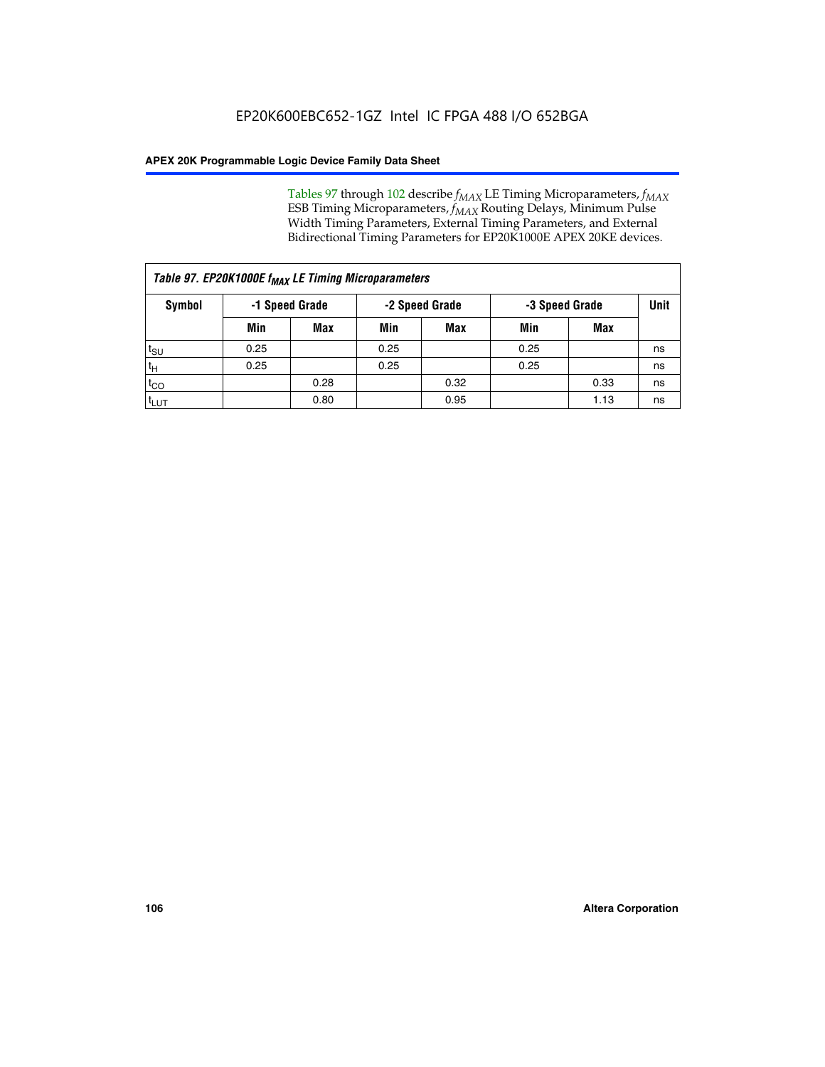Tables 97 through 102 describe $f_{MAX}$ LE Timing Microparameters, $f_{MAX}$ ESB Timing Microparameters, $f_{MAX}$ Routing Delays, Minimum Pulse Width Timing Parameters, External Timing Parameters, and External Bidirectional Timing Parameters for EP20K1000E APEX 20KE devices.

| *Table 97. EP20K1000E $f_{MAX}$ LE Timing Microparameters* | | | | | | | |
|---|---|---|---|---|---|---|---|
| **Symbol** | **-1 Speed Grade** | | **-2 Speed Grade** | | **-3 Speed Grade** | | **Unit** |
| | **Min** | **Max** | **Min** | **Max** | **Min** | **Max** | |
| $t_{SU}$ | 0.25 | | 0.25 | | 0.25 | | ns |
| $t_H$ | 0.25 | | 0.25 | | 0.25 | | ns |
| $t_{CO}$ | | 0.28 | | 0.32 | | 0.33 | ns |
| $t_{LUT}$ | | 0.80 | | 0.95 | | 1.13 | ns |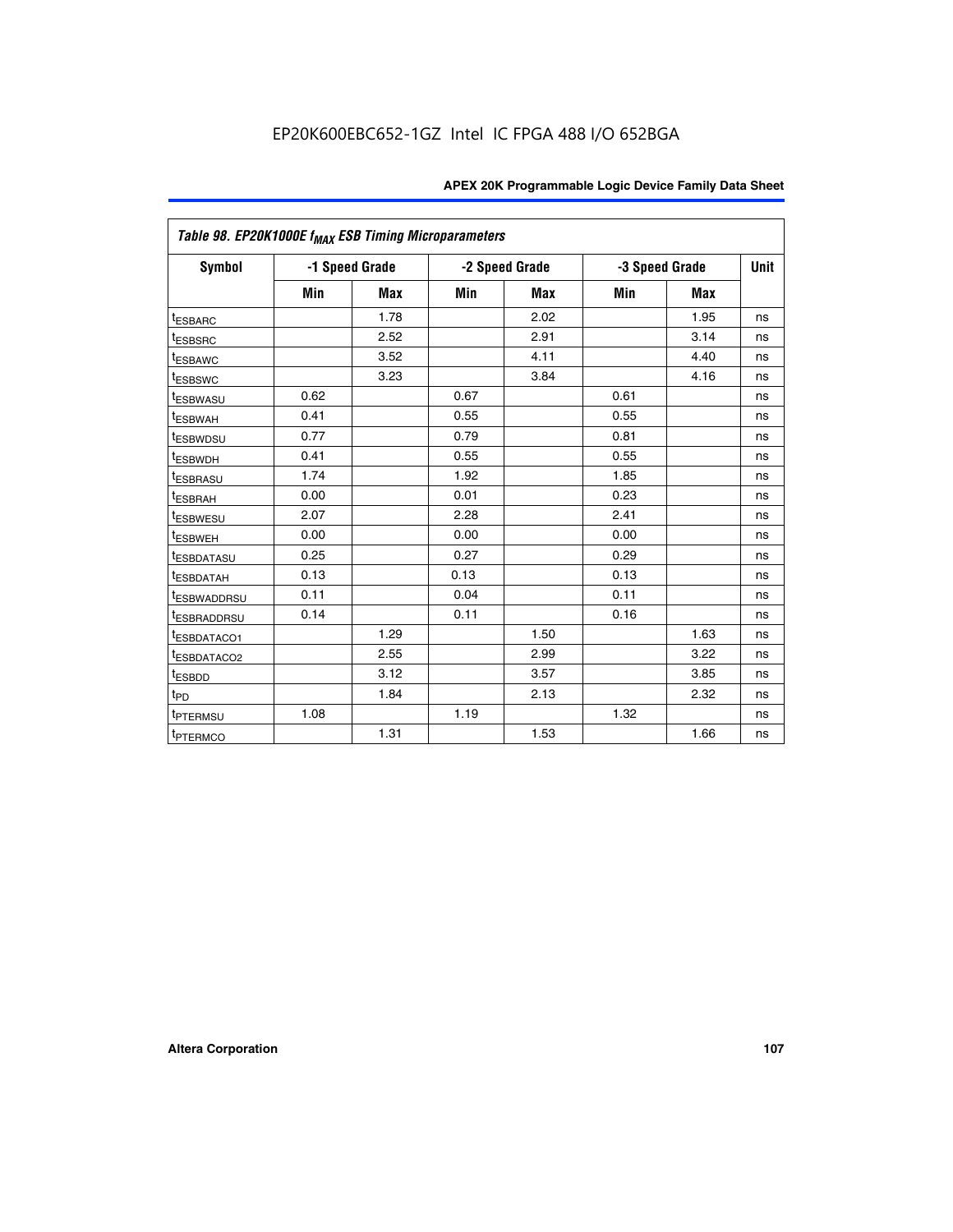| Table 98. EP20K1000E $f_{MAX}$ ESB Timing Microparameters | | | | | | | |
|---|---|---|---|---|---|---|---|
| Symbol | -1 Speed Grade | | -2 Speed Grade | | -3 Speed Grade | | Unit |
| | Min | Max | Min | Max | Min | Max | |
| $t_{ESBARC}$ | | 1.78 | | 2.02 | | 1.95 | ns |
| $t_{ESBSRC}$ | | 2.52 | | 2.91 | | 3.14 | ns |
| $t_{ESBAWC}$ | | 3.52 | | 4.11 | | 4.40 | ns |
| $t_{ESBSWC}$ | | 3.23 | | 3.84 | | 4.16 | ns |
| $t_{ESBWASU}$ | 0.62 | | 0.67 | | 0.61 | | ns |
| $t_{ESBWAH}$ | 0.41 | | 0.55 | | 0.55 | | ns |
| $t_{ESBWDSU}$ | 0.77 | | 0.79 | | 0.81 | | ns |
| $t_{ESBWDH}$ | 0.41 | | 0.55 | | 0.55 | | ns |
| $t_{ESBRASU}$ | 1.74 | | 1.92 | | 1.85 | | ns |
| $t_{ESBRAH}$ | 0.00 | | 0.01 | | 0.23 | | ns |
| $t_{ESBWESU}$ | 2.07 | | 2.28 | | 2.41 | | ns |
| $t_{ESBWEH}$ | 0.00 | | 0.00 | | 0.00 | | ns |
| $t_{ESBDATASU}$ | 0.25 | | 0.27 | | 0.29 | | ns |
| $t_{ESBDATAH}$ | 0.13 | | 0.13 | | 0.13 | | ns |
| $t_{ESBWADDRSU}$ | 0.11 | | 0.04 | | 0.11 | | ns |
| $t_{ESBRADDRSU}$ | 0.14 | | 0.11 | | 0.16 | | ns |
| $t_{ESBDATACO1}$ | | 1.29 | | 1.50 | | 1.63 | ns |
| $t_{ESBDATACO2}$ | | 2.55 | | 2.99 | | 3.22 | ns |
| $t_{ESBDD}$ | | 3.12 | | 3.57 | | 3.85 | ns |
| $t_{PD}$ | | 1.84 | | 2.13 | | 2.32 | ns |
| $t_{PTERMSU}$ | 1.08 | | 1.19 | | 1.32 | | ns |
| $t_{PTERMCO}$ | | 1.31 | | 1.53 | | 1.66 | ns |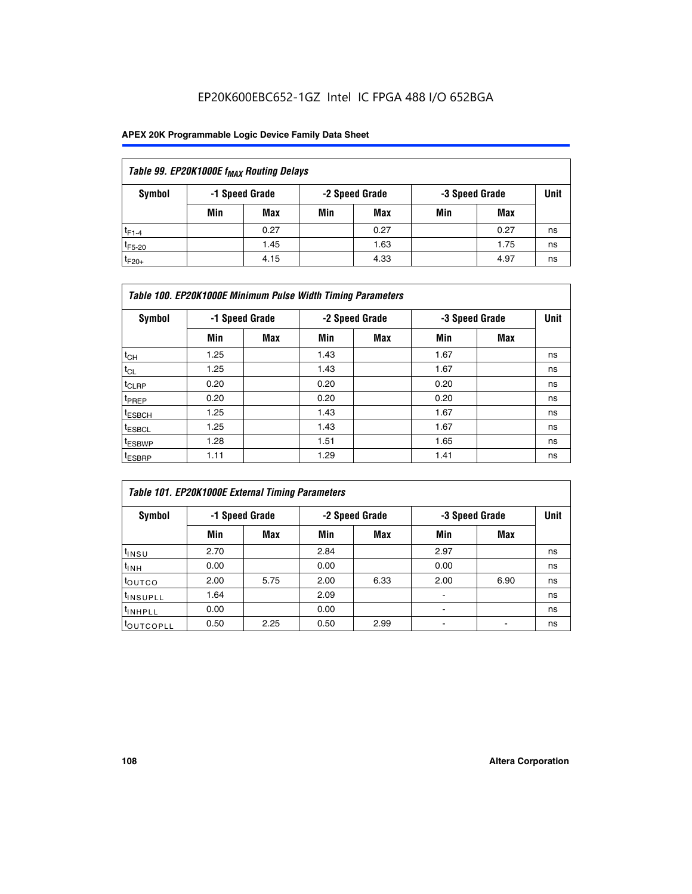EP20K600EBC652-1GZ Intel IC FPGA 488 I/O 652BGA

| Table 99. EP20K1000E $f_{MAX}$ Routing Delays | | | | | | | |
|---|---|---|---|---|---|---|---|
| Symbol | -1 Speed Grade | | -2 Speed Grade | | -3 Speed Grade | | Unit |
| | Min | Max | Min | Max | Min | Max | |
| $t_{F1-4}$ | | 0.27 | | 0.27 | | 0.27 | ns |
| $t_{F5-20}$ | | 1.45 | | 1.63 | | 1.75 | ns |
| $t_{F20+}$ | | 4.15 | | 4.33 | | 4.97 | ns |

| Table 100. EP20K1000E Minimum Pulse Width Timing Parameters | | | | | | | |
|---|---|---|---|---|---|---|---|
| Symbol | -1 Speed Grade | | -2 Speed Grade | | -3 Speed Grade | | Unit |
| | Min | Max | Min | Max | Min | Max | |
| $t_{CH}$ | 1.25 | | 1.43 | | 1.67 | | ns |
| $t_{CL}$ | 1.25 | | 1.43 | | 1.67 | | ns |
| $t_{CLRP}$ | 0.20 | | 0.20 | | 0.20 | | ns |
| $t_{PREP}$ | 0.20 | | 0.20 | | 0.20 | | ns |
| $t_{ESBCH}$ | 1.25 | | 1.43 | | 1.67 | | ns |
| $t_{ESBCL}$ | 1.25 | | 1.43 | | 1.67 | | ns |
| $t_{ESBWP}$ | 1.28 | | 1.51 | | 1.65 | | ns |
| $t_{ESBRP}$ | 1.11 | | 1.29 | | 1.41 | | ns |

| Table 101. EP20K1000E External Timing Parameters | | | | | | | |
|---|---|---|---|---|---|---|---|
| Symbol | -1 Speed Grade | | -2 Speed Grade | | -3 Speed Grade | | Unit |
| | Min | Max | Min | Max | Min | Max | |
| $t_{INSU}$ | 2.70 | | 2.84 | | 2.97 | | ns |
| $t_{INH}$ | 0.00 | | 0.00 | | 0.00 | | ns |
| $t_{OUTCO}$ | 2.00 | 5.75 | 2.00 | 6.33 | 2.00 | 6.90 | ns |
| $t_{INSUPLL}$ | 1.64 | | 2.09 | | - | | ns |
| $t_{INHPLL}$ | 0.00 | | 0.00 | | - | | ns |
| $t_{OUTCOPLL}$ | 0.50 | 2.25 | 0.50 | 2.99 | - | - | ns |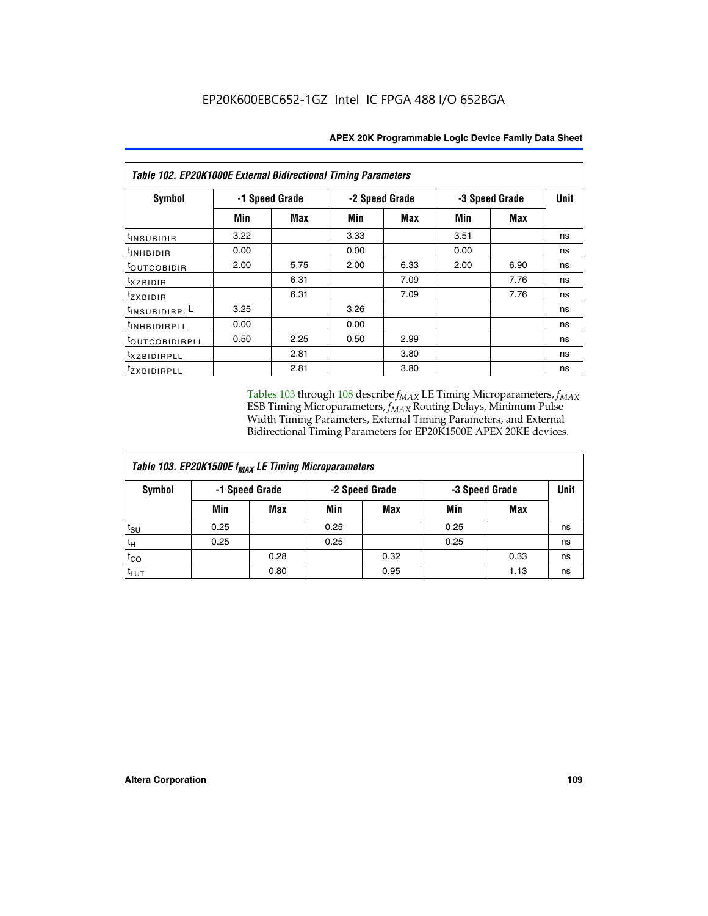**Table 102. EP20K1000E External Bidirectional Timing Parameters**

| Symbol | -1 Speed Grade | | -2 Speed Grade | | -3 Speed Grade | | Unit |
|---|---|---|---|---|---|---|---|
| | Min | Max | Min | Max | Min | Max | |
| $t_{INSUBIDIR}$ | 3.22 | | 3.33 | | 3.51 | | ns |
| $t_{INHBIDIR}$ | 0.00 | | 0.00 | | 0.00 | | ns |
| $t_{OUTCOBIDIR}$ | 2.00 | 5.75 | 2.00 | 6.33 | 2.00 | 6.90 | ns |
| $t_{XZBIDIR}$ | | 6.31 | | 7.09 | | 7.76 | ns |
| $t_{ZXBIDIR}$ | | 6.31 | | 7.09 | | 7.76 | ns |
| $t_{INSUBIDIRPLL}$ | 3.25 | | 3.26 | | | | ns |
| $t_{INHBIDIRPLL}$ | 0.00 | | 0.00 | | | | ns |
| $t_{OUTCOBIDIRPLL}$ | 0.50 | 2.25 | 0.50 | 2.99 | | | ns |
| $t_{XZBIDIRPLL}$ | | 2.81 | | 3.80 | | | ns |
| $t_{ZXBIDIRPLL}$ | | 2.81 | | 3.80 | | | ns |

Tables 103 through 108 describe $f_{MAX}$ LE Timing Microparameters, $f_{MAX}$ ESB Timing Microparameters, $f_{MAX}$ Routing Delays, Minimum Pulse Width Timing Parameters, External Timing Parameters, and External Bidirectional Timing Parameters for EP20K1500E APEX 20KE devices.

**Table 103. EP20K1500E $f_{MAX}$ LE Timing Microparameters**

| Symbol | -1 Speed Grade | | -2 Speed Grade | | -3 Speed Grade | | Unit |
|---|---|---|---|---|---|---|---|
| | Min | Max | Min | Max | Min | Max | |
| $t_{SU}$ | 0.25 | | 0.25 | | 0.25 | | ns |
| $t_{H}$ | 0.25 | | 0.25 | | 0.25 | | ns |
| $t_{CO}$ | | 0.28 | | 0.32 | | 0.33 | ns |
| $t_{LUT}$ | | 0.80 | | 0.95 | | 1.13 | ns |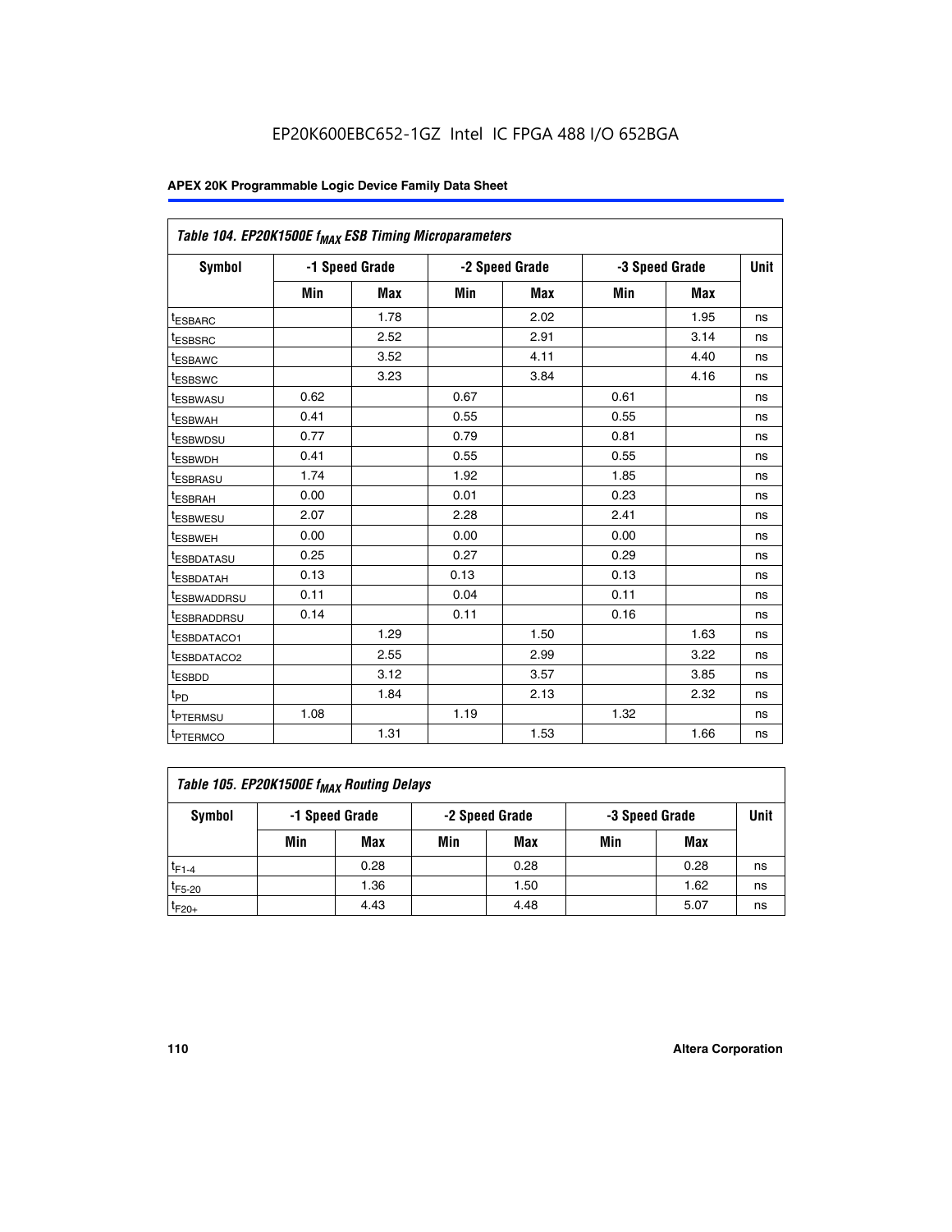EP20K600EBC652-1GZ Intel IC FPGA 488 I/O 652BGA

| Table 104. EP20K1500E $f_{MAX}$ ESB Timing Microparameters | | | | | | | |
|---|---|---|---|---|---|---|---|
| Symbol | -1 Speed Grade | | -2 Speed Grade | | -3 Speed Grade | | Unit |
| | Min | Max | Min | Max | Min | Max | |
| $t_{ESBARC}$ | | 1.78 | | 2.02 | | 1.95 | ns |
| $t_{ESBSRC}$ | | 2.52 | | 2.91 | | 3.14 | ns |
| $t_{ESBAWC}$ | | 3.52 | | 4.11 | | 4.40 | ns |
| $t_{ESBSWC}$ | | 3.23 | | 3.84 | | 4.16 | ns |
| $t_{ESBWASU}$ | 0.62 | | 0.67 | | 0.61 | | ns |
| $t_{ESBWAH}$ | 0.41 | | 0.55 | | 0.55 | | ns |
| $t_{ESBWDSU}$ | 0.77 | | 0.79 | | 0.81 | | ns |
| $t_{ESBWDH}$ | 0.41 | | 0.55 | | 0.55 | | ns |
| $t_{ESBRASU}$ | 1.74 | | 1.92 | | 1.85 | | ns |
| $t_{ESBRAH}$ | 0.00 | | 0.01 | | 0.23 | | ns |
| $t_{ESBWESU}$ | 2.07 | | 2.28 | | 2.41 | | ns |
| $t_{ESBWEH}$ | 0.00 | | 0.00 | | 0.00 | | ns |
| $t_{ESBDATASU}$ | 0.25 | | 0.27 | | 0.29 | | ns |
| $t_{ESBDATAH}$ | 0.13 | | 0.13 | | 0.13 | | ns |
| $t_{ESBWADDRSU}$ | 0.11 | | 0.04 | | 0.11 | | ns |
| $t_{ESBRADDRSU}$ | 0.14 | | 0.11 | | 0.16 | | ns |
| $t_{ESBDATACO1}$ | | 1.29 | | 1.50 | | 1.63 | ns |
| $t_{ESBDATACO2}$ | | 2.55 | | 2.99 | | 3.22 | ns |
| $t_{ESBDD}$ | | 3.12 | | 3.57 | | 3.85 | ns |
| $t_{PD}$ | | 1.84 | | 2.13 | | 2.32 | ns |
| $t_{PTERMSU}$ | 1.08 | | 1.19 | | 1.32 | | ns |
| $t_{PTERMCO}$ | | 1.31 | | 1.53 | | 1.66 | ns |

| Table 105. EP20K1500E $f_{MAX}$ Routing Delays | | | | | | | |
|---|---|---|---|---|---|---|---|
| Symbol | -1 Speed Grade | | -2 Speed Grade | | -3 Speed Grade | | Unit |
| | Min | Max | Min | Max | Min | Max | |
| $t_{F1-4}$ | | 0.28 | | 0.28 | | 0.28 | ns |
| $t_{F5-20}$ | | 1.36 | | 1.50 | | 1.62 | ns |
| $t_{F20+}$ | | 4.43 | | 4.48 | | 5.07 | ns |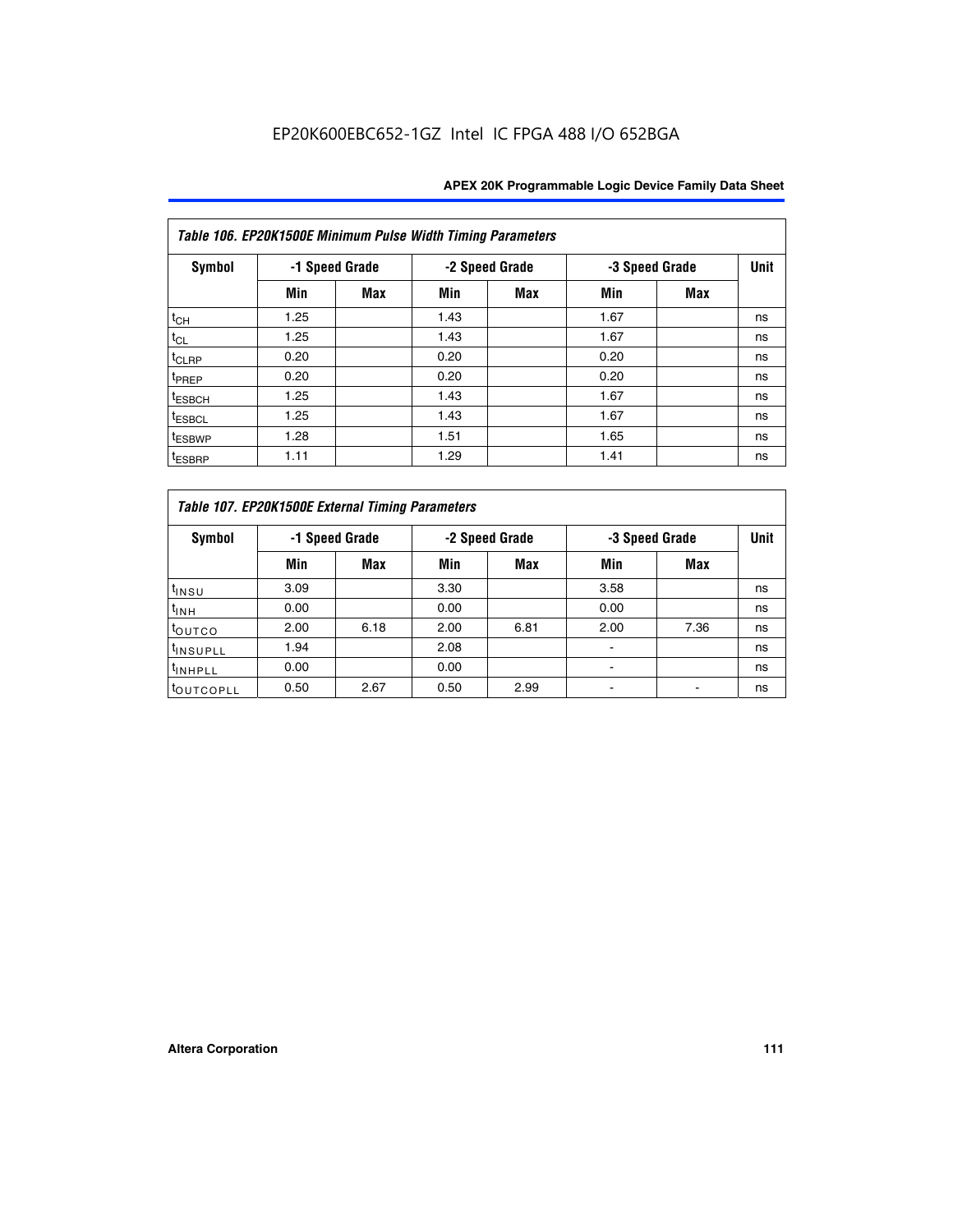EP20K600EBC652-1GZ Intel IC FPGA 488 I/O 652BGA

| Table 106. EP20K1500E Minimum Pulse Width Timing Parameters | | | | | | | |
|---|---|---|---|---|---|---|---|
| Symbol | -1 Speed Grade | | -2 Speed Grade | | -3 Speed Grade | | Unit |
| | Min | Max | Min | Max | Min | Max | |
| $t_{CH}$ | 1.25 | | 1.43 | | 1.67 | | ns |
| $t_{CL}$ | 1.25 | | 1.43 | | 1.67 | | ns |
| $t_{CLRP}$ | 0.20 | | 0.20 | | 0.20 | | ns |
| $t_{PREP}$ | 0.20 | | 0.20 | | 0.20 | | ns |
| $t_{ESBCH}$ | 1.25 | | 1.43 | | 1.67 | | ns |
| $t_{ESBCL}$ | 1.25 | | 1.43 | | 1.67 | | ns |
| $t_{ESBWP}$ | 1.28 | | 1.51 | | 1.65 | | ns |
| $t_{ESBRP}$ | 1.11 | | 1.29 | | 1.41 | | ns |

| Table 107. EP20K1500E External Timing Parameters | | | | | | | |
|---|---|---|---|---|---|---|---|
| Symbol | -1 Speed Grade | | -2 Speed Grade | | -3 Speed Grade | | Unit |
| | Min | Max | Min | Max | Min | Max | |
| $t_{INSU}$ | 3.09 | | 3.30 | | 3.58 | | ns |
| $t_{INH}$ | 0.00 | | 0.00 | | 0.00 | | ns |
| $t_{OUTCO}$ | 2.00 | 6.18 | 2.00 | 6.81 | 2.00 | 7.36 | ns |
| $t_{INSUPLL}$ | 1.94 | | 2.08 | | - | | ns |
| $t_{INHPLL}$ | 0.00 | | 0.00 | | - | | ns |
| $t_{OUTCOPLL}$ | 0.50 | 2.67 | 0.50 | 2.99 | - | - | ns |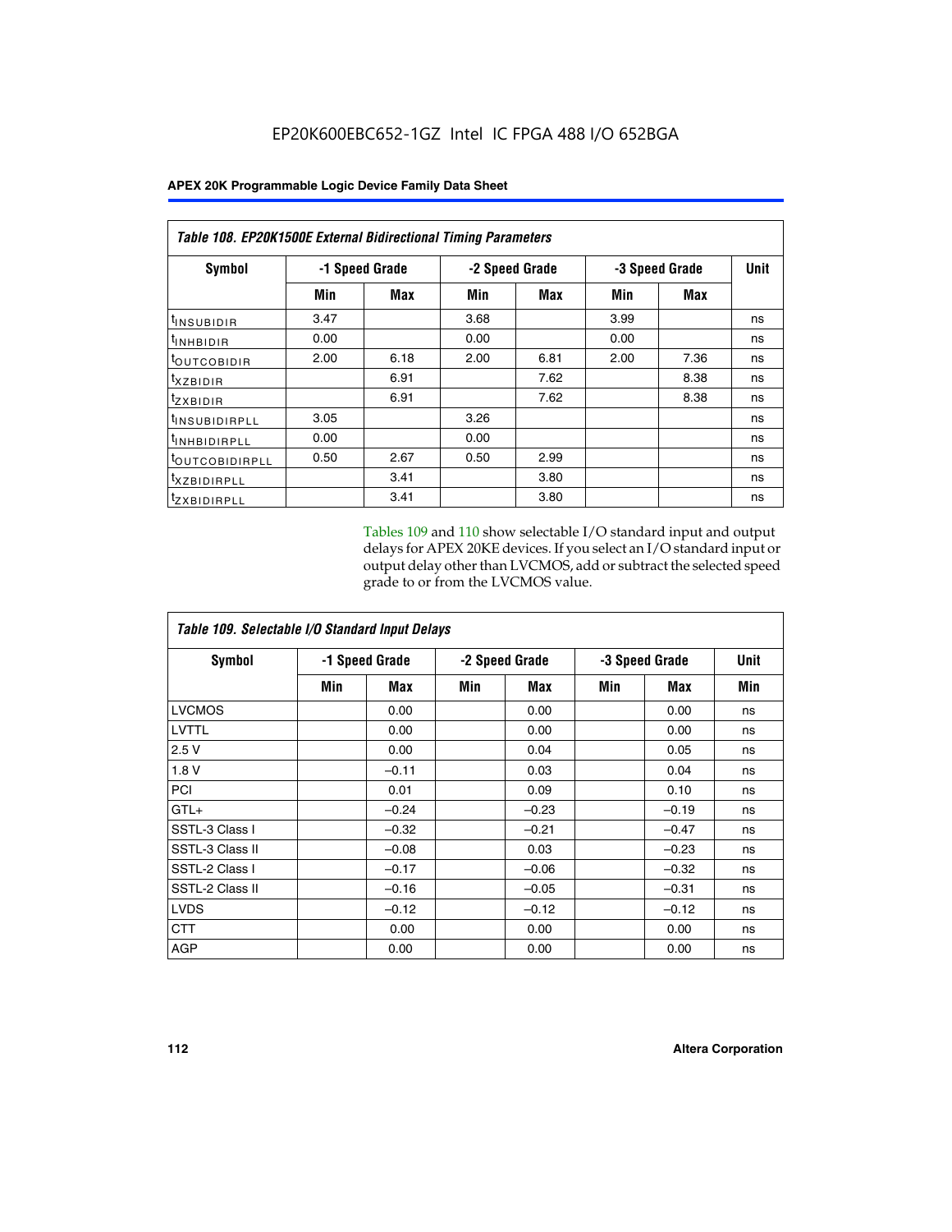EP20K600EBC652-1GZ Intel IC FPGA 488 I/O 652BGA

| Table 108. EP20K1500E External Bidirectional Timing Parameters | | | | | | | |
|---|---|---|---|---|---|---|---|
| Symbol | -1 Speed Grade | | -2 Speed Grade | | -3 Speed Grade | | Unit |
| | Min | Max | Min | Max | Min | Max | |
| $t_{INSUBIDIR}$ | 3.47 | | 3.68 | | 3.99 | | ns |
| $t_{INHBIDIR}$ | 0.00 | | 0.00 | | 0.00 | | ns |
| $t_{OUTCOBIDIR}$ | 2.00 | 6.18 | 2.00 | 6.81 | 2.00 | 7.36 | ns |
| $t_{XZBIDIR}$ | | 6.91 | | 7.62 | | 8.38 | ns |
| $t_{ZXBIDIR}$ | | 6.91 | | 7.62 | | 8.38 | ns |
| $t_{INSUBIDIRPLL}$ | 3.05 | | 3.26 | | | | ns |
| $t_{INHBIDIRPLL}$ | 0.00 | | 0.00 | | | | ns |
| $t_{OUTCOBIDIRPLL}$ | 0.50 | 2.67 | 0.50 | 2.99 | | | ns |
| $t_{XZBIDIRPLL}$ | | 3.41 | | 3.80 | | | ns |
| $t_{ZXBIDIRPLL}$ | | 3.41 | | 3.80 | | | ns |

Tables 109 and 110 show selectable I/O standard input and output delays for APEX 20KE devices. If you select an I/O standard input or output delay other than LVCMOS, add or subtract the selected speed grade to or from the LVCMOS value.

| Table 109. Selectable I/O Standard Input Delays | | | | | | | |
|---|---|---|---|---|---|---|---|
| Symbol | -1 Speed Grade | | -2 Speed Grade | | -3 Speed Grade | | Unit |
| | Min | Max | Min | Max | Min | Max | Min |
| LVCMOS | | 0.00 | | 0.00 | | 0.00 | ns |
| LVTTL | | 0.00 | | 0.00 | | 0.00 | ns |
| 2.5 V | | 0.00 | | 0.04 | | 0.05 | ns |
| 1.8 V | | –0.11 | | 0.03 | | 0.04 | ns |
| PCI | | 0.01 | | 0.09 | | 0.10 | ns |
| GTL+ | | –0.24 | | –0.23 | | –0.19 | ns |
| SSTL-3 Class I | | –0.32 | | –0.21 | | –0.47 | ns |
| SSTL-3 Class II | | –0.08 | | 0.03 | | –0.23 | ns |
| SSTL-2 Class I | | –0.17 | | –0.06 | | –0.32 | ns |
| SSTL-2 Class II | | –0.16 | | –0.05 | | –0.31 | ns |
| LVDS | | –0.12 | | –0.12 | | –0.12 | ns |
| CTT | | 0.00 | | 0.00 | | 0.00 | ns |
| AGP | | 0.00 | | 0.00 | | 0.00 | ns |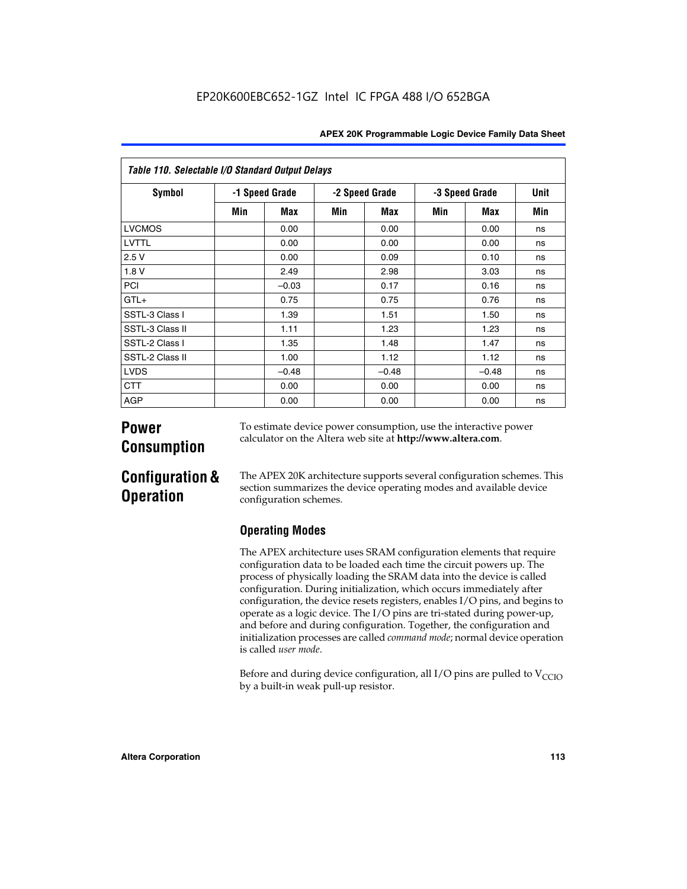| Table 110. Selectable I/O Standard Output Delays | | | | | | | |
|---|---|---|---|---|---|---|---|
| Symbol | -1 Speed Grade | | -2 Speed Grade | | -3 Speed Grade | | Unit |
| | Min | Max | Min | Max | Min | Max | Min |
| LVCMOS | | 0.00 | | 0.00 | | 0.00 | ns |
| LVTTL | | 0.00 | | 0.00 | | 0.00 | ns |
| 2.5 V | | 0.00 | | 0.09 | | 0.10 | ns |
| 1.8 V | | 2.49 | | 2.98 | | 3.03 | ns |
| PCI | | –0.03 | | 0.17 | | 0.16 | ns |
| GTL+ | | 0.75 | | 0.75 | | 0.76 | ns |
| SSTL-3 Class I | | 1.39 | | 1.51 | | 1.50 | ns |
| SSTL-3 Class II | | 1.11 | | 1.23 | | 1.23 | ns |
| SSTL-2 Class I | | 1.35 | | 1.48 | | 1.47 | ns |
| SSTL-2 Class II | | 1.00 | | 1.12 | | 1.12 | ns |
| LVDS | | –0.48 | | –0.48 | | –0.48 | ns |
| CTT | | 0.00 | | 0.00 | | 0.00 | ns |
| AGP | | 0.00 | | 0.00 | | 0.00 | ns |

## Power Consumption

To estimate device power consumption, use the interactive power calculator on the Altera web site at **http://www.altera.com**.

## Configuration & Operation

The APEX 20K architecture supports several configuration schemes. This section summarizes the device operating modes and available device configuration schemes.

### Operating Modes

The APEX architecture uses SRAM configuration elements that require configuration data to be loaded each time the circuit powers up. The process of physically loading the SRAM data into the device is called configuration. During initialization, which occurs immediately after configuration, the device resets registers, enables I/O pins, and begins to operate as a logic device. The I/O pins are tri-stated during power-up, and before and during configuration. Together, the configuration and initialization processes are called *command mode*; normal device operation is called *user mode*.

Before and during device configuration, all I/O pins are pulled to $V_{CCIO}$ by a built-in weak pull-up resistor.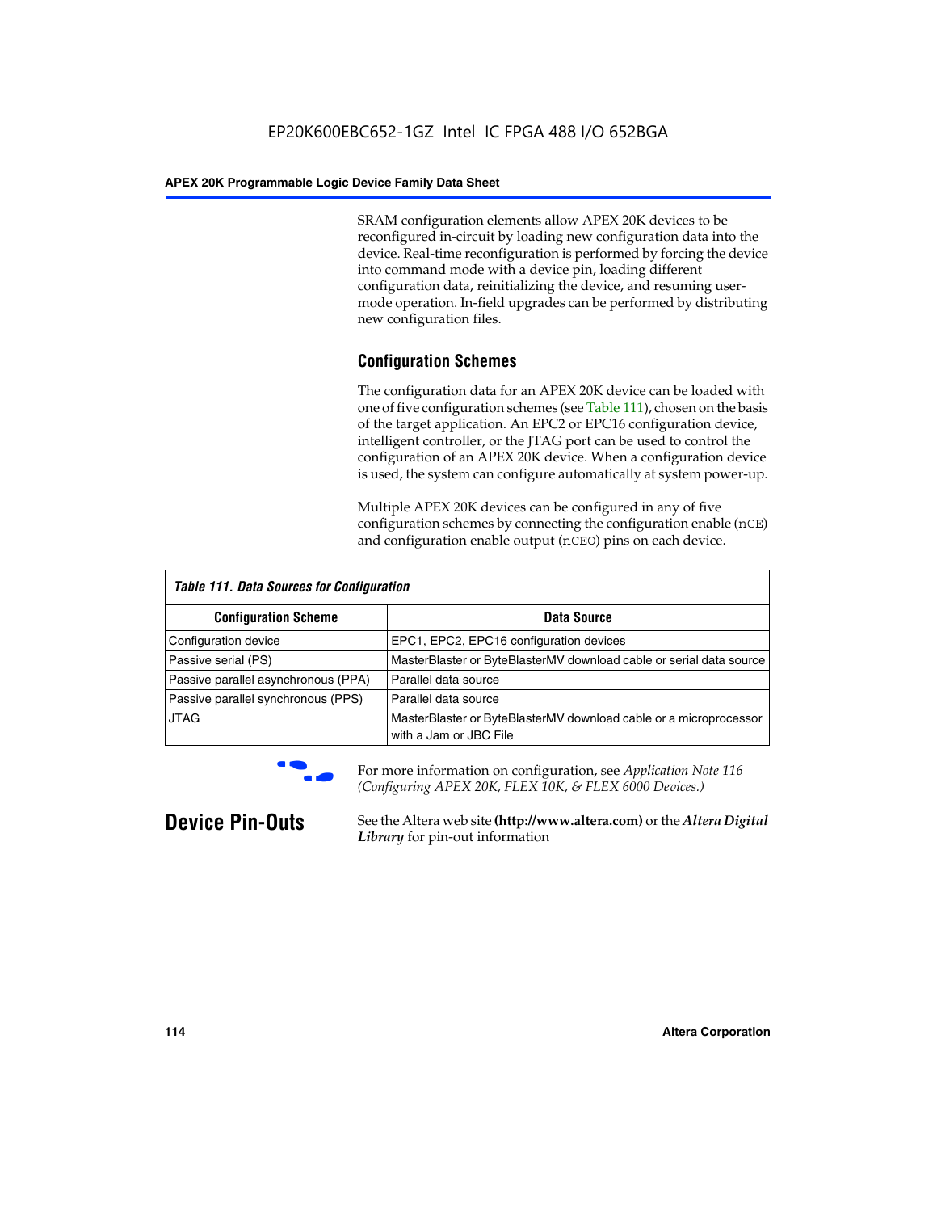SRAM configuration elements allow APEX 20K devices to be reconfigured in-circuit by loading new configuration data into the device. Real-time reconfiguration is performed by forcing the device into command mode with a device pin, loading different configuration data, reinitializing the device, and resuming user-mode operation. In-field upgrades can be performed by distributing new configuration files.

### Configuration Schemes

The configuration data for an APEX 20K device can be loaded with one of five configuration schemes (see Table 111), chosen on the basis of the target application. An EPC2 or EPC16 configuration device, intelligent controller, or the JTAG port can be used to control the configuration of an APEX 20K device. When a configuration device is used, the system can configure automatically at system power-up.

Multiple APEX 20K devices can be configured in any of five configuration schemes by connecting the configuration enable (`nCE`) and configuration enable output (`nCEO`) pins on each device.

*Table 111. Data Sources for Configuration*

| Configuration Scheme | Data Source |
|---|---|
| Configuration device | EPC1, EPC2, EPC16 configuration devices |
| Passive serial (PS) | MasterBlaster or ByteBlasterMV download cable or serial data source |
| Passive parallel asynchronous (PPA) | Parallel data source |
| Passive parallel synchronous (PPS) | Parallel data source |
| JTAG | MasterBlaster or ByteBlasterMV download cable or a microprocessor with a Jam or JBC File |

For more information on configuration, see *Application Note 116 (Configuring APEX 20K, FLEX 10K, & FLEX 6000 Devices.)*

## Device Pin-Outs

See the Altera web site **(http://www.altera.com)** or the ***Altera Digital Library*** for pin-out information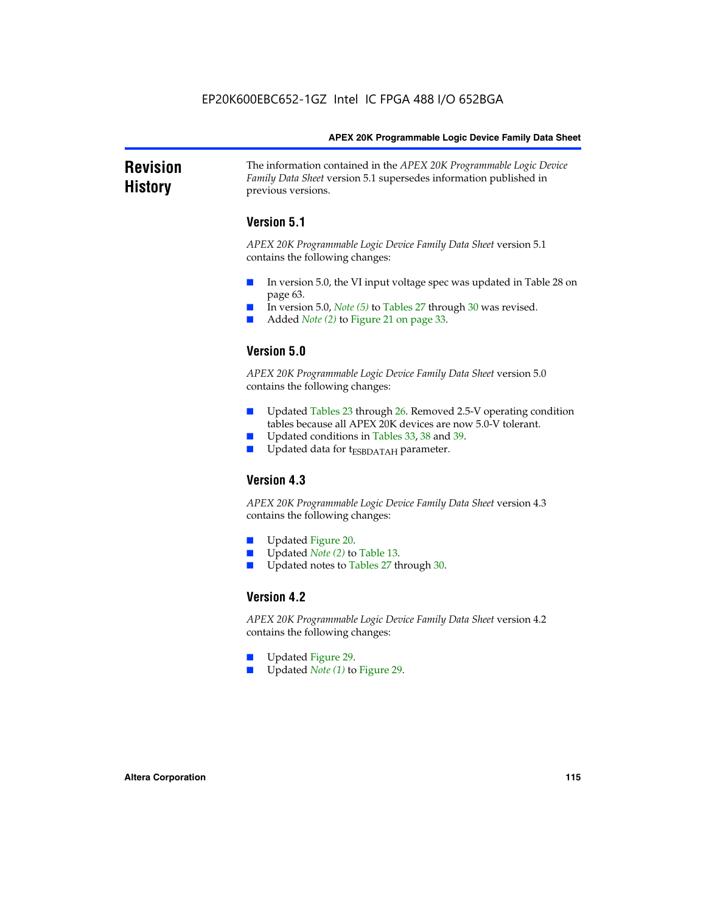# Revision History

The information contained in the *APEX 20K Programmable Logic Device Family Data Sheet* version 5.1 supersedes information published in previous versions.

## Version 5.1

*APEX 20K Programmable Logic Device Family Data Sheet* version 5.1 contains the following changes:

- In version 5.0, the VI input voltage spec was updated in Table 28 on page 63.
- In version 5.0, *Note (5)* to Tables 27 through 30 was revised.
- Added *Note (2)* to Figure 21 on page 33.

## Version 5.0

*APEX 20K Programmable Logic Device Family Data Sheet* version 5.0 contains the following changes:

- Updated Tables 23 through 26. Removed 2.5-V operating condition tables because all APEX 20K devices are now 5.0-V tolerant.
- Updated conditions in Tables 33, 38 and 39.
- Updated data for $t_{ESBDATAH}$ parameter.

## Version 4.3

*APEX 20K Programmable Logic Device Family Data Sheet* version 4.3 contains the following changes:

- Updated Figure 20.
- Updated *Note (2)* to Table 13.
- Updated notes to Tables 27 through 30.

## Version 4.2

*APEX 20K Programmable Logic Device Family Data Sheet* version 4.2 contains the following changes:

- Updated Figure 29.
- Updated *Note (1)* to Figure 29.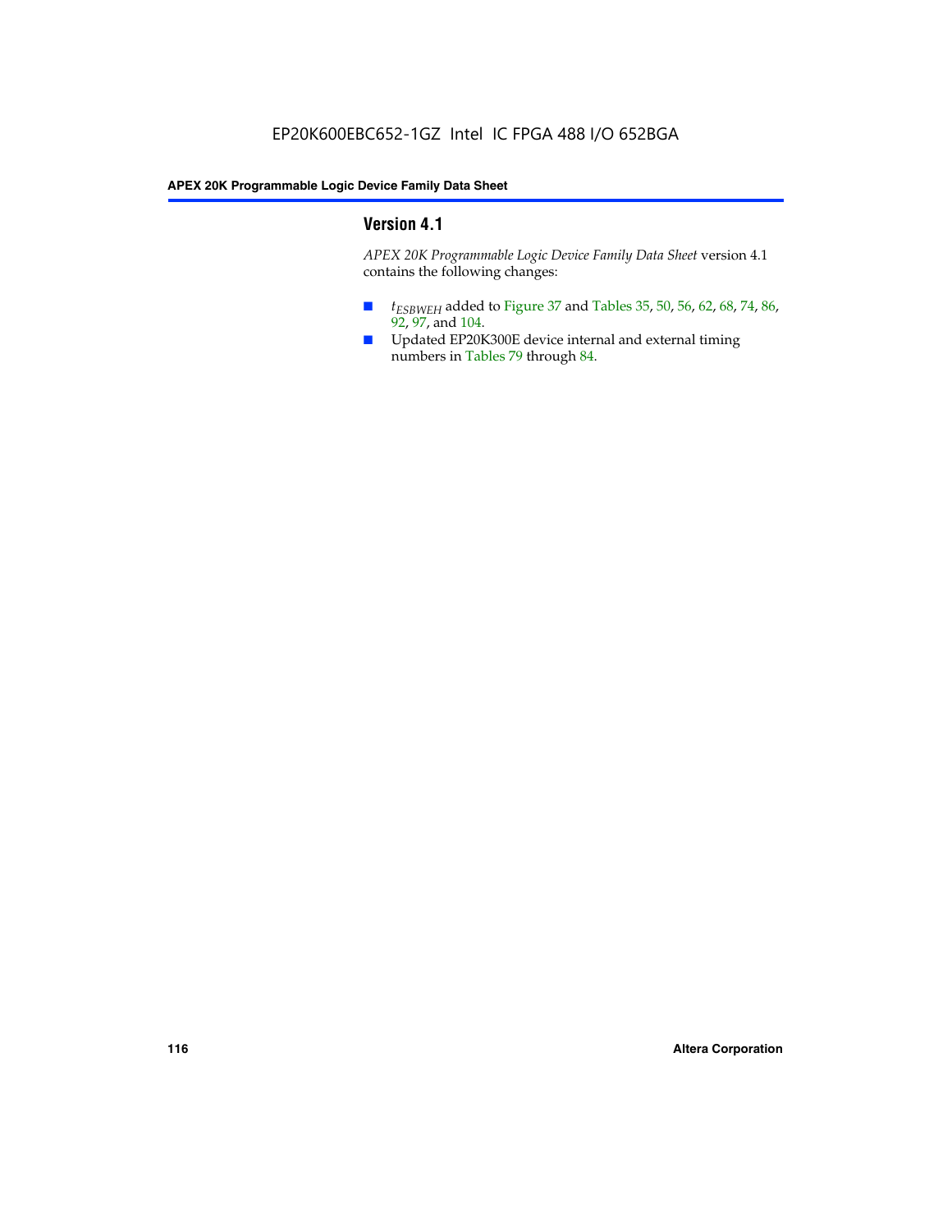## Version 4.1

*APEX 20K Programmable Logic Device Family Data Sheet* version 4.1 contains the following changes:

- $t_{ESBWEH}$ added to Figure 37 and Tables 35, 50, 56, 62, 68, 74, 86, 92, 97, and 104.
- Updated EP20K300E device internal and external timing numbers in Tables 79 through 84.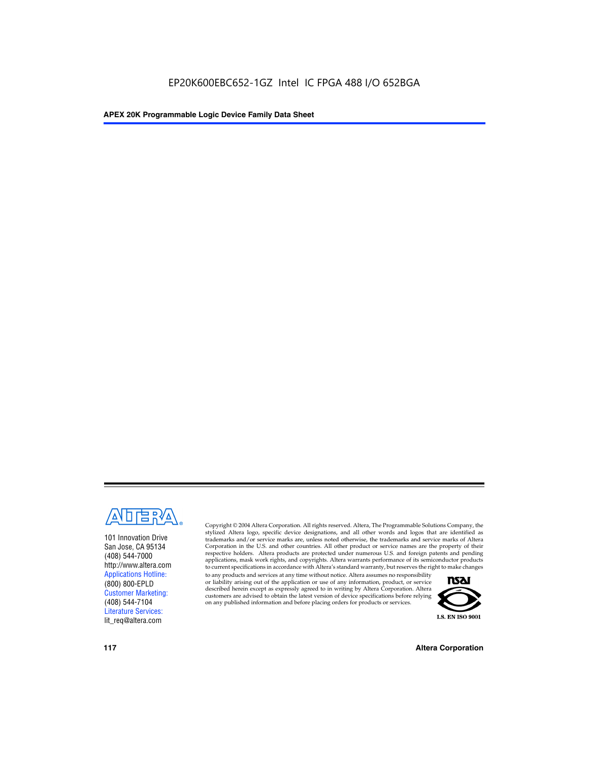101 Innovation Drive
San Jose, CA 95134
(408) 544-7000
http://www.altera.com
Applications Hotline:
(800) 800-EPLD
Customer Marketing:
(408) 544-7104
Literature Services:
lit_req@altera.com

Copyright © 2004 Altera Corporation. All rights reserved. Altera, The Programmable Solutions Company, the stylized Altera logo, specific device designations, and all other words and logos that are identified as trademarks and/or service marks are, unless noted otherwise, the trademarks and service marks of Altera Corporation in the U.S. and other countries. All other product or service names are the property of their respective holders. Altera products are protected under numerous U.S. and foreign patents and pending applications, mask work rights, and copyrights. Altera warrants performance of its semiconductor products to current specifications in accordance with Altera's standard warranty, but reserves the right to make changes to any products and services at any time without notice. Altera assumes no responsibility or liability arising out of the application or use of any information, product, or service described herein except as expressly agreed to in writing by Altera Corporation. Altera customers are advised to obtain the latest version of device specifications before relying on any published information and before placing orders for products or services.

I.S. EN ISO 9001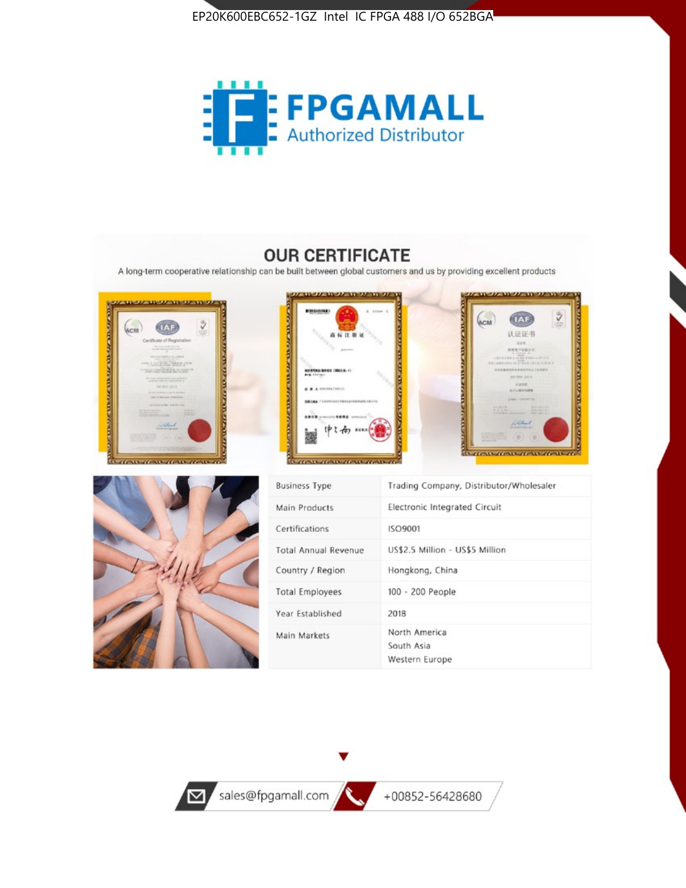FPGAMALL
Authorized Distributor

## OUR CERTIFICATE

A long-term cooperative relationship can be built between global customers and us by providing excellent products

| | |
|---|---|
| Business Type | Trading Company, Distributor/Wholesaler |
| Main Products | Electronic Integrated Circuit |
| Certifications | ISO9001 |
| Total Annual Revenue | US$2.5 Million - US$5 Million |
| Country / Region | Hongkong, China |
| Total Employees | 100 - 200 People |
| Year Established | 2018 |
| Main Markets | North America<br>South Asia<br>Western Europe |

sales@fpgamall.com

+00852-56428680